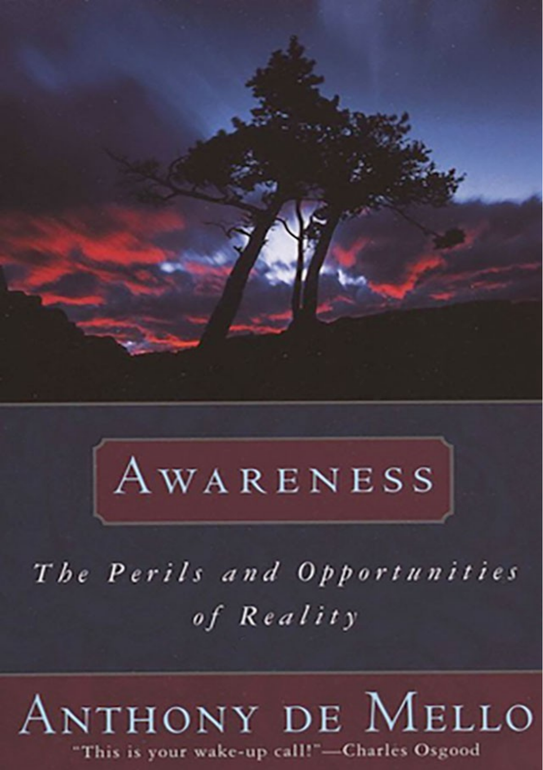# Awareness

*The Perils and Opportunities of Reality*

## Anthony de Mello

"This is your wake-up call!"—Charles Osgood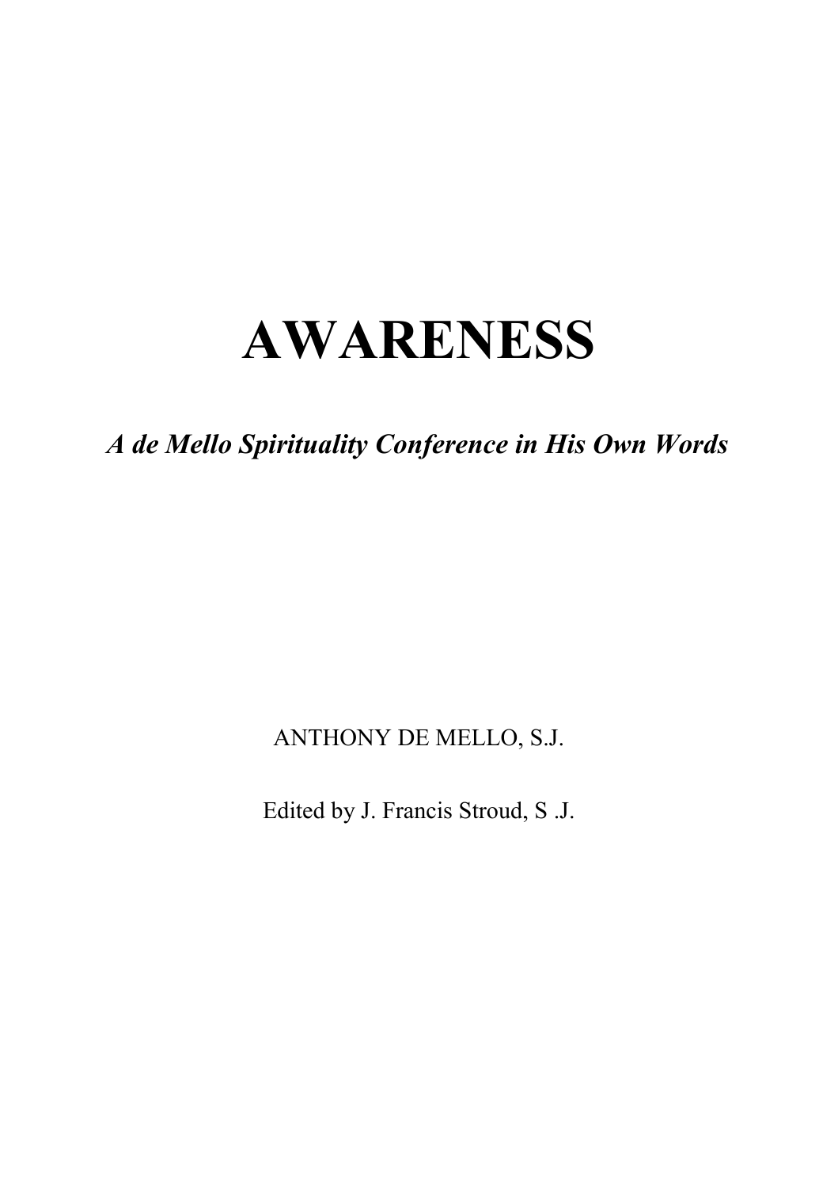# AWARENESS

*A de Mello Spirituality Conference in His Own Words*

ANTHONY DE MELLO, S.J.

Edited by J. Francis Stroud, S .J.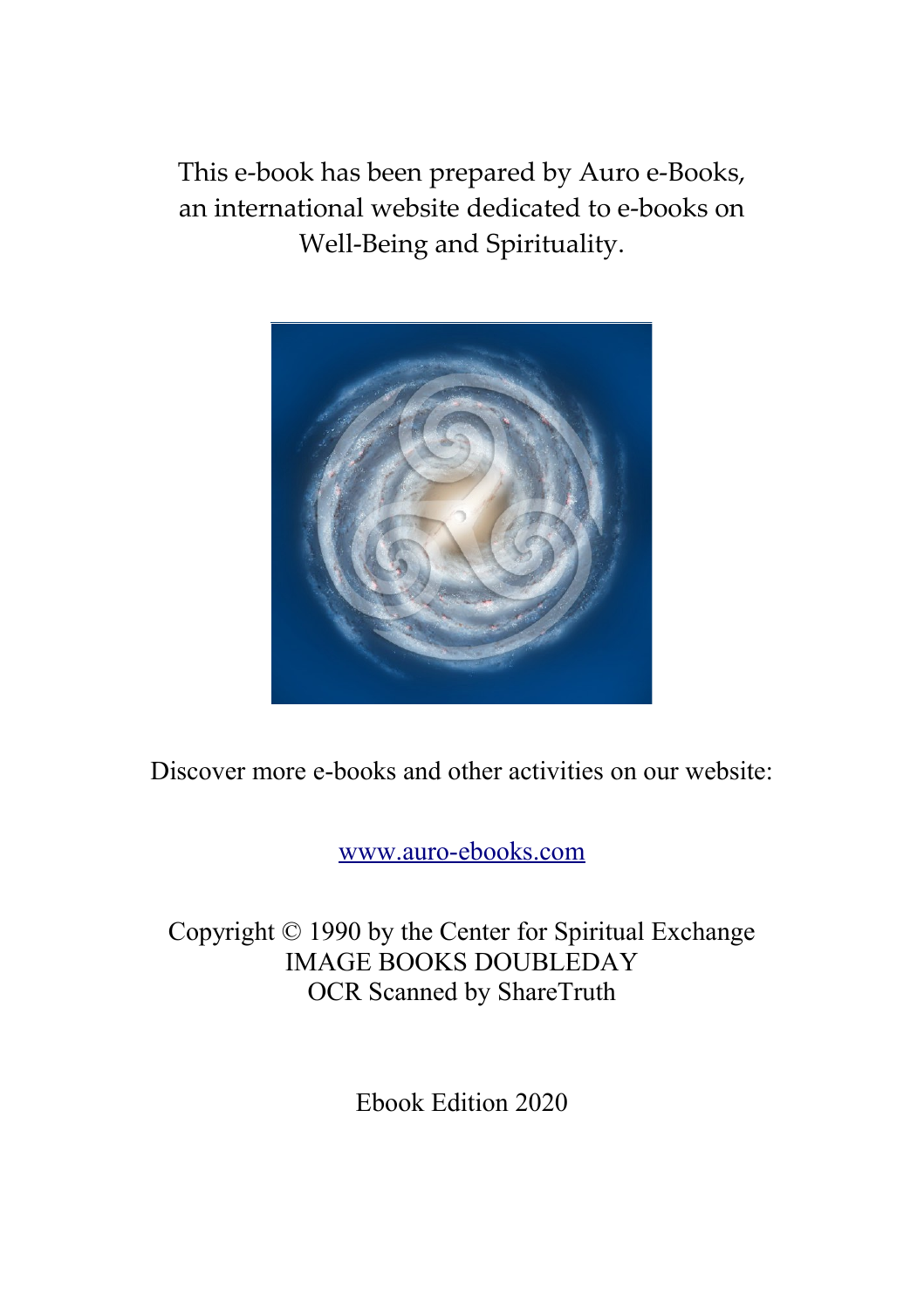This e-book has been prepared by Auro e-Books, an international website dedicated to e-books on Well-Being and Spirituality.

Discover more e-books and other activities on our website:

[www.auro-ebooks.com](http://www.auro-ebooks.com)

Copyright © 1990 by the Center for Spiritual Exchange
IMAGE BOOKS DOUBLEDAY
OCR Scanned by ShareTruth

Ebook Edition 2020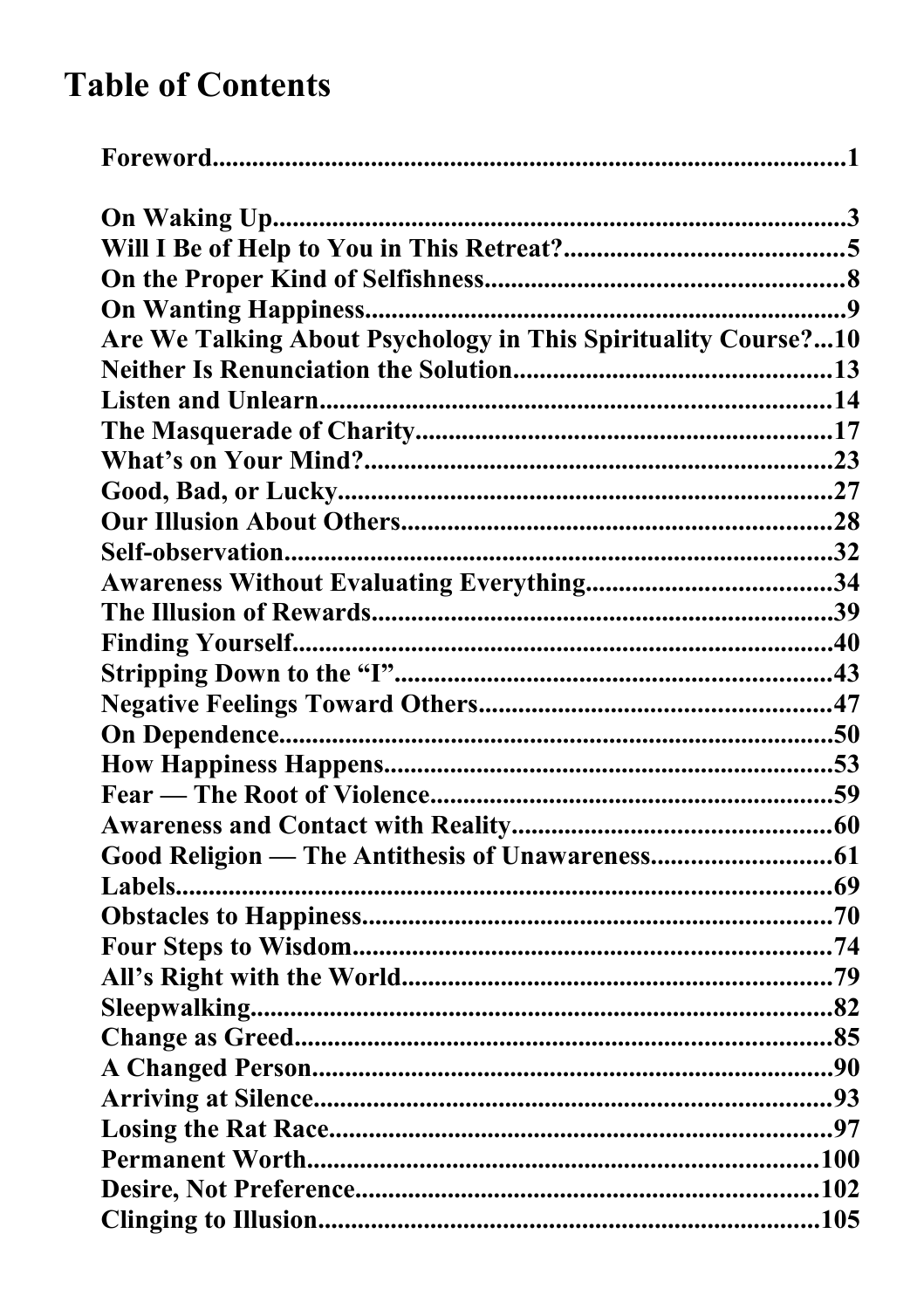# Table of Contents

**Foreword...1**

**On Waking Up...3**
**Will I Be of Help to You in This Retreat?...5**
**On the Proper Kind of Selfishness...8**
**On Wanting Happiness...9**
**Are We Talking About Psychology in This Spirituality Course?...10**
**Neither Is Renunciation the Solution...13**
**Listen and Unlearn...14**
**The Masquerade of Charity...17**
**What's on Your Mind?...23**
**Good, Bad, or Lucky...27**
**Our Illusion About Others...28**
**Self-observation...32**
**Awareness Without Evaluating Everything...34**
**The Illusion of Rewards...39**
**Finding Yourself...40**
**Stripping Down to the "I"...43**
**Negative Feelings Toward Others...47**
**On Dependence...50**
**How Happiness Happens...53**
**Fear — The Root of Violence...59**
**Awareness and Contact with Reality...60**
**Good Religion — The Antithesis of Unawareness...61**
**Labels...69**
**Obstacles to Happiness...70**
**Four Steps to Wisdom...74**
**All's Right with the World...79**
**Sleepwalking...82**
**Change as Greed...85**
**A Changed Person...90**
**Arriving at Silence...93**
**Losing the Rat Race...97**
**Permanent Worth...100**
**Desire, Not Preference...102**
**Clinging to Illusion...105**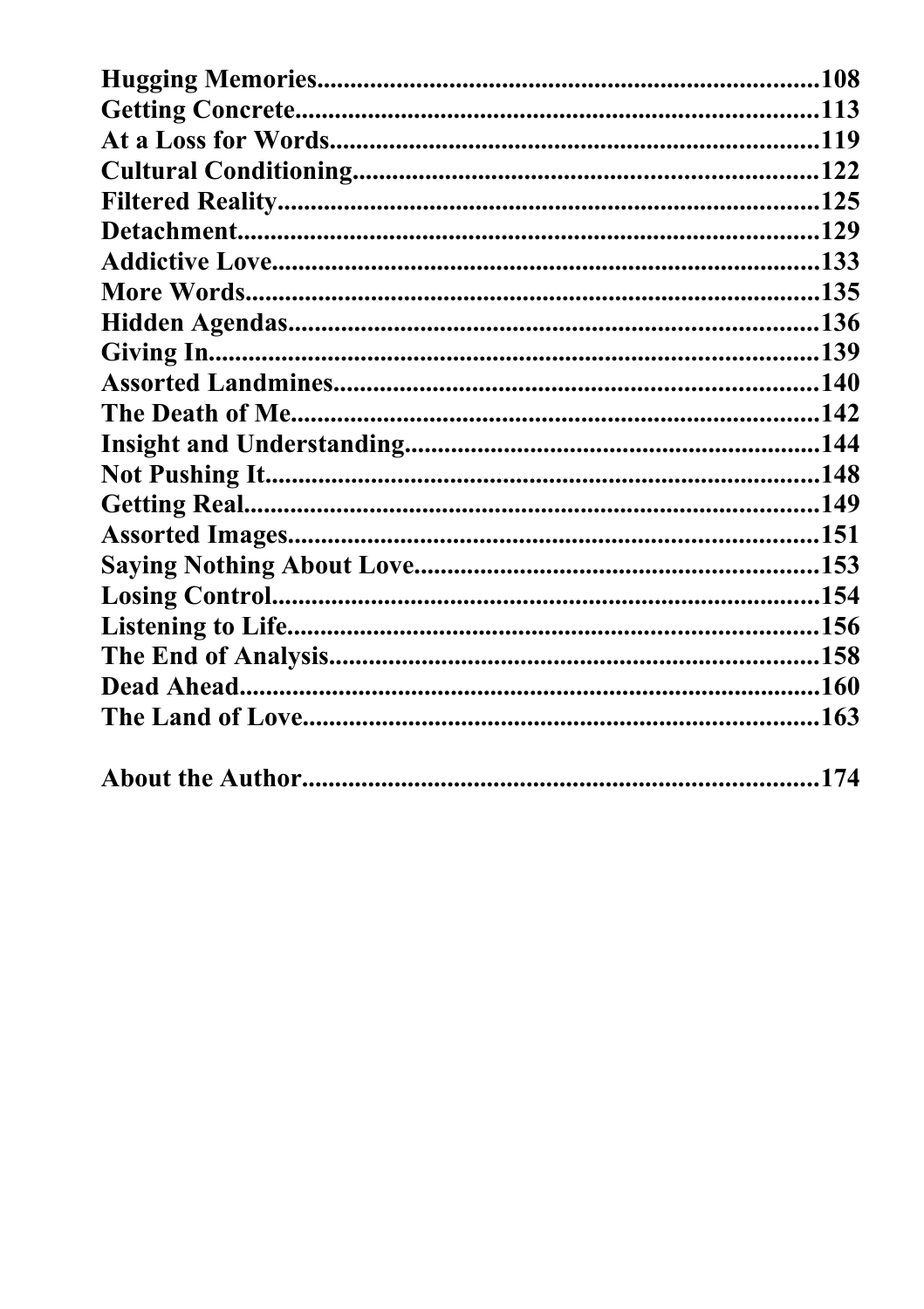**Hugging Memories............................................................................108**
**Getting Concrete..............................................................................113**
**At a Loss for Words.........................................................................119**
**Cultural Conditioning.......................................................................122**
**Filtered Reality.................................................................................125**
**Detachment.......................................................................................129**
**Addictive Love..................................................................................133**
**More Words.......................................................................................135**
**Hidden Agendas................................................................................136**
**Giving In...........................................................................................139**
**Assorted Landmines.........................................................................140**
**The Death of Me...............................................................................142**
**Insight and Understanding...............................................................144**
**Not Pushing It...................................................................................148**
**Getting Real......................................................................................149**
**Assorted Images...............................................................................151**
**Saying Nothing About Love.............................................................153**
**Losing Control..................................................................................154**
**Listening to Life...............................................................................156**
**The End of Analysis..........................................................................158**
**Dead Ahead.......................................................................................160**
**The Land of Love.............................................................................163**

**About the Author..............................................................................174**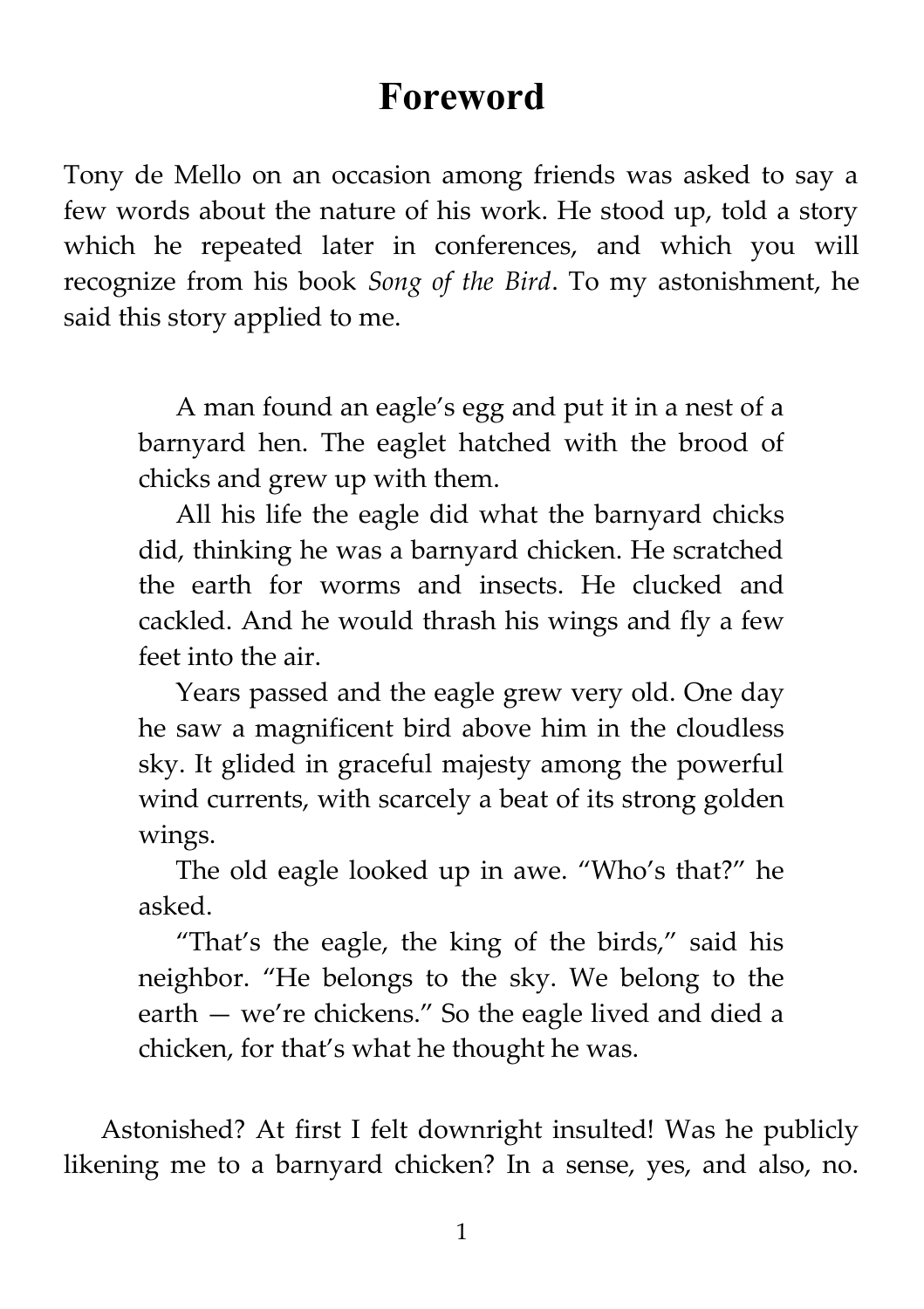# Foreword

Tony de Mello on an occasion among friends was asked to say a few words about the nature of his work. He stood up, told a story which he repeated later in conferences, and which you will recognize from his book *Song of the Bird*. To my astonishment, he said this story applied to me.

> A man found an eagle's egg and put it in a nest of a barnyard hen. The eaglet hatched with the brood of chicks and grew up with them.
>
> All his life the eagle did what the barnyard chicks did, thinking he was a barnyard chicken. He scratched the earth for worms and insects. He clucked and cackled. And he would thrash his wings and fly a few feet into the air.
>
> Years passed and the eagle grew very old. One day he saw a magnificent bird above him in the cloudless sky. It glided in graceful majesty among the powerful wind currents, with scarcely a beat of its strong golden wings.
>
> The old eagle looked up in awe. "Who's that?" he asked.
>
> "That's the eagle, the king of the birds," said his neighbor. "He belongs to the sky. We belong to the earth — we're chickens." So the eagle lived and died a chicken, for that's what he thought he was.

Astonished? At first I felt downright insulted! Was he publicly likening me to a barnyard chicken? In a sense, yes, and also, no.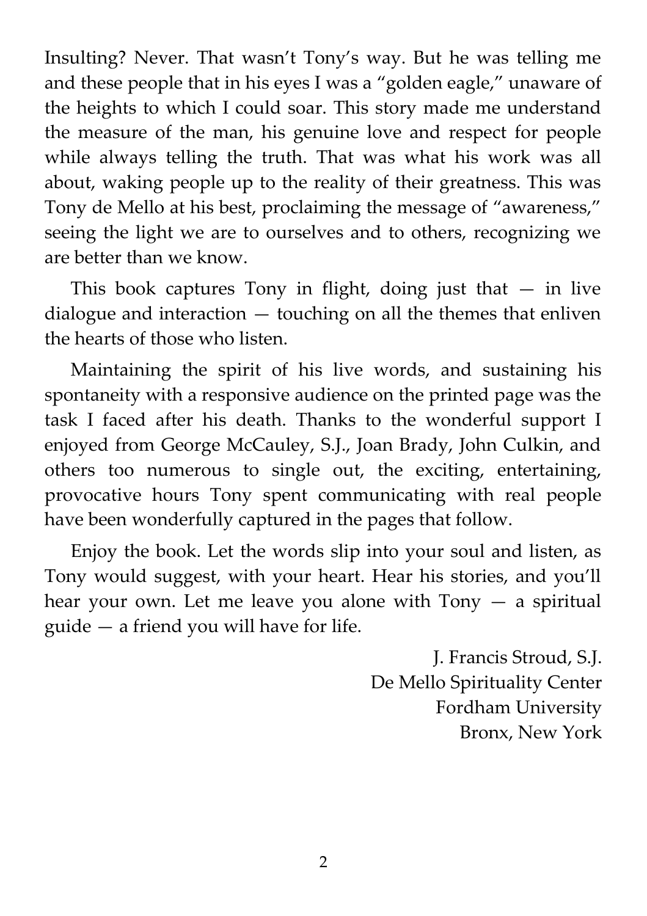Insulting? Never. That wasn't Tony's way. But he was telling me and these people that in his eyes I was a "golden eagle," unaware of the heights to which I could soar. This story made me understand the measure of the man, his genuine love and respect for people while always telling the truth. That was what his work was all about, waking people up to the reality of their greatness. This was Tony de Mello at his best, proclaiming the message of "awareness," seeing the light we are to ourselves and to others, recognizing we are better than we know.

This book captures Tony in flight, doing just that — in live dialogue and interaction — touching on all the themes that enliven the hearts of those who listen.

Maintaining the spirit of his live words, and sustaining his spontaneity with a responsive audience on the printed page was the task I faced after his death. Thanks to the wonderful support I enjoyed from George McCauley, S.J., Joan Brady, John Culkin, and others too numerous to single out, the exciting, entertaining, provocative hours Tony spent communicating with real people have been wonderfully captured in the pages that follow.

Enjoy the book. Let the words slip into your soul and listen, as Tony would suggest, with your heart. Hear his stories, and you'll hear your own. Let me leave you alone with Tony — a spiritual guide — a friend you will have for life.

J. Francis Stroud, S.J.
De Mello Spirituality Center
Fordham University
Bronx, New York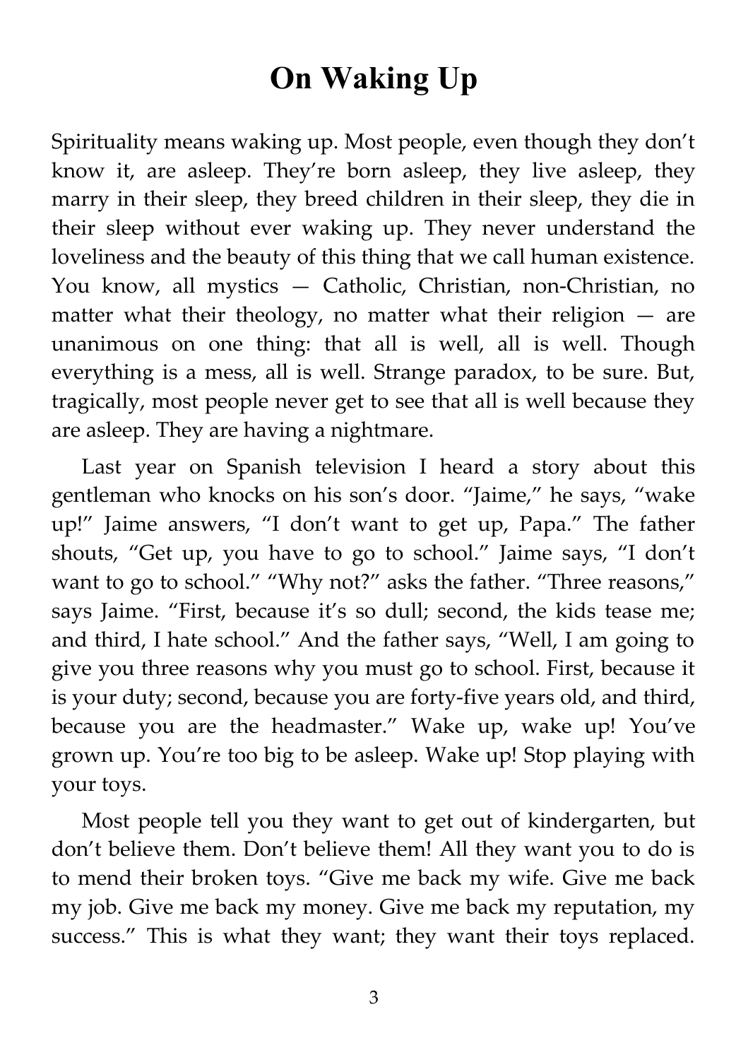# On Waking Up

Spirituality means waking up. Most people, even though they don't know it, are asleep. They're born asleep, they live asleep, they marry in their sleep, they breed children in their sleep, they die in their sleep without ever waking up. They never understand the loveliness and the beauty of this thing that we call human existence. You know, all mystics — Catholic, Christian, non-Christian, no matter what their theology, no matter what their religion — are unanimous on one thing: that all is well, all is well. Though everything is a mess, all is well. Strange paradox, to be sure. But, tragically, most people never get to see that all is well because they are asleep. They are having a nightmare.

Last year on Spanish television I heard a story about this gentleman who knocks on his son's door. "Jaime," he says, "wake up!" Jaime answers, "I don't want to get up, Papa." The father shouts, "Get up, you have to go to school." Jaime says, "I don't want to go to school." "Why not?" asks the father. "Three reasons," says Jaime. "First, because it's so dull; second, the kids tease me; and third, I hate school." And the father says, "Well, I am going to give you three reasons why you must go to school. First, because it is your duty; second, because you are forty-five years old, and third, because you are the headmaster." Wake up, wake up! You've grown up. You're too big to be asleep. Wake up! Stop playing with your toys.

Most people tell you they want to get out of kindergarten, but don't believe them. Don't believe them! All they want you to do is to mend their broken toys. "Give me back my wife. Give me back my job. Give me back my money. Give me back my reputation, my success." This is what they want; they want their toys replaced.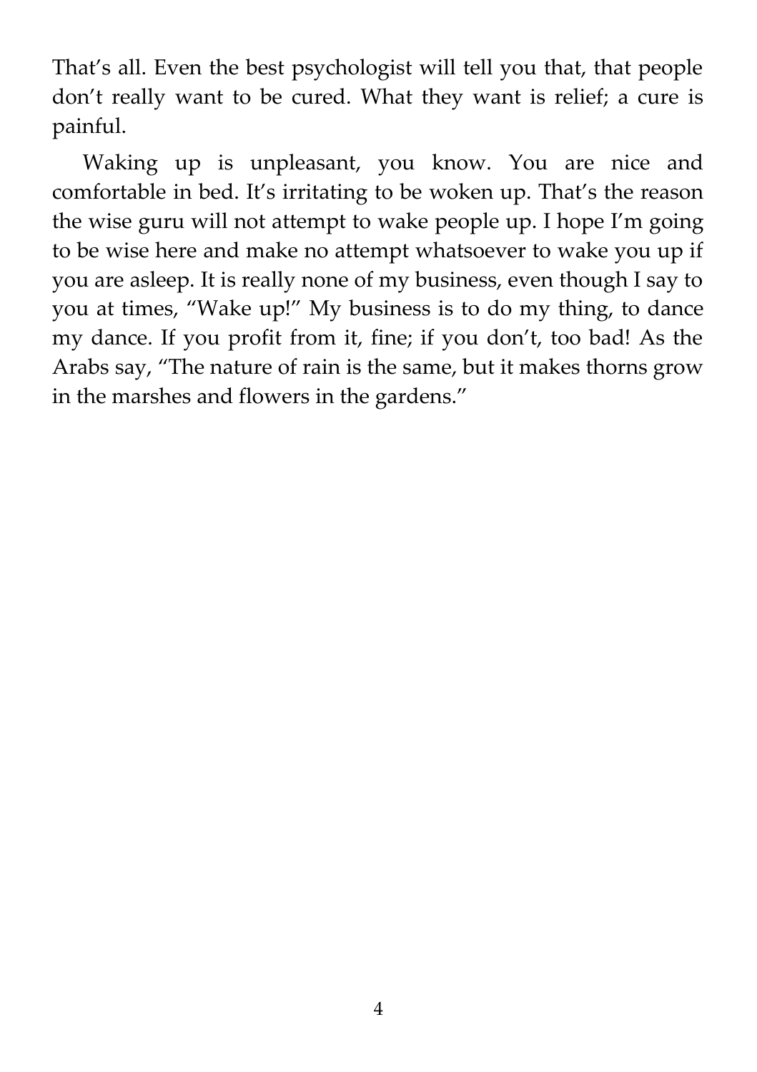That's all. Even the best psychologist will tell you that, that people don't really want to be cured. What they want is relief; a cure is painful.

Waking up is unpleasant, you know. You are nice and comfortable in bed. It's irritating to be woken up. That's the reason the wise guru will not attempt to wake people up. I hope I'm going to be wise here and make no attempt whatsoever to wake you up if you are asleep. It is really none of my business, even though I say to you at times, "Wake up!" My business is to do my thing, to dance my dance. If you profit from it, fine; if you don't, too bad! As the Arabs say, "The nature of rain is the same, but it makes thorns grow in the marshes and flowers in the gardens."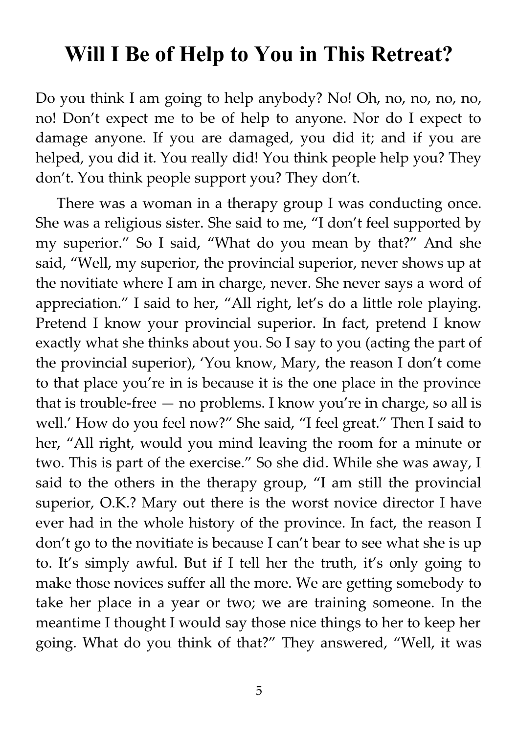# Will I Be of Help to You in This Retreat?

Do you think I am going to help anybody? No! Oh, no, no, no, no, no! Don't expect me to be of help to anyone. Nor do I expect to damage anyone. If you are damaged, you did it; and if you are helped, you did it. You really did! You think people help you? They don't. You think people support you? They don't.

There was a woman in a therapy group I was conducting once. She was a religious sister. She said to me, "I don't feel supported by my superior." So I said, "What do you mean by that?" And she said, "Well, my superior, the provincial superior, never shows up at the novitiate where I am in charge, never. She never says a word of appreciation." I said to her, "All right, let's do a little role playing. Pretend I know your provincial superior. In fact, pretend I know exactly what she thinks about you. So I say to you (acting the part of the provincial superior), 'You know, Mary, the reason I don't come to that place you're in is because it is the one place in the province that is trouble-free — no problems. I know you're in charge, so all is well.' How do you feel now?" She said, "I feel great." Then I said to her, "All right, would you mind leaving the room for a minute or two. This is part of the exercise." So she did. While she was away, I said to the others in the therapy group, "I am still the provincial superior, O.K.? Mary out there is the worst novice director I have ever had in the whole history of the province. In fact, the reason I don't go to the novitiate is because I can't bear to see what she is up to. It's simply awful. But if I tell her the truth, it's only going to make those novices suffer all the more. We are getting somebody to take her place in a year or two; we are training someone. In the meantime I thought I would say those nice things to her to keep her going. What do you think of that?" They answered, "Well, it was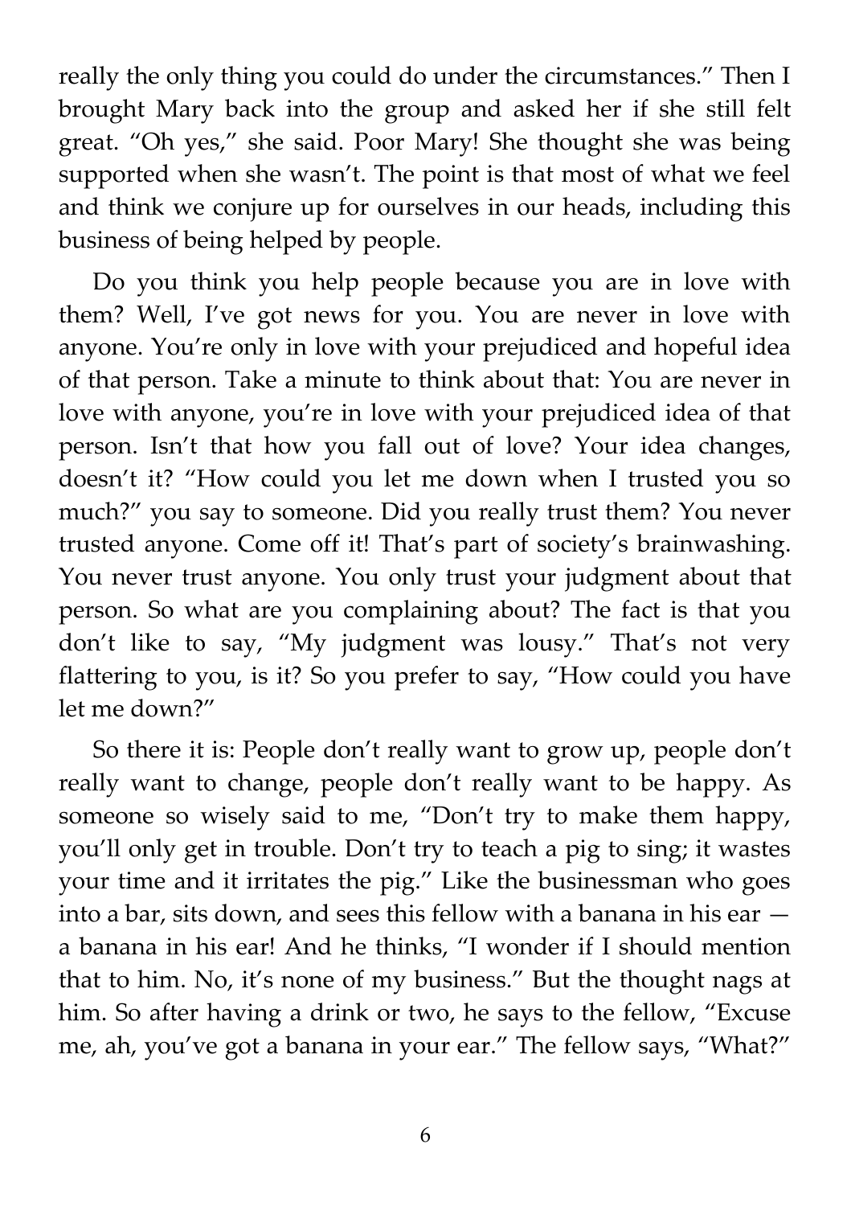really the only thing you could do under the circumstances." Then I brought Mary back into the group and asked her if she still felt great. "Oh yes," she said. Poor Mary! She thought she was being supported when she wasn't. The point is that most of what we feel and think we conjure up for ourselves in our heads, including this business of being helped by people.

Do you think you help people because you are in love with them? Well, I've got news for you. You are never in love with anyone. You're only in love with your prejudiced and hopeful idea of that person. Take a minute to think about that: You are never in love with anyone, you're in love with your prejudiced idea of that person. Isn't that how you fall out of love? Your idea changes, doesn't it? "How could you let me down when I trusted you so much?" you say to someone. Did you really trust them? You never trusted anyone. Come off it! That's part of society's brainwashing. You never trust anyone. You only trust your judgment about that person. So what are you complaining about? The fact is that you don't like to say, "My judgment was lousy." That's not very flattering to you, is it? So you prefer to say, "How could you have let me down?"

So there it is: People don't really want to grow up, people don't really want to change, people don't really want to be happy. As someone so wisely said to me, "Don't try to make them happy, you'll only get in trouble. Don't try to teach a pig to sing; it wastes your time and it irritates the pig." Like the businessman who goes into a bar, sits down, and sees this fellow with a banana in his ear — a banana in his ear! And he thinks, "I wonder if I should mention that to him. No, it's none of my business." But the thought nags at him. So after having a drink or two, he says to the fellow, "Excuse me, ah, you've got a banana in your ear." The fellow says, "What?"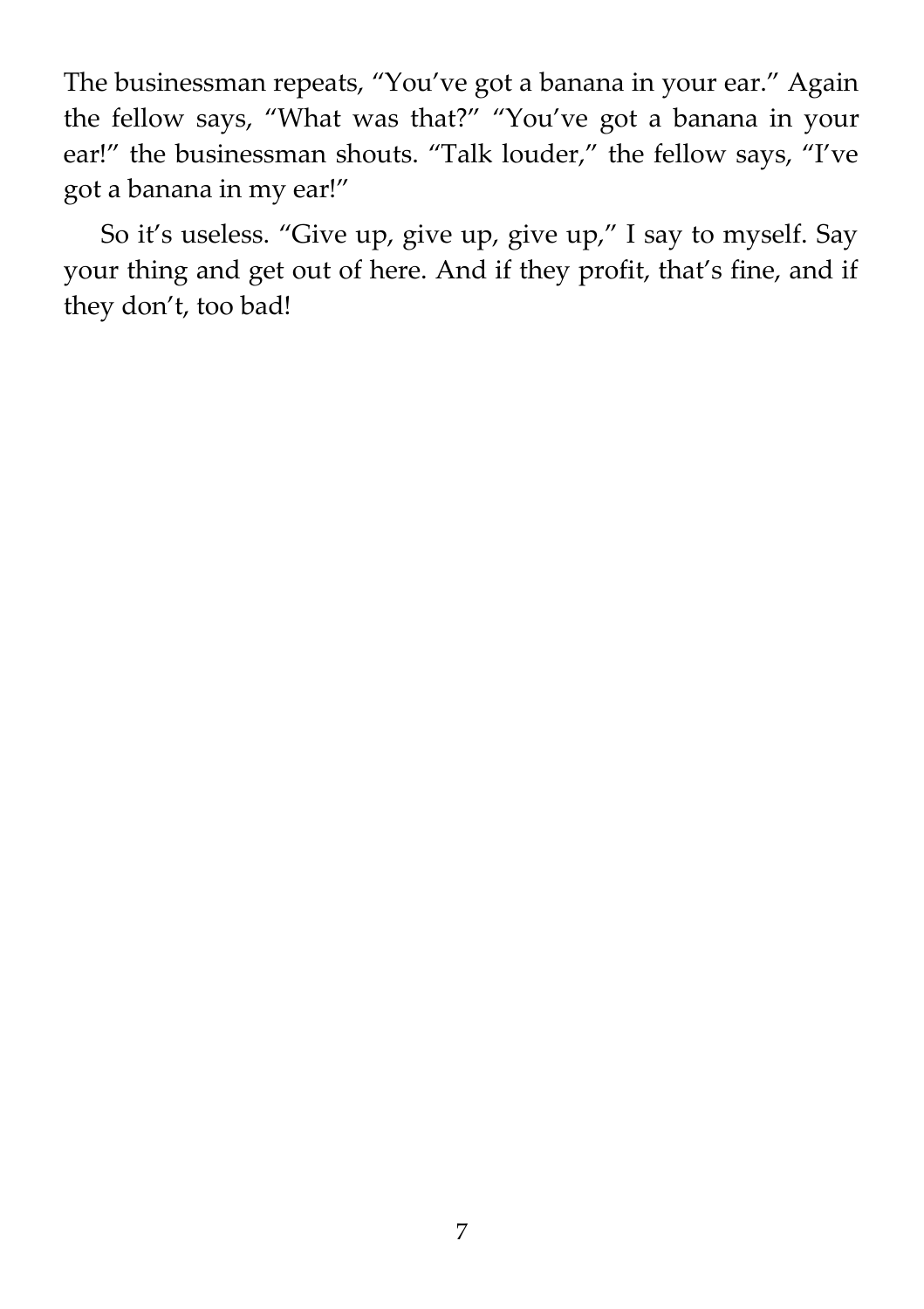The businessman repeats, "You've got a banana in your ear." Again the fellow says, "What was that?" "You've got a banana in your ear!" the businessman shouts. "Talk louder," the fellow says, "I've got a banana in my ear!"

So it's useless. "Give up, give up, give up," I say to myself. Say your thing and get out of here. And if they profit, that's fine, and if they don't, too bad!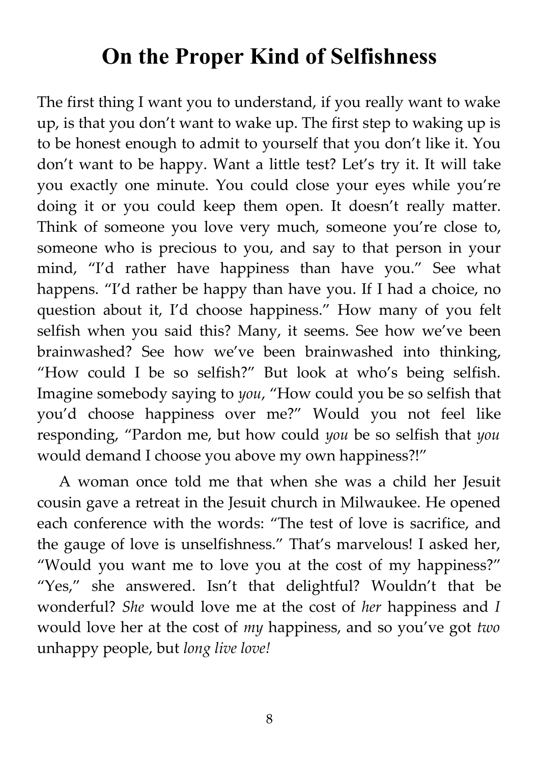# On the Proper Kind of Selfishness

The first thing I want you to understand, if you really want to wake up, is that you don't want to wake up. The first step to waking up is to be honest enough to admit to yourself that you don't like it. You don't want to be happy. Want a little test? Let's try it. It will take you exactly one minute. You could close your eyes while you're doing it or you could keep them open. It doesn't really matter. Think of someone you love very much, someone you're close to, someone who is precious to you, and say to that person in your mind, "I'd rather have happiness than have you." See what happens. "I'd rather be happy than have you. If I had a choice, no question about it, I'd choose happiness." How many of you felt selfish when you said this? Many, it seems. See how we've been brainwashed? See how we've been brainwashed into thinking, "How could I be so selfish?" But look at who's being selfish. Imagine somebody saying to *you*, "How could you be so selfish that you'd choose happiness over me?" Would you not feel like responding, "Pardon me, but how could *you* be so selfish that *you* would demand I choose you above my own happiness?!"

A woman once told me that when she was a child her Jesuit cousin gave a retreat in the Jesuit church in Milwaukee. He opened each conference with the words: "The test of love is sacrifice, and the gauge of love is unselfishness." That's marvelous! I asked her, "Would you want me to love you at the cost of my happiness?" "Yes," she answered. Isn't that delightful? Wouldn't that be wonderful? *She* would love me at the cost of *her* happiness and *I* would love her at the cost of *my* happiness, and so you've got *two* unhappy people, but *long live love!*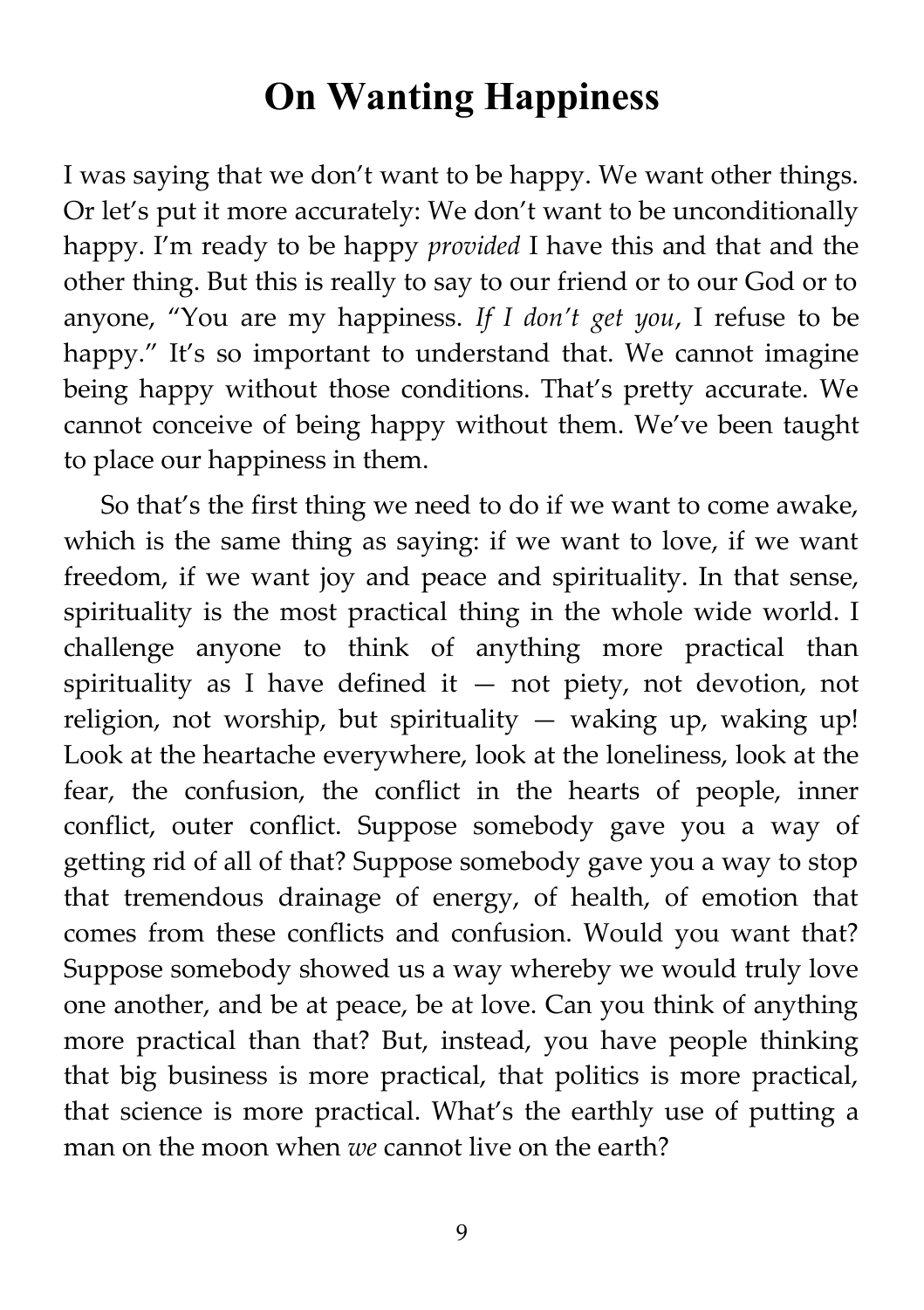# On Wanting Happiness

I was saying that we don't want to be happy. We want other things. Or let's put it more accurately: We don't want to be unconditionally happy. I'm ready to be happy *provided* I have this and that and the other thing. But this is really to say to our friend or to our God or to anyone, "You are my happiness. *If I don't get you*, I refuse to be happy." It's so important to understand that. We cannot imagine being happy without those conditions. That's pretty accurate. We cannot conceive of being happy without them. We've been taught to place our happiness in them.

So that's the first thing we need to do if we want to come awake, which is the same thing as saying: if we want to love, if we want freedom, if we want joy and peace and spirituality. In that sense, spirituality is the most practical thing in the whole wide world. I challenge anyone to think of anything more practical than spirituality as I have defined it — not piety, not devotion, not religion, not worship, but spirituality — waking up, waking up! Look at the heartache everywhere, look at the loneliness, look at the fear, the confusion, the conflict in the hearts of people, inner conflict, outer conflict. Suppose somebody gave you a way of getting rid of all of that? Suppose somebody gave you a way to stop that tremendous drainage of energy, of health, of emotion that comes from these conflicts and confusion. Would you want that? Suppose somebody showed us a way whereby we would truly love one another, and be at peace, be at love. Can you think of anything more practical than that? But, instead, you have people thinking that big business is more practical, that politics is more practical, that science is more practical. What's the earthly use of putting a man on the moon when *we* cannot live on the earth?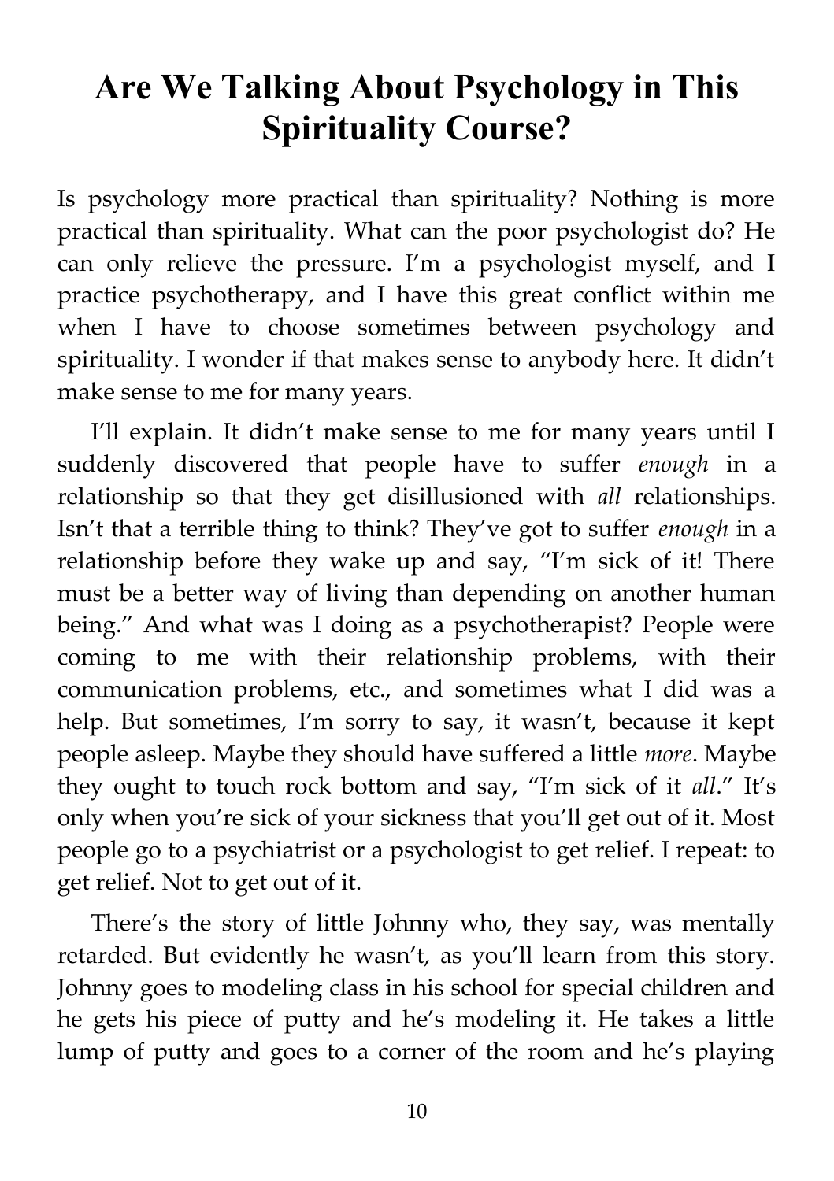# Are We Talking About Psychology in This Spirituality Course?

Is psychology more practical than spirituality? Nothing is more practical than spirituality. What can the poor psychologist do? He can only relieve the pressure. I'm a psychologist myself, and I practice psychotherapy, and I have this great conflict within me when I have to choose sometimes between psychology and spirituality. I wonder if that makes sense to anybody here. It didn't make sense to me for many years.

I'll explain. It didn't make sense to me for many years until I suddenly discovered that people have to suffer *enough* in a relationship so that they get disillusioned with *all* relationships. Isn't that a terrible thing to think? They've got to suffer *enough* in a relationship before they wake up and say, "I'm sick of it! There must be a better way of living than depending on another human being." And what was I doing as a psychotherapist? People were coming to me with their relationship problems, with their communication problems, etc., and sometimes what I did was a help. But sometimes, I'm sorry to say, it wasn't, because it kept people asleep. Maybe they should have suffered a little *more*. Maybe they ought to touch rock bottom and say, "I'm sick of it *all*." It's only when you're sick of your sickness that you'll get out of it. Most people go to a psychiatrist or a psychologist to get relief. I repeat: to get relief. Not to get out of it.

There's the story of little Johnny who, they say, was mentally retarded. But evidently he wasn't, as you'll learn from this story. Johnny goes to modeling class in his school for special children and he gets his piece of putty and he's modeling it. He takes a little lump of putty and goes to a corner of the room and he's playing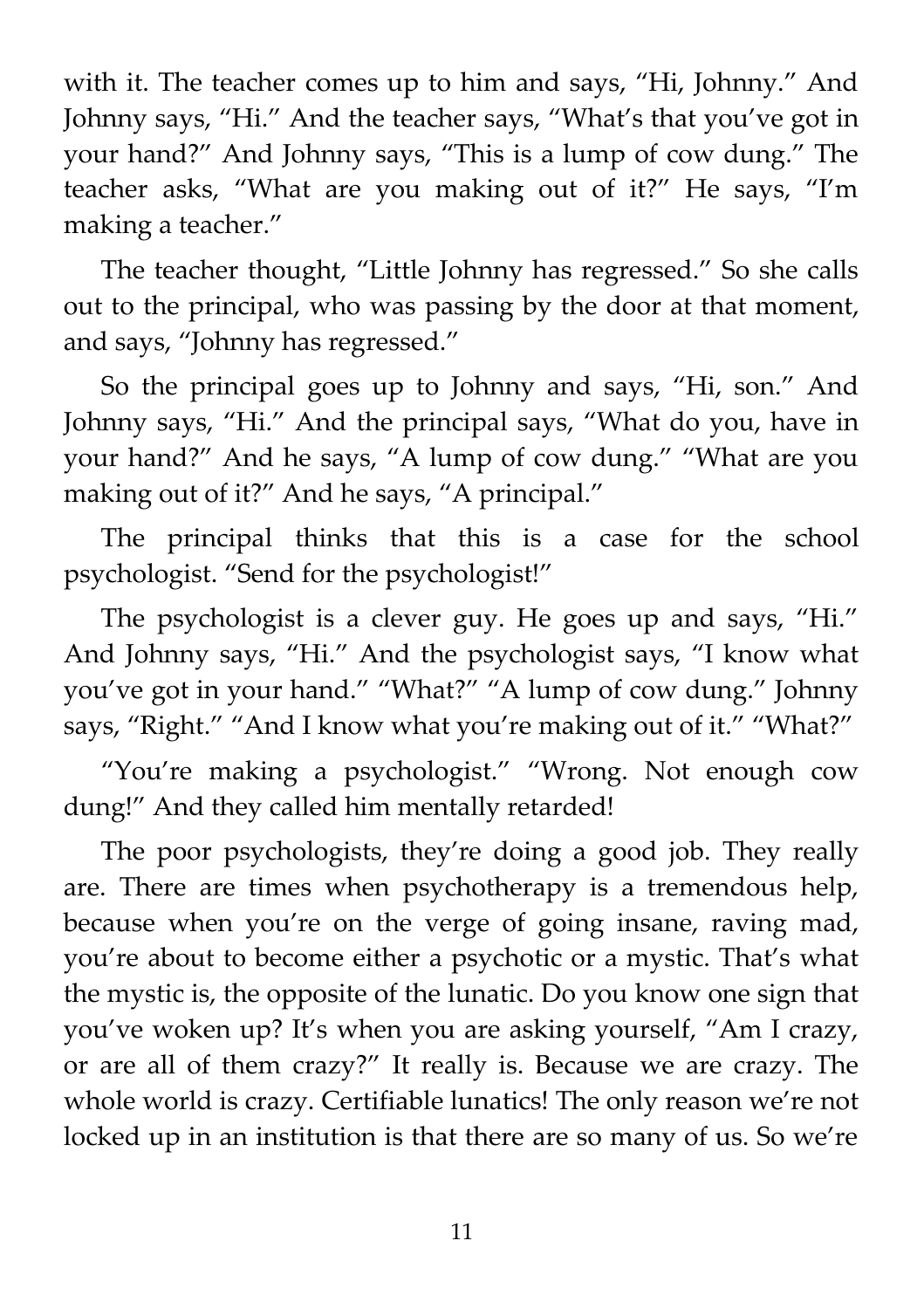with it. The teacher comes up to him and says, "Hi, Johnny." And Johnny says, "Hi." And the teacher says, "What's that you've got in your hand?" And Johnny says, "This is a lump of cow dung." The teacher asks, "What are you making out of it?" He says, "I'm making a teacher."

The teacher thought, "Little Johnny has regressed." So she calls out to the principal, who was passing by the door at that moment, and says, "Johnny has regressed."

So the principal goes up to Johnny and says, "Hi, son." And Johnny says, "Hi." And the principal says, "What do you, have in your hand?" And he says, "A lump of cow dung." "What are you making out of it?" And he says, "A principal."

The principal thinks that this is a case for the school psychologist. "Send for the psychologist!"

The psychologist is a clever guy. He goes up and says, "Hi." And Johnny says, "Hi." And the psychologist says, "I know what you've got in your hand." "What?" "A lump of cow dung." Johnny says, "Right." "And I know what you're making out of it." "What?"

"You're making a psychologist." "Wrong. Not enough cow dung!" And they called him mentally retarded!

The poor psychologists, they're doing a good job. They really are. There are times when psychotherapy is a tremendous help, because when you're on the verge of going insane, raving mad, you're about to become either a psychotic or a mystic. That's what the mystic is, the opposite of the lunatic. Do you know one sign that you've woken up? It's when you are asking yourself, "Am I crazy, or are all of them crazy?" It really is. Because we are crazy. The whole world is crazy. Certifiable lunatics! The only reason we're not locked up in an institution is that there are so many of us. So we're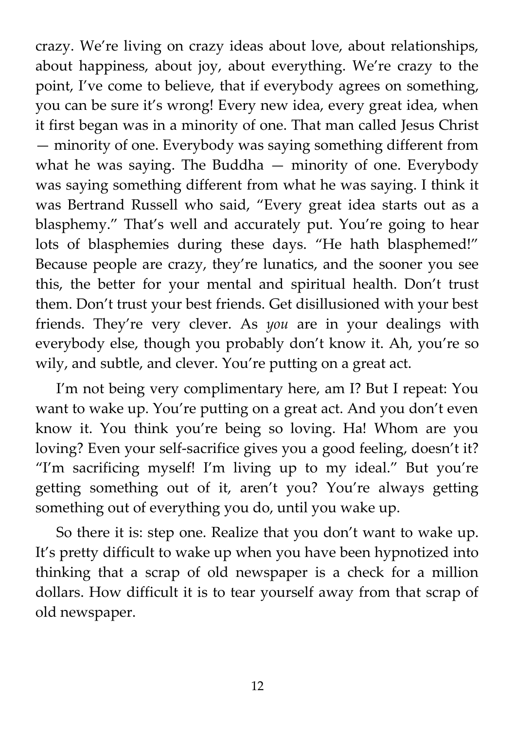crazy. We're living on crazy ideas about love, about relationships, about happiness, about joy, about everything. We're crazy to the point, I've come to believe, that if everybody agrees on something, you can be sure it's wrong! Every new idea, every great idea, when it first began was in a minority of one. That man called Jesus Christ — minority of one. Everybody was saying something different from what he was saying. The Buddha — minority of one. Everybody was saying something different from what he was saying. I think it was Bertrand Russell who said, "Every great idea starts out as a blasphemy." That's well and accurately put. You're going to hear lots of blasphemies during these days. "He hath blasphemed!" Because people are crazy, they're lunatics, and the sooner you see this, the better for your mental and spiritual health. Don't trust them. Don't trust your best friends. Get disillusioned with your best friends. They're very clever. As *you* are in your dealings with everybody else, though you probably don't know it. Ah, you're so wily, and subtle, and clever. You're putting on a great act.

I'm not being very complimentary here, am I? But I repeat: You want to wake up. You're putting on a great act. And you don't even know it. You think you're being so loving. Ha! Whom are you loving? Even your self-sacrifice gives you a good feeling, doesn't it? "I'm sacrificing myself! I'm living up to my ideal." But you're getting something out of it, aren't you? You're always getting something out of everything you do, until you wake up.

So there it is: step one. Realize that you don't want to wake up. It's pretty difficult to wake up when you have been hypnotized into thinking that a scrap of old newspaper is a check for a million dollars. How difficult it is to tear yourself away from that scrap of old newspaper.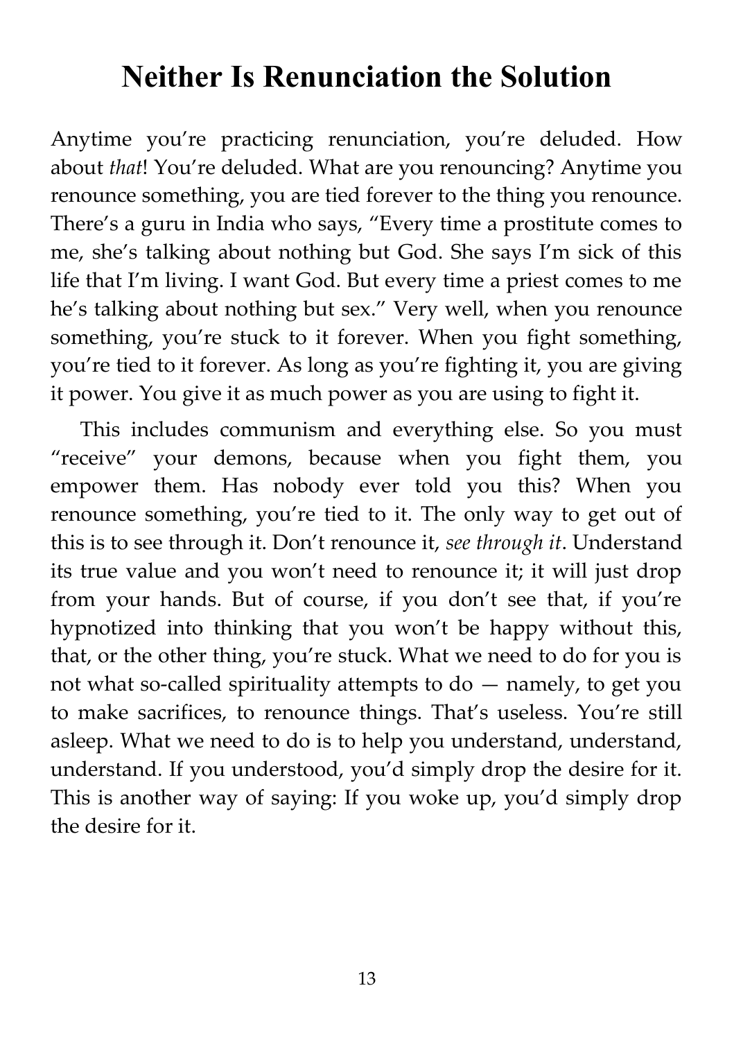# Neither Is Renunciation the Solution

Anytime you're practicing renunciation, you're deluded. How about *that*! You're deluded. What are you renouncing? Anytime you renounce something, you are tied forever to the thing you renounce. There's a guru in India who says, "Every time a prostitute comes to me, she's talking about nothing but God. She says I'm sick of this life that I'm living. I want God. But every time a priest comes to me he's talking about nothing but sex." Very well, when you renounce something, you're stuck to it forever. When you fight something, you're tied to it forever. As long as you're fighting it, you are giving it power. You give it as much power as you are using to fight it.

This includes communism and everything else. So you must "receive" your demons, because when you fight them, you empower them. Has nobody ever told you this? When you renounce something, you're tied to it. The only way to get out of this is to see through it. Don't renounce it, *see through it*. Understand its true value and you won't need to renounce it; it will just drop from your hands. But of course, if you don't see that, if you're hypnotized into thinking that you won't be happy without this, that, or the other thing, you're stuck. What we need to do for you is not what so-called spirituality attempts to do — namely, to get you to make sacrifices, to renounce things. That's useless. You're still asleep. What we need to do is to help you understand, understand, understand. If you understood, you'd simply drop the desire for it. This is another way of saying: If you woke up, you'd simply drop the desire for it.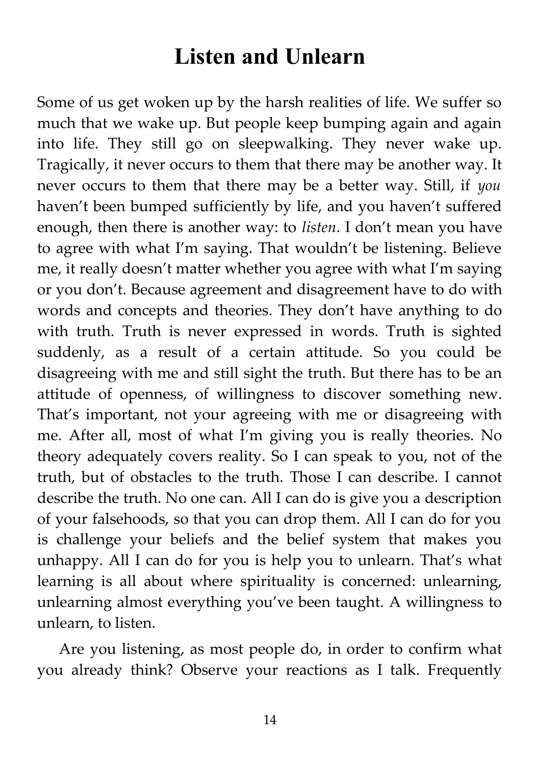# Listen and Unlearn

Some of us get woken up by the harsh realities of life. We suffer so much that we wake up. But people keep bumping again and again into life. They still go on sleepwalking. They never wake up. Tragically, it never occurs to them that there may be another way. It never occurs to them that there may be a better way. Still, if *you* haven't been bumped sufficiently by life, and you haven't suffered enough, then there is another way: to *listen*. I don't mean you have to agree with what I'm saying. That wouldn't be listening. Believe me, it really doesn't matter whether you agree with what I'm saying or you don't. Because agreement and disagreement have to do with words and concepts and theories. They don't have anything to do with truth. Truth is never expressed in words. Truth is sighted suddenly, as a result of a certain attitude. So you could be disagreeing with me and still sight the truth. But there has to be an attitude of openness, of willingness to discover something new. That's important, not your agreeing with me or disagreeing with me. After all, most of what I'm giving you is really theories. No theory adequately covers reality. So I can speak to you, not of the truth, but of obstacles to the truth. Those I can describe. I cannot describe the truth. No one can. All I can do is give you a description of your falsehoods, so that you can drop them. All I can do for you is challenge your beliefs and the belief system that makes you unhappy. All I can do for you is help you to unlearn. That's what learning is all about where spirituality is concerned: unlearning, unlearning almost everything you've been taught. A willingness to unlearn, to listen.

Are you listening, as most people do, in order to confirm what you already think? Observe your reactions as I talk. Frequently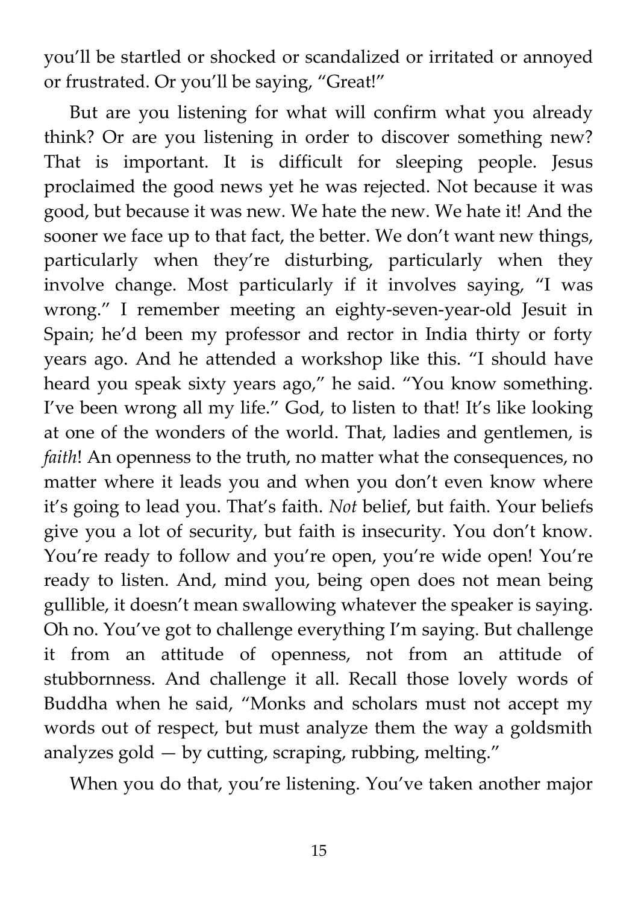you'll be startled or shocked or scandalized or irritated or annoyed or frustrated. Or you'll be saying, "Great!"

But are you listening for what will confirm what you already think? Or are you listening in order to discover something new? That is important. It is difficult for sleeping people. Jesus proclaimed the good news yet he was rejected. Not because it was good, but because it was new. We hate the new. We hate it! And the sooner we face up to that fact, the better. We don't want new things, particularly when they're disturbing, particularly when they involve change. Most particularly if it involves saying, "I was wrong." I remember meeting an eighty-seven-year-old Jesuit in Spain; he'd been my professor and rector in India thirty or forty years ago. And he attended a workshop like this. "I should have heard you speak sixty years ago," he said. "You know something. I've been wrong all my life." God, to listen to that! It's like looking at one of the wonders of the world. That, ladies and gentlemen, is *faith*! An openness to the truth, no matter what the consequences, no matter where it leads you and when you don't even know where it's going to lead you. That's faith. *Not* belief, but faith. Your beliefs give you a lot of security, but faith is insecurity. You don't know. You're ready to follow and you're open, you're wide open! You're ready to listen. And, mind you, being open does not mean being gullible, it doesn't mean swallowing whatever the speaker is saying. Oh no. You've got to challenge everything I'm saying. But challenge it from an attitude of openness, not from an attitude of stubbornness. And challenge it all. Recall those lovely words of Buddha when he said, "Monks and scholars must not accept my words out of respect, but must analyze them the way a goldsmith analyzes gold — by cutting, scraping, rubbing, melting."

When you do that, you're listening. You've taken another major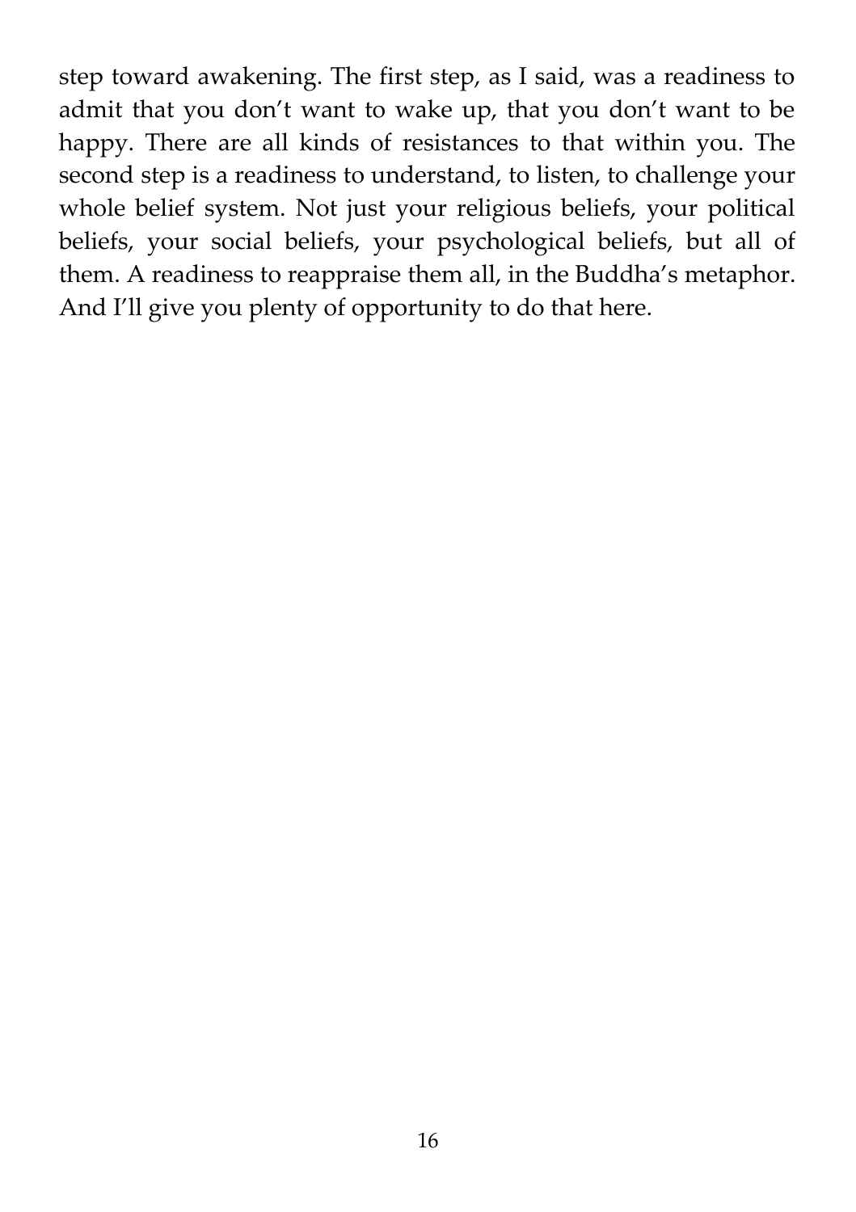step toward awakening. The first step, as I said, was a readiness to admit that you don't want to wake up, that you don't want to be happy. There are all kinds of resistances to that within you. The second step is a readiness to understand, to listen, to challenge your whole belief system. Not just your religious beliefs, your political beliefs, your social beliefs, your psychological beliefs, but all of them. A readiness to reappraise them all, in the Buddha's metaphor. And I'll give you plenty of opportunity to do that here.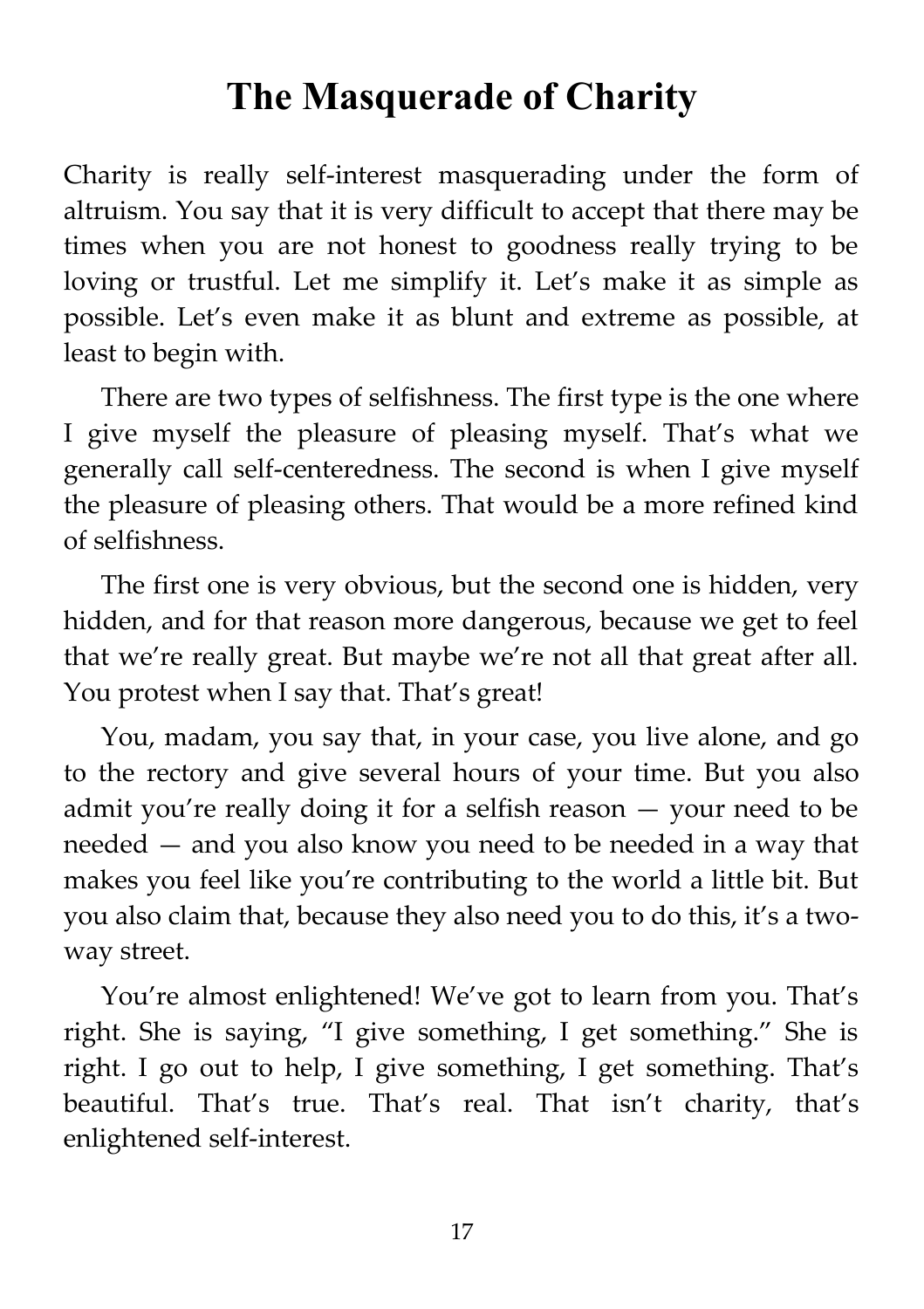# The Masquerade of Charity

Charity is really self-interest masquerading under the form of altruism. You say that it is very difficult to accept that there may be times when you are not honest to goodness really trying to be loving or trustful. Let me simplify it. Let's make it as simple as possible. Let's even make it as blunt and extreme as possible, at least to begin with.

There are two types of selfishness. The first type is the one where I give myself the pleasure of pleasing myself. That's what we generally call self-centeredness. The second is when I give myself the pleasure of pleasing others. That would be a more refined kind of selfishness.

The first one is very obvious, but the second one is hidden, very hidden, and for that reason more dangerous, because we get to feel that we're really great. But maybe we're not all that great after all. You protest when I say that. That's great!

You, madam, you say that, in your case, you live alone, and go to the rectory and give several hours of your time. But you also admit you're really doing it for a selfish reason — your need to be needed — and you also know you need to be needed in a way that makes you feel like you're contributing to the world a little bit. But you also claim that, because they also need you to do this, it's a two-way street.

You're almost enlightened! We've got to learn from you. That's right. She is saying, "I give something, I get something." She is right. I go out to help, I give something, I get something. That's beautiful. That's true. That's real. That isn't charity, that's enlightened self-interest.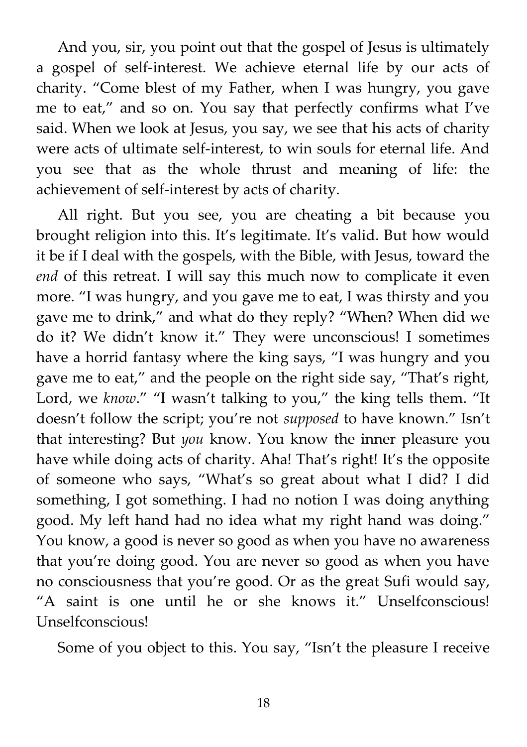And you, sir, you point out that the gospel of Jesus is ultimately a gospel of self-interest. We achieve eternal life by our acts of charity. "Come blest of my Father, when I was hungry, you gave me to eat," and so on. You say that perfectly confirms what I've said. When we look at Jesus, you say, we see that his acts of charity were acts of ultimate self-interest, to win souls for eternal life. And you see that as the whole thrust and meaning of life: the achievement of self-interest by acts of charity.

All right. But you see, you are cheating a bit because you brought religion into this. It's legitimate. It's valid. But how would it be if I deal with the gospels, with the Bible, with Jesus, toward the *end* of this retreat. I will say this much now to complicate it even more. "I was hungry, and you gave me to eat, I was thirsty and you gave me to drink," and what do they reply? "When? When did we do it? We didn't know it." They were unconscious! I sometimes have a horrid fantasy where the king says, "I was hungry and you gave me to eat," and the people on the right side say, "That's right, Lord, we *know*." "I wasn't talking to you," the king tells them. "It doesn't follow the script; you're not *supposed* to have known." Isn't that interesting? But *you* know. You know the inner pleasure you have while doing acts of charity. Aha! That's right! It's the opposite of someone who says, "What's so great about what I did? I did something, I got something. I had no notion I was doing anything good. My left hand had no idea what my right hand was doing." You know, a good is never so good as when you have no awareness that you're doing good. You are never so good as when you have no consciousness that you're good. Or as the great Sufi would say, "A saint is one until he or she knows it." Unselfconscious! Unselfconscious!

Some of you object to this. You say, "Isn't the pleasure I receive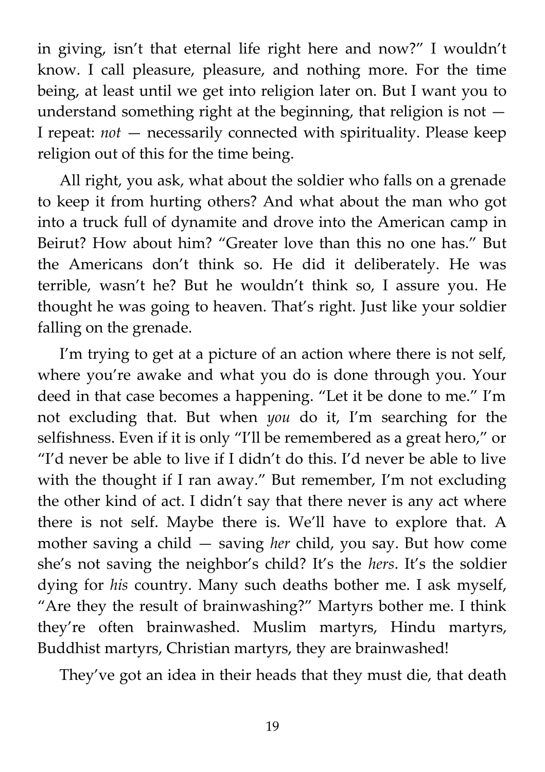in giving, isn't that eternal life right here and now?" I wouldn't know. I call pleasure, pleasure, and nothing more. For the time being, at least until we get into religion later on. But I want you to understand something right at the beginning, that religion is not — I repeat: *not* — necessarily connected with spirituality. Please keep religion out of this for the time being.

All right, you ask, what about the soldier who falls on a grenade to keep it from hurting others? And what about the man who got into a truck full of dynamite and drove into the American camp in Beirut? How about him? "Greater love than this no one has." But the Americans don't think so. He did it deliberately. He was terrible, wasn't he? But he wouldn't think so, I assure you. He thought he was going to heaven. That's right. Just like your soldier falling on the grenade.

I'm trying to get at a picture of an action where there is not self, where you're awake and what you do is done through you. Your deed in that case becomes a happening. "Let it be done to me." I'm not excluding that. But when *you* do it, I'm searching for the selfishness. Even if it is only "I'll be remembered as a great hero," or "I'd never be able to live if I didn't do this. I'd never be able to live with the thought if I ran away." But remember, I'm not excluding the other kind of act. I didn't say that there never is any act where there is not self. Maybe there is. We'll have to explore that. A mother saving a child — saving *her* child, you say. But how come she's not saving the neighbor's child? It's the *hers*. It's the soldier dying for *his* country. Many such deaths bother me. I ask myself, "Are they the result of brainwashing?" Martyrs bother me. I think they're often brainwashed. Muslim martyrs, Hindu martyrs, Buddhist martyrs, Christian martyrs, they are brainwashed!

They've got an idea in their heads that they must die, that death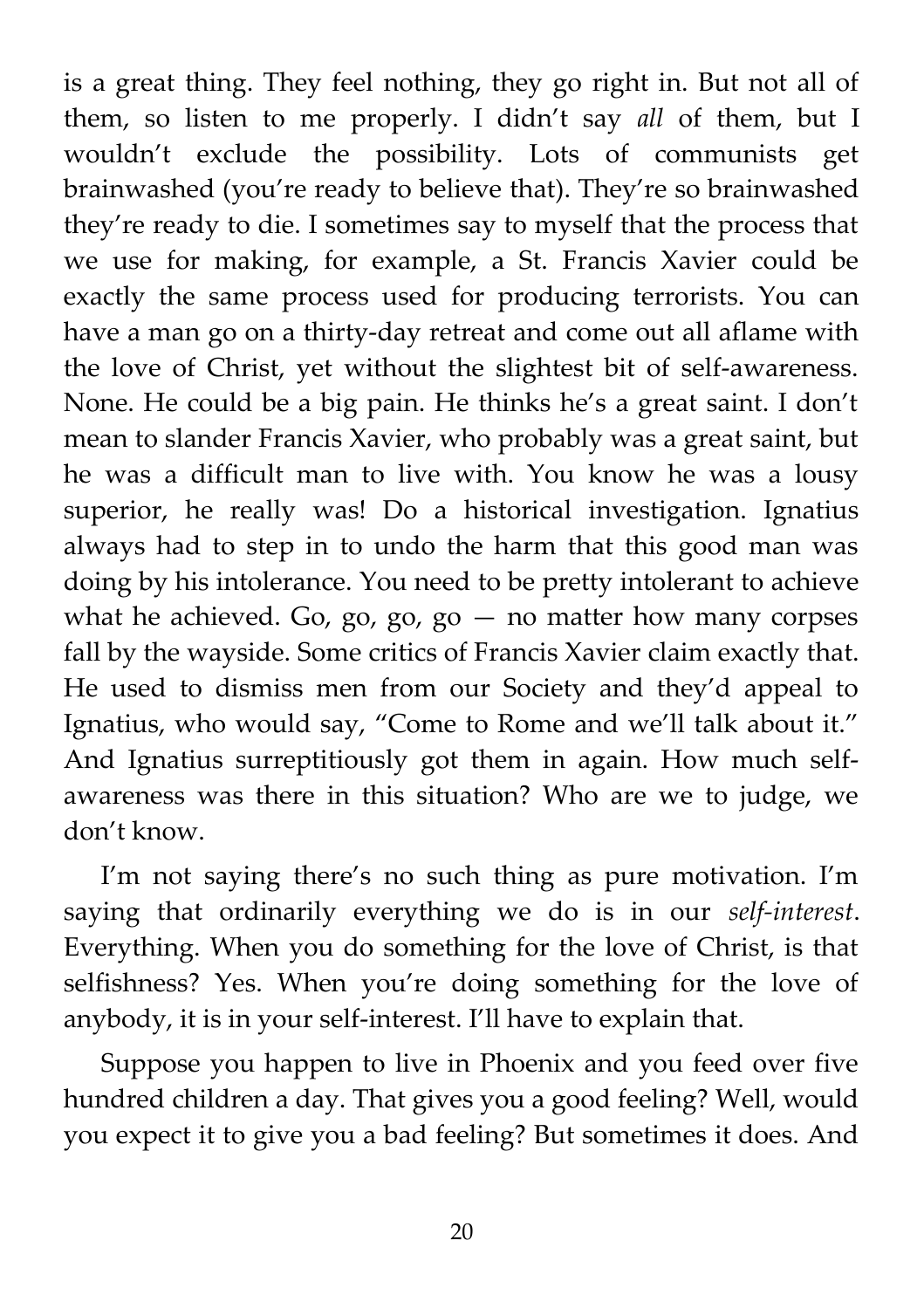is a great thing. They feel nothing, they go right in. But not all of them, so listen to me properly. I didn't say *all* of them, but I wouldn't exclude the possibility. Lots of communists get brainwashed (you're ready to believe that). They're so brainwashed they're ready to die. I sometimes say to myself that the process that we use for making, for example, a St. Francis Xavier could be exactly the same process used for producing terrorists. You can have a man go on a thirty-day retreat and come out all aflame with the love of Christ, yet without the slightest bit of self-awareness. None. He could be a big pain. He thinks he's a great saint. I don't mean to slander Francis Xavier, who probably was a great saint, but he was a difficult man to live with. You know he was a lousy superior, he really was! Do a historical investigation. Ignatius always had to step in to undo the harm that this good man was doing by his intolerance. You need to be pretty intolerant to achieve what he achieved. Go, go, go, go — no matter how many corpses fall by the wayside. Some critics of Francis Xavier claim exactly that. He used to dismiss men from our Society and they'd appeal to Ignatius, who would say, "Come to Rome and we'll talk about it." And Ignatius surreptitiously got them in again. How much self-awareness was there in this situation? Who are we to judge, we don't know.

I'm not saying there's no such thing as pure motivation. I'm saying that ordinarily everything we do is in our *self-interest*. Everything. When you do something for the love of Christ, is that selfishness? Yes. When you're doing something for the love of anybody, it is in your self-interest. I'll have to explain that.

Suppose you happen to live in Phoenix and you feed over five hundred children a day. That gives you a good feeling? Well, would you expect it to give you a bad feeling? But sometimes it does. And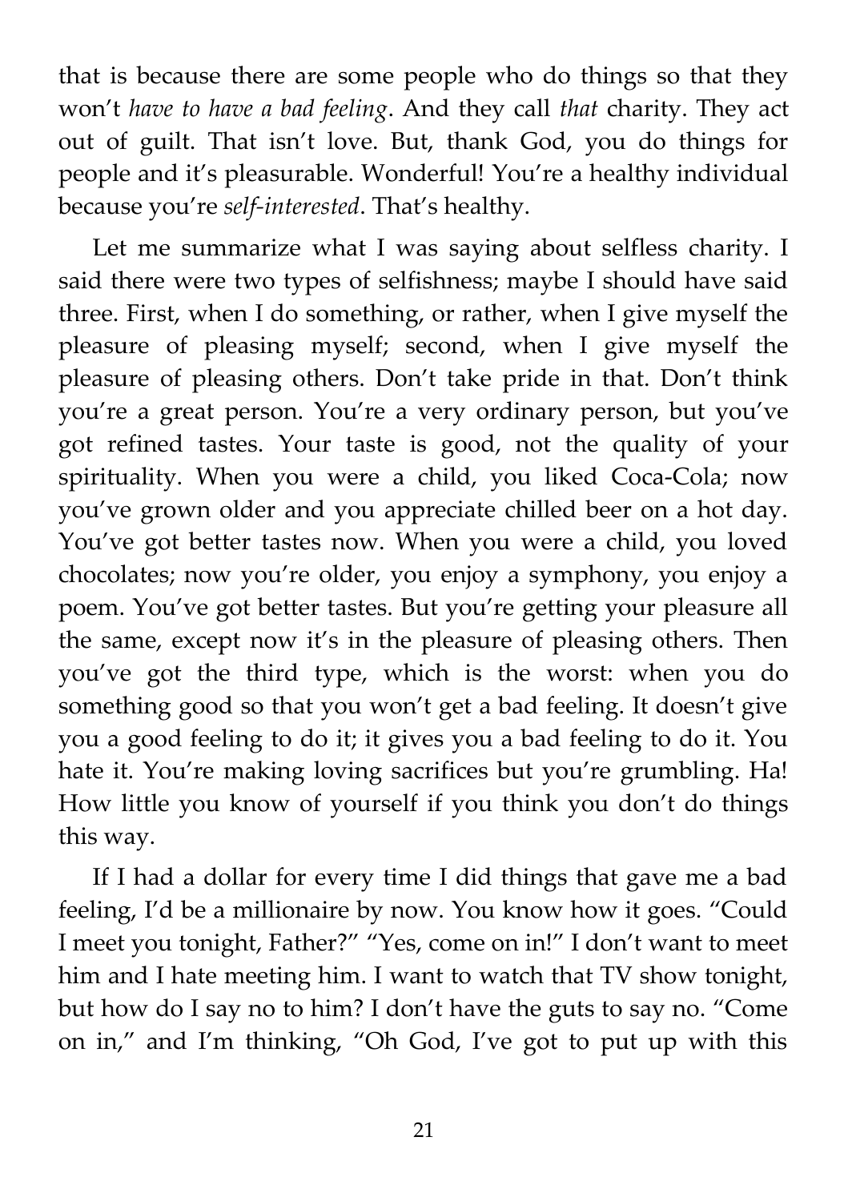that is because there are some people who do things so that they won't *have to have a bad feeling*. And they call *that* charity. They act out of guilt. That isn't love. But, thank God, you do things for people and it's pleasurable. Wonderful! You're a healthy individual because you're *self-interested*. That's healthy.

Let me summarize what I was saying about selfless charity. I said there were two types of selfishness; maybe I should have said three. First, when I do something, or rather, when I give myself the pleasure of pleasing myself; second, when I give myself the pleasure of pleasing others. Don't take pride in that. Don't think you're a great person. You're a very ordinary person, but you've got refined tastes. Your taste is good, not the quality of your spirituality. When you were a child, you liked Coca-Cola; now you've grown older and you appreciate chilled beer on a hot day. You've got better tastes now. When you were a child, you loved chocolates; now you're older, you enjoy a symphony, you enjoy a poem. You've got better tastes. But you're getting your pleasure all the same, except now it's in the pleasure of pleasing others. Then you've got the third type, which is the worst: when you do something good so that you won't get a bad feeling. It doesn't give you a good feeling to do it; it gives you a bad feeling to do it. You hate it. You're making loving sacrifices but you're grumbling. Ha! How little you know of yourself if you think you don't do things this way.

If I had a dollar for every time I did things that gave me a bad feeling, I'd be a millionaire by now. You know how it goes. "Could I meet you tonight, Father?" "Yes, come on in!" I don't want to meet him and I hate meeting him. I want to watch that TV show tonight, but how do I say no to him? I don't have the guts to say no. "Come on in," and I'm thinking, "Oh God, I've got to put up with this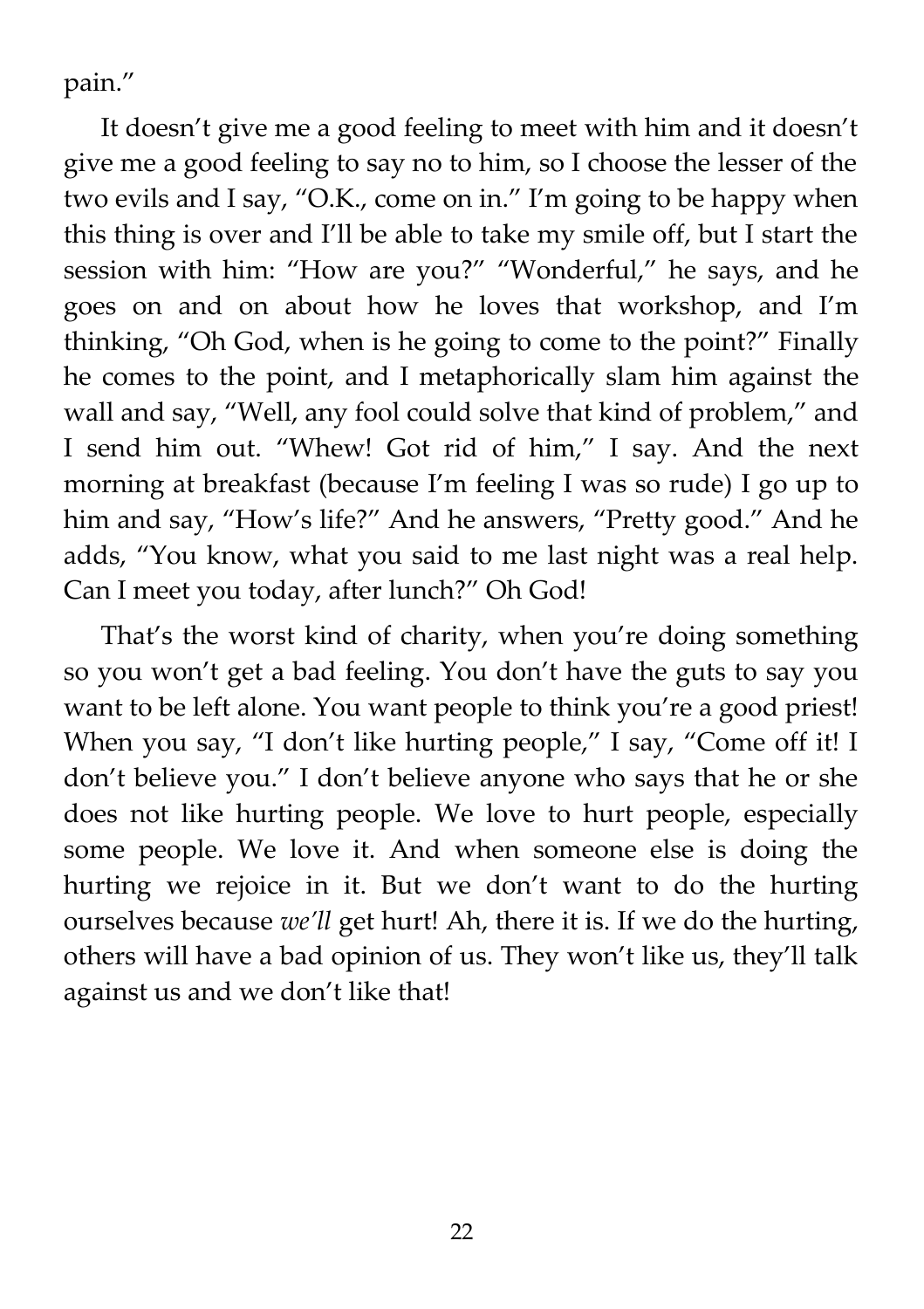pain."

It doesn't give me a good feeling to meet with him and it doesn't give me a good feeling to say no to him, so I choose the lesser of the two evils and I say, "O.K., come on in." I'm going to be happy when this thing is over and I'll be able to take my smile off, but I start the session with him: "How are you?" "Wonderful," he says, and he goes on and on about how he loves that workshop, and I'm thinking, "Oh God, when is he going to come to the point?" Finally he comes to the point, and I metaphorically slam him against the wall and say, "Well, any fool could solve that kind of problem," and I send him out. "Whew! Got rid of him," I say. And the next morning at breakfast (because I'm feeling I was so rude) I go up to him and say, "How's life?" And he answers, "Pretty good." And he adds, "You know, what you said to me last night was a real help. Can I meet you today, after lunch?" Oh God!

That's the worst kind of charity, when you're doing something so you won't get a bad feeling. You don't have the guts to say you want to be left alone. You want people to think you're a good priest! When you say, "I don't like hurting people," I say, "Come off it! I don't believe you." I don't believe anyone who says that he or she does not like hurting people. We love to hurt people, especially some people. We love it. And when someone else is doing the hurting we rejoice in it. But we don't want to do the hurting ourselves because *we'll* get hurt! Ah, there it is. If we do the hurting, others will have a bad opinion of us. They won't like us, they'll talk against us and we don't like that!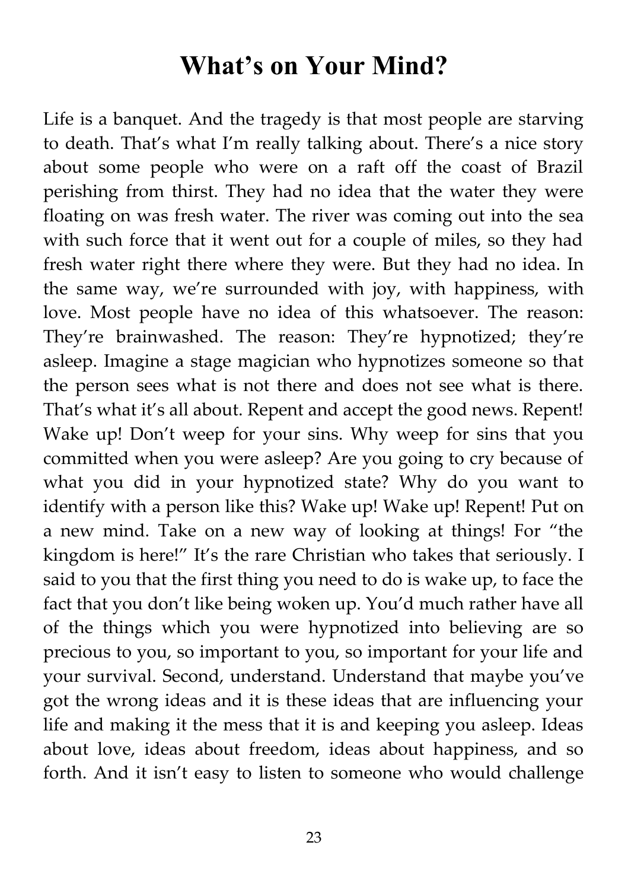# What's on Your Mind?

Life is a banquet. And the tragedy is that most people are starving to death. That's what I'm really talking about. There's a nice story about some people who were on a raft off the coast of Brazil perishing from thirst. They had no idea that the water they were floating on was fresh water. The river was coming out into the sea with such force that it went out for a couple of miles, so they had fresh water right there where they were. But they had no idea. In the same way, we're surrounded with joy, with happiness, with love. Most people have no idea of this whatsoever. The reason: They're brainwashed. The reason: They're hypnotized; they're asleep. Imagine a stage magician who hypnotizes someone so that the person sees what is not there and does not see what is there. That's what it's all about. Repent and accept the good news. Repent! Wake up! Don't weep for your sins. Why weep for sins that you committed when you were asleep? Are you going to cry because of what you did in your hypnotized state? Why do you want to identify with a person like this? Wake up! Wake up! Repent! Put on a new mind. Take on a new way of looking at things! For "the kingdom is here!" It's the rare Christian who takes that seriously. I said to you that the first thing you need to do is wake up, to face the fact that you don't like being woken up. You'd much rather have all of the things which you were hypnotized into believing are so precious to you, so important to you, so important for your life and your survival. Second, understand. Understand that maybe you've got the wrong ideas and it is these ideas that are influencing your life and making it the mess that it is and keeping you asleep. Ideas about love, ideas about freedom, ideas about happiness, and so forth. And it isn't easy to listen to someone who would challenge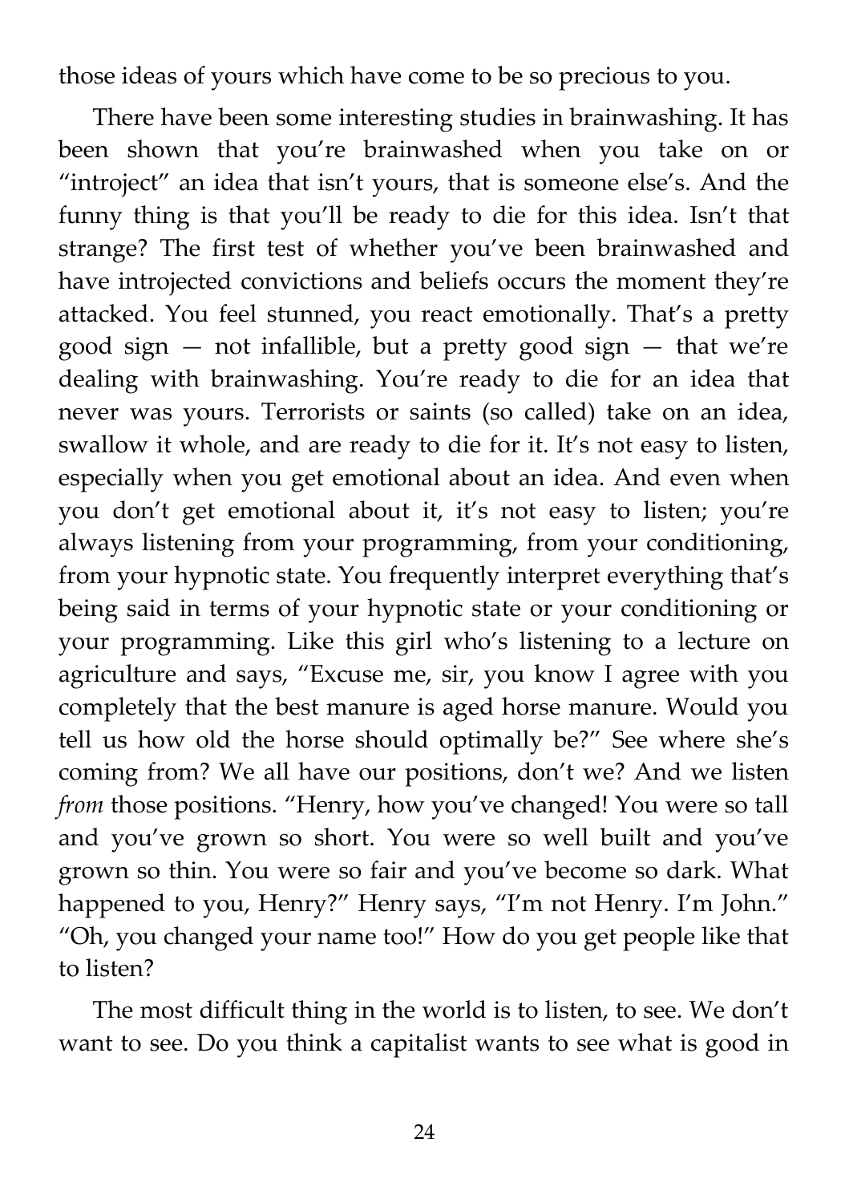those ideas of yours which have come to be so precious to you.

There have been some interesting studies in brainwashing. It has been shown that you're brainwashed when you take on or "introject" an idea that isn't yours, that is someone else's. And the funny thing is that you'll be ready to die for this idea. Isn't that strange? The first test of whether you've been brainwashed and have introjected convictions and beliefs occurs the moment they're attacked. You feel stunned, you react emotionally. That's a pretty good sign — not infallible, but a pretty good sign — that we're dealing with brainwashing. You're ready to die for an idea that never was yours. Terrorists or saints (so called) take on an idea, swallow it whole, and are ready to die for it. It's not easy to listen, especially when you get emotional about an idea. And even when you don't get emotional about it, it's not easy to listen; you're always listening from your programming, from your conditioning, from your hypnotic state. You frequently interpret everything that's being said in terms of your hypnotic state or your conditioning or your programming. Like this girl who's listening to a lecture on agriculture and says, "Excuse me, sir, you know I agree with you completely that the best manure is aged horse manure. Would you tell us how old the horse should optimally be?" See where she's coming from? We all have our positions, don't we? And we listen *from* those positions. "Henry, how you've changed! You were so tall and you've grown so short. You were so well built and you've grown so thin. You were so fair and you've become so dark. What happened to you, Henry?" Henry says, "I'm not Henry. I'm John." "Oh, you changed your name too!" How do you get people like that to listen?

The most difficult thing in the world is to listen, to see. We don't want to see. Do you think a capitalist wants to see what is good in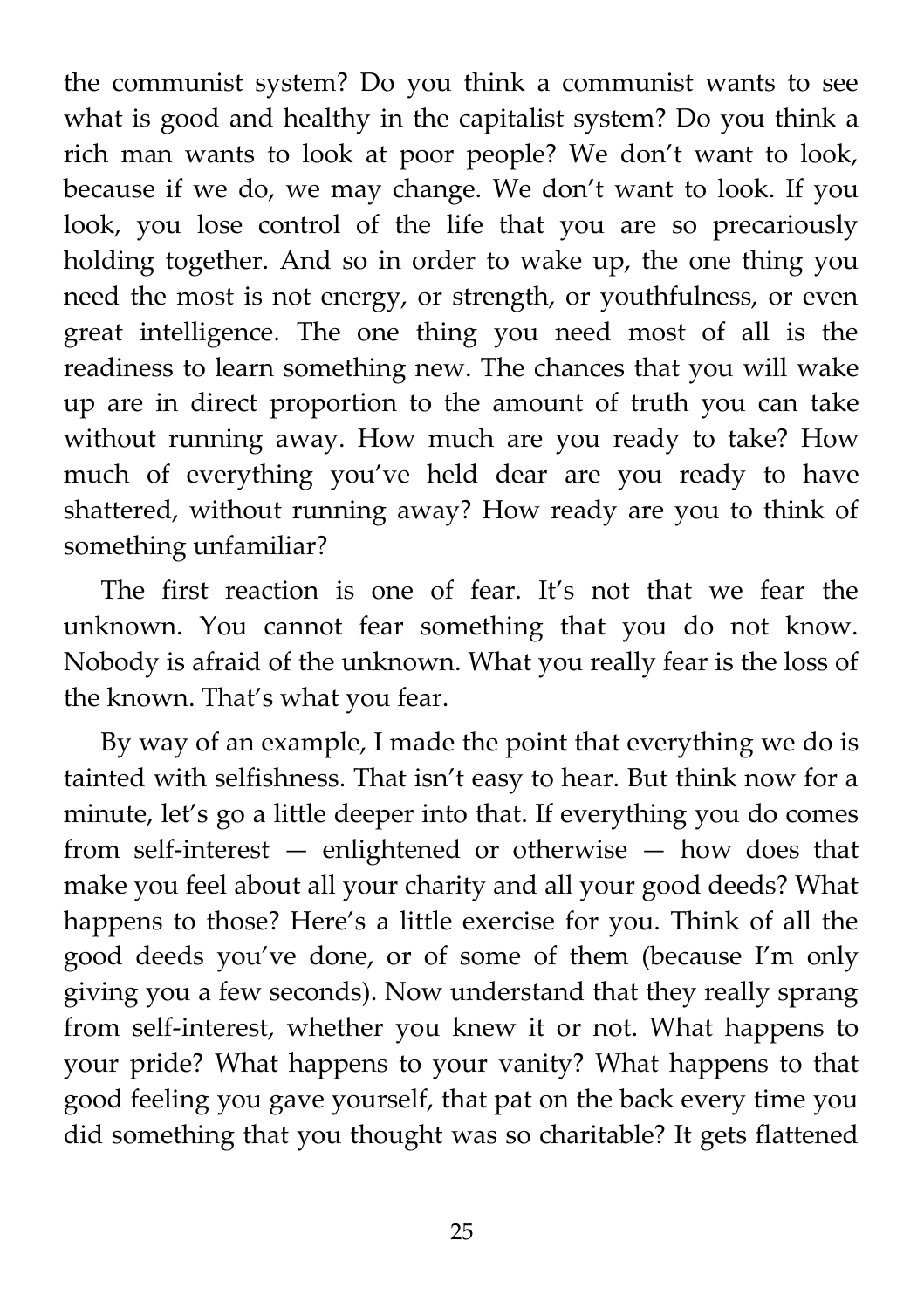the communist system? Do you think a communist wants to see what is good and healthy in the capitalist system? Do you think a rich man wants to look at poor people? We don't want to look, because if we do, we may change. We don't want to look. If you look, you lose control of the life that you are so precariously holding together. And so in order to wake up, the one thing you need the most is not energy, or strength, or youthfulness, or even great intelligence. The one thing you need most of all is the readiness to learn something new. The chances that you will wake up are in direct proportion to the amount of truth you can take without running away. How much are you ready to take? How much of everything you've held dear are you ready to have shattered, without running away? How ready are you to think of something unfamiliar?

The first reaction is one of fear. It's not that we fear the unknown. You cannot fear something that you do not know. Nobody is afraid of the unknown. What you really fear is the loss of the known. That's what you fear.

By way of an example, I made the point that everything we do is tainted with selfishness. That isn't easy to hear. But think now for a minute, let's go a little deeper into that. If everything you do comes from self-interest — enlightened or otherwise — how does that make you feel about all your charity and all your good deeds? What happens to those? Here's a little exercise for you. Think of all the good deeds you've done, or of some of them (because I'm only giving you a few seconds). Now understand that they really sprang from self-interest, whether you knew it or not. What happens to your pride? What happens to your vanity? What happens to that good feeling you gave yourself, that pat on the back every time you did something that you thought was so charitable? It gets flattened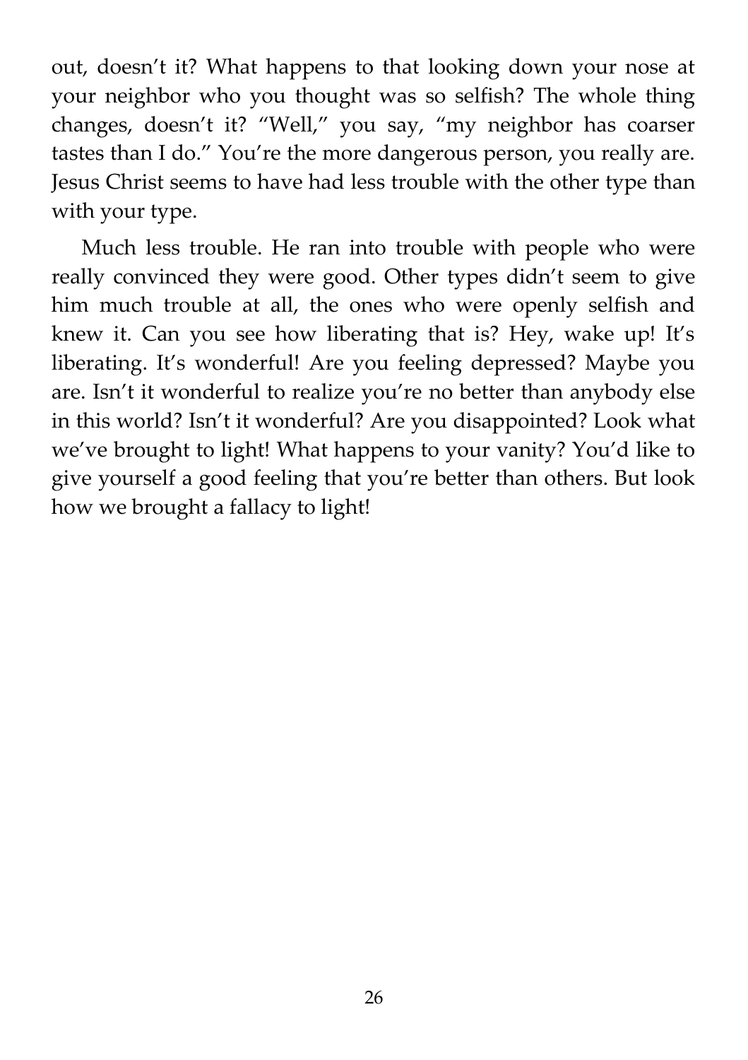out, doesn't it? What happens to that looking down your nose at your neighbor who you thought was so selfish? The whole thing changes, doesn't it? "Well," you say, "my neighbor has coarser tastes than I do." You're the more dangerous person, you really are. Jesus Christ seems to have had less trouble with the other type than with your type.

Much less trouble. He ran into trouble with people who were really convinced they were good. Other types didn't seem to give him much trouble at all, the ones who were openly selfish and knew it. Can you see how liberating that is? Hey, wake up! It's liberating. It's wonderful! Are you feeling depressed? Maybe you are. Isn't it wonderful to realize you're no better than anybody else in this world? Isn't it wonderful? Are you disappointed? Look what we've brought to light! What happens to your vanity? You'd like to give yourself a good feeling that you're better than others. But look how we brought a fallacy to light!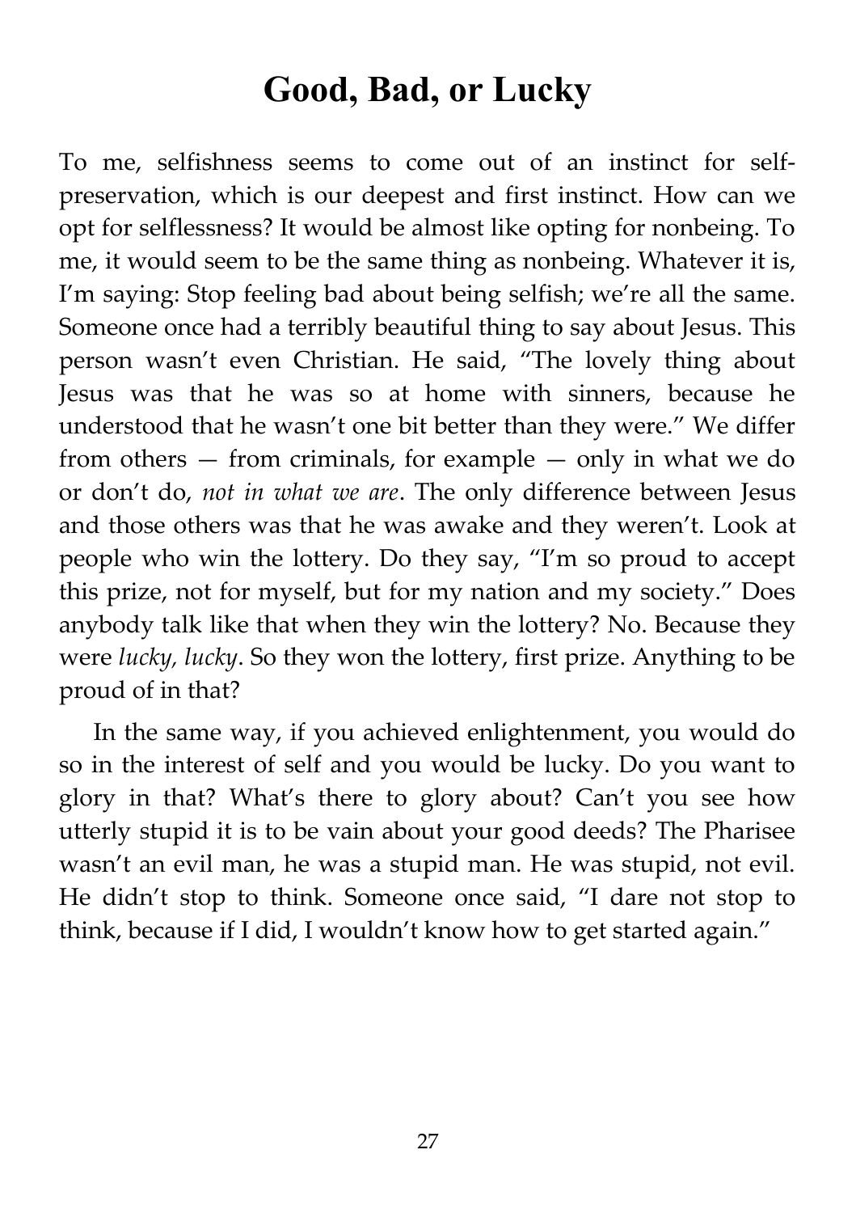# Good, Bad, or Lucky

To me, selfishness seems to come out of an instinct for self-preservation, which is our deepest and first instinct. How can we opt for selflessness? It would be almost like opting for nonbeing. To me, it would seem to be the same thing as nonbeing. Whatever it is, I'm saying: Stop feeling bad about being selfish; we're all the same. Someone once had a terribly beautiful thing to say about Jesus. This person wasn't even Christian. He said, "The lovely thing about Jesus was that he was so at home with sinners, because he understood that he wasn't one bit better than they were." We differ from others — from criminals, for example — only in what we do or don't do, *not in what we are*. The only difference between Jesus and those others was that he was awake and they weren't. Look at people who win the lottery. Do they say, "I'm so proud to accept this prize, not for myself, but for my nation and my society." Does anybody talk like that when they win the lottery? No. Because they were *lucky, lucky*. So they won the lottery, first prize. Anything to be proud of in that?

In the same way, if you achieved enlightenment, you would do so in the interest of self and you would be lucky. Do you want to glory in that? What's there to glory about? Can't you see how utterly stupid it is to be vain about your good deeds? The Pharisee wasn't an evil man, he was a stupid man. He was stupid, not evil. He didn't stop to think. Someone once said, "I dare not stop to think, because if I did, I wouldn't know how to get started again."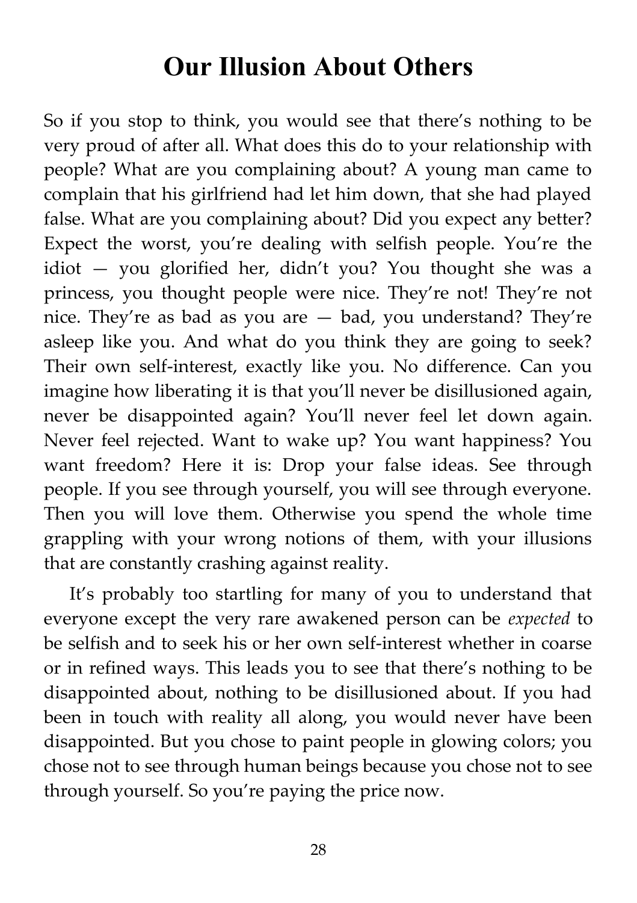# Our Illusion About Others

So if you stop to think, you would see that there's nothing to be very proud of after all. What does this do to your relationship with people? What are you complaining about? A young man came to complain that his girlfriend had let him down, that she had played false. What are you complaining about? Did you expect any better? Expect the worst, you're dealing with selfish people. You're the idiot — you glorified her, didn't you? You thought she was a princess, you thought people were nice. They're not! They're not nice. They're as bad as you are — bad, you understand? They're asleep like you. And what do you think they are going to seek? Their own self-interest, exactly like you. No difference. Can you imagine how liberating it is that you'll never be disillusioned again, never be disappointed again? You'll never feel let down again. Never feel rejected. Want to wake up? You want happiness? You want freedom? Here it is: Drop your false ideas. See through people. If you see through yourself, you will see through everyone. Then you will love them. Otherwise you spend the whole time grappling with your wrong notions of them, with your illusions that are constantly crashing against reality.

It's probably too startling for many of you to understand that everyone except the very rare awakened person can be *expected* to be selfish and to seek his or her own self-interest whether in coarse or in refined ways. This leads you to see that there's nothing to be disappointed about, nothing to be disillusioned about. If you had been in touch with reality all along, you would never have been disappointed. But you chose to paint people in glowing colors; you chose not to see through human beings because you chose not to see through yourself. So you're paying the price now.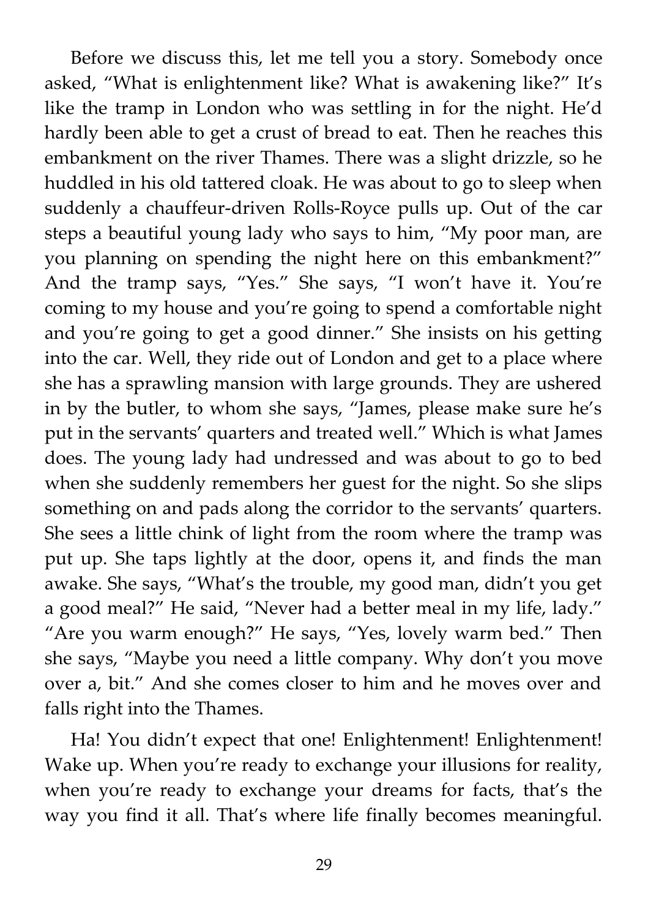Before we discuss this, let me tell you a story. Somebody once asked, "What is enlightenment like? What is awakening like?" It's like the tramp in London who was settling in for the night. He'd hardly been able to get a crust of bread to eat. Then he reaches this embankment on the river Thames. There was a slight drizzle, so he huddled in his old tattered cloak. He was about to go to sleep when suddenly a chauffeur-driven Rolls-Royce pulls up. Out of the car steps a beautiful young lady who says to him, "My poor man, are you planning on spending the night here on this embankment?" And the tramp says, "Yes." She says, "I won't have it. You're coming to my house and you're going to spend a comfortable night and you're going to get a good dinner." She insists on his getting into the car. Well, they ride out of London and get to a place where she has a sprawling mansion with large grounds. They are ushered in by the butler, to whom she says, "James, please make sure he's put in the servants' quarters and treated well." Which is what James does. The young lady had undressed and was about to go to bed when she suddenly remembers her guest for the night. So she slips something on and pads along the corridor to the servants' quarters. She sees a little chink of light from the room where the tramp was put up. She taps lightly at the door, opens it, and finds the man awake. She says, "What's the trouble, my good man, didn't you get a good meal?" He said, "Never had a better meal in my life, lady." "Are you warm enough?" He says, "Yes, lovely warm bed." Then she says, "Maybe you need a little company. Why don't you move over a, bit." And she comes closer to him and he moves over and falls right into the Thames.

Ha! You didn't expect that one! Enlightenment! Enlightenment! Wake up. When you're ready to exchange your illusions for reality, when you're ready to exchange your dreams for facts, that's the way you find it all. That's where life finally becomes meaningful.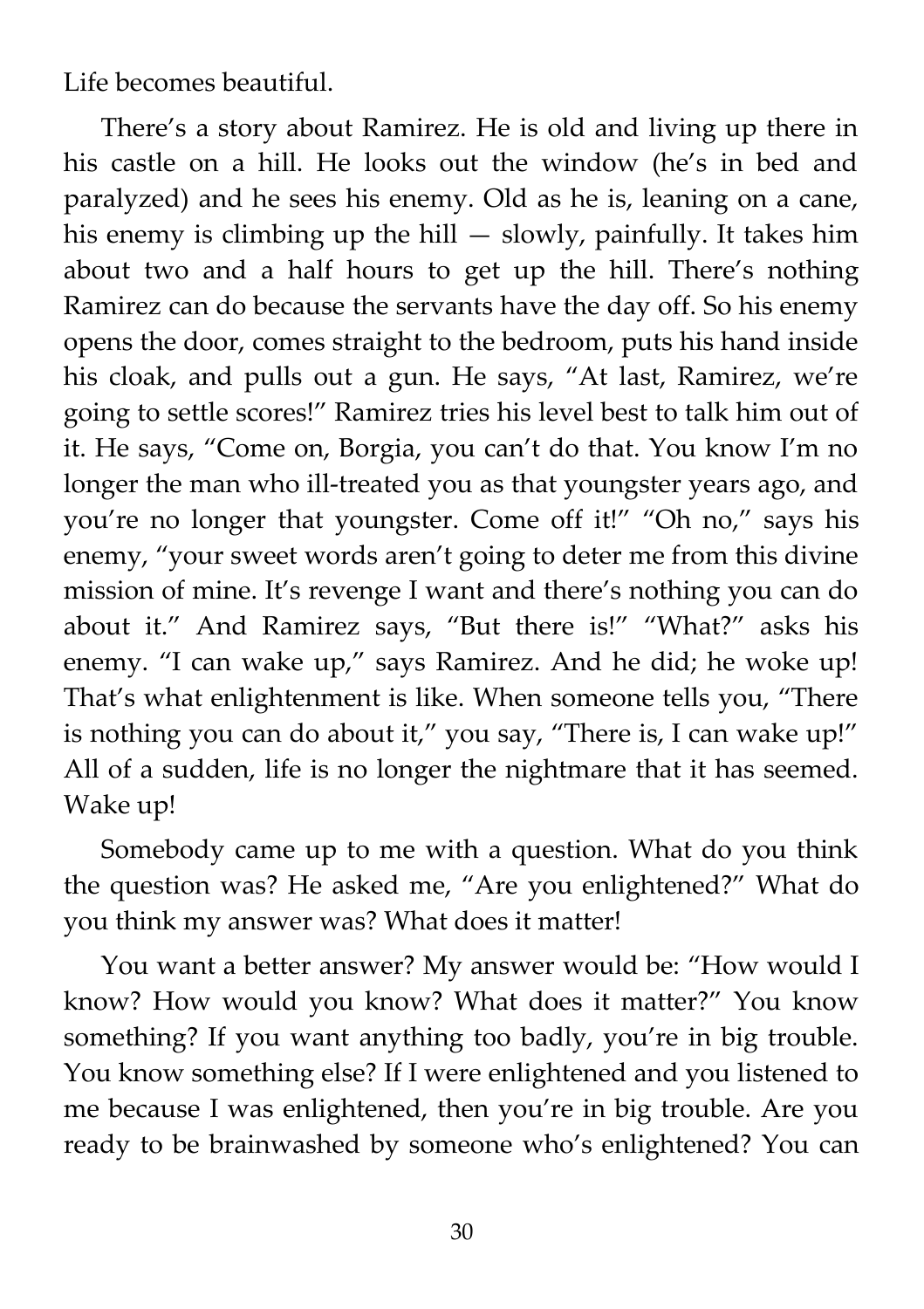Life becomes beautiful.

There's a story about Ramirez. He is old and living up there in his castle on a hill. He looks out the window (he's in bed and paralyzed) and he sees his enemy. Old as he is, leaning on a cane, his enemy is climbing up the hill — slowly, painfully. It takes him about two and a half hours to get up the hill. There's nothing Ramirez can do because the servants have the day off. So his enemy opens the door, comes straight to the bedroom, puts his hand inside his cloak, and pulls out a gun. He says, "At last, Ramirez, we're going to settle scores!" Ramirez tries his level best to talk him out of it. He says, "Come on, Borgia, you can't do that. You know I'm no longer the man who ill-treated you as that youngster years ago, and you're no longer that youngster. Come off it!" "Oh no," says his enemy, "your sweet words aren't going to deter me from this divine mission of mine. It's revenge I want and there's nothing you can do about it." And Ramirez says, "But there is!" "What?" asks his enemy. "I can wake up," says Ramirez. And he did; he woke up! That's what enlightenment is like. When someone tells you, "There is nothing you can do about it," you say, "There is, I can wake up!" All of a sudden, life is no longer the nightmare that it has seemed. Wake up!

Somebody came up to me with a question. What do you think the question was? He asked me, "Are you enlightened?" What do you think my answer was? What does it matter!

You want a better answer? My answer would be: "How would I know? How would you know? What does it matter?" You know something? If you want anything too badly, you're in big trouble. You know something else? If I were enlightened and you listened to me because I was enlightened, then you're in big trouble. Are you ready to be brainwashed by someone who's enlightened? You can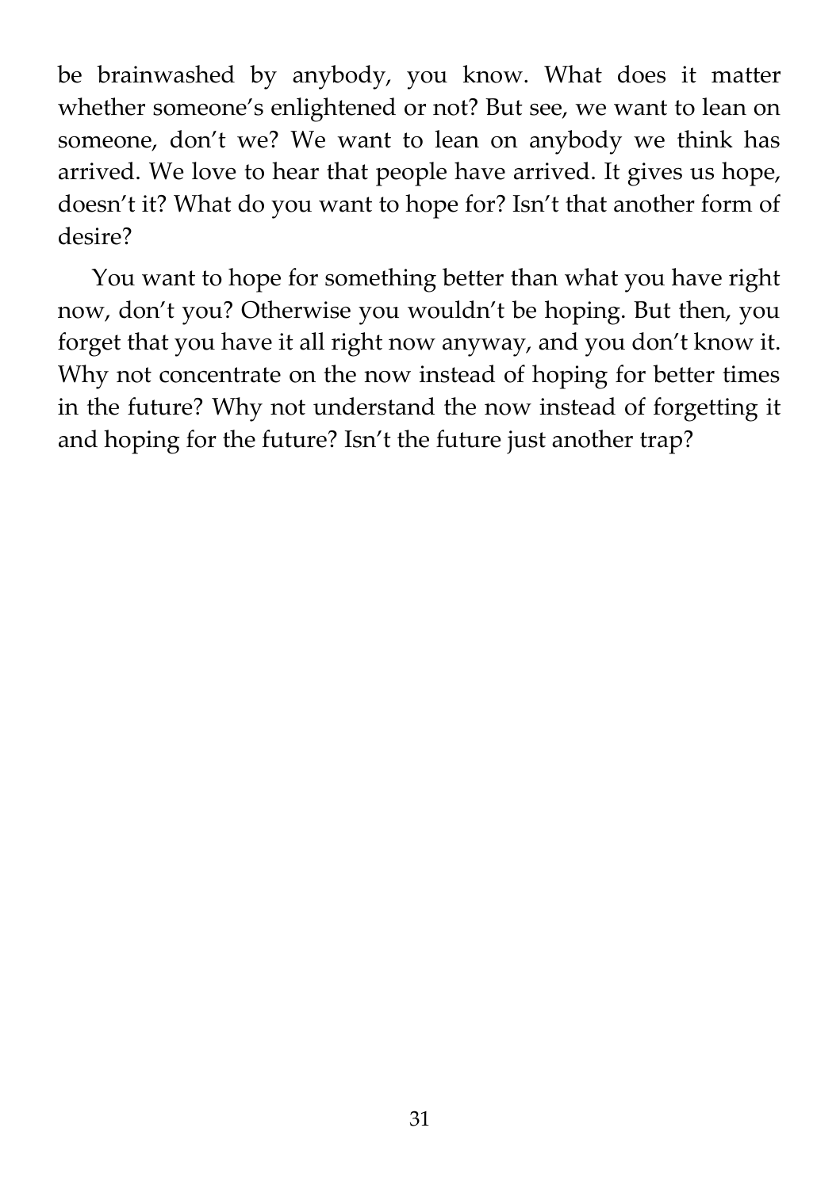be brainwashed by anybody, you know. What does it matter whether someone's enlightened or not? But see, we want to lean on someone, don't we? We want to lean on anybody we think has arrived. We love to hear that people have arrived. It gives us hope, doesn't it? What do you want to hope for? Isn't that another form of desire?

You want to hope for something better than what you have right now, don't you? Otherwise you wouldn't be hoping. But then, you forget that you have it all right now anyway, and you don't know it. Why not concentrate on the now instead of hoping for better times in the future? Why not understand the now instead of forgetting it and hoping for the future? Isn't the future just another trap?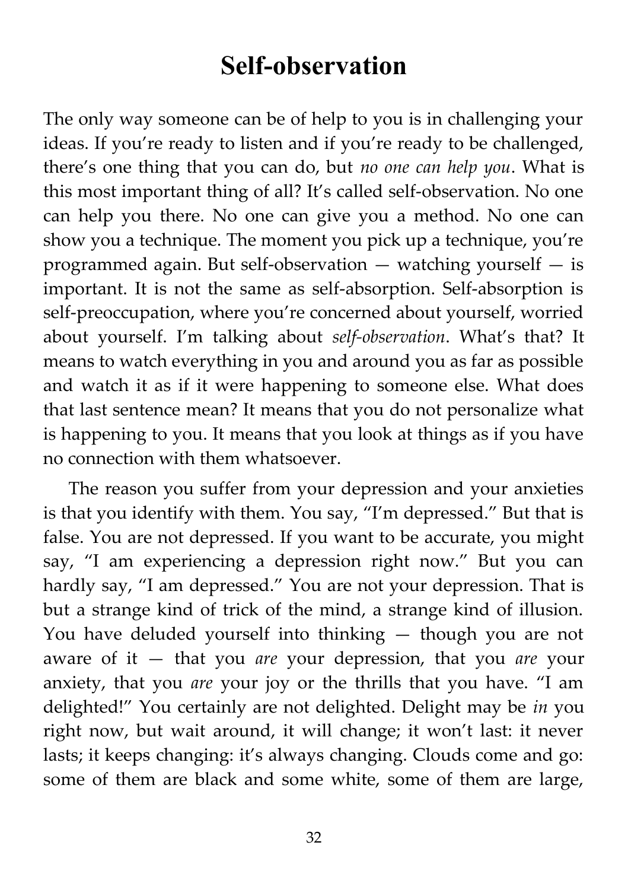# Self-observation

The only way someone can be of help to you is in challenging your ideas. If you're ready to listen and if you're ready to be challenged, there's one thing that you can do, but *no one can help you*. What is this most important thing of all? It's called self-observation. No one can help you there. No one can give you a method. No one can show you a technique. The moment you pick up a technique, you're programmed again. But self-observation — watching yourself — is important. It is not the same as self-absorption. Self-absorption is self-preoccupation, where you're concerned about yourself, worried about yourself. I'm talking about *self-observation*. What's that? It means to watch everything in you and around you as far as possible and watch it as if it were happening to someone else. What does that last sentence mean? It means that you do not personalize what is happening to you. It means that you look at things as if you have no connection with them whatsoever.

The reason you suffer from your depression and your anxieties is that you identify with them. You say, "I'm depressed." But that is false. You are not depressed. If you want to be accurate, you might say, "I am experiencing a depression right now." But you can hardly say, "I am depressed." You are not your depression. That is but a strange kind of trick of the mind, a strange kind of illusion. You have deluded yourself into thinking — though you are not aware of it — that you *are* your depression, that you *are* your anxiety, that you *are* your joy or the thrills that you have. "I am delighted!" You certainly are not delighted. Delight may be *in* you right now, but wait around, it will change; it won't last: it never lasts; it keeps changing: it's always changing. Clouds come and go: some of them are black and some white, some of them are large,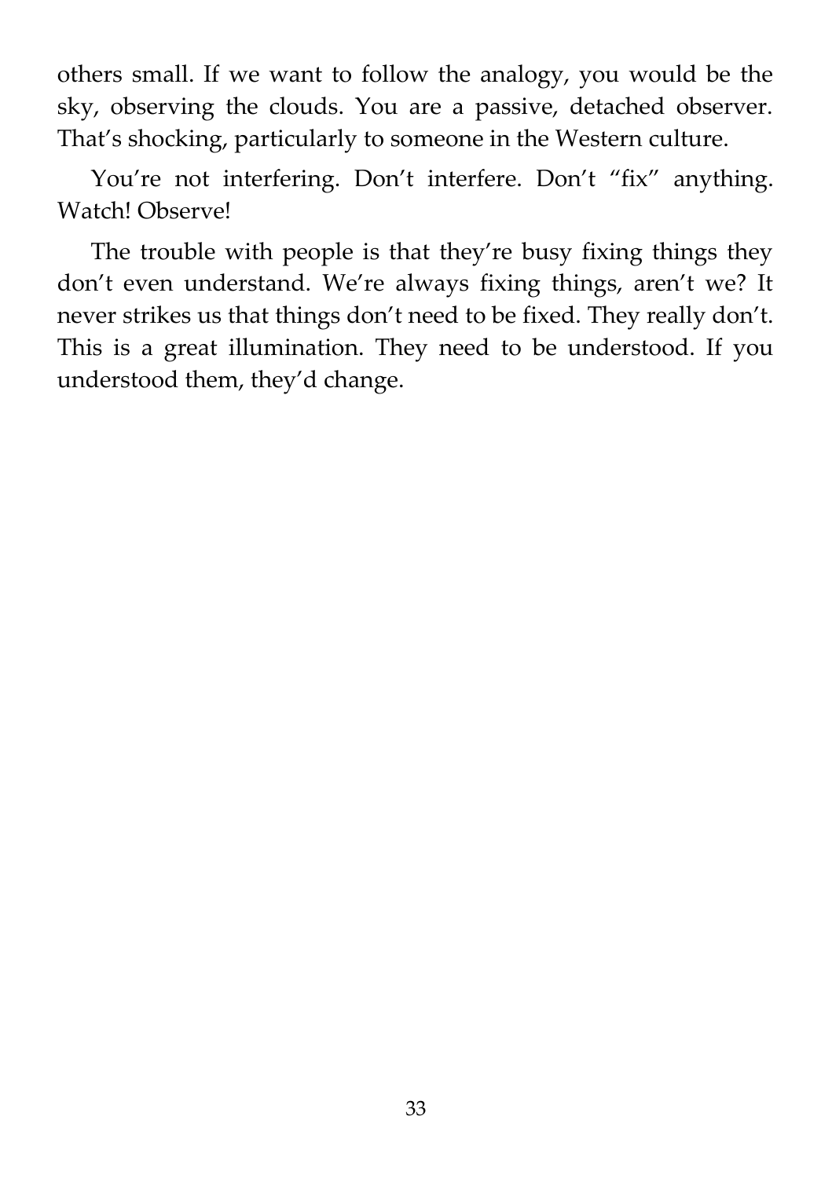others small. If we want to follow the analogy, you would be the sky, observing the clouds. You are a passive, detached observer. That's shocking, particularly to someone in the Western culture.

You're not interfering. Don't interfere. Don't "fix" anything. Watch! Observe!

The trouble with people is that they're busy fixing things they don't even understand. We're always fixing things, aren't we? It never strikes us that things don't need to be fixed. They really don't. This is a great illumination. They need to be understood. If you understood them, they'd change.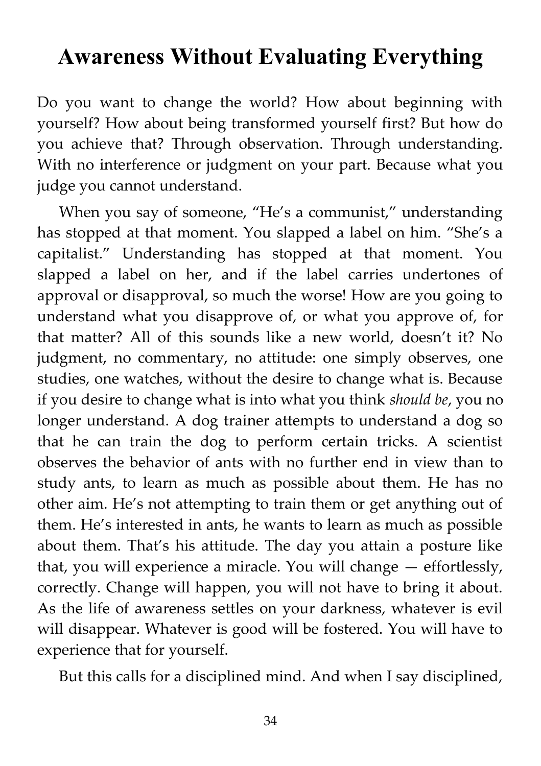# Awareness Without Evaluating Everything

Do you want to change the world? How about beginning with yourself? How about being transformed yourself first? But how do you achieve that? Through observation. Through understanding. With no interference or judgment on your part. Because what you judge you cannot understand.

When you say of someone, "He's a communist," understanding has stopped at that moment. You slapped a label on him. "She's a capitalist." Understanding has stopped at that moment. You slapped a label on her, and if the label carries undertones of approval or disapproval, so much the worse! How are you going to understand what you disapprove of, or what you approve of, for that matter? All of this sounds like a new world, doesn't it? No judgment, no commentary, no attitude: one simply observes, one studies, one watches, without the desire to change what is. Because if you desire to change what is into what you think *should be*, you no longer understand. A dog trainer attempts to understand a dog so that he can train the dog to perform certain tricks. A scientist observes the behavior of ants with no further end in view than to study ants, to learn as much as possible about them. He has no other aim. He's not attempting to train them or get anything out of them. He's interested in ants, he wants to learn as much as possible about them. That's his attitude. The day you attain a posture like that, you will experience a miracle. You will change — effortlessly, correctly. Change will happen, you will not have to bring it about. As the life of awareness settles on your darkness, whatever is evil will disappear. Whatever is good will be fostered. You will have to experience that for yourself.

But this calls for a disciplined mind. And when I say disciplined,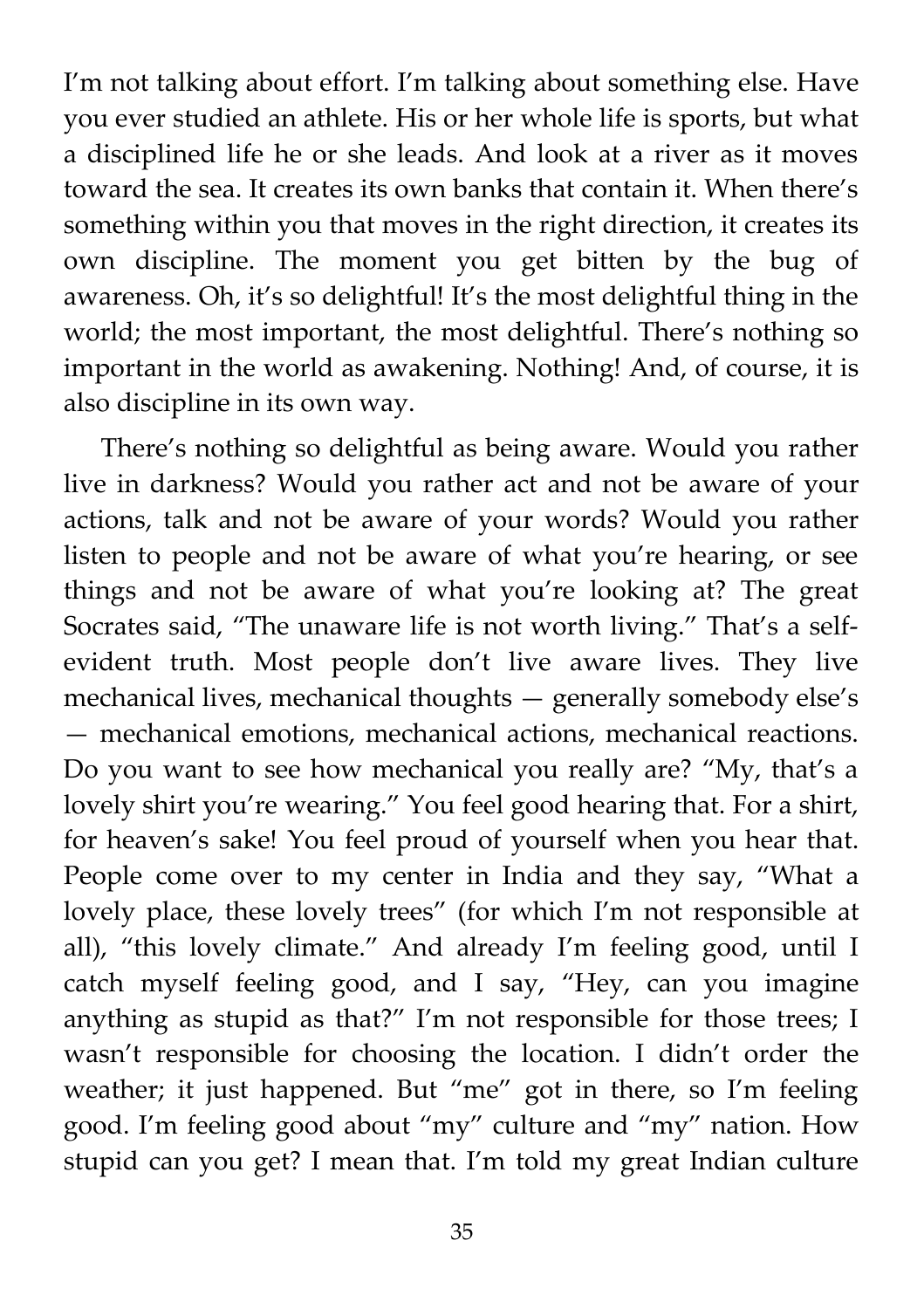I'm not talking about effort. I'm talking about something else. Have you ever studied an athlete. His or her whole life is sports, but what a disciplined life he or she leads. And look at a river as it moves toward the sea. It creates its own banks that contain it. When there's something within you that moves in the right direction, it creates its own discipline. The moment you get bitten by the bug of awareness. Oh, it's so delightful! It's the most delightful thing in the world; the most important, the most delightful. There's nothing so important in the world as awakening. Nothing! And, of course, it is also discipline in its own way.

There's nothing so delightful as being aware. Would you rather live in darkness? Would you rather act and not be aware of your actions, talk and not be aware of your words? Would you rather listen to people and not be aware of what you're hearing, or see things and not be aware of what you're looking at? The great Socrates said, "The unaware life is not worth living." That's a self-evident truth. Most people don't live aware lives. They live mechanical lives, mechanical thoughts — generally somebody else's — mechanical emotions, mechanical actions, mechanical reactions. Do you want to see how mechanical you really are? "My, that's a lovely shirt you're wearing." You feel good hearing that. For a shirt, for heaven's sake! You feel proud of yourself when you hear that. People come over to my center in India and they say, "What a lovely place, these lovely trees" (for which I'm not responsible at all), "this lovely climate." And already I'm feeling good, until I catch myself feeling good, and I say, "Hey, can you imagine anything as stupid as that?" I'm not responsible for those trees; I wasn't responsible for choosing the location. I didn't order the weather; it just happened. But "me" got in there, so I'm feeling good. I'm feeling good about "my" culture and "my" nation. How stupid can you get? I mean that. I'm told my great Indian culture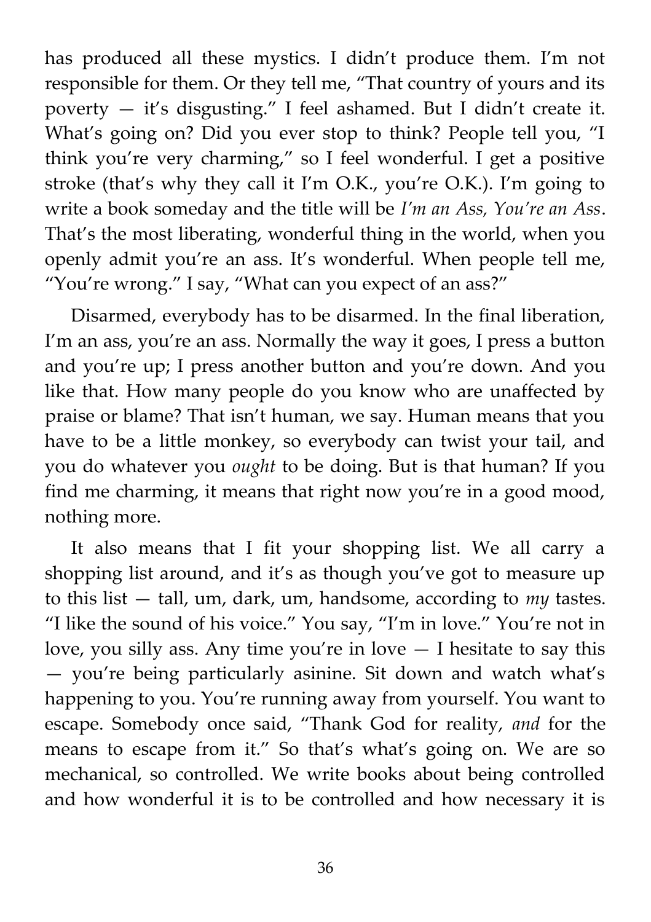has produced all these mystics. I didn't produce them. I'm not responsible for them. Or they tell me, "That country of yours and its poverty — it's disgusting." I feel ashamed. But I didn't create it. What's going on? Did you ever stop to think? People tell you, "I think you're very charming," so I feel wonderful. I get a positive stroke (that's why they call it I'm O.K., you're O.K.). I'm going to write a book someday and the title will be *I'm an Ass, You're an Ass*. That's the most liberating, wonderful thing in the world, when you openly admit you're an ass. It's wonderful. When people tell me, "You're wrong." I say, "What can you expect of an ass?"

Disarmed, everybody has to be disarmed. In the final liberation, I'm an ass, you're an ass. Normally the way it goes, I press a button and you're up; I press another button and you're down. And you like that. How many people do you know who are unaffected by praise or blame? That isn't human, we say. Human means that you have to be a little monkey, so everybody can twist your tail, and you do whatever you *ought* to be doing. But is that human? If you find me charming, it means that right now you're in a good mood, nothing more.

It also means that I fit your shopping list. We all carry a shopping list around, and it's as though you've got to measure up to this list — tall, um, dark, um, handsome, according to *my* tastes. "I like the sound of his voice." You say, "I'm in love." You're not in love, you silly ass. Any time you're in love — I hesitate to say this — you're being particularly asinine. Sit down and watch what's happening to you. You're running away from yourself. You want to escape. Somebody once said, "Thank God for reality, *and* for the means to escape from it." So that's what's going on. We are so mechanical, so controlled. We write books about being controlled and how wonderful it is to be controlled and how necessary it is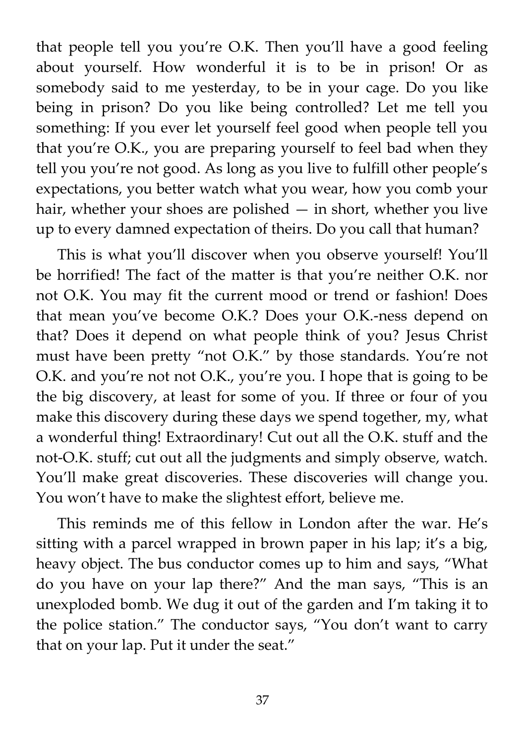that people tell you you're O.K. Then you'll have a good feeling about yourself. How wonderful it is to be in prison! Or as somebody said to me yesterday, to be in your cage. Do you like being in prison? Do you like being controlled? Let me tell you something: If you ever let yourself feel good when people tell you that you're O.K., you are preparing yourself to feel bad when they tell you you're not good. As long as you live to fulfill other people's expectations, you better watch what you wear, how you comb your hair, whether your shoes are polished — in short, whether you live up to every damned expectation of theirs. Do you call that human?

This is what you'll discover when you observe yourself! You'll be horrified! The fact of the matter is that you're neither O.K. nor not O.K. You may fit the current mood or trend or fashion! Does that mean you've become O.K.? Does your O.K.-ness depend on that? Does it depend on what people think of you? Jesus Christ must have been pretty "not O.K." by those standards. You're not O.K. and you're not not O.K., you're you. I hope that is going to be the big discovery, at least for some of you. If three or four of you make this discovery during these days we spend together, my, what a wonderful thing! Extraordinary! Cut out all the O.K. stuff and the not-O.K. stuff; cut out all the judgments and simply observe, watch. You'll make great discoveries. These discoveries will change you. You won't have to make the slightest effort, believe me.

This reminds me of this fellow in London after the war. He's sitting with a parcel wrapped in brown paper in his lap; it's a big, heavy object. The bus conductor comes up to him and says, "What do you have on your lap there?" And the man says, "This is an unexploded bomb. We dug it out of the garden and I'm taking it to the police station." The conductor says, "You don't want to carry that on your lap. Put it under the seat."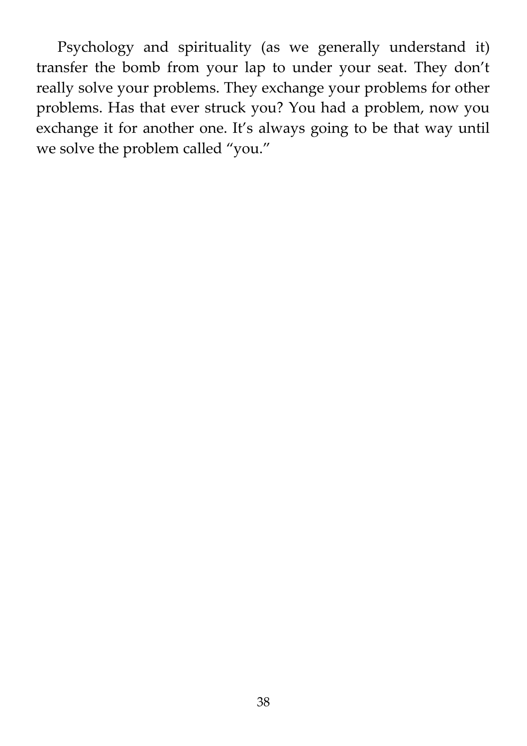Psychology and spirituality (as we generally understand it) transfer the bomb from your lap to under your seat. They don't really solve your problems. They exchange your problems for other problems. Has that ever struck you? You had a problem, now you exchange it for another one. It's always going to be that way until we solve the problem called "you."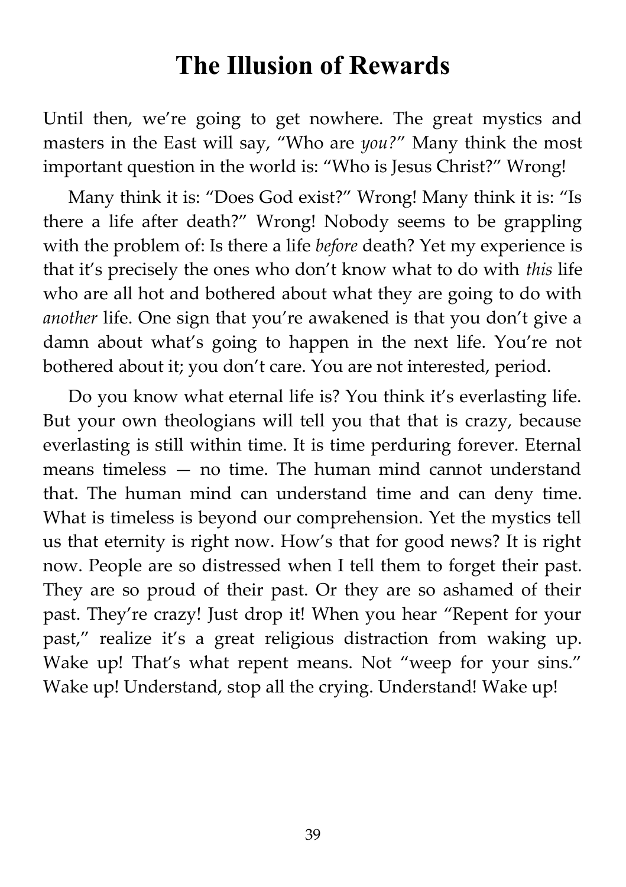# The Illusion of Rewards

Until then, we're going to get nowhere. The great mystics and masters in the East will say, "Who are *you?*" Many think the most important question in the world is: "Who is Jesus Christ?" Wrong!

Many think it is: "Does God exist?" Wrong! Many think it is: "Is there a life after death?" Wrong! Nobody seems to be grappling with the problem of: Is there a life *before* death? Yet my experience is that it's precisely the ones who don't know what to do with *this* life who are all hot and bothered about what they are going to do with *another* life. One sign that you're awakened is that you don't give a damn about what's going to happen in the next life. You're not bothered about it; you don't care. You are not interested, period.

Do you know what eternal life is? You think it's everlasting life. But your own theologians will tell you that that is crazy, because everlasting is still within time. It is time perduring forever. Eternal means timeless — no time. The human mind cannot understand that. The human mind can understand time and can deny time. What is timeless is beyond our comprehension. Yet the mystics tell us that eternity is right now. How's that for good news? It is right now. People are so distressed when I tell them to forget their past. They are so proud of their past. Or they are so ashamed of their past. They're crazy! Just drop it! When you hear "Repent for your past," realize it's a great religious distraction from waking up. Wake up! That's what repent means. Not "weep for your sins." Wake up! Understand, stop all the crying. Understand! Wake up!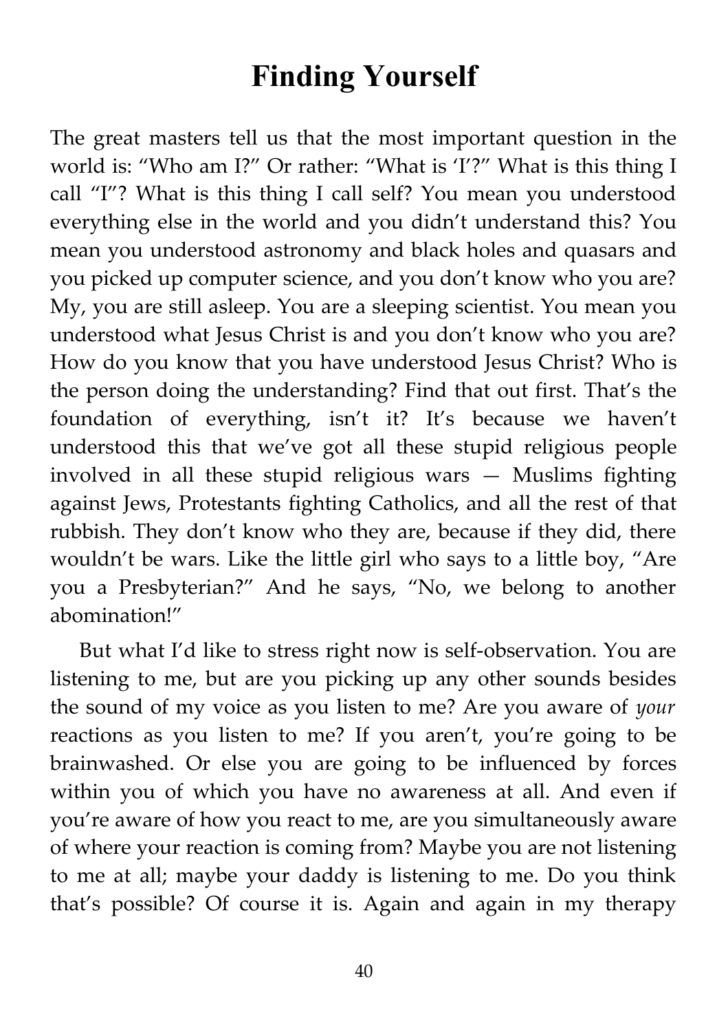# Finding Yourself

The great masters tell us that the most important question in the world is: "Who am I?" Or rather: "What is 'I'?" What is this thing I call "I"? What is this thing I call self? You mean you understood everything else in the world and you didn't understand this? You mean you understood astronomy and black holes and quasars and you picked up computer science, and you don't know who you are? My, you are still asleep. You are a sleeping scientist. You mean you understood what Jesus Christ is and you don't know who you are? How do you know that you have understood Jesus Christ? Who is the person doing the understanding? Find that out first. That's the foundation of everything, isn't it? It's because we haven't understood this that we've got all these stupid religious people involved in all these stupid religious wars — Muslims fighting against Jews, Protestants fighting Catholics, and all the rest of that rubbish. They don't know who they are, because if they did, there wouldn't be wars. Like the little girl who says to a little boy, "Are you a Presbyterian?" And he says, "No, we belong to another abomination!"

But what I'd like to stress right now is self-observation. You are listening to me, but are you picking up any other sounds besides the sound of my voice as you listen to me? Are you aware of *your* reactions as you listen to me? If you aren't, you're going to be brainwashed. Or else you are going to be influenced by forces within you of which you have no awareness at all. And even if you're aware of how you react to me, are you simultaneously aware of where your reaction is coming from? Maybe you are not listening to me at all; maybe your daddy is listening to me. Do you think that's possible? Of course it is. Again and again in my therapy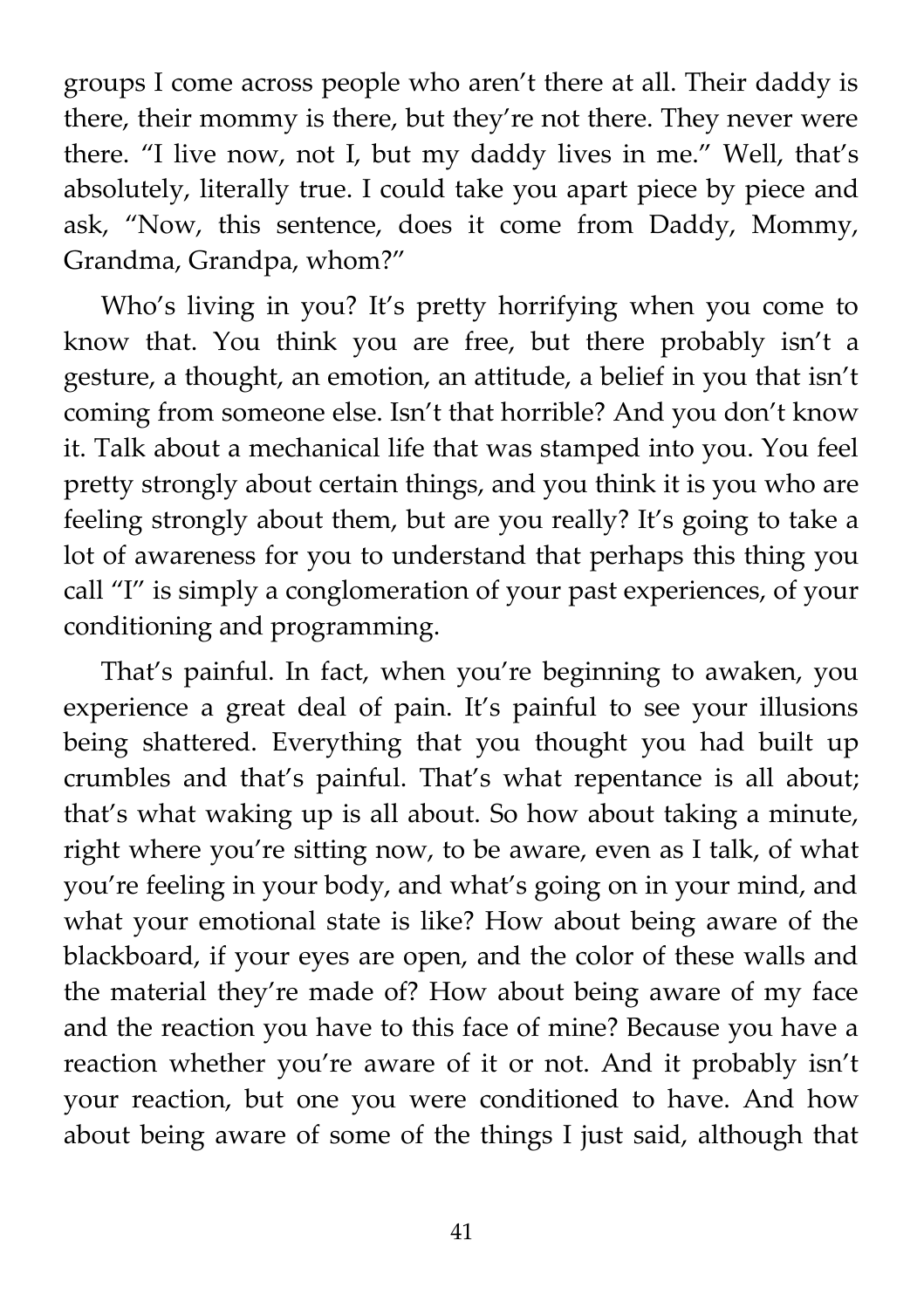groups I come across people who aren't there at all. Their daddy is there, their mommy is there, but they're not there. They never were there. "I live now, not I, but my daddy lives in me." Well, that's absolutely, literally true. I could take you apart piece by piece and ask, "Now, this sentence, does it come from Daddy, Mommy, Grandma, Grandpa, whom?"

Who's living in you? It's pretty horrifying when you come to know that. You think you are free, but there probably isn't a gesture, a thought, an emotion, an attitude, a belief in you that isn't coming from someone else. Isn't that horrible? And you don't know it. Talk about a mechanical life that was stamped into you. You feel pretty strongly about certain things, and you think it is you who are feeling strongly about them, but are you really? It's going to take a lot of awareness for you to understand that perhaps this thing you call "I" is simply a conglomeration of your past experiences, of your conditioning and programming.

That's painful. In fact, when you're beginning to awaken, you experience a great deal of pain. It's painful to see your illusions being shattered. Everything that you thought you had built up crumbles and that's painful. That's what repentance is all about; that's what waking up is all about. So how about taking a minute, right where you're sitting now, to be aware, even as I talk, of what you're feeling in your body, and what's going on in your mind, and what your emotional state is like? How about being aware of the blackboard, if your eyes are open, and the color of these walls and the material they're made of? How about being aware of my face and the reaction you have to this face of mine? Because you have a reaction whether you're aware of it or not. And it probably isn't your reaction, but one you were conditioned to have. And how about being aware of some of the things I just said, although that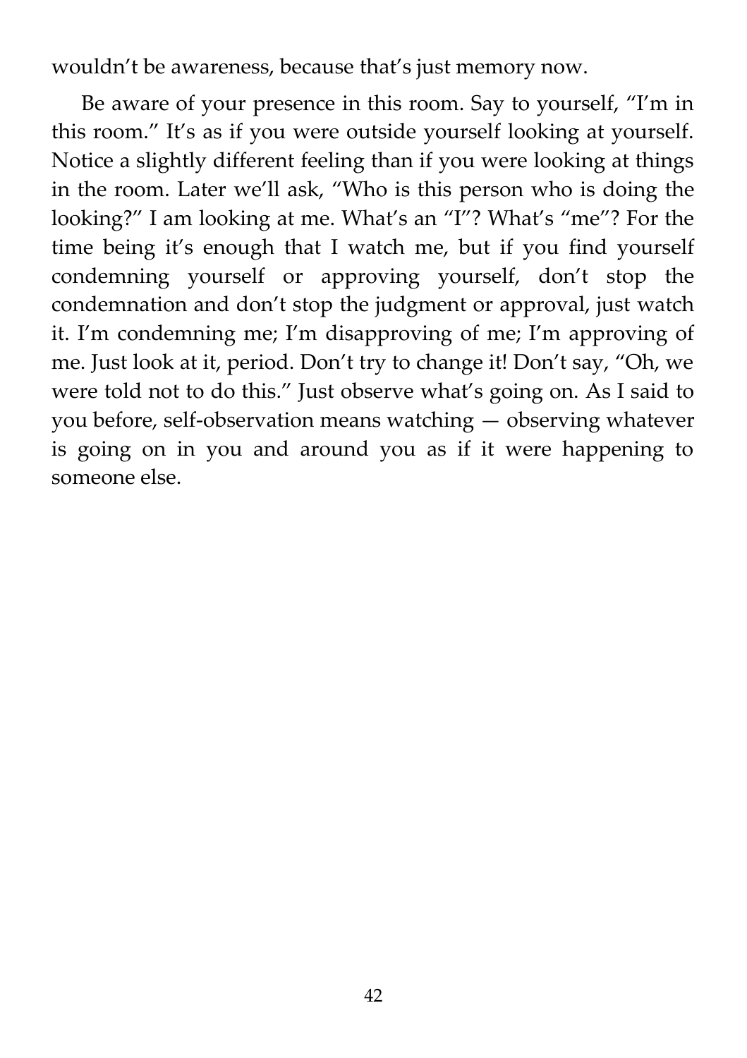wouldn't be awareness, because that's just memory now.

Be aware of your presence in this room. Say to yourself, "I'm in this room." It's as if you were outside yourself looking at yourself. Notice a slightly different feeling than if you were looking at things in the room. Later we'll ask, "Who is this person who is doing the looking?" I am looking at me. What's an "I"? What's "me"? For the time being it's enough that I watch me, but if you find yourself condemning yourself or approving yourself, don't stop the condemnation and don't stop the judgment or approval, just watch it. I'm condemning me; I'm disapproving of me; I'm approving of me. Just look at it, period. Don't try to change it! Don't say, "Oh, we were told not to do this." Just observe what's going on. As I said to you before, self-observation means watching — observing whatever is going on in you and around you as if it were happening to someone else.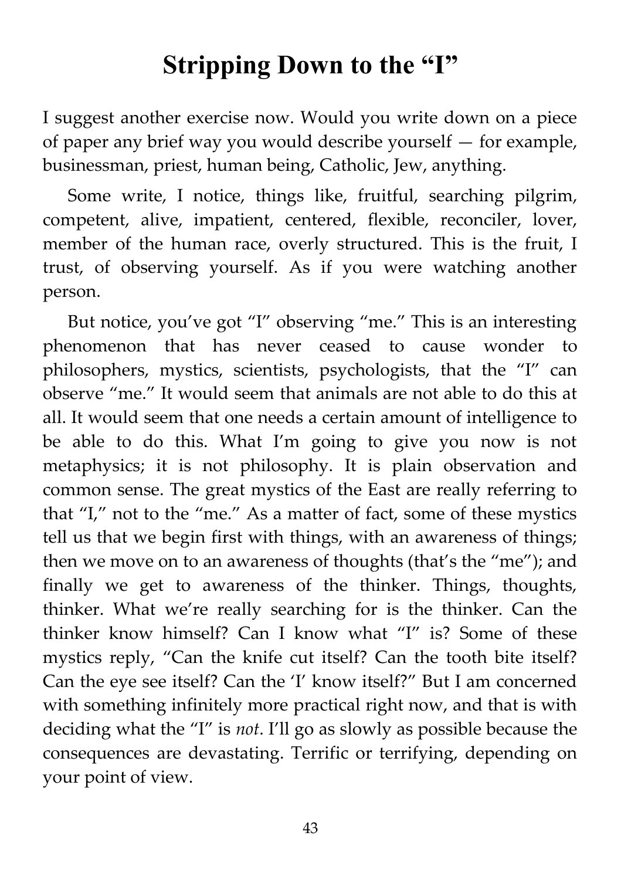# Stripping Down to the "I"

I suggest another exercise now. Would you write down on a piece of paper any brief way you would describe yourself — for example, businessman, priest, human being, Catholic, Jew, anything.

Some write, I notice, things like, fruitful, searching pilgrim, competent, alive, impatient, centered, flexible, reconciler, lover, member of the human race, overly structured. This is the fruit, I trust, of observing yourself. As if you were watching another person.

But notice, you've got "I" observing "me." This is an interesting phenomenon that has never ceased to cause wonder to philosophers, mystics, scientists, psychologists, that the "I" can observe "me." It would seem that animals are not able to do this at all. It would seem that one needs a certain amount of intelligence to be able to do this. What I'm going to give you now is not metaphysics; it is not philosophy. It is plain observation and common sense. The great mystics of the East are really referring to that "I," not to the "me." As a matter of fact, some of these mystics tell us that we begin first with things, with an awareness of things; then we move on to an awareness of thoughts (that's the "me"); and finally we get to awareness of the thinker. Things, thoughts, thinker. What we're really searching for is the thinker. Can the thinker know himself? Can I know what "I" is? Some of these mystics reply, "Can the knife cut itself? Can the tooth bite itself? Can the eye see itself? Can the 'I' know itself?" But I am concerned with something infinitely more practical right now, and that is with deciding what the "I" is *not*. I'll go as slowly as possible because the consequences are devastating. Terrific or terrifying, depending on your point of view.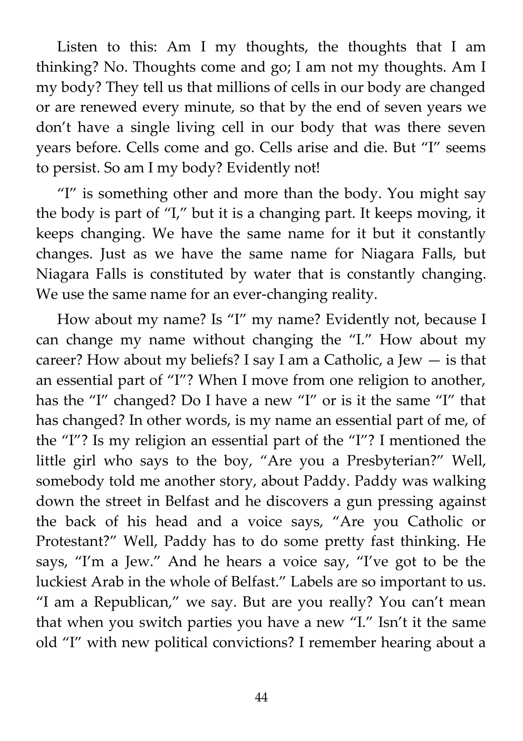Listen to this: Am I my thoughts, the thoughts that I am thinking? No. Thoughts come and go; I am not my thoughts. Am I my body? They tell us that millions of cells in our body are changed or are renewed every minute, so that by the end of seven years we don't have a single living cell in our body that was there seven years before. Cells come and go. Cells arise and die. But "I" seems to persist. So am I my body? Evidently not!

"I" is something other and more than the body. You might say the body is part of "I," but it is a changing part. It keeps moving, it keeps changing. We have the same name for it but it constantly changes. Just as we have the same name for Niagara Falls, but Niagara Falls is constituted by water that is constantly changing. We use the same name for an ever-changing reality.

How about my name? Is "I" my name? Evidently not, because I can change my name without changing the "I." How about my career? How about my beliefs? I say I am a Catholic, a Jew — is that an essential part of "I"? When I move from one religion to another, has the "I" changed? Do I have a new "I" or is it the same "I" that has changed? In other words, is my name an essential part of me, of the "I"? Is my religion an essential part of the "I"? I mentioned the little girl who says to the boy, "Are you a Presbyterian?" Well, somebody told me another story, about Paddy. Paddy was walking down the street in Belfast and he discovers a gun pressing against the back of his head and a voice says, "Are you Catholic or Protestant?" Well, Paddy has to do some pretty fast thinking. He says, "I'm a Jew." And he hears a voice say, "I've got to be the luckiest Arab in the whole of Belfast." Labels are so important to us. "I am a Republican," we say. But are you really? You can't mean that when you switch parties you have a new "I." Isn't it the same old "I" with new political convictions? I remember hearing about a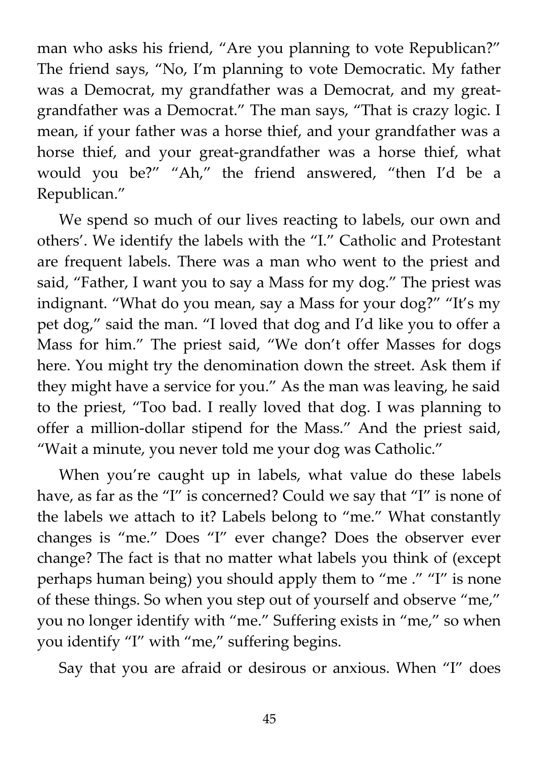man who asks his friend, “Are you planning to vote Republican?” The friend says, “No, I’m planning to vote Democratic. My father was a Democrat, my grandfather was a Democrat, and my great-grandfather was a Democrat.” The man says, “That is crazy logic. I mean, if your father was a horse thief, and your grandfather was a horse thief, and your great-grandfather was a horse thief, what would you be?” “Ah,” the friend answered, “then I’d be a Republican.”

We spend so much of our lives reacting to labels, our own and others’. We identify the labels with the “I.” Catholic and Protestant are frequent labels. There was a man who went to the priest and said, “Father, I want you to say a Mass for my dog.” The priest was indignant. “What do you mean, say a Mass for your dog?” “It’s my pet dog,” said the man. “I loved that dog and I’d like you to offer a Mass for him.” The priest said, “We don’t offer Masses for dogs here. You might try the denomination down the street. Ask them if they might have a service for you.” As the man was leaving, he said to the priest, “Too bad. I really loved that dog. I was planning to offer a million-dollar stipend for the Mass.” And the priest said, “Wait a minute, you never told me your dog was Catholic.”

When you’re caught up in labels, what value do these labels have, as far as the “I” is concerned? Could we say that “I” is none of the labels we attach to it? Labels belong to “me.” What constantly changes is “me.” Does “I” ever change? Does the observer ever change? The fact is that no matter what labels you think of (except perhaps human being) you should apply them to “me .” “I” is none of these things. So when you step out of yourself and observe “me,” you no longer identify with “me.” Suffering exists in “me,” so when you identify “I” with “me,” suffering begins.

Say that you are afraid or desirous or anxious. When “I” does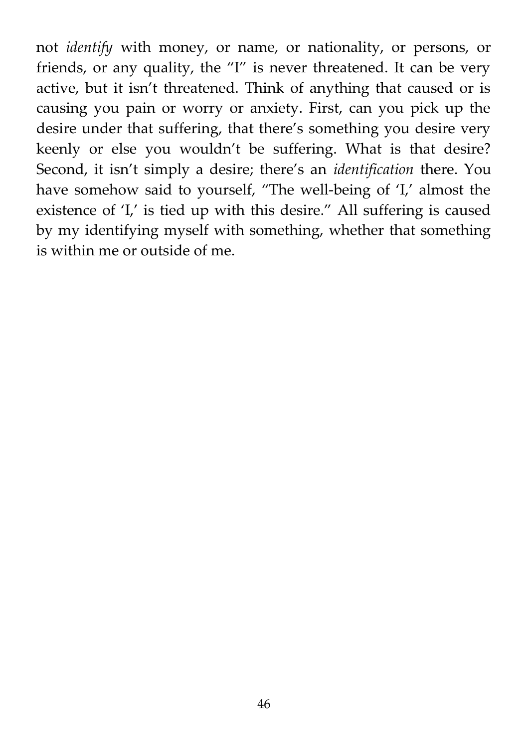not *identify* with money, or name, or nationality, or persons, or friends, or any quality, the "I" is never threatened. It can be very active, but it isn't threatened. Think of anything that caused or is causing you pain or worry or anxiety. First, can you pick up the desire under that suffering, that there's something you desire very keenly or else you wouldn't be suffering. What is that desire? Second, it isn't simply a desire; there's an *identification* there. You have somehow said to yourself, "The well-being of 'I,' almost the existence of 'I,' is tied up with this desire." All suffering is caused by my identifying myself with something, whether that something is within me or outside of me.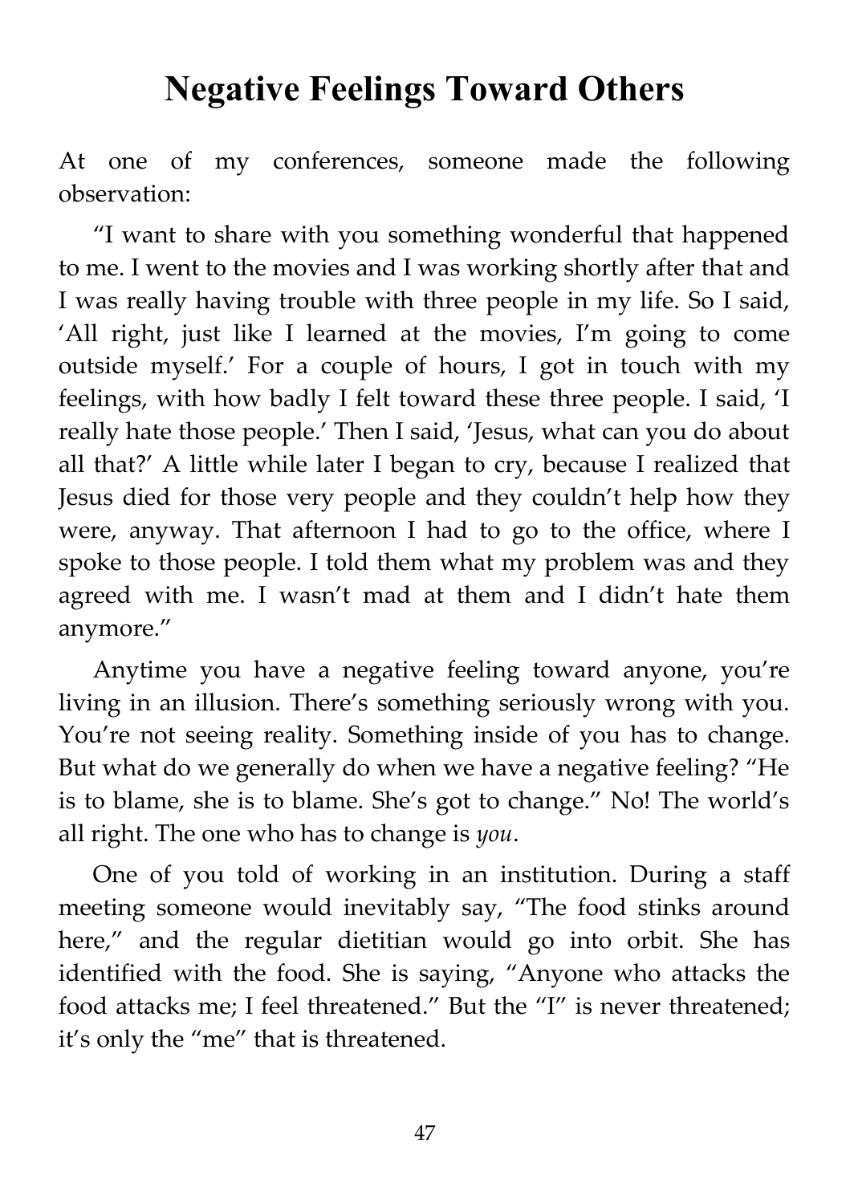# Negative Feelings Toward Others

At one of my conferences, someone made the following observation:

"I want to share with you something wonderful that happened to me. I went to the movies and I was working shortly after that and I was really having trouble with three people in my life. So I said, 'All right, just like I learned at the movies, I'm going to come outside myself.' For a couple of hours, I got in touch with my feelings, with how badly I felt toward these three people. I said, 'I really hate those people.' Then I said, 'Jesus, what can you do about all that?' A little while later I began to cry, because I realized that Jesus died for those very people and they couldn't help how they were, anyway. That afternoon I had to go to the office, where I spoke to those people. I told them what my problem was and they agreed with me. I wasn't mad at them and I didn't hate them anymore."

Anytime you have a negative feeling toward anyone, you're living in an illusion. There's something seriously wrong with you. You're not seeing reality. Something inside of you has to change. But what do we generally do when we have a negative feeling? "He is to blame, she is to blame. She's got to change." No! The world's all right. The one who has to change is *you*.

One of you told of working in an institution. During a staff meeting someone would inevitably say, "The food stinks around here," and the regular dietitian would go into orbit. She has identified with the food. She is saying, "Anyone who attacks the food attacks me; I feel threatened." But the "I" is never threatened; it's only the "me" that is threatened.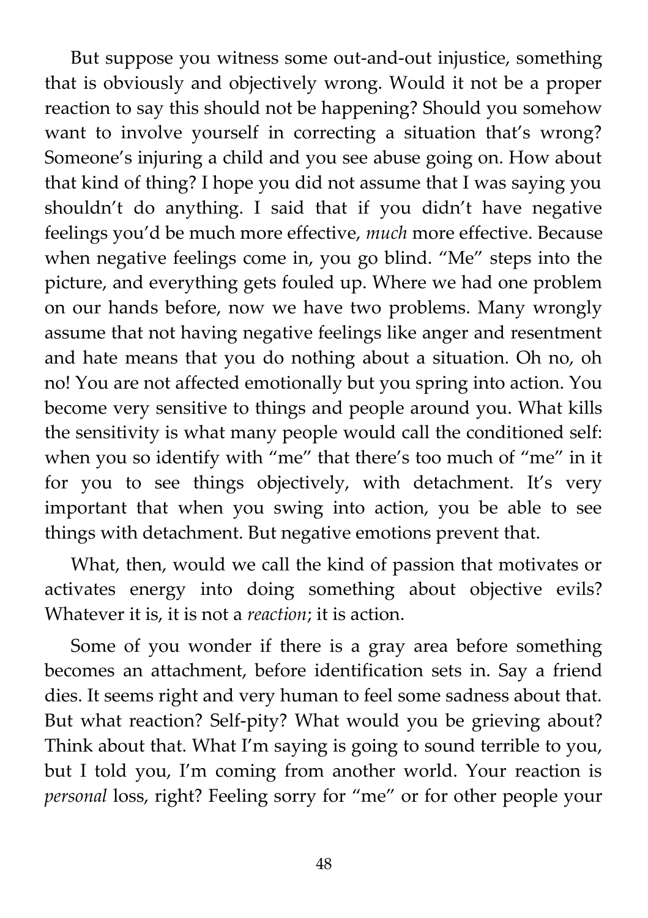But suppose you witness some out-and-out injustice, something that is obviously and objectively wrong. Would it not be a proper reaction to say this should not be happening? Should you somehow want to involve yourself in correcting a situation that's wrong? Someone's injuring a child and you see abuse going on. How about that kind of thing? I hope you did not assume that I was saying you shouldn't do anything. I said that if you didn't have negative feelings you'd be much more effective, *much* more effective. Because when negative feelings come in, you go blind. "Me" steps into the picture, and everything gets fouled up. Where we had one problem on our hands before, now we have two problems. Many wrongly assume that not having negative feelings like anger and resentment and hate means that you do nothing about a situation. Oh no, oh no! You are not affected emotionally but you spring into action. You become very sensitive to things and people around you. What kills the sensitivity is what many people would call the conditioned self: when you so identify with "me" that there's too much of "me" in it for you to see things objectively, with detachment. It's very important that when you swing into action, you be able to see things with detachment. But negative emotions prevent that.

What, then, would we call the kind of passion that motivates or activates energy into doing something about objective evils? Whatever it is, it is not a *reaction*; it is action.

Some of you wonder if there is a gray area before something becomes an attachment, before identification sets in. Say a friend dies. It seems right and very human to feel some sadness about that. But what reaction? Self-pity? What would you be grieving about? Think about that. What I'm saying is going to sound terrible to you, but I told you, I'm coming from another world. Your reaction is *personal* loss, right? Feeling sorry for "me" or for other people your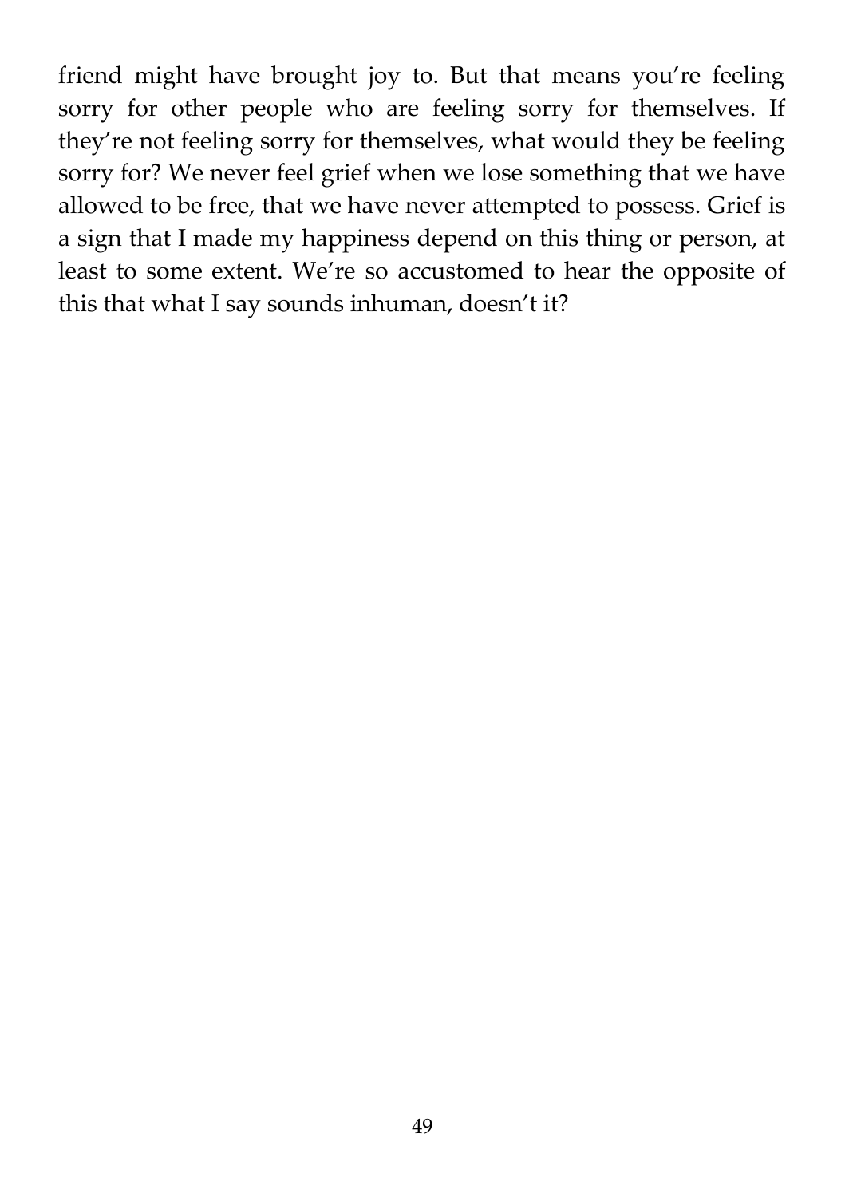friend might have brought joy to. But that means you're feeling sorry for other people who are feeling sorry for themselves. If they're not feeling sorry for themselves, what would they be feeling sorry for? We never feel grief when we lose something that we have allowed to be free, that we have never attempted to possess. Grief is a sign that I made my happiness depend on this thing or person, at least to some extent. We're so accustomed to hear the opposite of this that what I say sounds inhuman, doesn't it?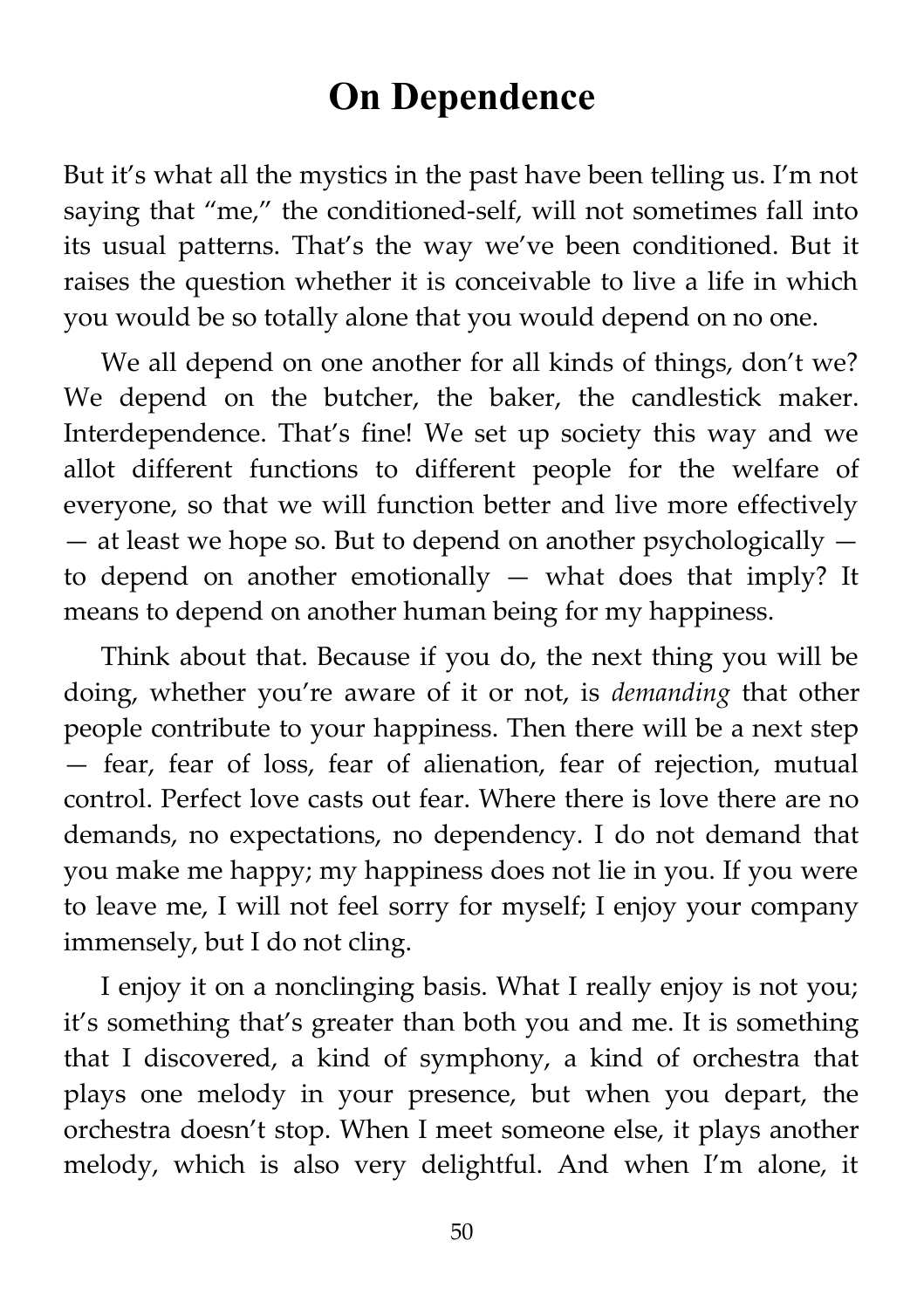# On Dependence

But it's what all the mystics in the past have been telling us. I'm not saying that "me," the conditioned-self, will not sometimes fall into its usual patterns. That's the way we've been conditioned. But it raises the question whether it is conceivable to live a life in which you would be so totally alone that you would depend on no one.

We all depend on one another for all kinds of things, don't we? We depend on the butcher, the baker, the candlestick maker. Interdependence. That's fine! We set up society this way and we allot different functions to different people for the welfare of everyone, so that we will function better and live more effectively — at least we hope so. But to depend on another psychologically — to depend on another emotionally — what does that imply? It means to depend on another human being for my happiness.

Think about that. Because if you do, the next thing you will be doing, whether you're aware of it or not, is *demanding* that other people contribute to your happiness. Then there will be a next step — fear, fear of loss, fear of alienation, fear of rejection, mutual control. Perfect love casts out fear. Where there is love there are no demands, no expectations, no dependency. I do not demand that you make me happy; my happiness does not lie in you. If you were to leave me, I will not feel sorry for myself; I enjoy your company immensely, but I do not cling.

I enjoy it on a nonclinging basis. What I really enjoy is not you; it's something that's greater than both you and me. It is something that I discovered, a kind of symphony, a kind of orchestra that plays one melody in your presence, but when you depart, the orchestra doesn't stop. When I meet someone else, it plays another melody, which is also very delightful. And when I'm alone, it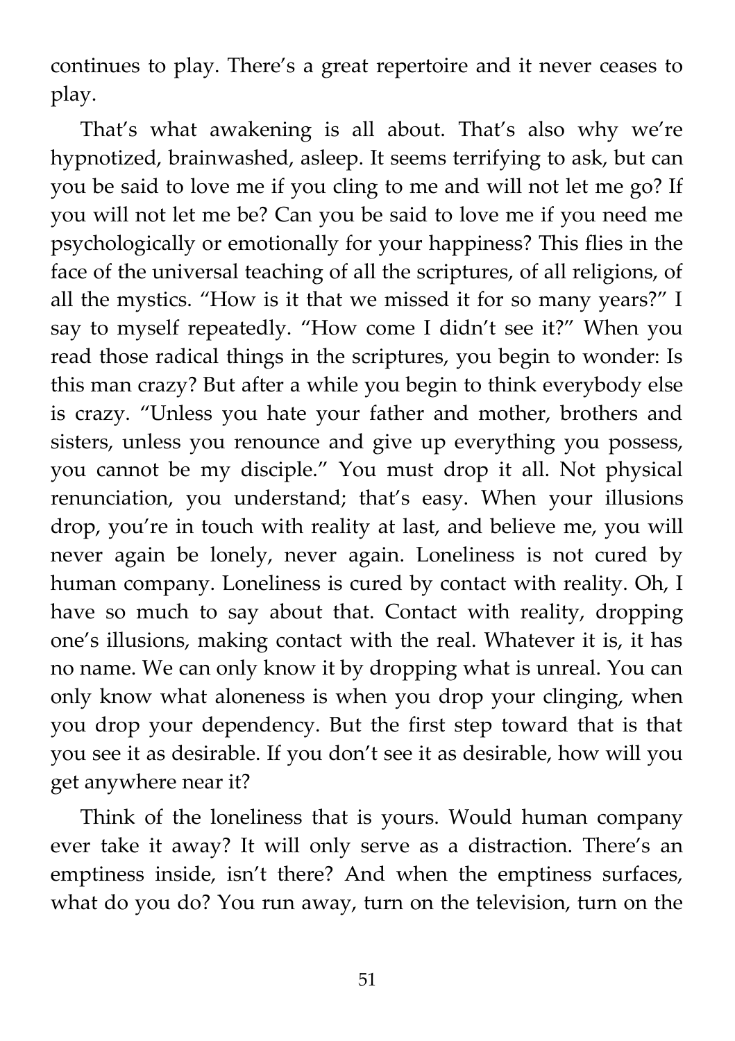continues to play. There's a great repertoire and it never ceases to play.

That's what awakening is all about. That's also why we're hypnotized, brainwashed, asleep. It seems terrifying to ask, but can you be said to love me if you cling to me and will not let me go? If you will not let me be? Can you be said to love me if you need me psychologically or emotionally for your happiness? This flies in the face of the universal teaching of all the scriptures, of all religions, of all the mystics. "How is it that we missed it for so many years?" I say to myself repeatedly. "How come I didn't see it?" When you read those radical things in the scriptures, you begin to wonder: Is this man crazy? But after a while you begin to think everybody else is crazy. "Unless you hate your father and mother, brothers and sisters, unless you renounce and give up everything you possess, you cannot be my disciple." You must drop it all. Not physical renunciation, you understand; that's easy. When your illusions drop, you're in touch with reality at last, and believe me, you will never again be lonely, never again. Loneliness is not cured by human company. Loneliness is cured by contact with reality. Oh, I have so much to say about that. Contact with reality, dropping one's illusions, making contact with the real. Whatever it is, it has no name. We can only know it by dropping what is unreal. You can only know what aloneness is when you drop your clinging, when you drop your dependency. But the first step toward that is that you see it as desirable. If you don't see it as desirable, how will you get anywhere near it?

Think of the loneliness that is yours. Would human company ever take it away? It will only serve as a distraction. There's an emptiness inside, isn't there? And when the emptiness surfaces, what do you do? You run away, turn on the television, turn on the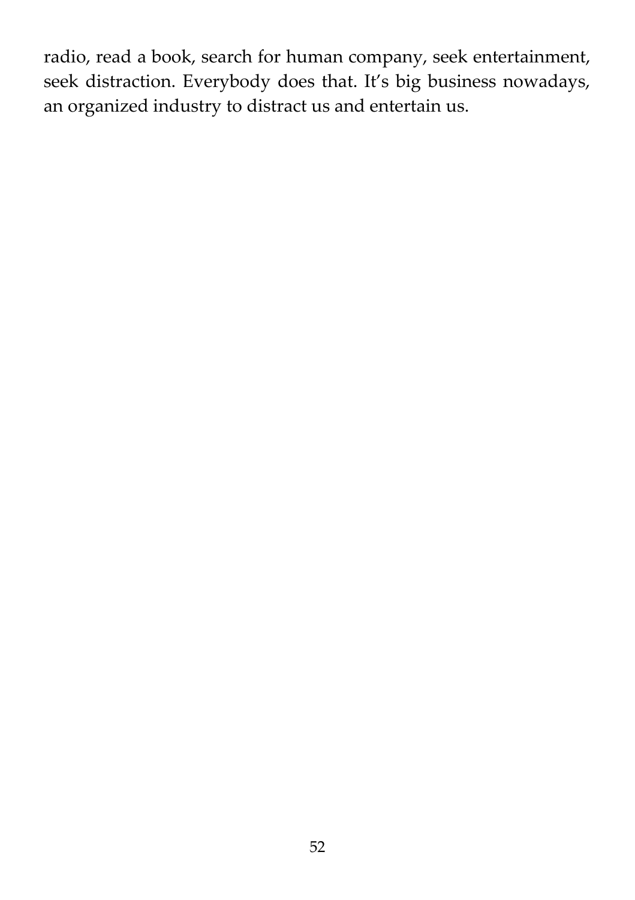radio, read a book, search for human company, seek entertainment, seek distraction. Everybody does that. It's big business nowadays, an organized industry to distract us and entertain us.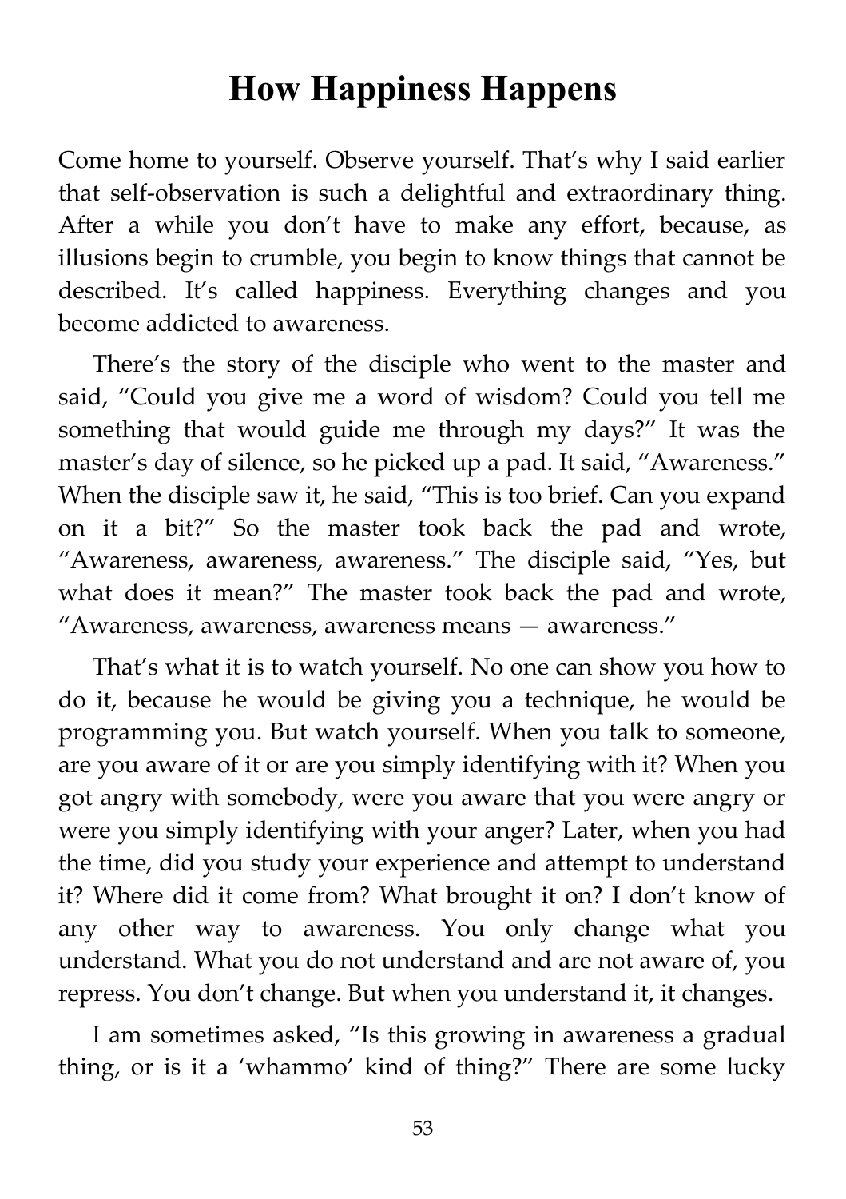# How Happiness Happens

Come home to yourself. Observe yourself. That's why I said earlier that self-observation is such a delightful and extraordinary thing. After a while you don't have to make any effort, because, as illusions begin to crumble, you begin to know things that cannot be described. It's called happiness. Everything changes and you become addicted to awareness.

There's the story of the disciple who went to the master and said, "Could you give me a word of wisdom? Could you tell me something that would guide me through my days?" It was the master's day of silence, so he picked up a pad. It said, "Awareness." When the disciple saw it, he said, "This is too brief. Can you expand on it a bit?" So the master took back the pad and wrote, "Awareness, awareness, awareness." The disciple said, "Yes, but what does it mean?" The master took back the pad and wrote, "Awareness, awareness, awareness means — awareness."

That's what it is to watch yourself. No one can show you how to do it, because he would be giving you a technique, he would be programming you. But watch yourself. When you talk to someone, are you aware of it or are you simply identifying with it? When you got angry with somebody, were you aware that you were angry or were you simply identifying with your anger? Later, when you had the time, did you study your experience and attempt to understand it? Where did it come from? What brought it on? I don't know of any other way to awareness. You only change what you understand. What you do not understand and are not aware of, you repress. You don't change. But when you understand it, it changes.

I am sometimes asked, "Is this growing in awareness a gradual thing, or is it a 'whammo' kind of thing?" There are some lucky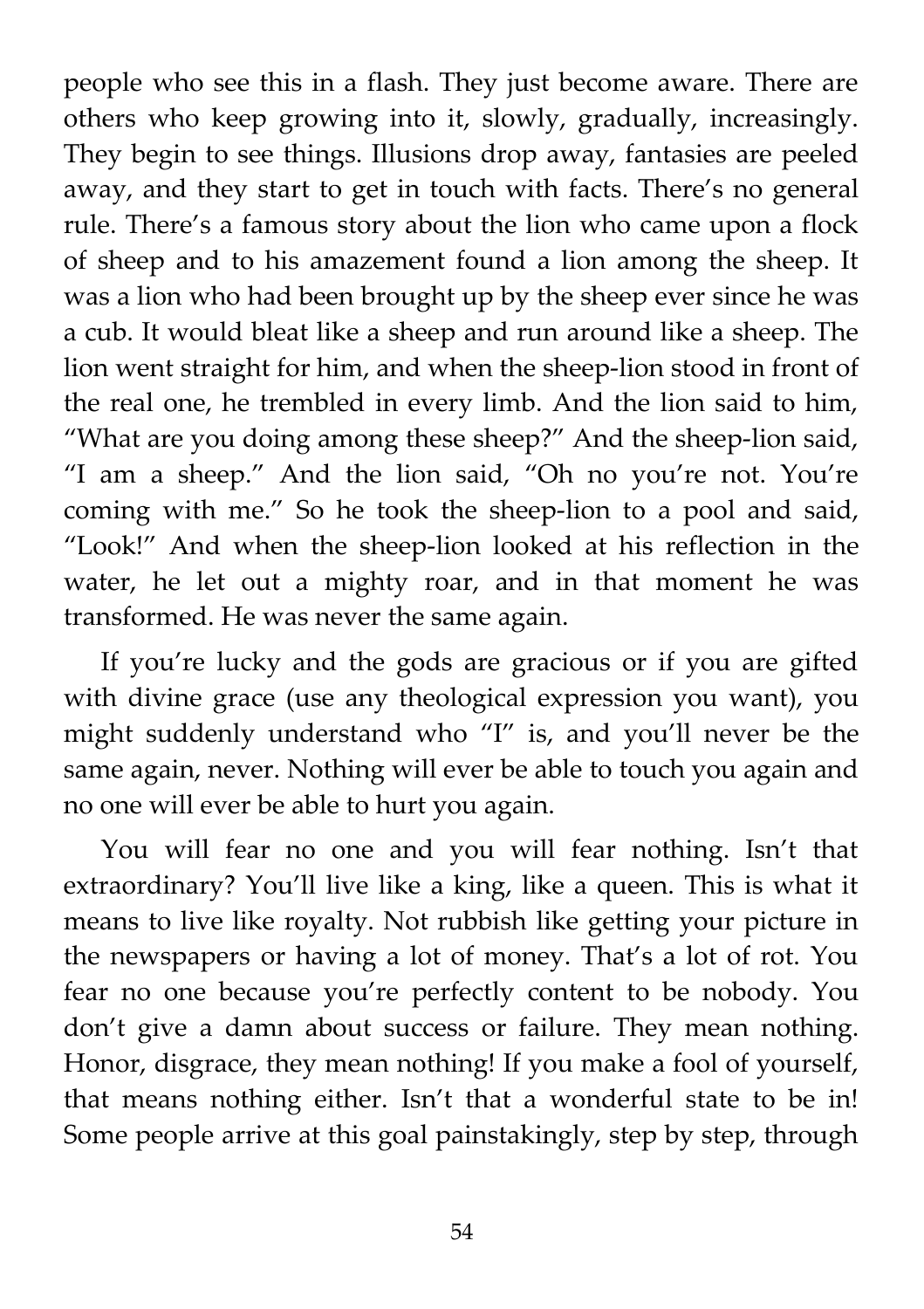people who see this in a flash. They just become aware. There are others who keep growing into it, slowly, gradually, increasingly. They begin to see things. Illusions drop away, fantasies are peeled away, and they start to get in touch with facts. There's no general rule. There's a famous story about the lion who came upon a flock of sheep and to his amazement found a lion among the sheep. It was a lion who had been brought up by the sheep ever since he was a cub. It would bleat like a sheep and run around like a sheep. The lion went straight for him, and when the sheep-lion stood in front of the real one, he trembled in every limb. And the lion said to him, "What are you doing among these sheep?" And the sheep-lion said, "I am a sheep." And the lion said, "Oh no you're not. You're coming with me." So he took the sheep-lion to a pool and said, "Look!" And when the sheep-lion looked at his reflection in the water, he let out a mighty roar, and in that moment he was transformed. He was never the same again.

If you're lucky and the gods are gracious or if you are gifted with divine grace (use any theological expression you want), you might suddenly understand who "I" is, and you'll never be the same again, never. Nothing will ever be able to touch you again and no one will ever be able to hurt you again.

You will fear no one and you will fear nothing. Isn't that extraordinary? You'll live like a king, like a queen. This is what it means to live like royalty. Not rubbish like getting your picture in the newspapers or having a lot of money. That's a lot of rot. You fear no one because you're perfectly content to be nobody. You don't give a damn about success or failure. They mean nothing. Honor, disgrace, they mean nothing! If you make a fool of yourself, that means nothing either. Isn't that a wonderful state to be in! Some people arrive at this goal painstakingly, step by step, through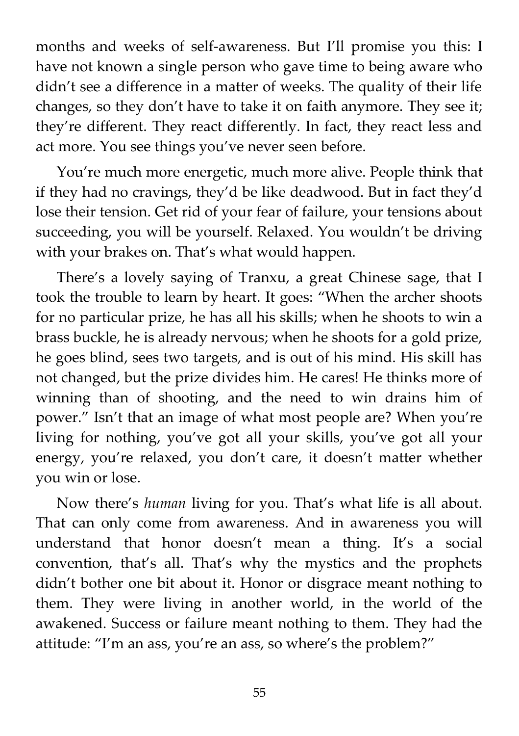months and weeks of self-awareness. But I'll promise you this: I have not known a single person who gave time to being aware who didn't see a difference in a matter of weeks. The quality of their life changes, so they don't have to take it on faith anymore. They see it; they're different. They react differently. In fact, they react less and act more. You see things you've never seen before.

You're much more energetic, much more alive. People think that if they had no cravings, they'd be like deadwood. But in fact they'd lose their tension. Get rid of your fear of failure, your tensions about succeeding, you will be yourself. Relaxed. You wouldn't be driving with your brakes on. That's what would happen.

There's a lovely saying of Tranxu, a great Chinese sage, that I took the trouble to learn by heart. It goes: "When the archer shoots for no particular prize, he has all his skills; when he shoots to win a brass buckle, he is already nervous; when he shoots for a gold prize, he goes blind, sees two targets, and is out of his mind. His skill has not changed, but the prize divides him. He cares! He thinks more of winning than of shooting, and the need to win drains him of power." Isn't that an image of what most people are? When you're living for nothing, you've got all your skills, you've got all your energy, you're relaxed, you don't care, it doesn't matter whether you win or lose.

Now there's *human* living for you. That's what life is all about. That can only come from awareness. And in awareness you will understand that honor doesn't mean a thing. It's a social convention, that's all. That's why the mystics and the prophets didn't bother one bit about it. Honor or disgrace meant nothing to them. They were living in another world, in the world of the awakened. Success or failure meant nothing to them. They had the attitude: "I'm an ass, you're an ass, so where's the problem?"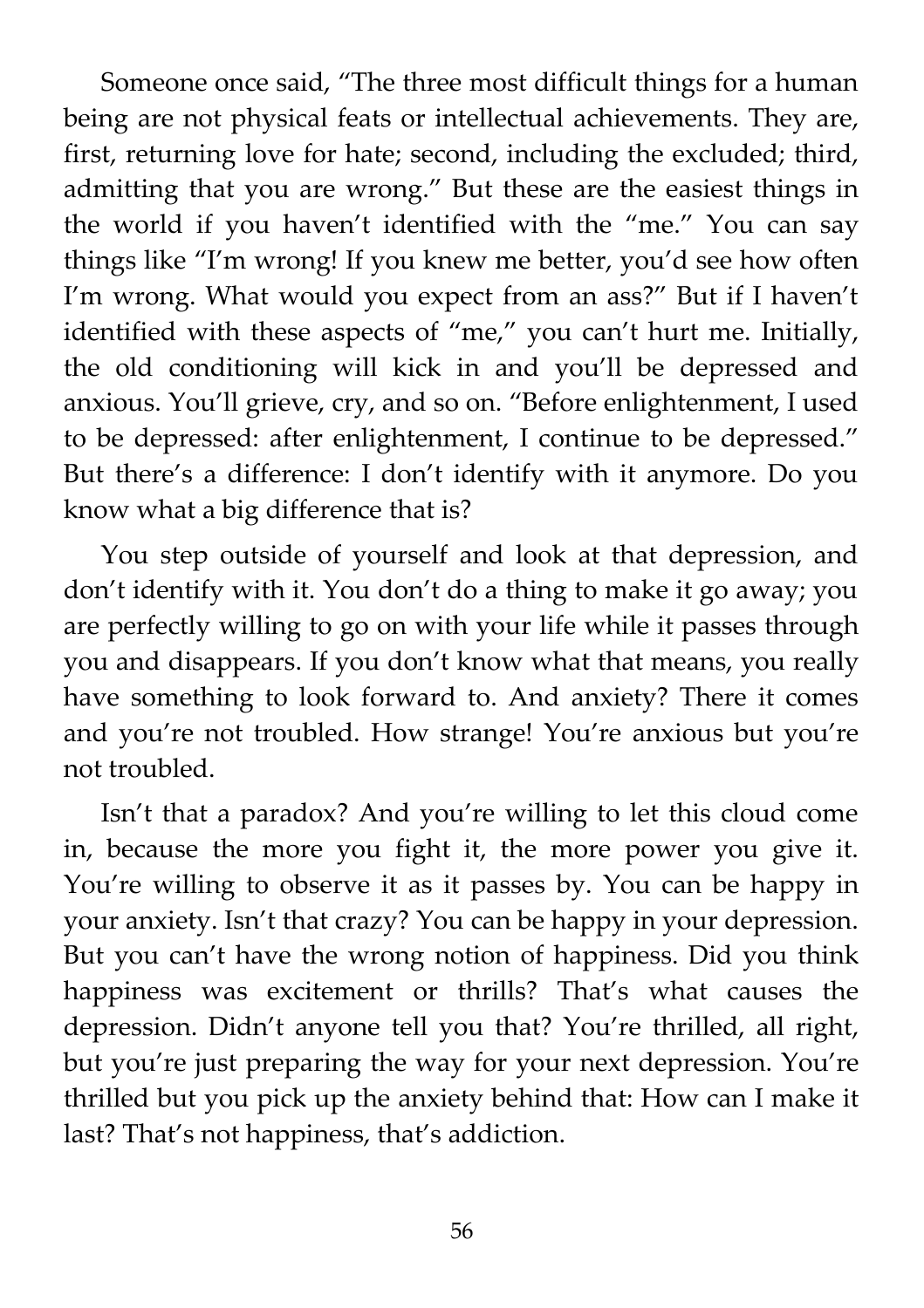Someone once said, "The three most difficult things for a human being are not physical feats or intellectual achievements. They are, first, returning love for hate; second, including the excluded; third, admitting that you are wrong." But these are the easiest things in the world if you haven't identified with the "me." You can say things like "I'm wrong! If you knew me better, you'd see how often I'm wrong. What would you expect from an ass?" But if I haven't identified with these aspects of "me," you can't hurt me. Initially, the old conditioning will kick in and you'll be depressed and anxious. You'll grieve, cry, and so on. "Before enlightenment, I used to be depressed: after enlightenment, I continue to be depressed." But there's a difference: I don't identify with it anymore. Do you know what a big difference that is?

You step outside of yourself and look at that depression, and don't identify with it. You don't do a thing to make it go away; you are perfectly willing to go on with your life while it passes through you and disappears. If you don't know what that means, you really have something to look forward to. And anxiety? There it comes and you're not troubled. How strange! You're anxious but you're not troubled.

Isn't that a paradox? And you're willing to let this cloud come in, because the more you fight it, the more power you give it. You're willing to observe it as it passes by. You can be happy in your anxiety. Isn't that crazy? You can be happy in your depression. But you can't have the wrong notion of happiness. Did you think happiness was excitement or thrills? That's what causes the depression. Didn't anyone tell you that? You're thrilled, all right, but you're just preparing the way for your next depression. You're thrilled but you pick up the anxiety behind that: How can I make it last? That's not happiness, that's addiction.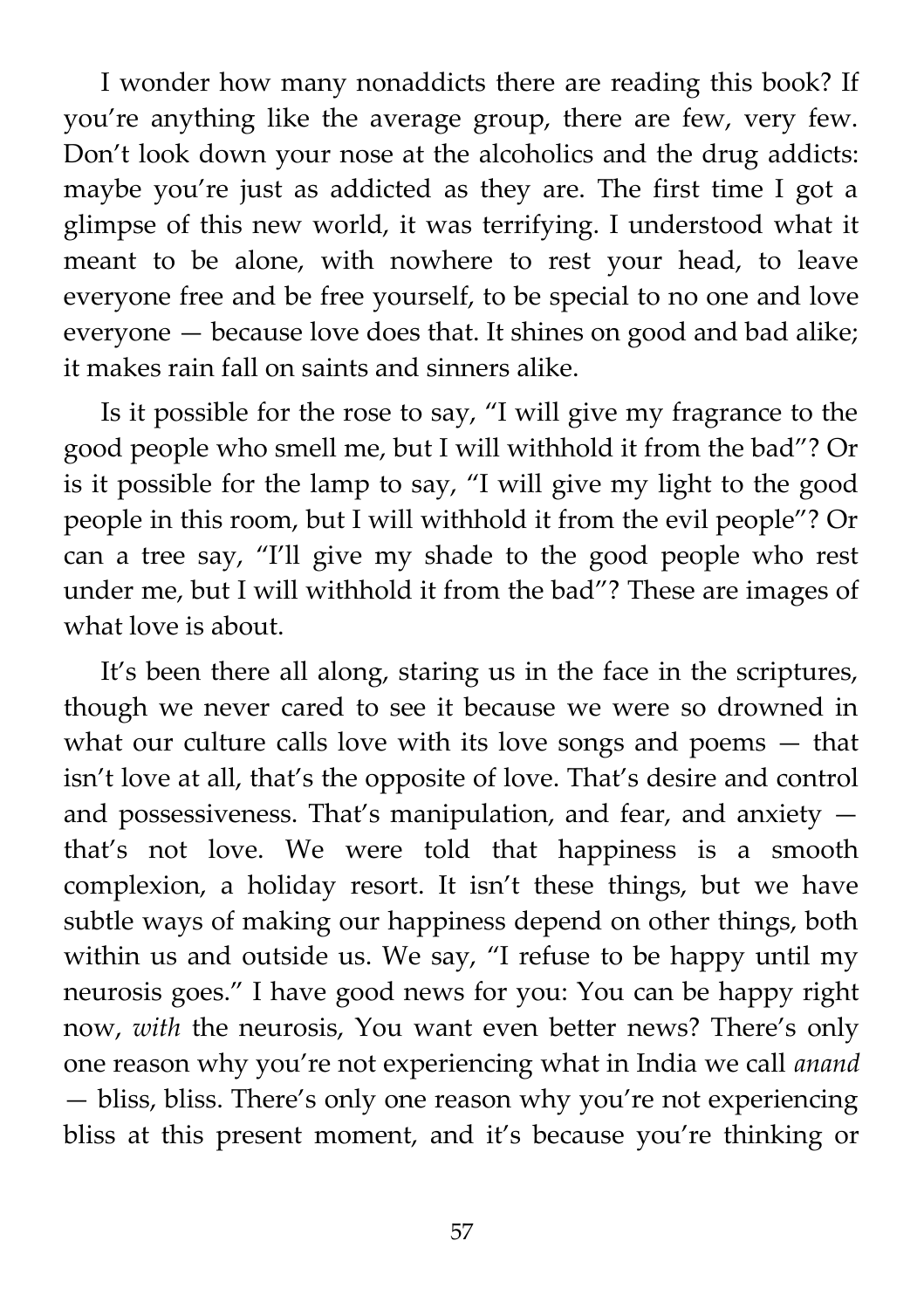I wonder how many nonaddicts there are reading this book? If you're anything like the average group, there are few, very few. Don't look down your nose at the alcoholics and the drug addicts: maybe you're just as addicted as they are. The first time I got a glimpse of this new world, it was terrifying. I understood what it meant to be alone, with nowhere to rest your head, to leave everyone free and be free yourself, to be special to no one and love everyone — because love does that. It shines on good and bad alike; it makes rain fall on saints and sinners alike.

Is it possible for the rose to say, "I will give my fragrance to the good people who smell me, but I will withhold it from the bad"? Or is it possible for the lamp to say, "I will give my light to the good people in this room, but I will withhold it from the evil people"? Or can a tree say, "I'll give my shade to the good people who rest under me, but I will withhold it from the bad"? These are images of what love is about.

It's been there all along, staring us in the face in the scriptures, though we never cared to see it because we were so drowned in what our culture calls love with its love songs and poems — that isn't love at all, that's the opposite of love. That's desire and control and possessiveness. That's manipulation, and fear, and anxiety — that's not love. We were told that happiness is a smooth complexion, a holiday resort. It isn't these things, but we have subtle ways of making our happiness depend on other things, both within us and outside us. We say, "I refuse to be happy until my neurosis goes." I have good news for you: You can be happy right now, *with* the neurosis, You want even better news? There's only one reason why you're not experiencing what in India we call *anand* — bliss, bliss. There's only one reason why you're not experiencing bliss at this present moment, and it's because you're thinking or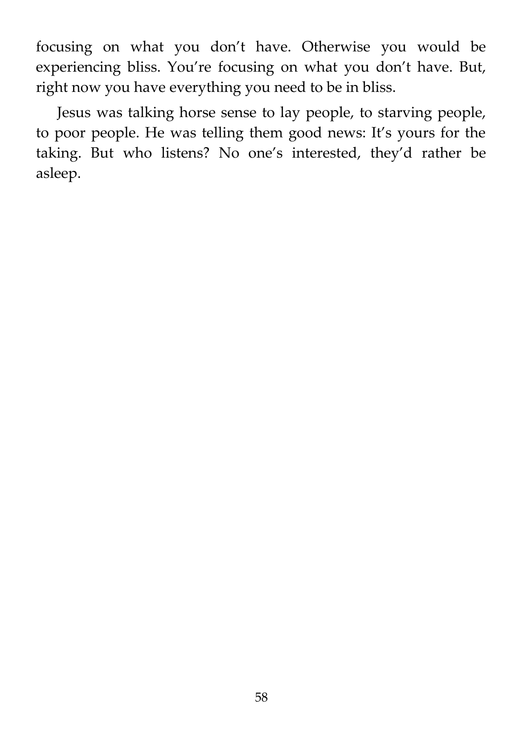focusing on what you don’t have. Otherwise you would be experiencing bliss. You’re focusing on what you don’t have. But, right now you have everything you need to be in bliss.

Jesus was talking horse sense to lay people, to starving people, to poor people. He was telling them good news: It’s yours for the taking. But who listens? No one’s interested, they’d rather be asleep.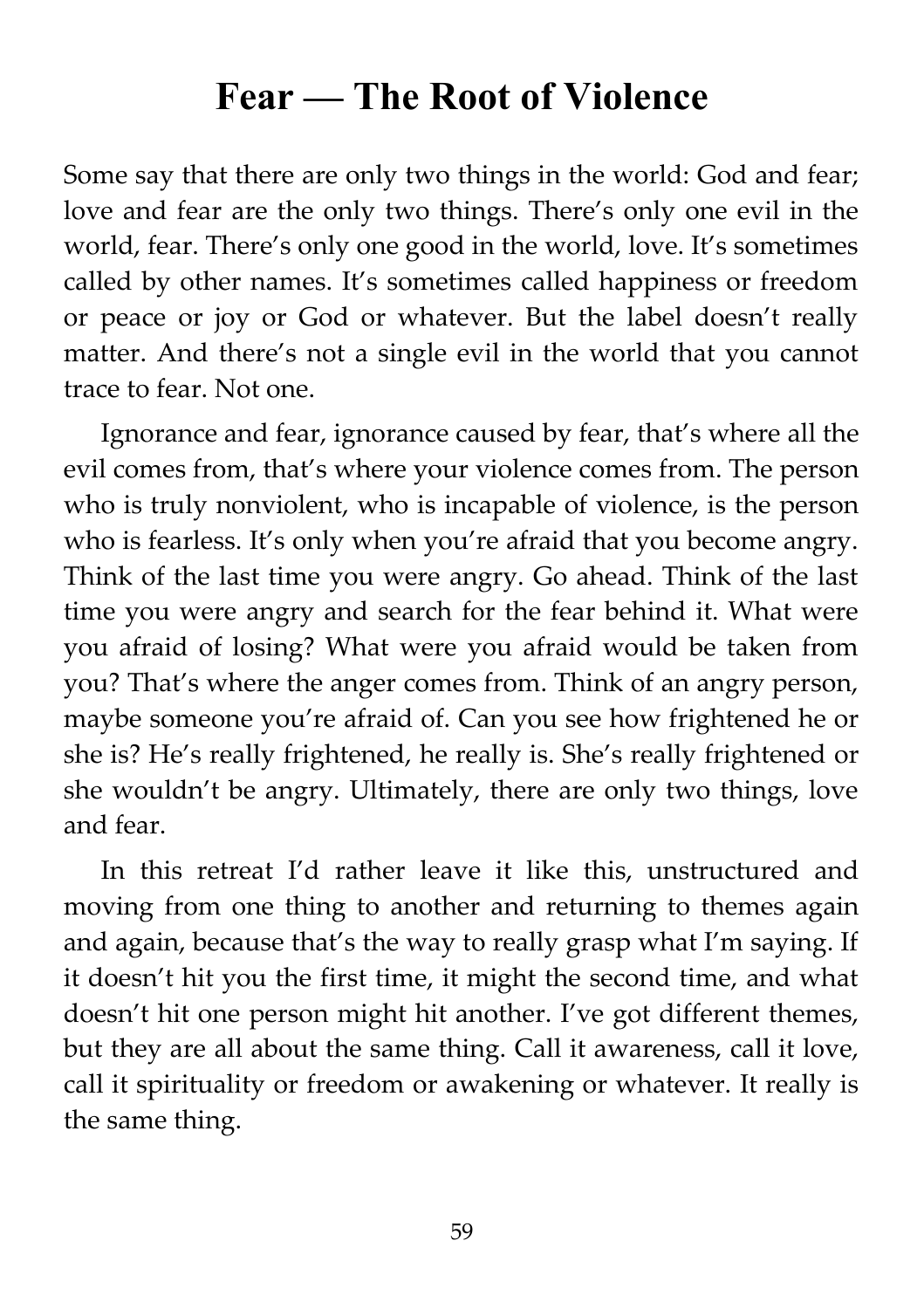# Fear — The Root of Violence

Some say that there are only two things in the world: God and fear; love and fear are the only two things. There's only one evil in the world, fear. There's only one good in the world, love. It's sometimes called by other names. It's sometimes called happiness or freedom or peace or joy or God or whatever. But the label doesn't really matter. And there's not a single evil in the world that you cannot trace to fear. Not one.

Ignorance and fear, ignorance caused by fear, that's where all the evil comes from, that's where your violence comes from. The person who is truly nonviolent, who is incapable of violence, is the person who is fearless. It's only when you're afraid that you become angry. Think of the last time you were angry. Go ahead. Think of the last time you were angry and search for the fear behind it. What were you afraid of losing? What were you afraid would be taken from you? That's where the anger comes from. Think of an angry person, maybe someone you're afraid of. Can you see how frightened he or she is? He's really frightened, he really is. She's really frightened or she wouldn't be angry. Ultimately, there are only two things, love and fear.

In this retreat I'd rather leave it like this, unstructured and moving from one thing to another and returning to themes again and again, because that's the way to really grasp what I'm saying. If it doesn't hit you the first time, it might the second time, and what doesn't hit one person might hit another. I've got different themes, but they are all about the same thing. Call it awareness, call it love, call it spirituality or freedom or awakening or whatever. It really is the same thing.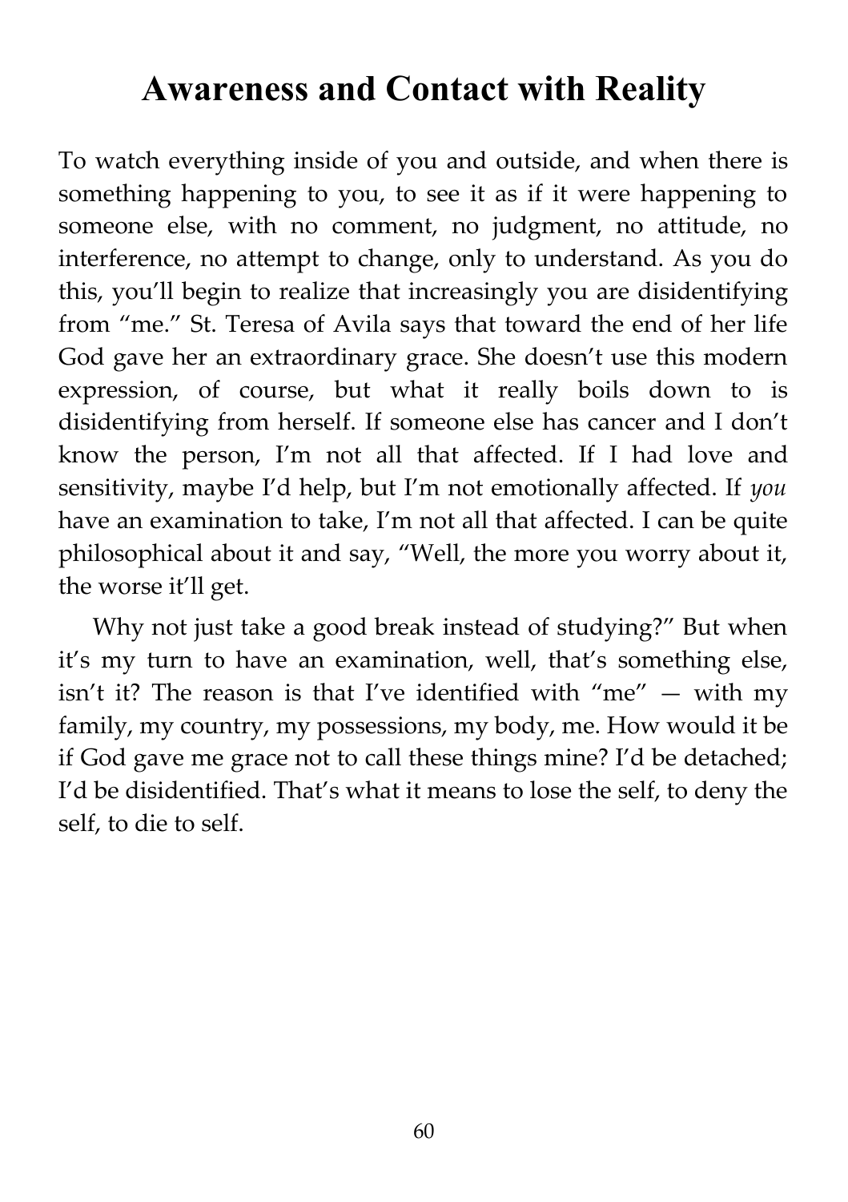# Awareness and Contact with Reality

To watch everything inside of you and outside, and when there is something happening to you, to see it as if it were happening to someone else, with no comment, no judgment, no attitude, no interference, no attempt to change, only to understand. As you do this, you'll begin to realize that increasingly you are disidentifying from "me." St. Teresa of Avila says that toward the end of her life God gave her an extraordinary grace. She doesn't use this modern expression, of course, but what it really boils down to is disidentifying from herself. If someone else has cancer and I don't know the person, I'm not all that affected. If I had love and sensitivity, maybe I'd help, but I'm not emotionally affected. If *you* have an examination to take, I'm not all that affected. I can be quite philosophical about it and say, "Well, the more you worry about it, the worse it'll get.

Why not just take a good break instead of studying?" But when it's my turn to have an examination, well, that's something else, isn't it? The reason is that I've identified with "me" — with my family, my country, my possessions, my body, me. How would it be if God gave me grace not to call these things mine? I'd be detached; I'd be disidentified. That's what it means to lose the self, to deny the self, to die to self.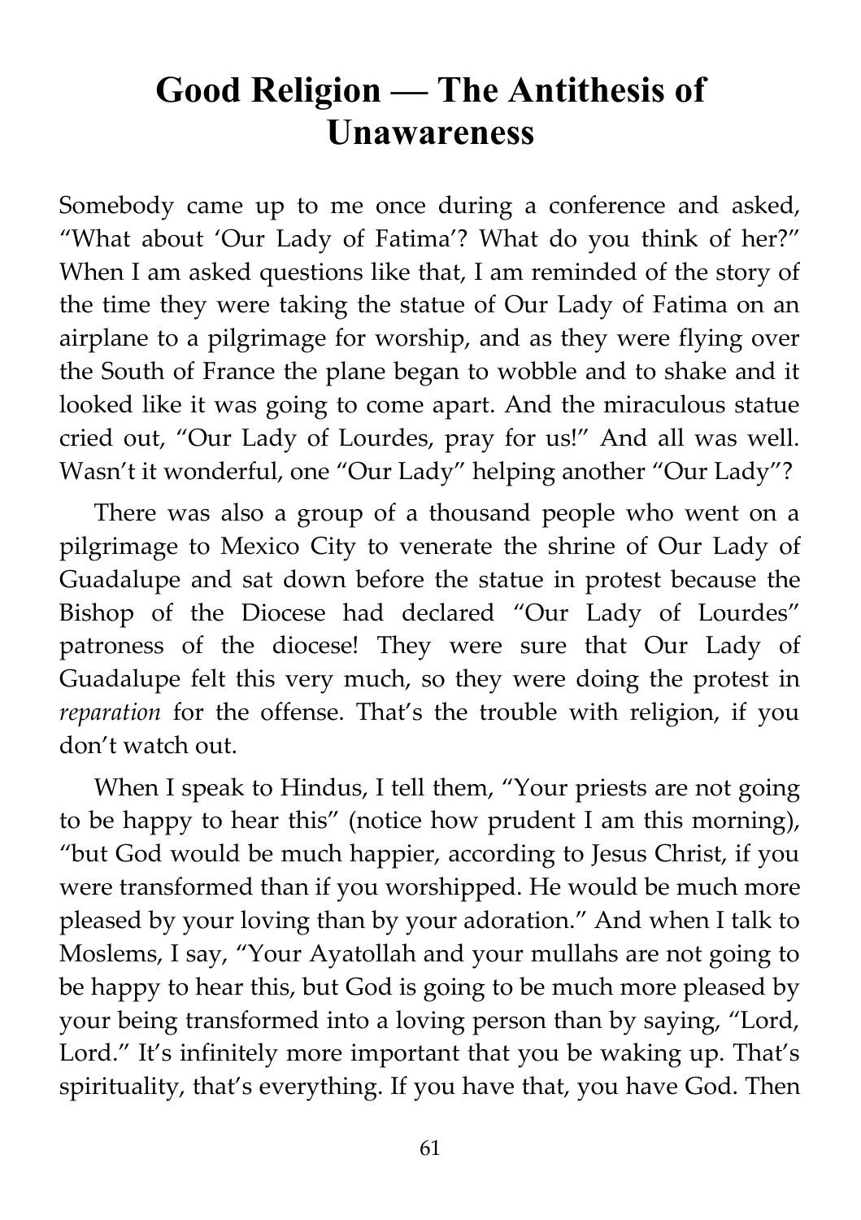# Good Religion — The Antithesis of Unawareness

Somebody came up to me once during a conference and asked, "What about 'Our Lady of Fatima'? What do you think of her?" When I am asked questions like that, I am reminded of the story of the time they were taking the statue of Our Lady of Fatima on an airplane to a pilgrimage for worship, and as they were flying over the South of France the plane began to wobble and to shake and it looked like it was going to come apart. And the miraculous statue cried out, "Our Lady of Lourdes, pray for us!" And all was well. Wasn't it wonderful, one "Our Lady" helping another "Our Lady"?

There was also a group of a thousand people who went on a pilgrimage to Mexico City to venerate the shrine of Our Lady of Guadalupe and sat down before the statue in protest because the Bishop of the Diocese had declared "Our Lady of Lourdes" patroness of the diocese! They were sure that Our Lady of Guadalupe felt this very much, so they were doing the protest in *reparation* for the offense. That's the trouble with religion, if you don't watch out.

When I speak to Hindus, I tell them, "Your priests are not going to be happy to hear this" (notice how prudent I am this morning), "but God would be much happier, according to Jesus Christ, if you were transformed than if you worshipped. He would be much more pleased by your loving than by your adoration." And when I talk to Moslems, I say, "Your Ayatollah and your mullahs are not going to be happy to hear this, but God is going to be much more pleased by your being transformed into a loving person than by saying, "Lord, Lord." It's infinitely more important that you be waking up. That's spirituality, that's everything. If you have that, you have God. Then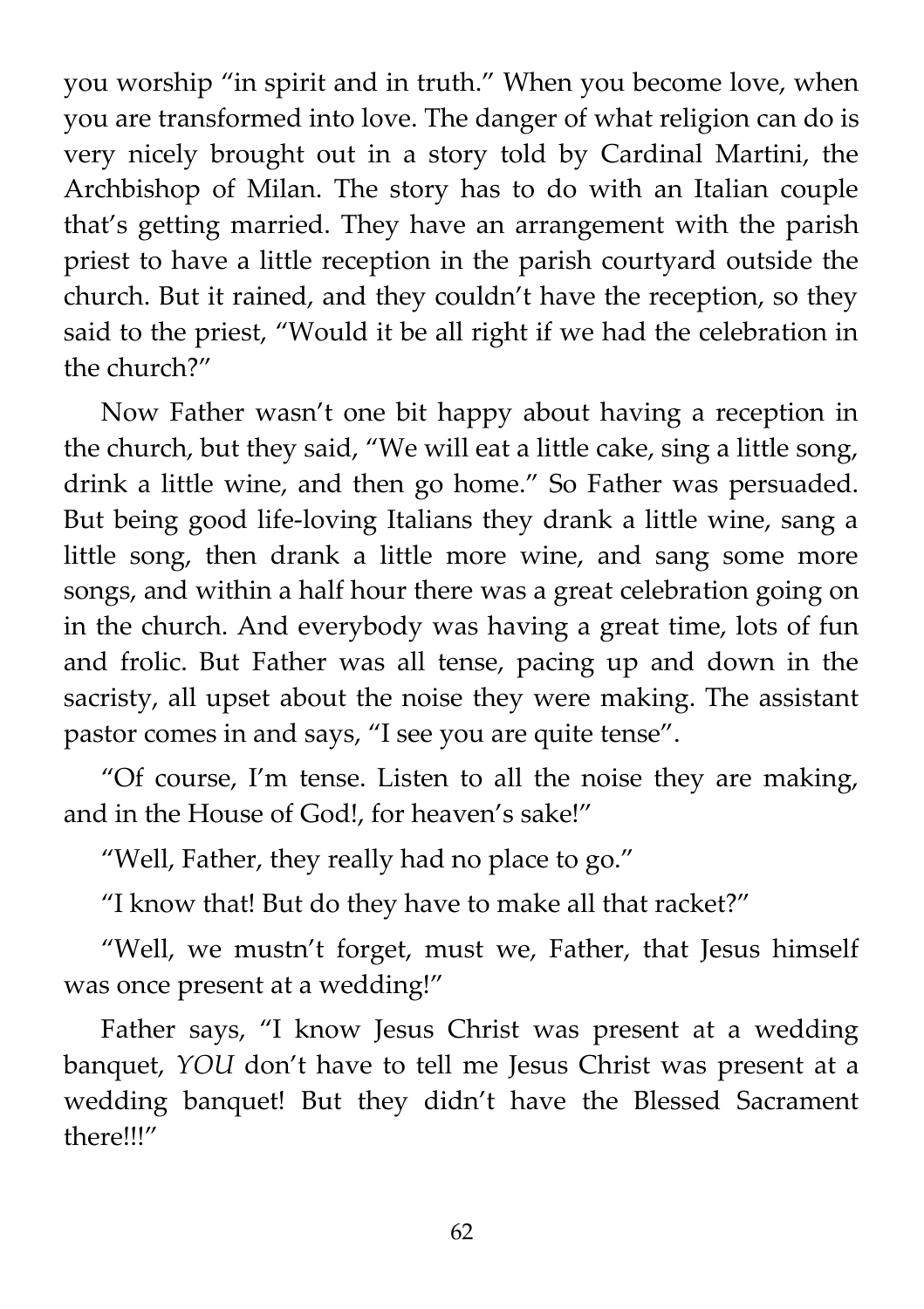you worship "in spirit and in truth." When you become love, when you are transformed into love. The danger of what religion can do is very nicely brought out in a story told by Cardinal Martini, the Archbishop of Milan. The story has to do with an Italian couple that's getting married. They have an arrangement with the parish priest to have a little reception in the parish courtyard outside the church. But it rained, and they couldn't have the reception, so they said to the priest, "Would it be all right if we had the celebration in the church?"

Now Father wasn't one bit happy about having a reception in the church, but they said, "We will eat a little cake, sing a little song, drink a little wine, and then go home." So Father was persuaded. But being good life-loving Italians they drank a little wine, sang a little song, then drank a little more wine, and sang some more songs, and within a half hour there was a great celebration going on in the church. And everybody was having a great time, lots of fun and frolic. But Father was all tense, pacing up and down in the sacristy, all upset about the noise they were making. The assistant pastor comes in and says, "I see you are quite tense".

"Of course, I'm tense. Listen to all the noise they are making, and in the House of God!, for heaven's sake!"

"Well, Father, they really had no place to go."

"I know that! But do they have to make all that racket?"

"Well, we mustn't forget, must we, Father, that Jesus himself was once present at a wedding!"

Father says, "I know Jesus Christ was present at a wedding banquet, *YOU* don't have to tell me Jesus Christ was present at a wedding banquet! But they didn't have the Blessed Sacrament there!!!"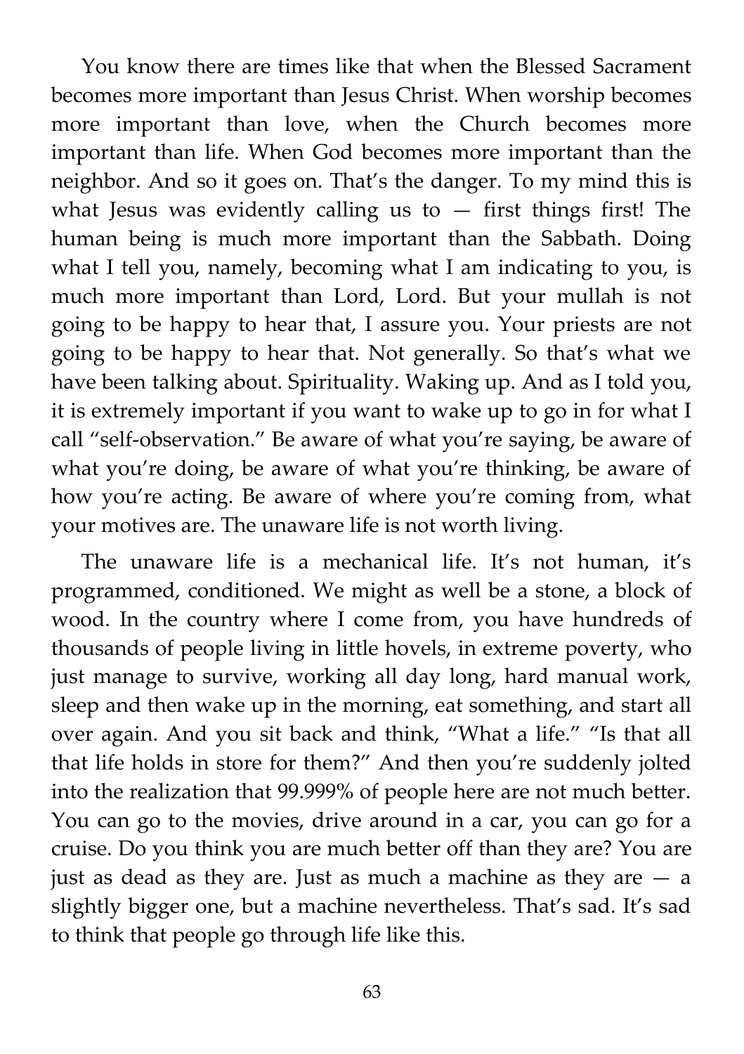You know there are times like that when the Blessed Sacrament becomes more important than Jesus Christ. When worship becomes more important than love, when the Church becomes more important than life. When God becomes more important than the neighbor. And so it goes on. That's the danger. To my mind this is what Jesus was evidently calling us to — first things first! The human being is much more important than the Sabbath. Doing what I tell you, namely, becoming what I am indicating to you, is much more important than Lord, Lord. But your mullah is not going to be happy to hear that, I assure you. Your priests are not going to be happy to hear that. Not generally. So that's what we have been talking about. Spirituality. Waking up. And as I told you, it is extremely important if you want to wake up to go in for what I call "self-observation." Be aware of what you're saying, be aware of what you're doing, be aware of what you're thinking, be aware of how you're acting. Be aware of where you're coming from, what your motives are. The unaware life is not worth living.

The unaware life is a mechanical life. It's not human, it's programmed, conditioned. We might as well be a stone, a block of wood. In the country where I come from, you have hundreds of thousands of people living in little hovels, in extreme poverty, who just manage to survive, working all day long, hard manual work, sleep and then wake up in the morning, eat something, and start all over again. And you sit back and think, "What a life." "Is that all that life holds in store for them?" And then you're suddenly jolted into the realization that 99.999% of people here are not much better. You can go to the movies, drive around in a car, you can go for a cruise. Do you think you are much better off than they are? You are just as dead as they are. Just as much a machine as they are — a slightly bigger one, but a machine nevertheless. That's sad. It's sad to think that people go through life like this.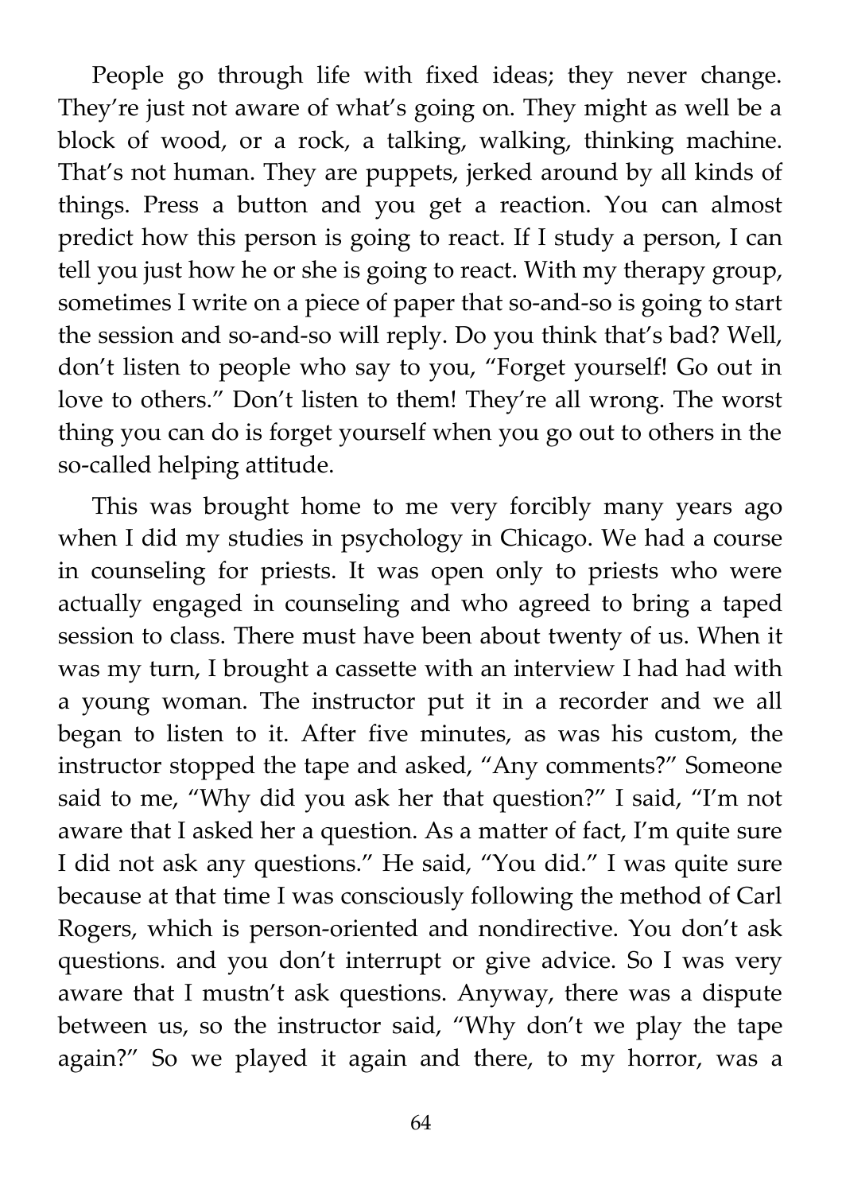People go through life with fixed ideas; they never change. They're just not aware of what's going on. They might as well be a block of wood, or a rock, a talking, walking, thinking machine. That's not human. They are puppets, jerked around by all kinds of things. Press a button and you get a reaction. You can almost predict how this person is going to react. If I study a person, I can tell you just how he or she is going to react. With my therapy group, sometimes I write on a piece of paper that so-and-so is going to start the session and so-and-so will reply. Do you think that's bad? Well, don't listen to people who say to you, "Forget yourself! Go out in love to others." Don't listen to them! They're all wrong. The worst thing you can do is forget yourself when you go out to others in the so-called helping attitude.

This was brought home to me very forcibly many years ago when I did my studies in psychology in Chicago. We had a course in counseling for priests. It was open only to priests who were actually engaged in counseling and who agreed to bring a taped session to class. There must have been about twenty of us. When it was my turn, I brought a cassette with an interview I had had with a young woman. The instructor put it in a recorder and we all began to listen to it. After five minutes, as was his custom, the instructor stopped the tape and asked, "Any comments?" Someone said to me, "Why did you ask her that question?" I said, "I'm not aware that I asked her a question. As a matter of fact, I'm quite sure I did not ask any questions." He said, "You did." I was quite sure because at that time I was consciously following the method of Carl Rogers, which is person-oriented and nondirective. You don't ask questions. and you don't interrupt or give advice. So I was very aware that I mustn't ask questions. Anyway, there was a dispute between us, so the instructor said, "Why don't we play the tape again?" So we played it again and there, to my horror, was a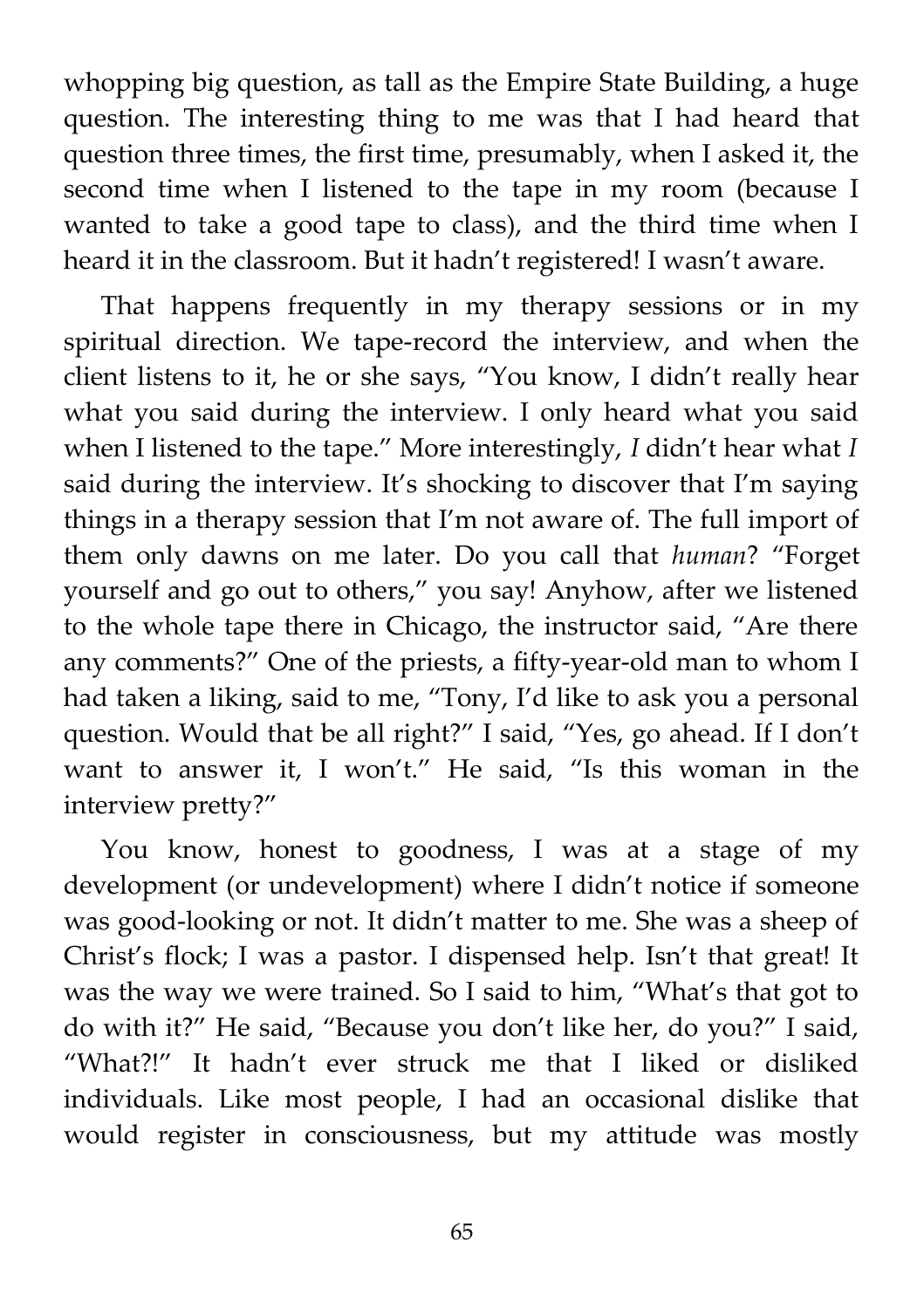whopping big question, as tall as the Empire State Building, a huge question. The interesting thing to me was that I had heard that question three times, the first time, presumably, when I asked it, the second time when I listened to the tape in my room (because I wanted to take a good tape to class), and the third time when I heard it in the classroom. But it hadn't registered! I wasn't aware.

That happens frequently in my therapy sessions or in my spiritual direction. We tape-record the interview, and when the client listens to it, he or she says, "You know, I didn't really hear what you said during the interview. I only heard what you said when I listened to the tape." More interestingly, *I* didn't hear what *I* said during the interview. It's shocking to discover that I'm saying things in a therapy session that I'm not aware of. The full import of them only dawns on me later. Do you call that *human*? "Forget yourself and go out to others," you say! Anyhow, after we listened to the whole tape there in Chicago, the instructor said, "Are there any comments?" One of the priests, a fifty-year-old man to whom I had taken a liking, said to me, "Tony, I'd like to ask you a personal question. Would that be all right?" I said, "Yes, go ahead. If I don't want to answer it, I won't." He said, "Is this woman in the interview pretty?"

You know, honest to goodness, I was at a stage of my development (or undevelopment) where I didn't notice if someone was good-looking or not. It didn't matter to me. She was a sheep of Christ's flock; I was a pastor. I dispensed help. Isn't that great! It was the way we were trained. So I said to him, "What's that got to do with it?" He said, "Because you don't like her, do you?" I said, "What?!" It hadn't ever struck me that I liked or disliked individuals. Like most people, I had an occasional dislike that would register in consciousness, but my attitude was mostly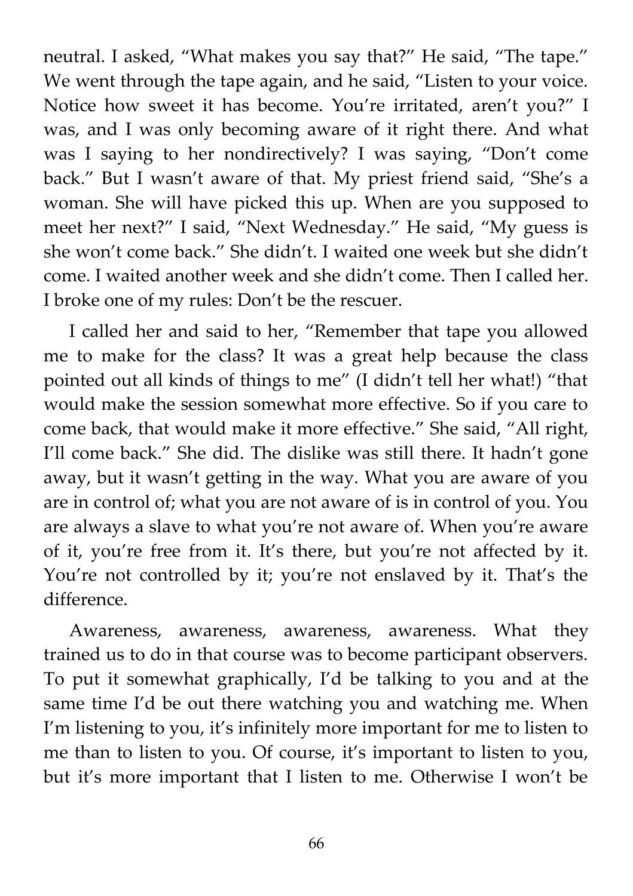neutral. I asked, "What makes you say that?" He said, "The tape." We went through the tape again, and he said, "Listen to your voice. Notice how sweet it has become. You're irritated, aren't you?" I was, and I was only becoming aware of it right there. And what was I saying to her nondirectively? I was saying, "Don't come back." But I wasn't aware of that. My priest friend said, "She's a woman. She will have picked this up. When are you supposed to meet her next?" I said, "Next Wednesday." He said, "My guess is she won't come back." She didn't. I waited one week but she didn't come. I waited another week and she didn't come. Then I called her. I broke one of my rules: Don't be the rescuer.

I called her and said to her, "Remember that tape you allowed me to make for the class? It was a great help because the class pointed out all kinds of things to me" (I didn't tell her what!) "that would make the session somewhat more effective. So if you care to come back, that would make it more effective." She said, "All right, I'll come back." She did. The dislike was still there. It hadn't gone away, but it wasn't getting in the way. What you are aware of you are in control of; what you are not aware of is in control of you. You are always a slave to what you're not aware of. When you're aware of it, you're free from it. It's there, but you're not affected by it. You're not controlled by it; you're not enslaved by it. That's the difference.

Awareness, awareness, awareness, awareness. What they trained us to do in that course was to become participant observers. To put it somewhat graphically, I'd be talking to you and at the same time I'd be out there watching you and watching me. When I'm listening to you, it's infinitely more important for me to listen to me than to listen to you. Of course, it's important to listen to you, but it's more important that I listen to me. Otherwise I won't be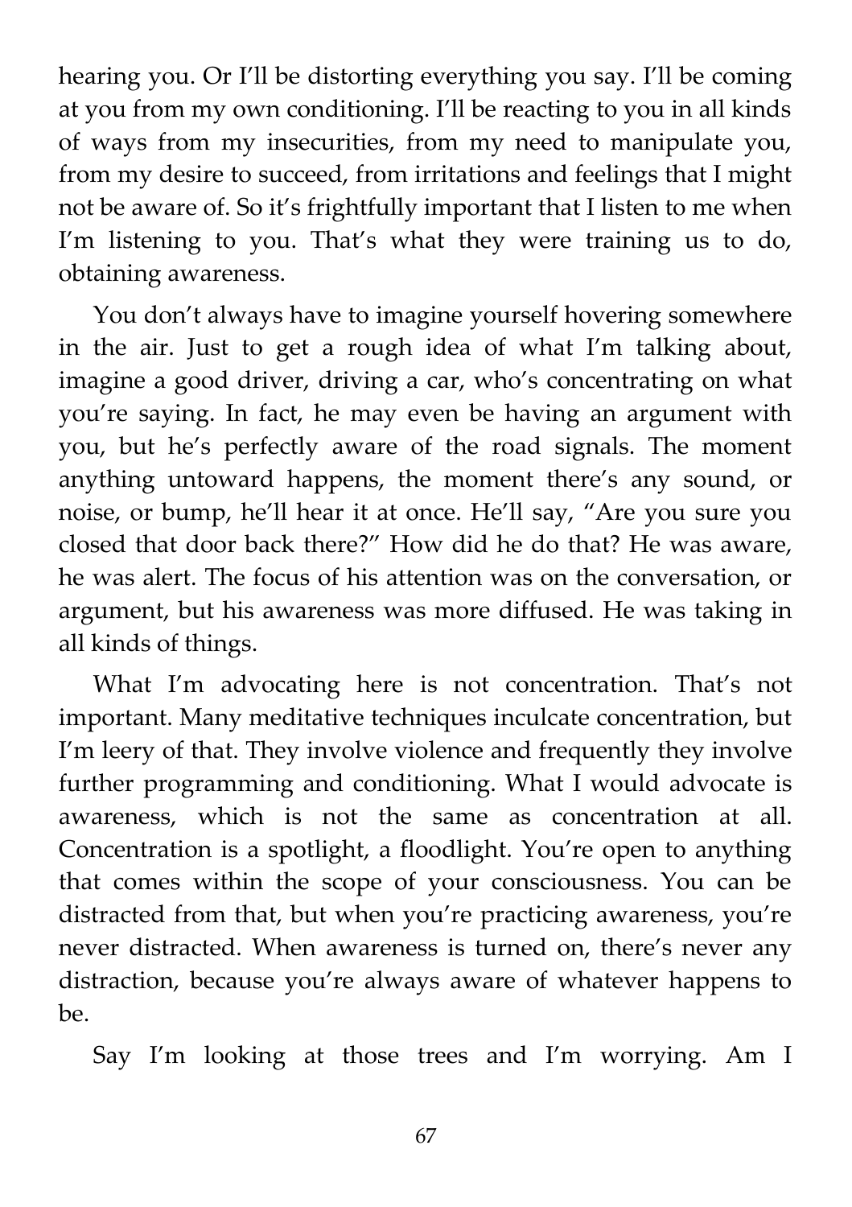hearing you. Or I'll be distorting everything you say. I'll be coming at you from my own conditioning. I'll be reacting to you in all kinds of ways from my insecurities, from my need to manipulate you, from my desire to succeed, from irritations and feelings that I might not be aware of. So it's frightfully important that I listen to me when I'm listening to you. That's what they were training us to do, obtaining awareness.

You don't always have to imagine yourself hovering somewhere in the air. Just to get a rough idea of what I'm talking about, imagine a good driver, driving a car, who's concentrating on what you're saying. In fact, he may even be having an argument with you, but he's perfectly aware of the road signals. The moment anything untoward happens, the moment there's any sound, or noise, or bump, he'll hear it at once. He'll say, "Are you sure you closed that door back there?" How did he do that? He was aware, he was alert. The focus of his attention was on the conversation, or argument, but his awareness was more diffused. He was taking in all kinds of things.

What I'm advocating here is not concentration. That's not important. Many meditative techniques inculcate concentration, but I'm leery of that. They involve violence and frequently they involve further programming and conditioning. What I would advocate is awareness, which is not the same as concentration at all. Concentration is a spotlight, a floodlight. You're open to anything that comes within the scope of your consciousness. You can be distracted from that, but when you're practicing awareness, you're never distracted. When awareness is turned on, there's never any distraction, because you're always aware of whatever happens to be.

Say I'm looking at those trees and I'm worrying. Am I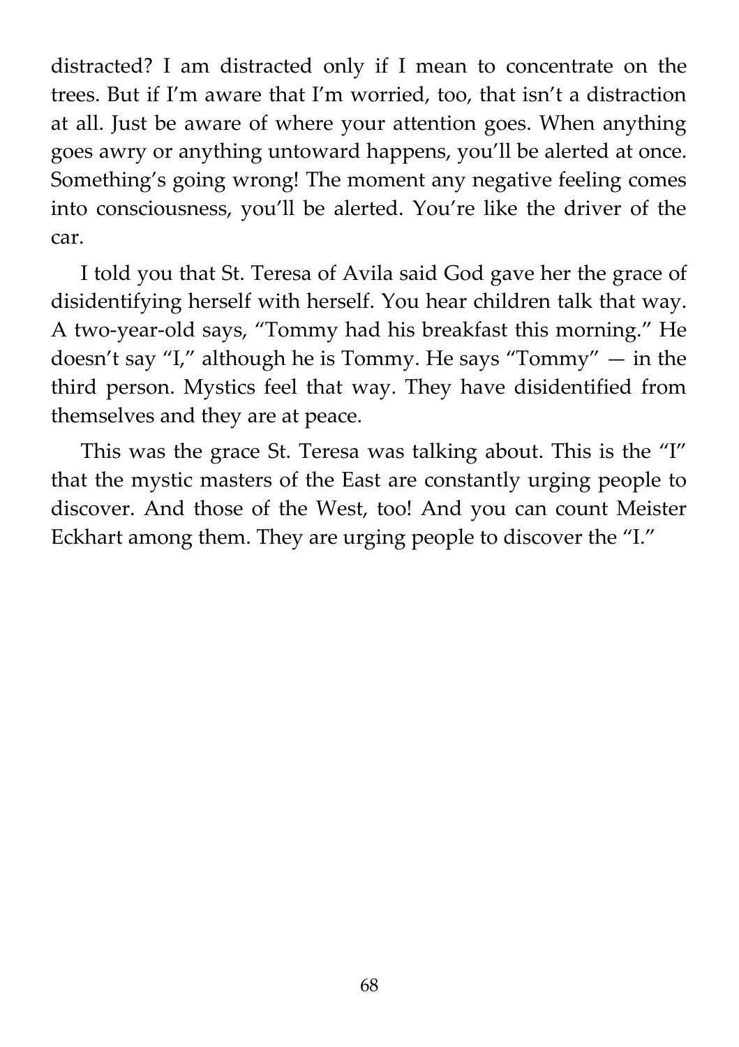distracted? I am distracted only if I mean to concentrate on the trees. But if I'm aware that I'm worried, too, that isn't a distraction at all. Just be aware of where your attention goes. When anything goes awry or anything untoward happens, you'll be alerted at once. Something's going wrong! The moment any negative feeling comes into consciousness, you'll be alerted. You're like the driver of the car.

I told you that St. Teresa of Avila said God gave her the grace of disidentifying herself with herself. You hear children talk that way. A two-year-old says, "Tommy had his breakfast this morning." He doesn't say "I," although he is Tommy. He says "Tommy" — in the third person. Mystics feel that way. They have disidentified from themselves and they are at peace.

This was the grace St. Teresa was talking about. This is the "I" that the mystic masters of the East are constantly urging people to discover. And those of the West, too! And you can count Meister Eckhart among them. They are urging people to discover the "I."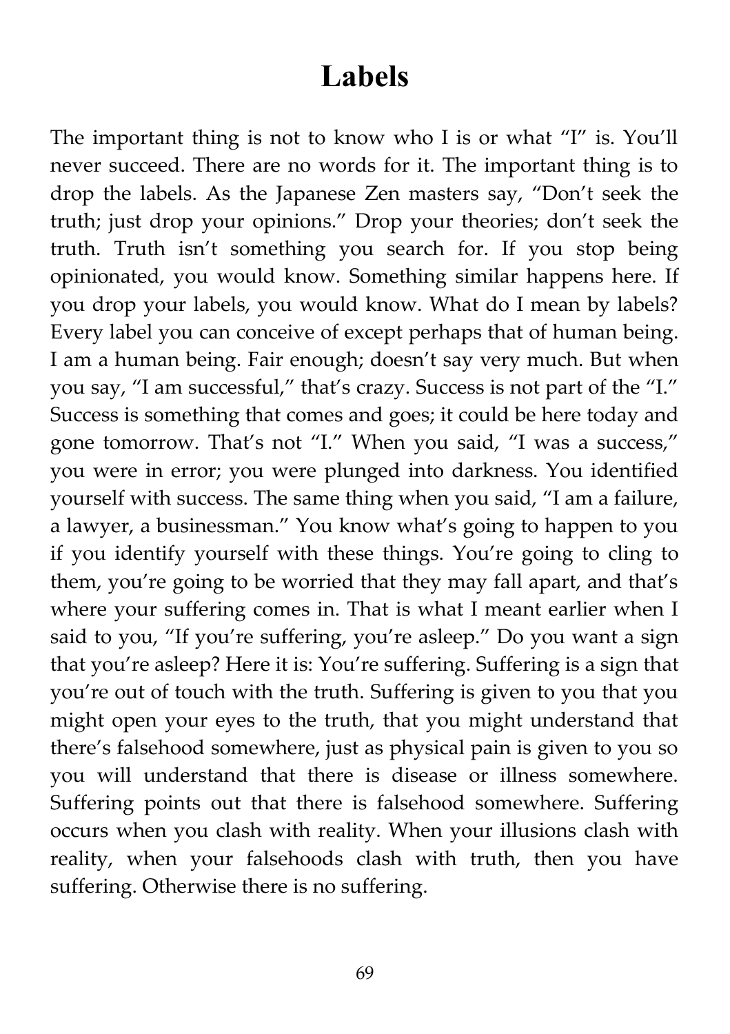# Labels

The important thing is not to know who I is or what "I" is. You'll never succeed. There are no words for it. The important thing is to drop the labels. As the Japanese Zen masters say, "Don't seek the truth; just drop your opinions." Drop your theories; don't seek the truth. Truth isn't something you search for. If you stop being opinionated, you would know. Something similar happens here. If you drop your labels, you would know. What do I mean by labels? Every label you can conceive of except perhaps that of human being. I am a human being. Fair enough; doesn't say very much. But when you say, "I am successful," that's crazy. Success is not part of the "I." Success is something that comes and goes; it could be here today and gone tomorrow. That's not "I." When you said, "I was a success," you were in error; you were plunged into darkness. You identified yourself with success. The same thing when you said, "I am a failure, a lawyer, a businessman." You know what's going to happen to you if you identify yourself with these things. You're going to cling to them, you're going to be worried that they may fall apart, and that's where your suffering comes in. That is what I meant earlier when I said to you, "If you're suffering, you're asleep." Do you want a sign that you're asleep? Here it is: You're suffering. Suffering is a sign that you're out of touch with the truth. Suffering is given to you that you might open your eyes to the truth, that you might understand that there's falsehood somewhere, just as physical pain is given to you so you will understand that there is disease or illness somewhere. Suffering points out that there is falsehood somewhere. Suffering occurs when you clash with reality. When your illusions clash with reality, when your falsehoods clash with truth, then you have suffering. Otherwise there is no suffering.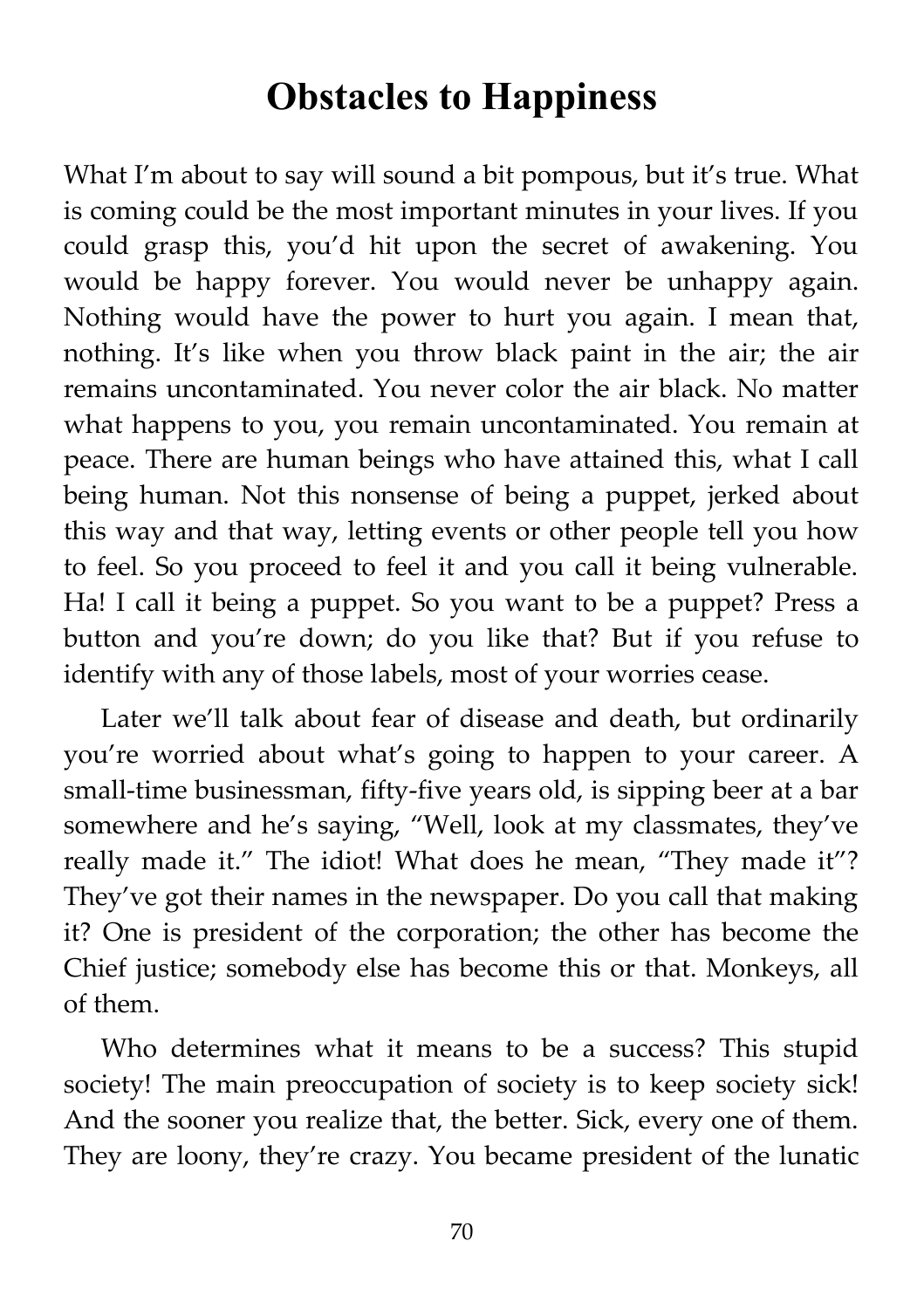# Obstacles to Happiness

What I'm about to say will sound a bit pompous, but it's true. What is coming could be the most important minutes in your lives. If you could grasp this, you'd hit upon the secret of awakening. You would be happy forever. You would never be unhappy again. Nothing would have the power to hurt you again. I mean that, nothing. It's like when you throw black paint in the air; the air remains uncontaminated. You never color the air black. No matter what happens to you, you remain uncontaminated. You remain at peace. There are human beings who have attained this, what I call being human. Not this nonsense of being a puppet, jerked about this way and that way, letting events or other people tell you how to feel. So you proceed to feel it and you call it being vulnerable. Ha! I call it being a puppet. So you want to be a puppet? Press a button and you're down; do you like that? But if you refuse to identify with any of those labels, most of your worries cease.

Later we'll talk about fear of disease and death, but ordinarily you're worried about what's going to happen to your career. A small-time businessman, fifty-five years old, is sipping beer at a bar somewhere and he's saying, "Well, look at my classmates, they've really made it." The idiot! What does he mean, "They made it"? They've got their names in the newspaper. Do you call that making it? One is president of the corporation; the other has become the Chief justice; somebody else has become this or that. Monkeys, all of them.

Who determines what it means to be a success? This stupid society! The main preoccupation of society is to keep society sick! And the sooner you realize that, the better. Sick, every one of them. They are loony, they're crazy. You became president of the lunatic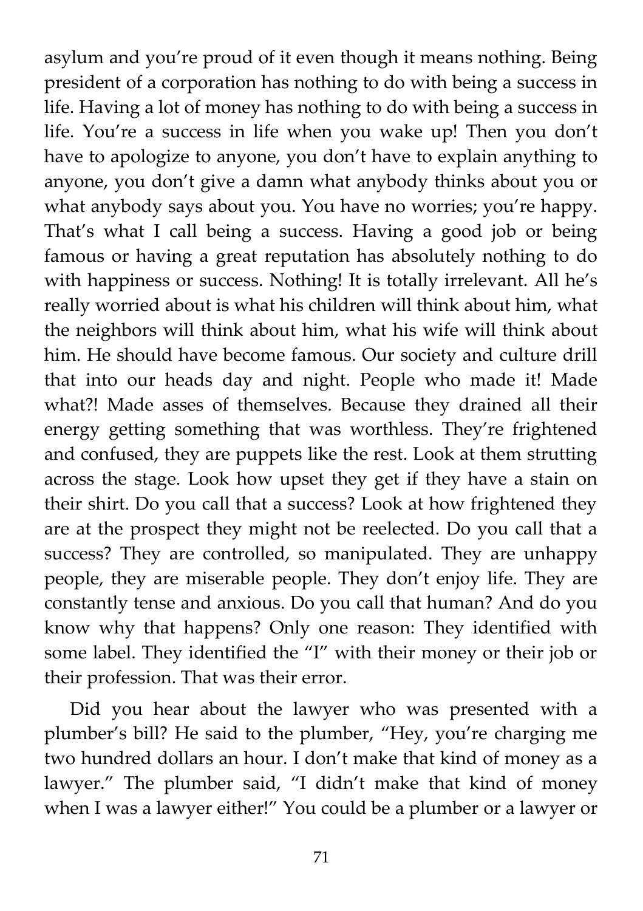asylum and you're proud of it even though it means nothing. Being president of a corporation has nothing to do with being a success in life. Having a lot of money has nothing to do with being a success in life. You're a success in life when you wake up! Then you don't have to apologize to anyone, you don't have to explain anything to anyone, you don't give a damn what anybody thinks about you or what anybody says about you. You have no worries; you're happy. That's what I call being a success. Having a good job or being famous or having a great reputation has absolutely nothing to do with happiness or success. Nothing! It is totally irrelevant. All he's really worried about is what his children will think about him, what the neighbors will think about him, what his wife will think about him. He should have become famous. Our society and culture drill that into our heads day and night. People who made it! Made what?! Made asses of themselves. Because they drained all their energy getting something that was worthless. They're frightened and confused, they are puppets like the rest. Look at them strutting across the stage. Look how upset they get if they have a stain on their shirt. Do you call that a success? Look at how frightened they are at the prospect they might not be reelected. Do you call that a success? They are controlled, so manipulated. They are unhappy people, they are miserable people. They don't enjoy life. They are constantly tense and anxious. Do you call that human? And do you know why that happens? Only one reason: They identified with some label. They identified the "I" with their money or their job or their profession. That was their error.

Did you hear about the lawyer who was presented with a plumber's bill? He said to the plumber, "Hey, you're charging me two hundred dollars an hour. I don't make that kind of money as a lawyer." The plumber said, "I didn't make that kind of money when I was a lawyer either!" You could be a plumber or a lawyer or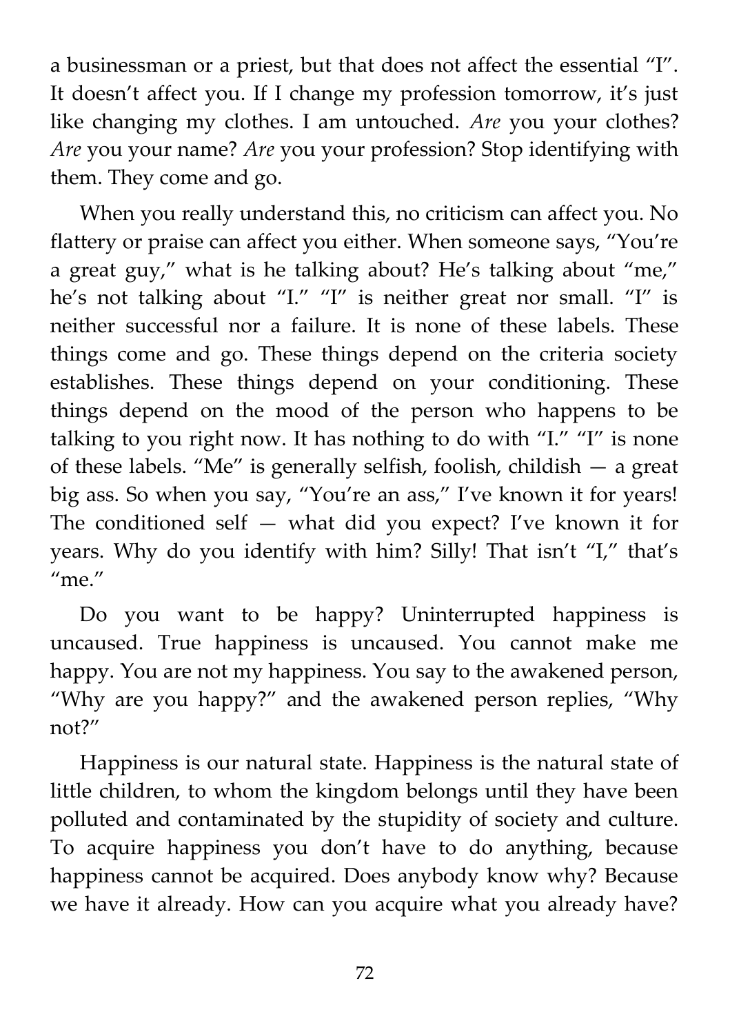a businessman or a priest, but that does not affect the essential "I". It doesn't affect you. If I change my profession tomorrow, it's just like changing my clothes. I am untouched. *Are* you your clothes? *Are* you your name? *Are* you your profession? Stop identifying with them. They come and go.

When you really understand this, no criticism can affect you. No flattery or praise can affect you either. When someone says, "You're a great guy," what is he talking about? He's talking about "me," he's not talking about "I." "I" is neither great nor small. "I" is neither successful nor a failure. It is none of these labels. These things come and go. These things depend on the criteria society establishes. These things depend on your conditioning. These things depend on the mood of the person who happens to be talking to you right now. It has nothing to do with "I." "I" is none of these labels. "Me" is generally selfish, foolish, childish — a great big ass. So when you say, "You're an ass," I've known it for years! The conditioned self — what did you expect? I've known it for years. Why do you identify with him? Silly! That isn't "I," that's "me."

Do you want to be happy? Uninterrupted happiness is uncaused. True happiness is uncaused. You cannot make me happy. You are not my happiness. You say to the awakened person, "Why are you happy?" and the awakened person replies, "Why not?"

Happiness is our natural state. Happiness is the natural state of little children, to whom the kingdom belongs until they have been polluted and contaminated by the stupidity of society and culture. To acquire happiness you don't have to do anything, because happiness cannot be acquired. Does anybody know why? Because we have it already. How can you acquire what you already have?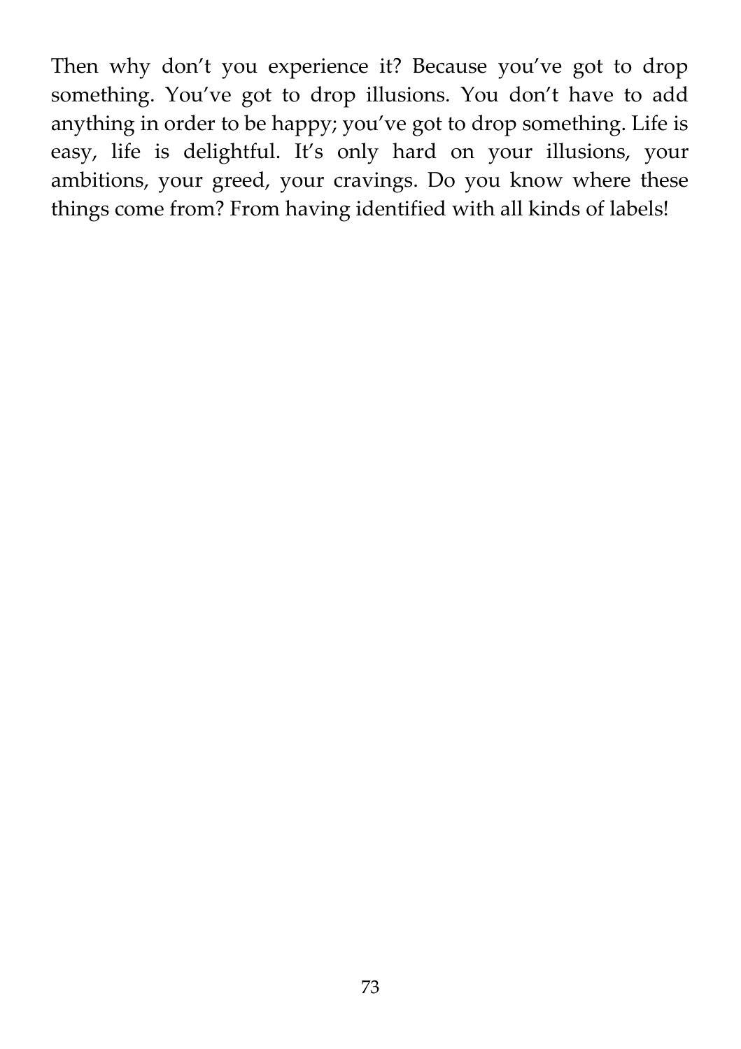Then why don’t you experience it? Because you’ve got to drop something. You’ve got to drop illusions. You don’t have to add anything in order to be happy; you’ve got to drop something. Life is easy, life is delightful. It’s only hard on your illusions, your ambitions, your greed, your cravings. Do you know where these things come from? From having identified with all kinds of labels!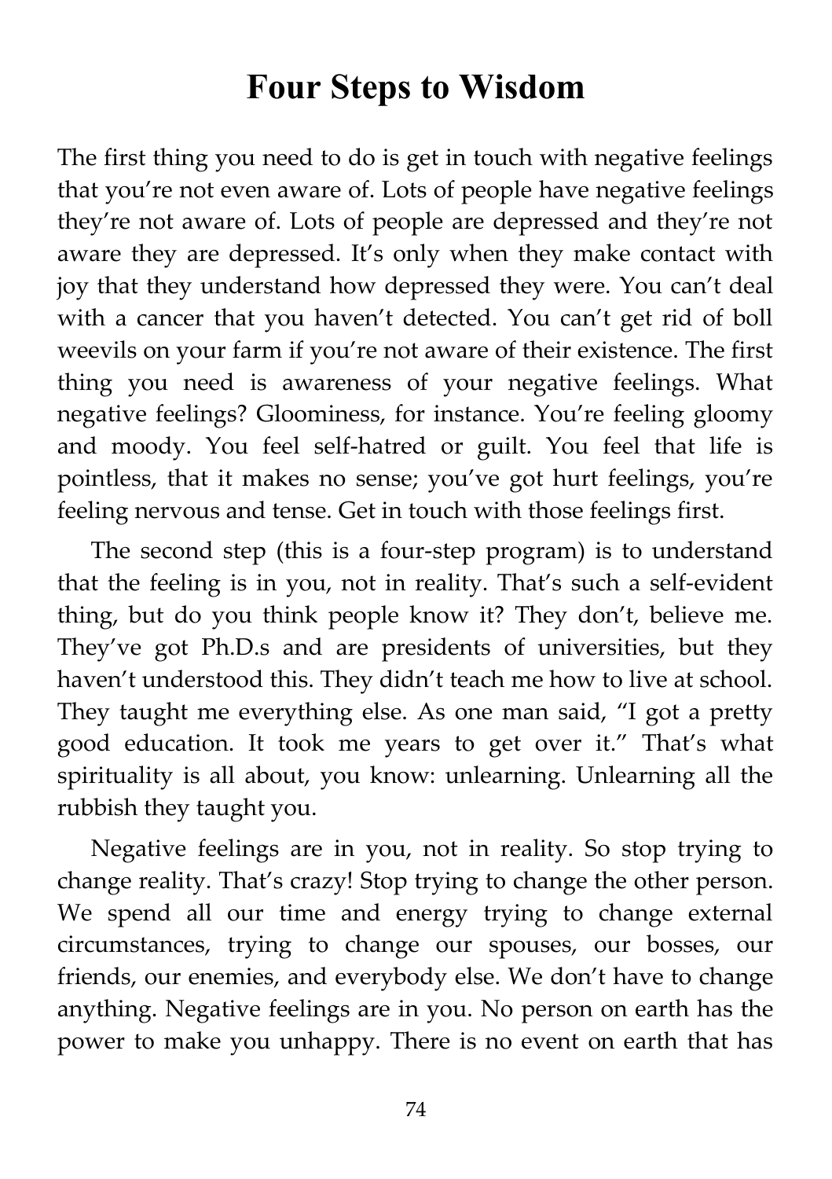# Four Steps to Wisdom

The first thing you need to do is get in touch with negative feelings that you're not even aware of. Lots of people have negative feelings they're not aware of. Lots of people are depressed and they're not aware they are depressed. It's only when they make contact with joy that they understand how depressed they were. You can't deal with a cancer that you haven't detected. You can't get rid of boll weevils on your farm if you're not aware of their existence. The first thing you need is awareness of your negative feelings. What negative feelings? Gloominess, for instance. You're feeling gloomy and moody. You feel self-hatred or guilt. You feel that life is pointless, that it makes no sense; you've got hurt feelings, you're feeling nervous and tense. Get in touch with those feelings first.

The second step (this is a four-step program) is to understand that the feeling is in you, not in reality. That's such a self-evident thing, but do you think people know it? They don't, believe me. They've got Ph.D.s and are presidents of universities, but they haven't understood this. They didn't teach me how to live at school. They taught me everything else. As one man said, "I got a pretty good education. It took me years to get over it." That's what spirituality is all about, you know: unlearning. Unlearning all the rubbish they taught you.

Negative feelings are in you, not in reality. So stop trying to change reality. That's crazy! Stop trying to change the other person. We spend all our time and energy trying to change external circumstances, trying to change our spouses, our bosses, our friends, our enemies, and everybody else. We don't have to change anything. Negative feelings are in you. No person on earth has the power to make you unhappy. There is no event on earth that has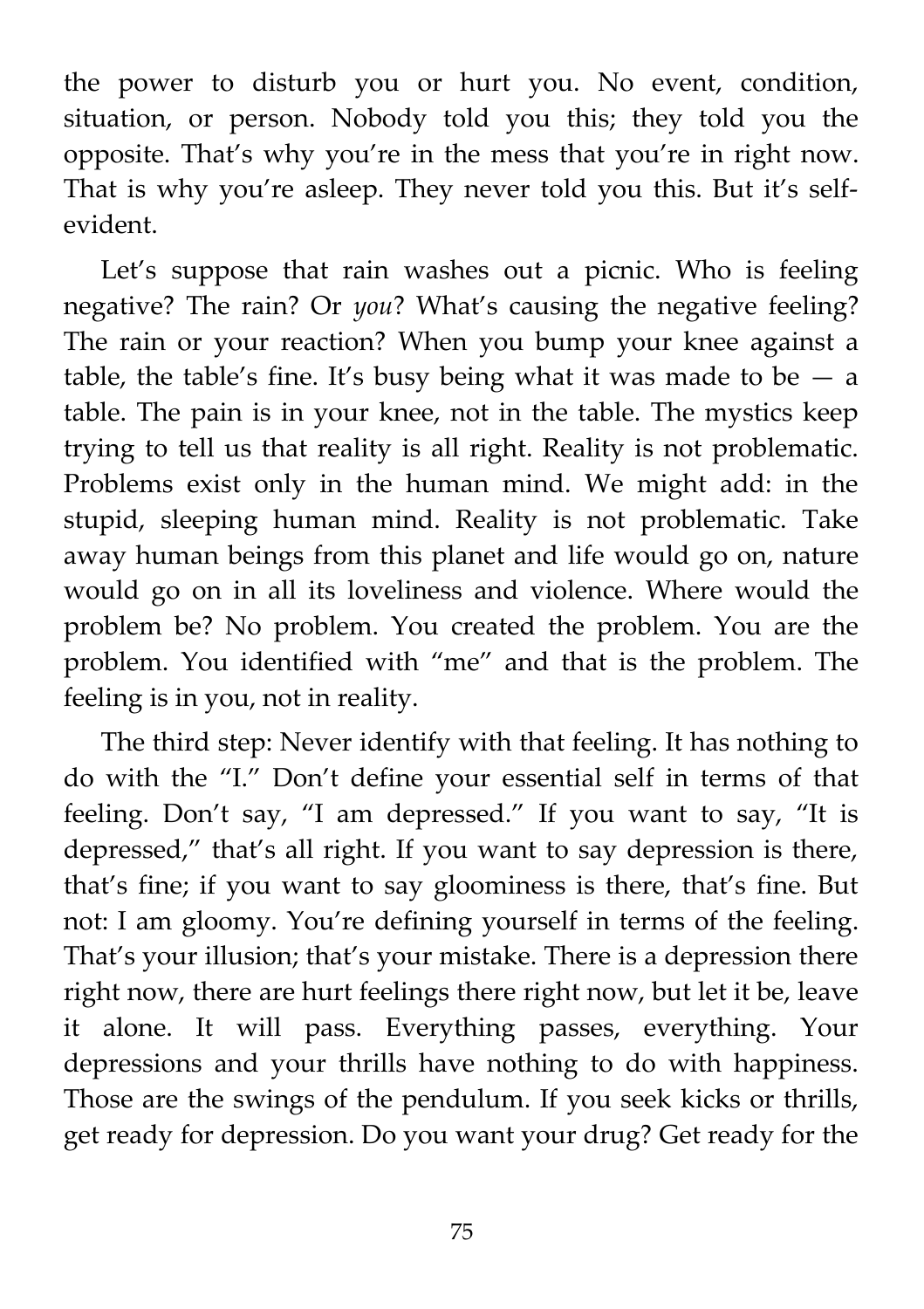the power to disturb you or hurt you. No event, condition, situation, or person. Nobody told you this; they told you the opposite. That's why you're in the mess that you're in right now. That is why you're asleep. They never told you this. But it's self-evident.

Let's suppose that rain washes out a picnic. Who is feeling negative? The rain? Or *you*? What's causing the negative feeling? The rain or your reaction? When you bump your knee against a table, the table's fine. It's busy being what it was made to be — a table. The pain is in your knee, not in the table. The mystics keep trying to tell us that reality is all right. Reality is not problematic. Problems exist only in the human mind. We might add: in the stupid, sleeping human mind. Reality is not problematic. Take away human beings from this planet and life would go on, nature would go on in all its loveliness and violence. Where would the problem be? No problem. You created the problem. You are the problem. You identified with "me" and that is the problem. The feeling is in you, not in reality.

The third step: Never identify with that feeling. It has nothing to do with the "I." Don't define your essential self in terms of that feeling. Don't say, "I am depressed." If you want to say, "It is depressed," that's all right. If you want to say depression is there, that's fine; if you want to say gloominess is there, that's fine. But not: I am gloomy. You're defining yourself in terms of the feeling. That's your illusion; that's your mistake. There is a depression there right now, there are hurt feelings there right now, but let it be, leave it alone. It will pass. Everything passes, everything. Your depressions and your thrills have nothing to do with happiness. Those are the swings of the pendulum. If you seek kicks or thrills, get ready for depression. Do you want your drug? Get ready for the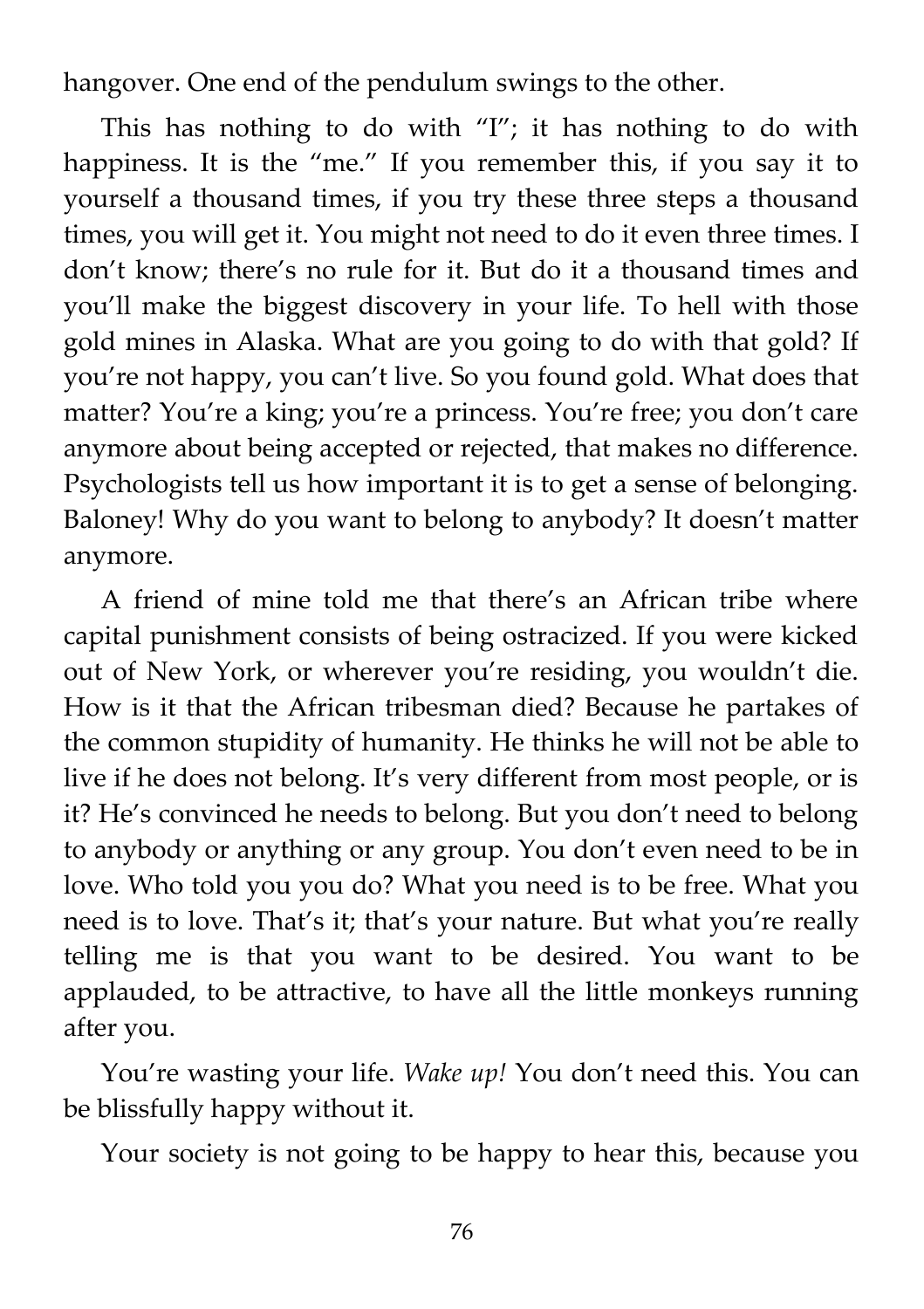hangover. One end of the pendulum swings to the other.

This has nothing to do with "I"; it has nothing to do with happiness. It is the "me." If you remember this, if you say it to yourself a thousand times, if you try these three steps a thousand times, you will get it. You might not need to do it even three times. I don't know; there's no rule for it. But do it a thousand times and you'll make the biggest discovery in your life. To hell with those gold mines in Alaska. What are you going to do with that gold? If you're not happy, you can't live. So you found gold. What does that matter? You're a king; you're a princess. You're free; you don't care anymore about being accepted or rejected, that makes no difference. Psychologists tell us how important it is to get a sense of belonging. Baloney! Why do you want to belong to anybody? It doesn't matter anymore.

A friend of mine told me that there's an African tribe where capital punishment consists of being ostracized. If you were kicked out of New York, or wherever you're residing, you wouldn't die. How is it that the African tribesman died? Because he partakes of the common stupidity of humanity. He thinks he will not be able to live if he does not belong. It's very different from most people, or is it? He's convinced he needs to belong. But you don't need to belong to anybody or anything or any group. You don't even need to be in love. Who told you you do? What you need is to be free. What you need is to love. That's it; that's your nature. But what you're really telling me is that you want to be desired. You want to be applauded, to be attractive, to have all the little monkeys running after you.

You're wasting your life. *Wake up!* You don't need this. You can be blissfully happy without it.

Your society is not going to be happy to hear this, because you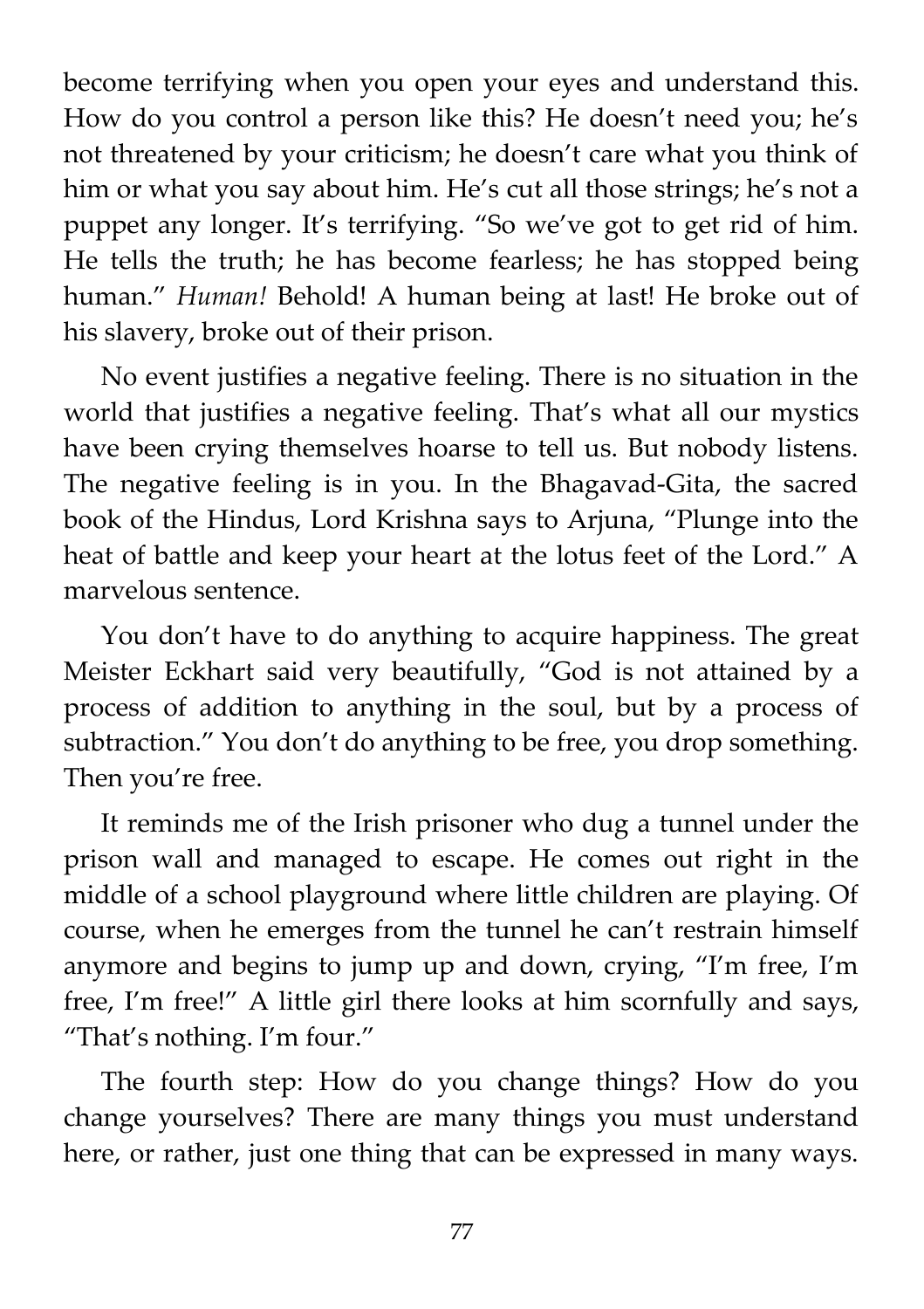become terrifying when you open your eyes and understand this. How do you control a person like this? He doesn't need you; he's not threatened by your criticism; he doesn't care what you think of him or what you say about him. He's cut all those strings; he's not a puppet any longer. It's terrifying. "So we've got to get rid of him. He tells the truth; he has become fearless; he has stopped being human." *Human!* Behold! A human being at last! He broke out of his slavery, broke out of their prison.

No event justifies a negative feeling. There is no situation in the world that justifies a negative feeling. That's what all our mystics have been crying themselves hoarse to tell us. But nobody listens. The negative feeling is in you. In the Bhagavad-Gita, the sacred book of the Hindus, Lord Krishna says to Arjuna, "Plunge into the heat of battle and keep your heart at the lotus feet of the Lord." A marvelous sentence.

You don't have to do anything to acquire happiness. The great Meister Eckhart said very beautifully, "God is not attained by a process of addition to anything in the soul, but by a process of subtraction." You don't do anything to be free, you drop something. Then you're free.

It reminds me of the Irish prisoner who dug a tunnel under the prison wall and managed to escape. He comes out right in the middle of a school playground where little children are playing. Of course, when he emerges from the tunnel he can't restrain himself anymore and begins to jump up and down, crying, "I'm free, I'm free, I'm free!" A little girl there looks at him scornfully and says, "That's nothing. I'm four."

The fourth step: How do you change things? How do you change yourselves? There are many things you must understand here, or rather, just one thing that can be expressed in many ways.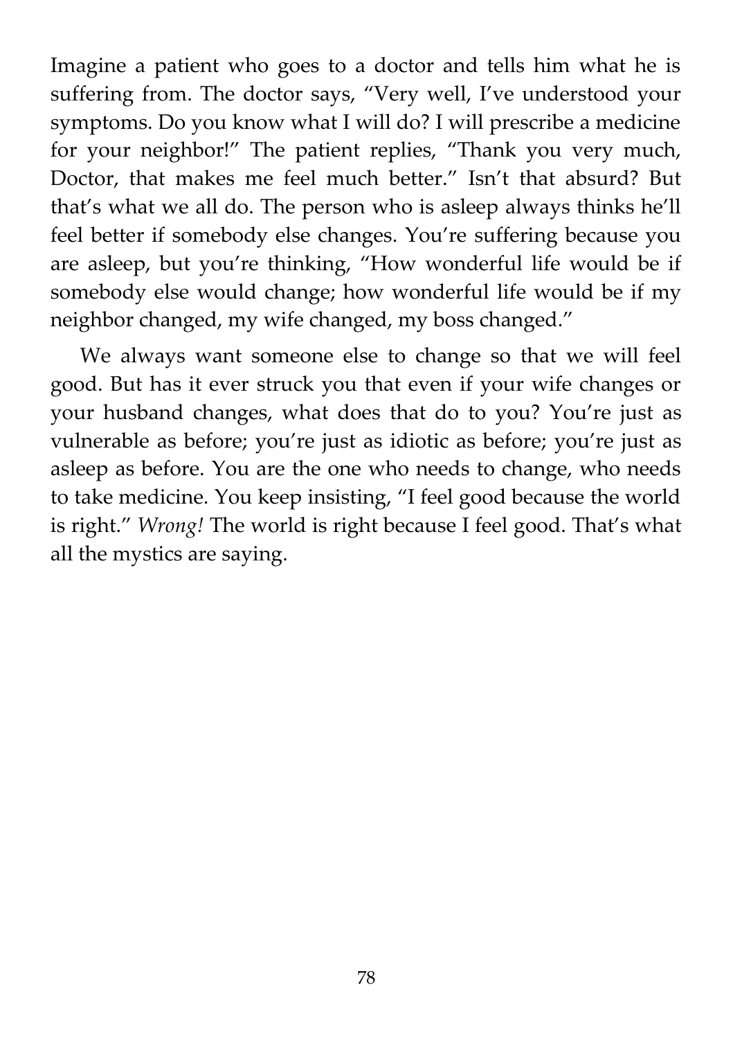Imagine a patient who goes to a doctor and tells him what he is suffering from. The doctor says, "Very well, I've understood your symptoms. Do you know what I will do? I will prescribe a medicine for your neighbor!" The patient replies, "Thank you very much, Doctor, that makes me feel much better." Isn't that absurd? But that's what we all do. The person who is asleep always thinks he'll feel better if somebody else changes. You're suffering because you are asleep, but you're thinking, "How wonderful life would be if somebody else would change; how wonderful life would be if my neighbor changed, my wife changed, my boss changed."

We always want someone else to change so that we will feel good. But has it ever struck you that even if your wife changes or your husband changes, what does that do to you? You're just as vulnerable as before; you're just as idiotic as before; you're just as asleep as before. You are the one who needs to change, who needs to take medicine. You keep insisting, "I feel good because the world is right." *Wrong!* The world is right because I feel good. That's what all the mystics are saying.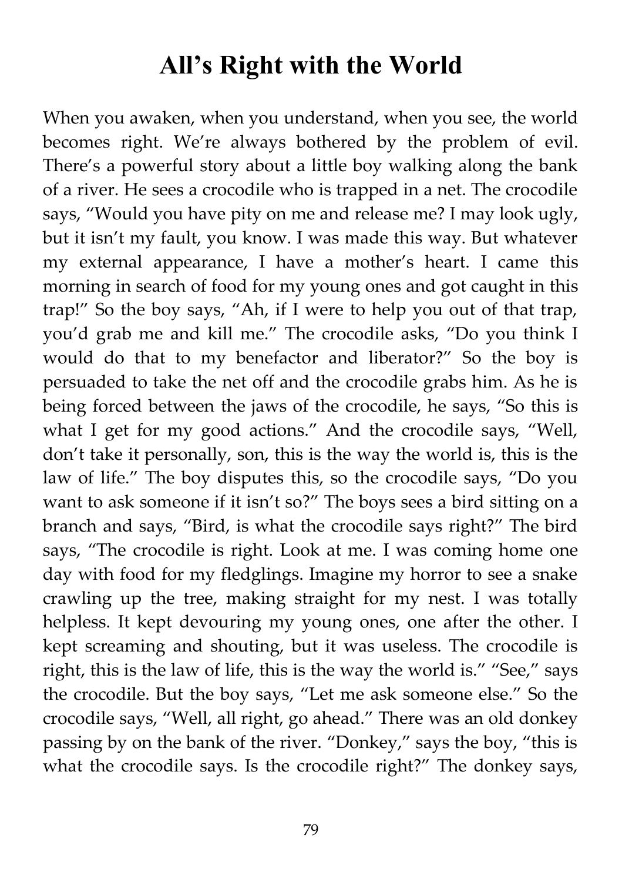# All's Right with the World

When you awaken, when you understand, when you see, the world becomes right. We're always bothered by the problem of evil. There's a powerful story about a little boy walking along the bank of a river. He sees a crocodile who is trapped in a net. The crocodile says, "Would you have pity on me and release me? I may look ugly, but it isn't my fault, you know. I was made this way. But whatever my external appearance, I have a mother's heart. I came this morning in search of food for my young ones and got caught in this trap!" So the boy says, "Ah, if I were to help you out of that trap, you'd grab me and kill me." The crocodile asks, "Do you think I would do that to my benefactor and liberator?" So the boy is persuaded to take the net off and the crocodile grabs him. As he is being forced between the jaws of the crocodile, he says, "So this is what I get for my good actions." And the crocodile says, "Well, don't take it personally, son, this is the way the world is, this is the law of life." The boy disputes this, so the crocodile says, "Do you want to ask someone if it isn't so?" The boys sees a bird sitting on a branch and says, "Bird, is what the crocodile says right?" The bird says, "The crocodile is right. Look at me. I was coming home one day with food for my fledglings. Imagine my horror to see a snake crawling up the tree, making straight for my nest. I was totally helpless. It kept devouring my young ones, one after the other. I kept screaming and shouting, but it was useless. The crocodile is right, this is the law of life, this is the way the world is." "See," says the crocodile. But the boy says, "Let me ask someone else." So the crocodile says, "Well, all right, go ahead." There was an old donkey passing by on the bank of the river. "Donkey," says the boy, "this is what the crocodile says. Is the crocodile right?" The donkey says,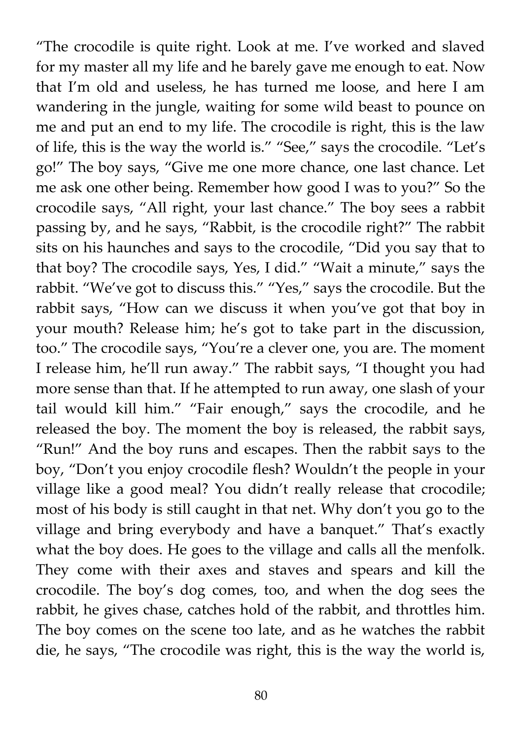"The crocodile is quite right. Look at me. I've worked and slaved for my master all my life and he barely gave me enough to eat. Now that I'm old and useless, he has turned me loose, and here I am wandering in the jungle, waiting for some wild beast to pounce on me and put an end to my life. The crocodile is right, this is the law of life, this is the way the world is." "See," says the crocodile. "Let's go!" The boy says, "Give me one more chance, one last chance. Let me ask one other being. Remember how good I was to you?" So the crocodile says, "All right, your last chance." The boy sees a rabbit passing by, and he says, "Rabbit, is the crocodile right?" The rabbit sits on his haunches and says to the crocodile, "Did you say that to that boy? The crocodile says, Yes, I did." "Wait a minute," says the rabbit. "We've got to discuss this." "Yes," says the crocodile. But the rabbit says, "How can we discuss it when you've got that boy in your mouth? Release him; he's got to take part in the discussion, too." The crocodile says, "You're a clever one, you are. The moment I release him, he'll run away." The rabbit says, "I thought you had more sense than that. If he attempted to run away, one slash of your tail would kill him." "Fair enough," says the crocodile, and he released the boy. The moment the boy is released, the rabbit says, "Run!" And the boy runs and escapes. Then the rabbit says to the boy, "Don't you enjoy crocodile flesh? Wouldn't the people in your village like a good meal? You didn't really release that crocodile; most of his body is still caught in that net. Why don't you go to the village and bring everybody and have a banquet." That's exactly what the boy does. He goes to the village and calls all the menfolk. They come with their axes and staves and spears and kill the crocodile. The boy's dog comes, too, and when the dog sees the rabbit, he gives chase, catches hold of the rabbit, and throttles him. The boy comes on the scene too late, and as he watches the rabbit die, he says, "The crocodile was right, this is the way the world is,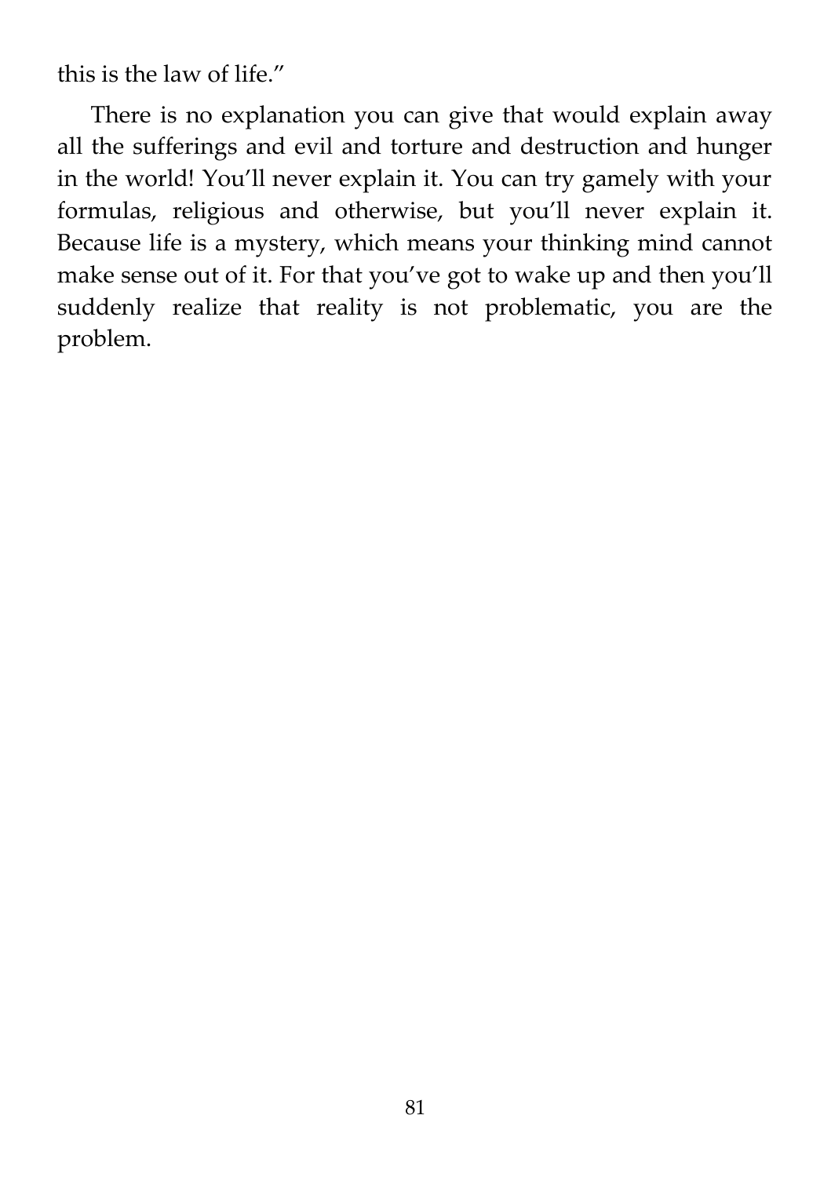this is the law of life."

There is no explanation you can give that would explain away all the sufferings and evil and torture and destruction and hunger in the world! You'll never explain it. You can try gamely with your formulas, religious and otherwise, but you'll never explain it. Because life is a mystery, which means your thinking mind cannot make sense out of it. For that you've got to wake up and then you'll suddenly realize that reality is not problematic, you are the problem.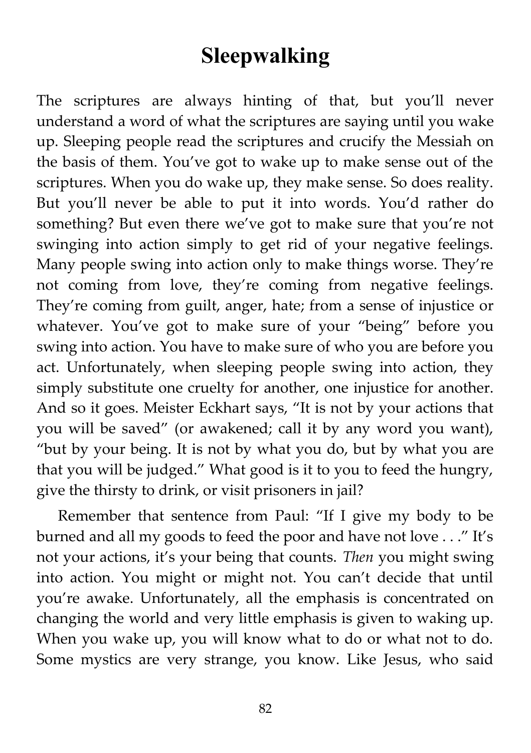# Sleepwalking

The scriptures are always hinting of that, but you'll never understand a word of what the scriptures are saying until you wake up. Sleeping people read the scriptures and crucify the Messiah on the basis of them. You've got to wake up to make sense out of the scriptures. When you do wake up, they make sense. So does reality. But you'll never be able to put it into words. You'd rather do something? But even there we've got to make sure that you're not swinging into action simply to get rid of your negative feelings. Many people swing into action only to make things worse. They're not coming from love, they're coming from negative feelings. They're coming from guilt, anger, hate; from a sense of injustice or whatever. You've got to make sure of your "being" before you swing into action. You have to make sure of who you are before you act. Unfortunately, when sleeping people swing into action, they simply substitute one cruelty for another, one injustice for another. And so it goes. Meister Eckhart says, "It is not by your actions that you will be saved" (or awakened; call it by any word you want), "but by your being. It is not by what you do, but by what you are that you will be judged." What good is it to you to feed the hungry, give the thirsty to drink, or visit prisoners in jail?

Remember that sentence from Paul: "If I give my body to be burned and all my goods to feed the poor and have not love . . ." It's not your actions, it's your being that counts. *Then* you might swing into action. You might or might not. You can't decide that until you're awake. Unfortunately, all the emphasis is concentrated on changing the world and very little emphasis is given to waking up. When you wake up, you will know what to do or what not to do. Some mystics are very strange, you know. Like Jesus, who said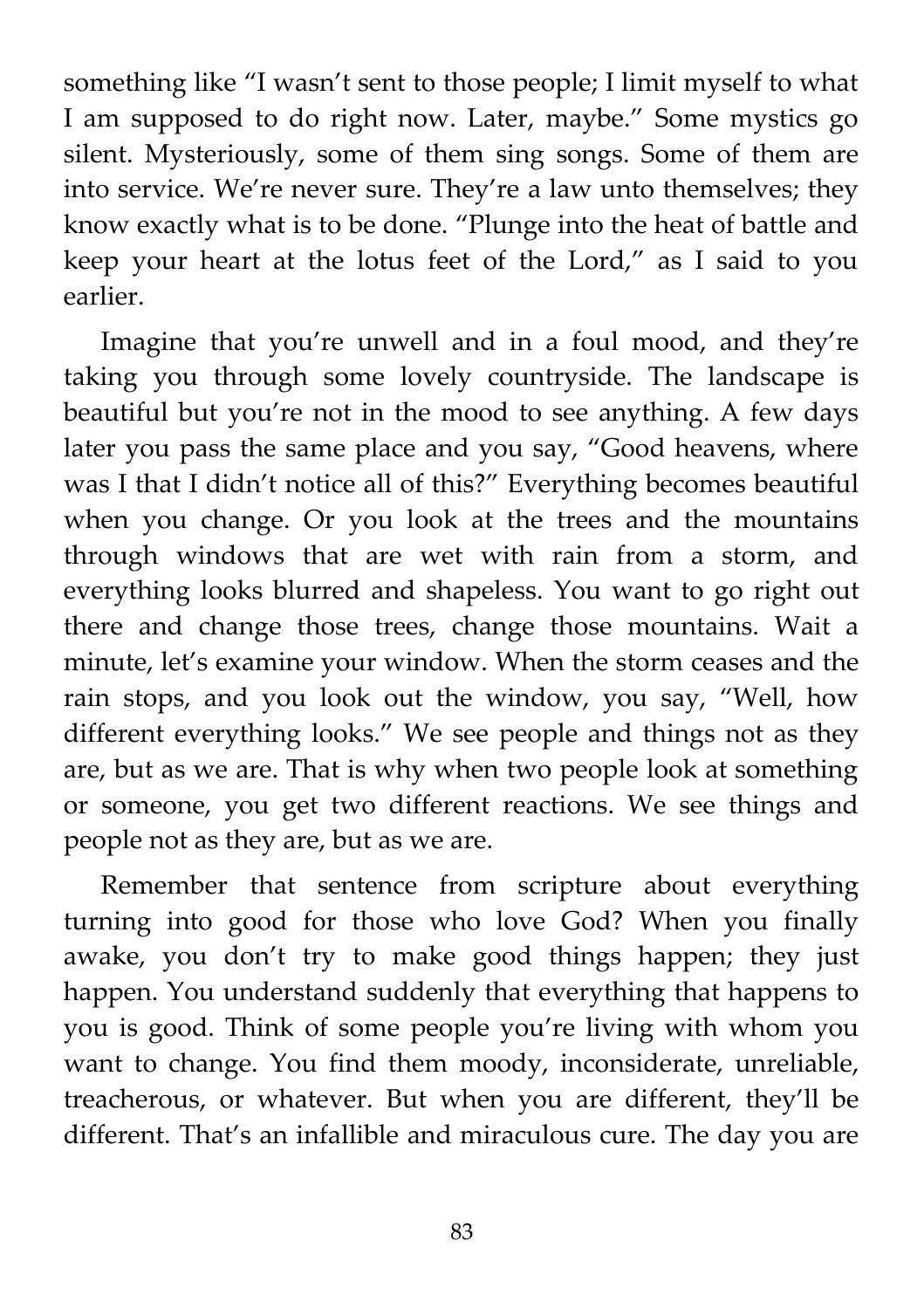something like "I wasn't sent to those people; I limit myself to what I am supposed to do right now. Later, maybe." Some mystics go silent. Mysteriously, some of them sing songs. Some of them are into service. We're never sure. They're a law unto themselves; they know exactly what is to be done. "Plunge into the heat of battle and keep your heart at the lotus feet of the Lord," as I said to you earlier.

Imagine that you're unwell and in a foul mood, and they're taking you through some lovely countryside. The landscape is beautiful but you're not in the mood to see anything. A few days later you pass the same place and you say, "Good heavens, where was I that I didn't notice all of this?" Everything becomes beautiful when you change. Or you look at the trees and the mountains through windows that are wet with rain from a storm, and everything looks blurred and shapeless. You want to go right out there and change those trees, change those mountains. Wait a minute, let's examine your window. When the storm ceases and the rain stops, and you look out the window, you say, "Well, how different everything looks." We see people and things not as they are, but as we are. That is why when two people look at something or someone, you get two different reactions. We see things and people not as they are, but as we are.

Remember that sentence from scripture about everything turning into good for those who love God? When you finally awake, you don't try to make good things happen; they just happen. You understand suddenly that everything that happens to you is good. Think of some people you're living with whom you want to change. You find them moody, inconsiderate, unreliable, treacherous, or whatever. But when you are different, they'll be different. That's an infallible and miraculous cure. The day you are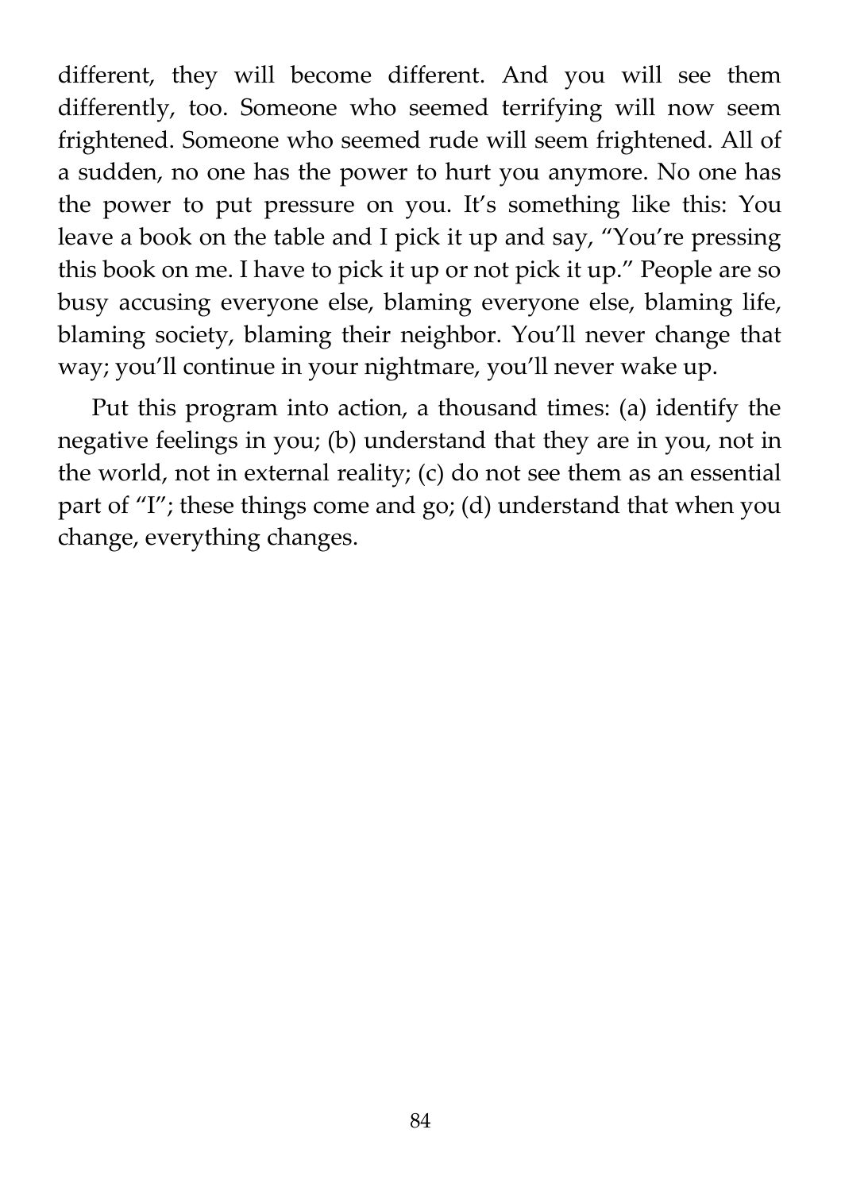different, they will become different. And you will see them differently, too. Someone who seemed terrifying will now seem frightened. Someone who seemed rude will seem frightened. All of a sudden, no one has the power to hurt you anymore. No one has the power to put pressure on you. It's something like this: You leave a book on the table and I pick it up and say, "You're pressing this book on me. I have to pick it up or not pick it up." People are so busy accusing everyone else, blaming everyone else, blaming life, blaming society, blaming their neighbor. You'll never change that way; you'll continue in your nightmare, you'll never wake up.

Put this program into action, a thousand times: (a) identify the negative feelings in you; (b) understand that they are in you, not in the world, not in external reality; (c) do not see them as an essential part of "I"; these things come and go; (d) understand that when you change, everything changes.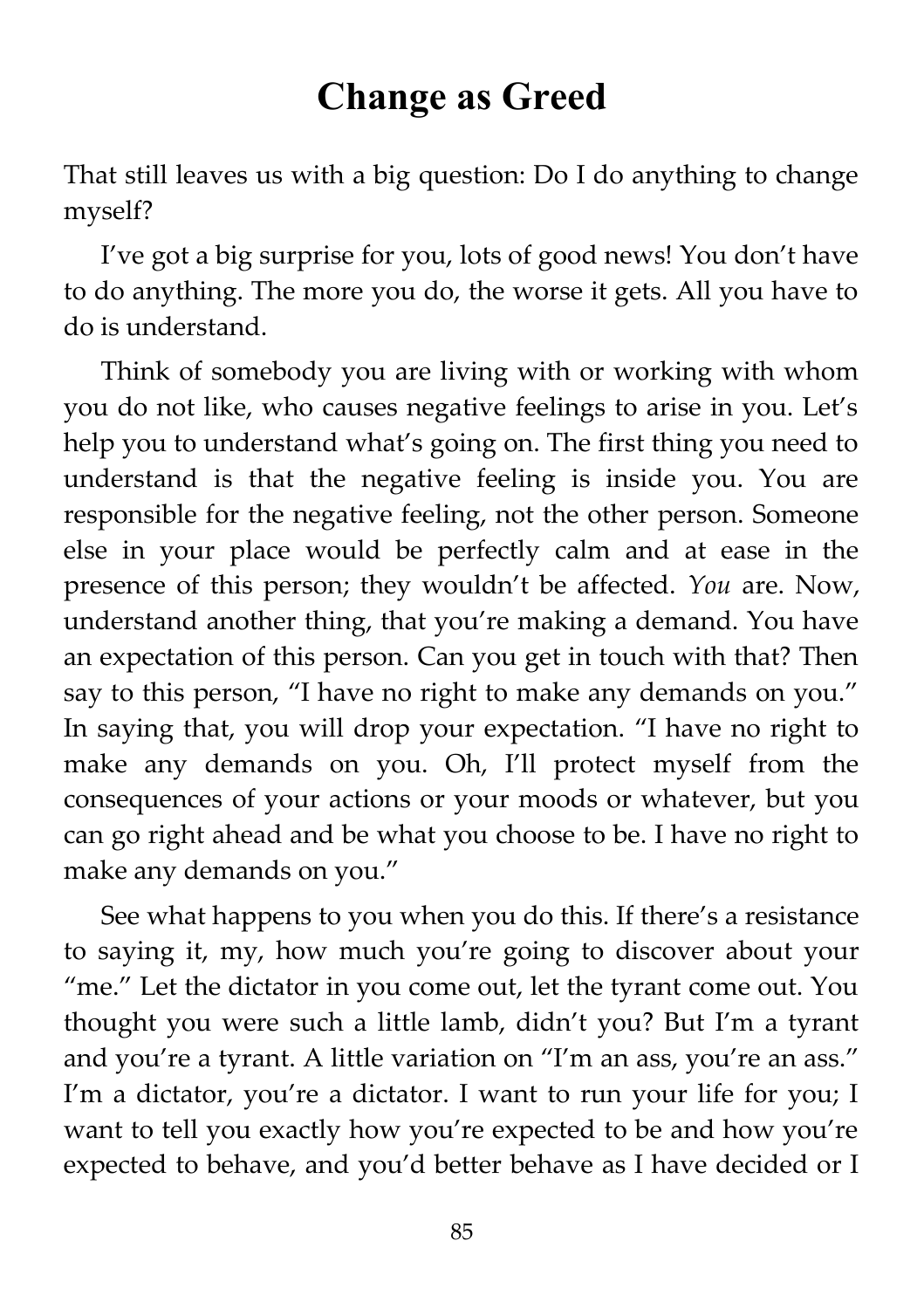# Change as Greed

That still leaves us with a big question: Do I do anything to change myself?

I've got a big surprise for you, lots of good news! You don't have to do anything. The more you do, the worse it gets. All you have to do is understand.

Think of somebody you are living with or working with whom you do not like, who causes negative feelings to arise in you. Let's help you to understand what's going on. The first thing you need to understand is that the negative feeling is inside you. You are responsible for the negative feeling, not the other person. Someone else in your place would be perfectly calm and at ease in the presence of this person; they wouldn't be affected. *You* are. Now, understand another thing, that you're making a demand. You have an expectation of this person. Can you get in touch with that? Then say to this person, "I have no right to make any demands on you." In saying that, you will drop your expectation. "I have no right to make any demands on you. Oh, I'll protect myself from the consequences of your actions or your moods or whatever, but you can go right ahead and be what you choose to be. I have no right to make any demands on you."

See what happens to you when you do this. If there's a resistance to saying it, my, how much you're going to discover about your "me." Let the dictator in you come out, let the tyrant come out. You thought you were such a little lamb, didn't you? But I'm a tyrant and you're a tyrant. A little variation on "I'm an ass, you're an ass." I'm a dictator, you're a dictator. I want to run your life for you; I want to tell you exactly how you're expected to be and how you're expected to behave, and you'd better behave as I have decided or I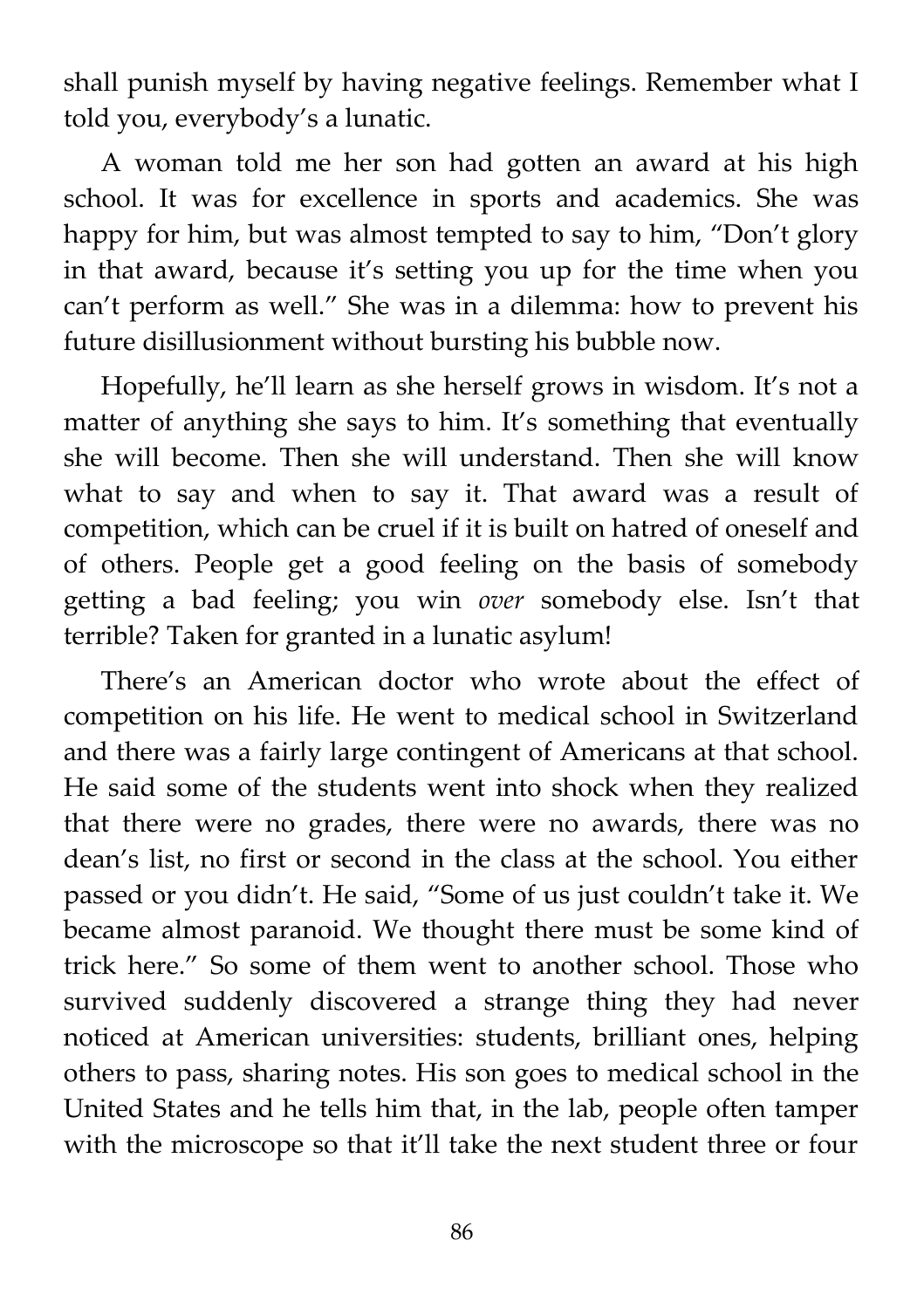shall punish myself by having negative feelings. Remember what I told you, everybody's a lunatic.

A woman told me her son had gotten an award at his high school. It was for excellence in sports and academics. She was happy for him, but was almost tempted to say to him, "Don't glory in that award, because it's setting you up for the time when you can't perform as well." She was in a dilemma: how to prevent his future disillusionment without bursting his bubble now.

Hopefully, he'll learn as she herself grows in wisdom. It's not a matter of anything she says to him. It's something that eventually she will become. Then she will understand. Then she will know what to say and when to say it. That award was a result of competition, which can be cruel if it is built on hatred of oneself and of others. People get a good feeling on the basis of somebody getting a bad feeling; you win *over* somebody else. Isn't that terrible? Taken for granted in a lunatic asylum!

There's an American doctor who wrote about the effect of competition on his life. He went to medical school in Switzerland and there was a fairly large contingent of Americans at that school. He said some of the students went into shock when they realized that there were no grades, there were no awards, there was no dean's list, no first or second in the class at the school. You either passed or you didn't. He said, "Some of us just couldn't take it. We became almost paranoid. We thought there must be some kind of trick here." So some of them went to another school. Those who survived suddenly discovered a strange thing they had never noticed at American universities: students, brilliant ones, helping others to pass, sharing notes. His son goes to medical school in the United States and he tells him that, in the lab, people often tamper with the microscope so that it'll take the next student three or four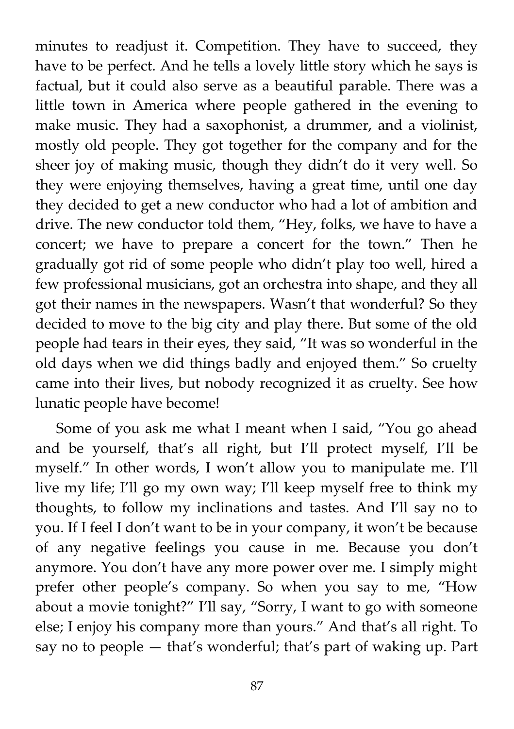minutes to readjust it. Competition. They have to succeed, they have to be perfect. And he tells a lovely little story which he says is factual, but it could also serve as a beautiful parable. There was a little town in America where people gathered in the evening to make music. They had a saxophonist, a drummer, and a violinist, mostly old people. They got together for the company and for the sheer joy of making music, though they didn't do it very well. So they were enjoying themselves, having a great time, until one day they decided to get a new conductor who had a lot of ambition and drive. The new conductor told them, "Hey, folks, we have to have a concert; we have to prepare a concert for the town." Then he gradually got rid of some people who didn't play too well, hired a few professional musicians, got an orchestra into shape, and they all got their names in the newspapers. Wasn't that wonderful? So they decided to move to the big city and play there. But some of the old people had tears in their eyes, they said, "It was so wonderful in the old days when we did things badly and enjoyed them." So cruelty came into their lives, but nobody recognized it as cruelty. See how lunatic people have become!

Some of you ask me what I meant when I said, "You go ahead and be yourself, that's all right, but I'll protect myself, I'll be myself." In other words, I won't allow you to manipulate me. I'll live my life; I'll go my own way; I'll keep myself free to think my thoughts, to follow my inclinations and tastes. And I'll say no to you. If I feel I don't want to be in your company, it won't be because of any negative feelings you cause in me. Because you don't anymore. You don't have any more power over me. I simply might prefer other people's company. So when you say to me, "How about a movie tonight?" I'll say, "Sorry, I want to go with someone else; I enjoy his company more than yours." And that's all right. To say no to people — that's wonderful; that's part of waking up. Part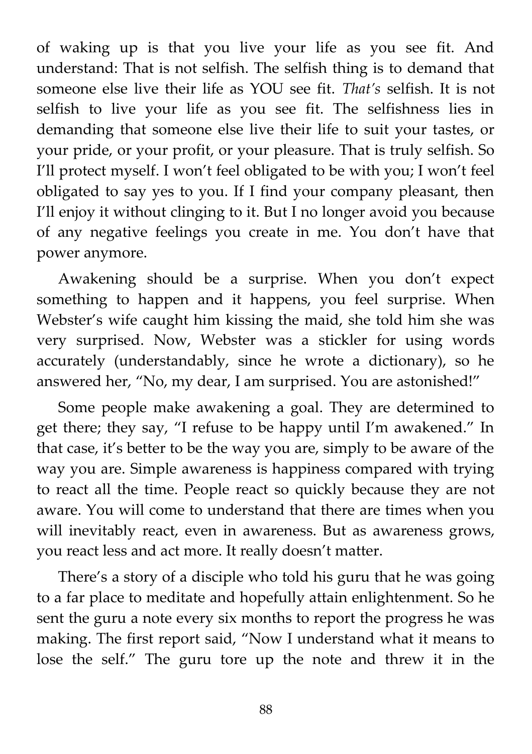of waking up is that you live your life as you see fit. And understand: That is not selfish. The selfish thing is to demand that someone else live their life as YOU see fit. *That's* selfish. It is not selfish to live your life as you see fit. The selfishness lies in demanding that someone else live their life to suit your tastes, or your pride, or your profit, or your pleasure. That is truly selfish. So I'll protect myself. I won't feel obligated to be with you; I won't feel obligated to say yes to you. If I find your company pleasant, then I'll enjoy it without clinging to it. But I no longer avoid you because of any negative feelings you create in me. You don't have that power anymore.

Awakening should be a surprise. When you don't expect something to happen and it happens, you feel surprise. When Webster's wife caught him kissing the maid, she told him she was very surprised. Now, Webster was a stickler for using words accurately (understandably, since he wrote a dictionary), so he answered her, "No, my dear, I am surprised. You are astonished!"

Some people make awakening a goal. They are determined to get there; they say, "I refuse to be happy until I'm awakened." In that case, it's better to be the way you are, simply to be aware of the way you are. Simple awareness is happiness compared with trying to react all the time. People react so quickly because they are not aware. You will come to understand that there are times when you will inevitably react, even in awareness. But as awareness grows, you react less and act more. It really doesn't matter.

There's a story of a disciple who told his guru that he was going to a far place to meditate and hopefully attain enlightenment. So he sent the guru a note every six months to report the progress he was making. The first report said, "Now I understand what it means to lose the self." The guru tore up the note and threw it in the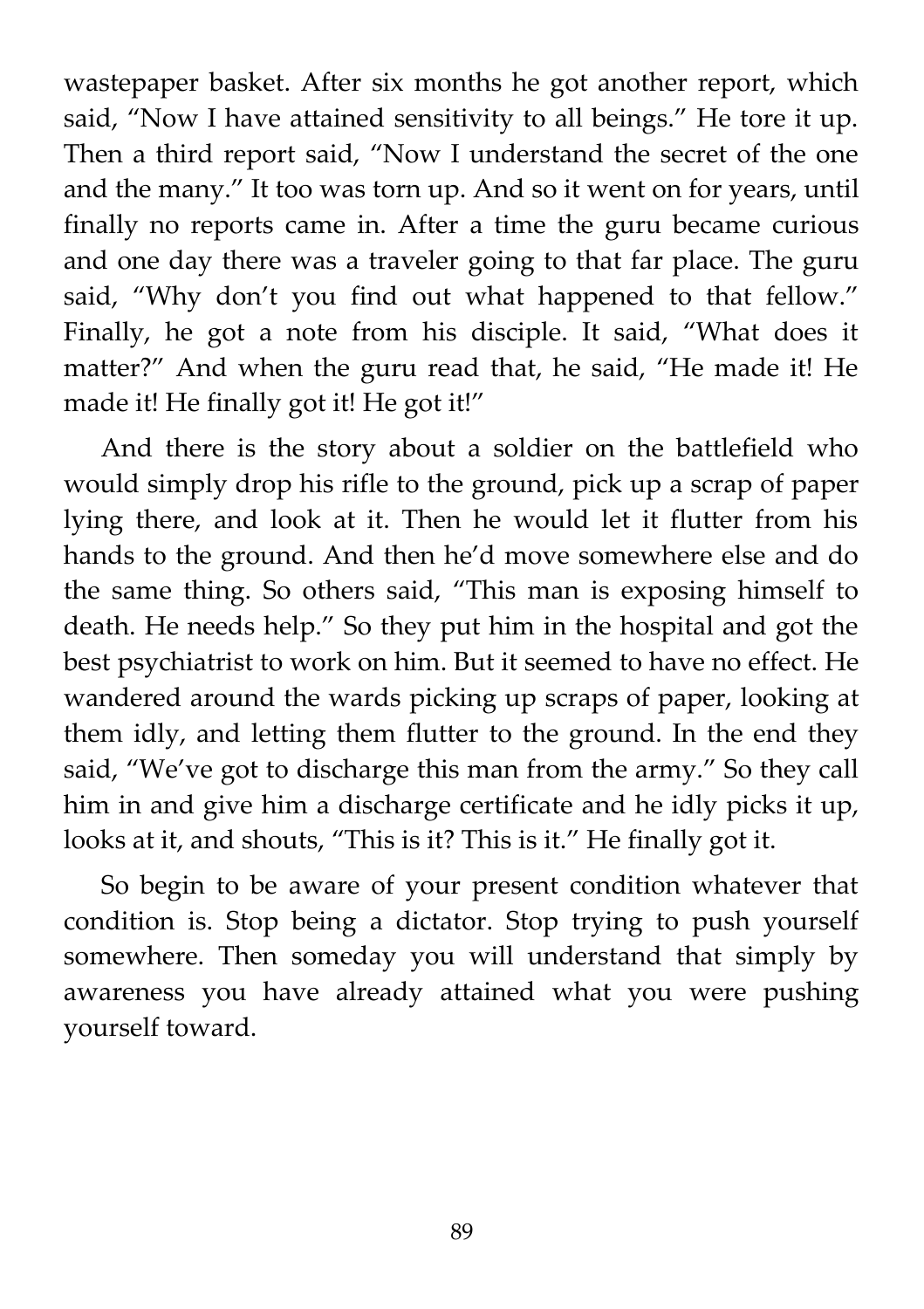wastepaper basket. After six months he got another report, which said, "Now I have attained sensitivity to all beings." He tore it up. Then a third report said, "Now I understand the secret of the one and the many." It too was torn up. And so it went on for years, until finally no reports came in. After a time the guru became curious and one day there was a traveler going to that far place. The guru said, "Why don't you find out what happened to that fellow." Finally, he got a note from his disciple. It said, "What does it matter?" And when the guru read that, he said, "He made it! He made it! He finally got it! He got it!"

And there is the story about a soldier on the battlefield who would simply drop his rifle to the ground, pick up a scrap of paper lying there, and look at it. Then he would let it flutter from his hands to the ground. And then he'd move somewhere else and do the same thing. So others said, "This man is exposing himself to death. He needs help." So they put him in the hospital and got the best psychiatrist to work on him. But it seemed to have no effect. He wandered around the wards picking up scraps of paper, looking at them idly, and letting them flutter to the ground. In the end they said, "We've got to discharge this man from the army." So they call him in and give him a discharge certificate and he idly picks it up, looks at it, and shouts, "This is it? This is it." He finally got it.

So begin to be aware of your present condition whatever that condition is. Stop being a dictator. Stop trying to push yourself somewhere. Then someday you will understand that simply by awareness you have already attained what you were pushing yourself toward.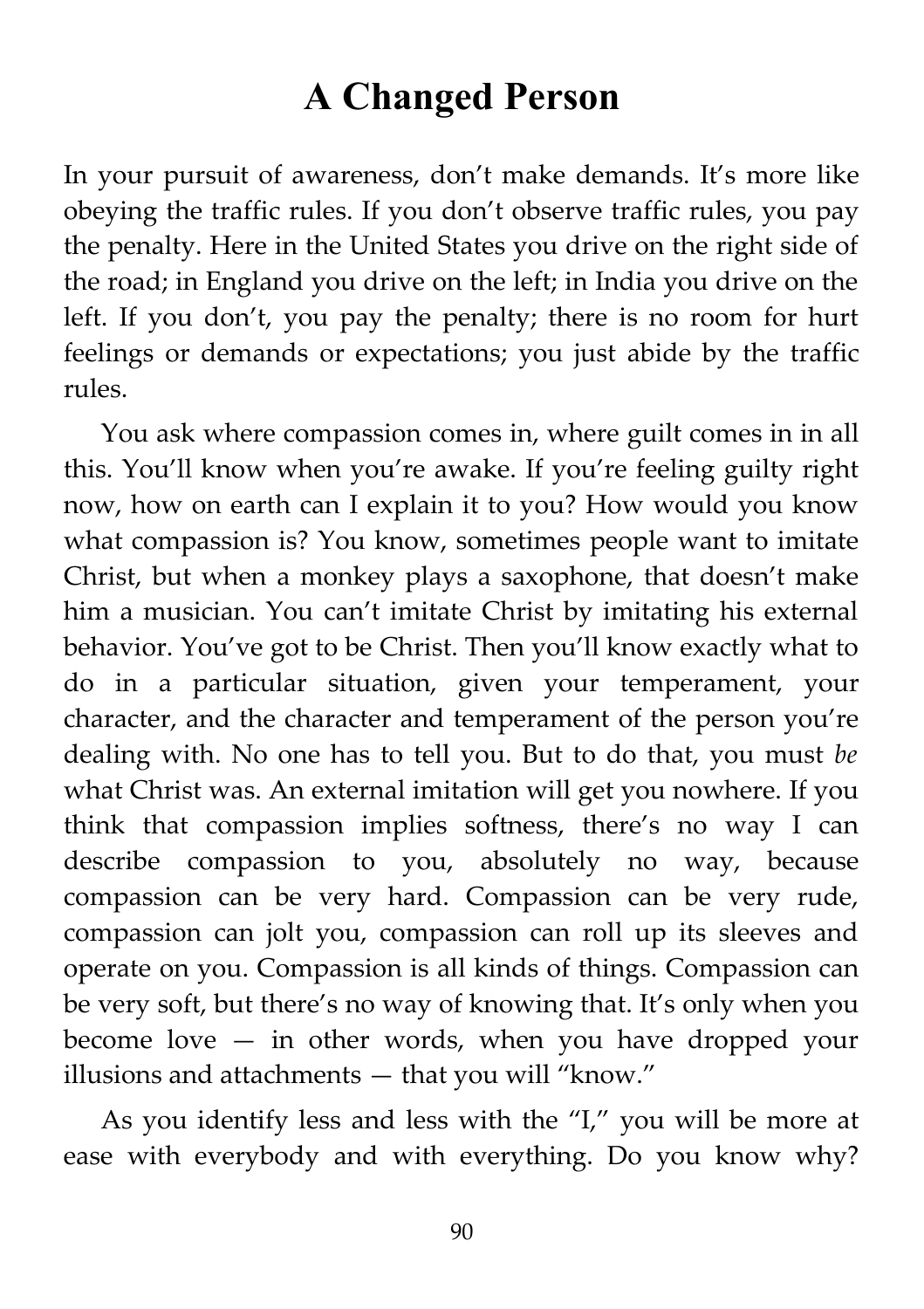# A Changed Person

In your pursuit of awareness, don't make demands. It's more like obeying the traffic rules. If you don't observe traffic rules, you pay the penalty. Here in the United States you drive on the right side of the road; in England you drive on the left; in India you drive on the left. If you don't, you pay the penalty; there is no room for hurt feelings or demands or expectations; you just abide by the traffic rules.

You ask where compassion comes in, where guilt comes in in all this. You'll know when you're awake. If you're feeling guilty right now, how on earth can I explain it to you? How would you know what compassion is? You know, sometimes people want to imitate Christ, but when a monkey plays a saxophone, that doesn't make him a musician. You can't imitate Christ by imitating his external behavior. You've got to be Christ. Then you'll know exactly what to do in a particular situation, given your temperament, your character, and the character and temperament of the person you're dealing with. No one has to tell you. But to do that, you must *be* what Christ was. An external imitation will get you nowhere. If you think that compassion implies softness, there's no way I can describe compassion to you, absolutely no way, because compassion can be very hard. Compassion can be very rude, compassion can jolt you, compassion can roll up its sleeves and operate on you. Compassion is all kinds of things. Compassion can be very soft, but there's no way of knowing that. It's only when you become love — in other words, when you have dropped your illusions and attachments — that you will "know."

As you identify less and less with the "I," you will be more at ease with everybody and with everything. Do you know why?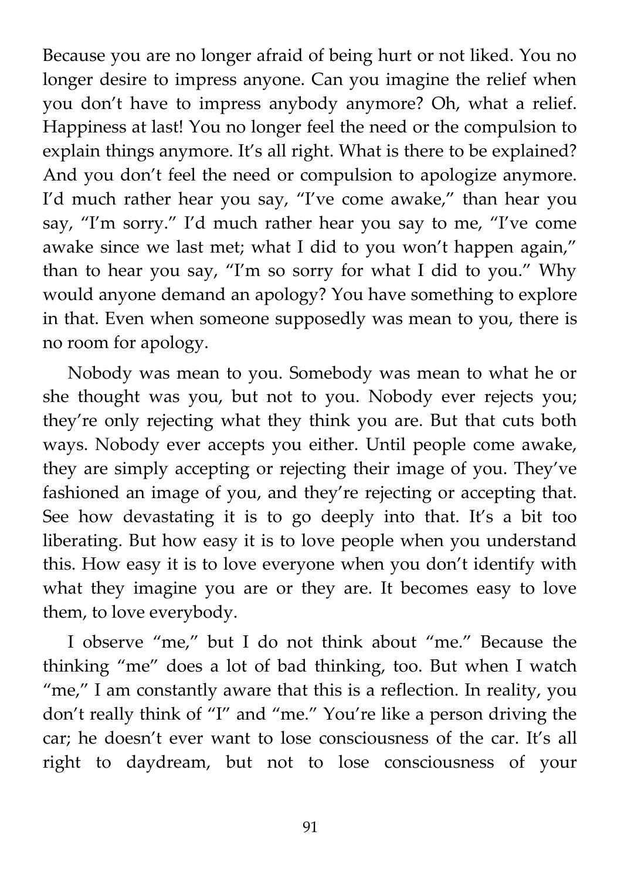Because you are no longer afraid of being hurt or not liked. You no longer desire to impress anyone. Can you imagine the relief when you don't have to impress anybody anymore? Oh, what a relief. Happiness at last! You no longer feel the need or the compulsion to explain things anymore. It's all right. What is there to be explained? And you don't feel the need or compulsion to apologize anymore. I'd much rather hear you say, "I've come awake," than hear you say, "I'm sorry." I'd much rather hear you say to me, "I've come awake since we last met; what I did to you won't happen again," than to hear you say, "I'm so sorry for what I did to you." Why would anyone demand an apology? You have something to explore in that. Even when someone supposedly was mean to you, there is no room for apology.

Nobody was mean to you. Somebody was mean to what he or she thought was you, but not to you. Nobody ever rejects you; they're only rejecting what they think you are. But that cuts both ways. Nobody ever accepts you either. Until people come awake, they are simply accepting or rejecting their image of you. They've fashioned an image of you, and they're rejecting or accepting that. See how devastating it is to go deeply into that. It's a bit too liberating. But how easy it is to love people when you understand this. How easy it is to love everyone when you don't identify with what they imagine you are or they are. It becomes easy to love them, to love everybody.

I observe "me," but I do not think about "me." Because the thinking "me" does a lot of bad thinking, too. But when I watch "me," I am constantly aware that this is a reflection. In reality, you don't really think of "I" and "me." You're like a person driving the car; he doesn't ever want to lose consciousness of the car. It's all right to daydream, but not to lose consciousness of your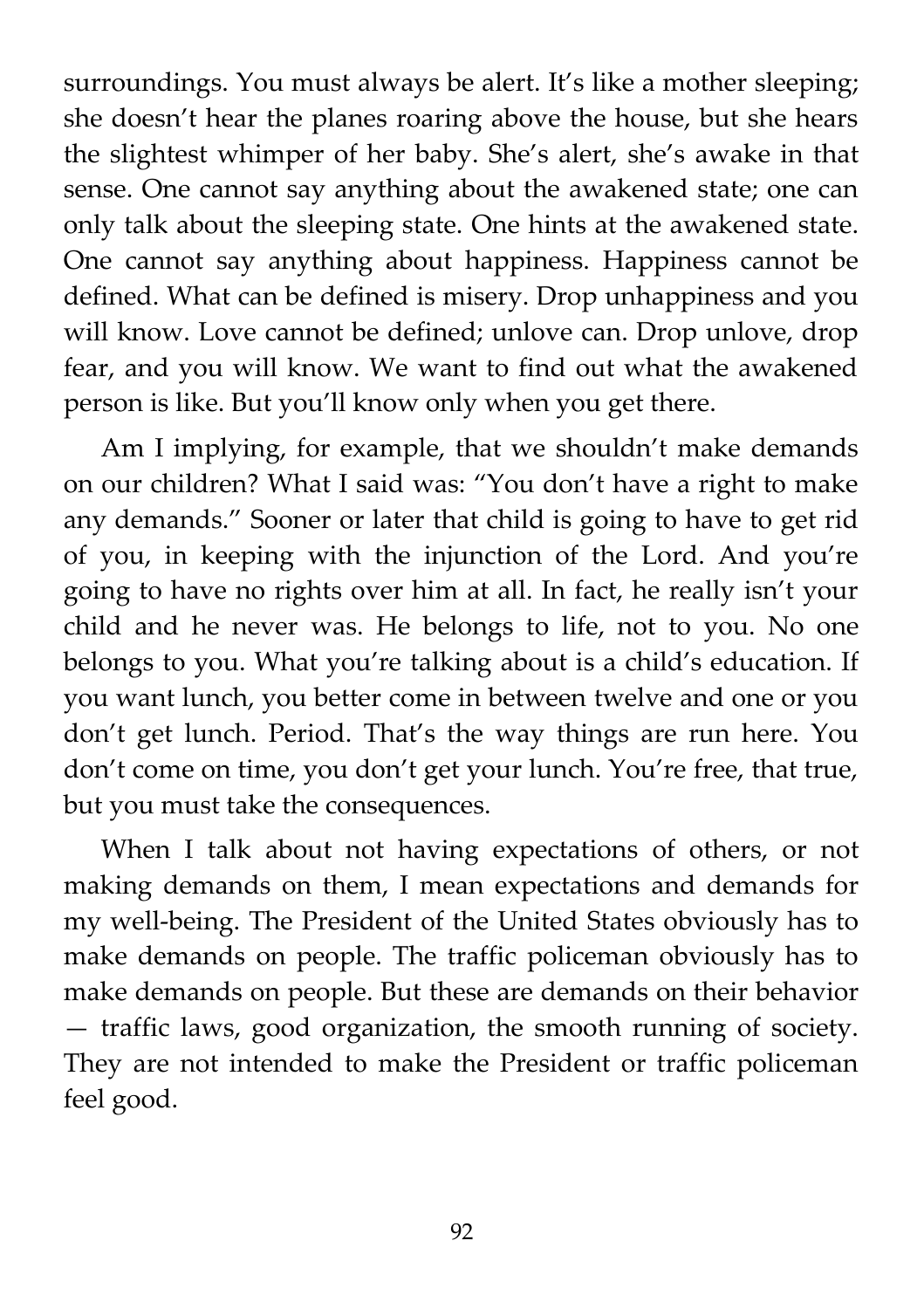surroundings. You must always be alert. It's like a mother sleeping; she doesn't hear the planes roaring above the house, but she hears the slightest whimper of her baby. She's alert, she's awake in that sense. One cannot say anything about the awakened state; one can only talk about the sleeping state. One hints at the awakened state. One cannot say anything about happiness. Happiness cannot be defined. What can be defined is misery. Drop unhappiness and you will know. Love cannot be defined; unlove can. Drop unlove, drop fear, and you will know. We want to find out what the awakened person is like. But you'll know only when you get there.

Am I implying, for example, that we shouldn't make demands on our children? What I said was: "You don't have a right to make any demands." Sooner or later that child is going to have to get rid of you, in keeping with the injunction of the Lord. And you're going to have no rights over him at all. In fact, he really isn't your child and he never was. He belongs to life, not to you. No one belongs to you. What you're talking about is a child's education. If you want lunch, you better come in between twelve and one or you don't get lunch. Period. That's the way things are run here. You don't come on time, you don't get your lunch. You're free, that true, but you must take the consequences.

When I talk about not having expectations of others, or not making demands on them, I mean expectations and demands for my well-being. The President of the United States obviously has to make demands on people. The traffic policeman obviously has to make demands on people. But these are demands on their behavior — traffic laws, good organization, the smooth running of society. They are not intended to make the President or traffic policeman feel good.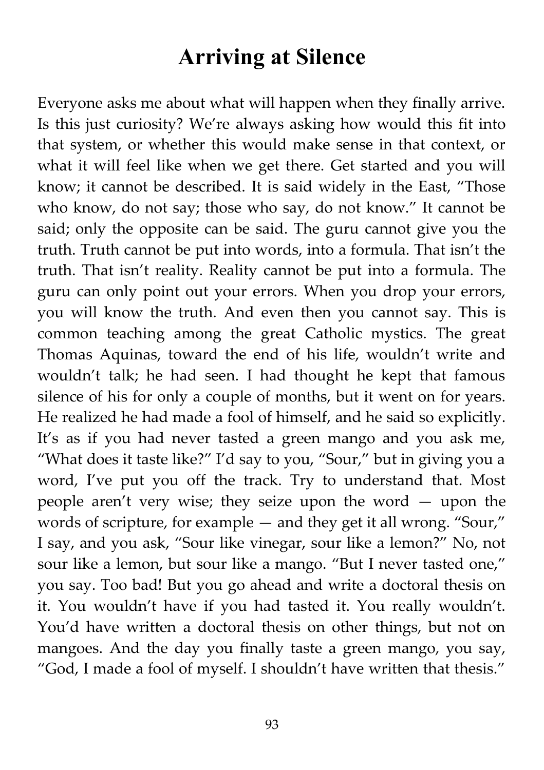# Arriving at Silence

Everyone asks me about what will happen when they finally arrive. Is this just curiosity? We're always asking how would this fit into that system, or whether this would make sense in that context, or what it will feel like when we get there. Get started and you will know; it cannot be described. It is said widely in the East, "Those who know, do not say; those who say, do not know." It cannot be said; only the opposite can be said. The guru cannot give you the truth. Truth cannot be put into words, into a formula. That isn't the truth. That isn't reality. Reality cannot be put into a formula. The guru can only point out your errors. When you drop your errors, you will know the truth. And even then you cannot say. This is common teaching among the great Catholic mystics. The great Thomas Aquinas, toward the end of his life, wouldn't write and wouldn't talk; he had seen. I had thought he kept that famous silence of his for only a couple of months, but it went on for years. He realized he had made a fool of himself, and he said so explicitly. It's as if you had never tasted a green mango and you ask me, "What does it taste like?" I'd say to you, "Sour," but in giving you a word, I've put you off the track. Try to understand that. Most people aren't very wise; they seize upon the word — upon the words of scripture, for example — and they get it all wrong. "Sour," I say, and you ask, "Sour like vinegar, sour like a lemon?" No, not sour like a lemon, but sour like a mango. "But I never tasted one," you say. Too bad! But you go ahead and write a doctoral thesis on it. You wouldn't have if you had tasted it. You really wouldn't. You'd have written a doctoral thesis on other things, but not on mangoes. And the day you finally taste a green mango, you say, "God, I made a fool of myself. I shouldn't have written that thesis."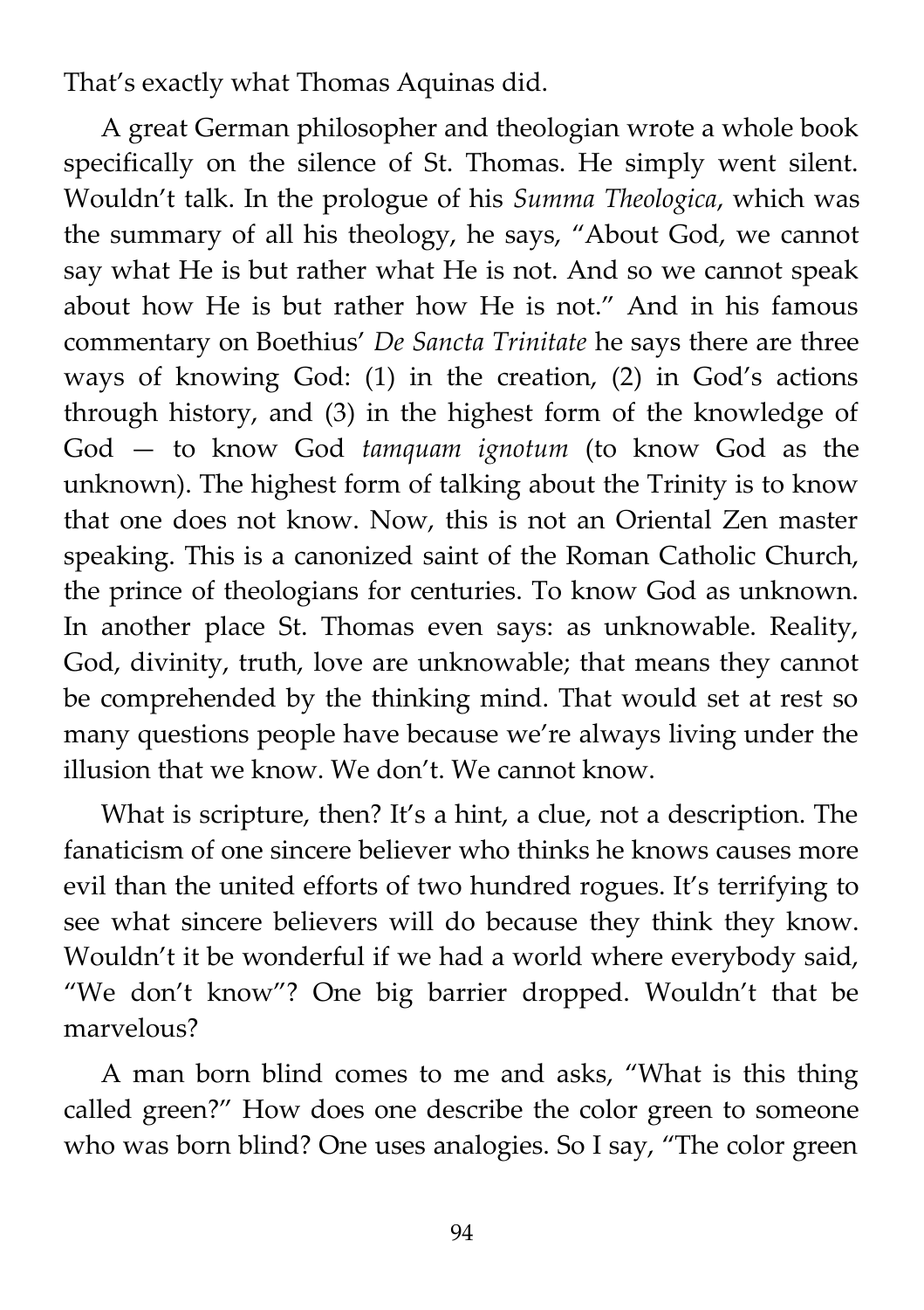That's exactly what Thomas Aquinas did.

A great German philosopher and theologian wrote a whole book specifically on the silence of St. Thomas. He simply went silent. Wouldn't talk. In the prologue of his *Summa Theologica*, which was the summary of all his theology, he says, "About God, we cannot say what He is but rather what He is not. And so we cannot speak about how He is but rather how He is not." And in his famous commentary on Boethius' *De Sancta Trinitate* he says there are three ways of knowing God: (1) in the creation, (2) in God's actions through history, and (3) in the highest form of the knowledge of God — to know God *tamquam ignotum* (to know God as the unknown). The highest form of talking about the Trinity is to know that one does not know. Now, this is not an Oriental Zen master speaking. This is a canonized saint of the Roman Catholic Church, the prince of theologians for centuries. To know God as unknown. In another place St. Thomas even says: as unknowable. Reality, God, divinity, truth, love are unknowable; that means they cannot be comprehended by the thinking mind. That would set at rest so many questions people have because we're always living under the illusion that we know. We don't. We cannot know.

What is scripture, then? It's a hint, a clue, not a description. The fanaticism of one sincere believer who thinks he knows causes more evil than the united efforts of two hundred rogues. It's terrifying to see what sincere believers will do because they think they know. Wouldn't it be wonderful if we had a world where everybody said, "We don't know"? One big barrier dropped. Wouldn't that be marvelous?

A man born blind comes to me and asks, "What is this thing called green?" How does one describe the color green to someone who was born blind? One uses analogies. So I say, "The color green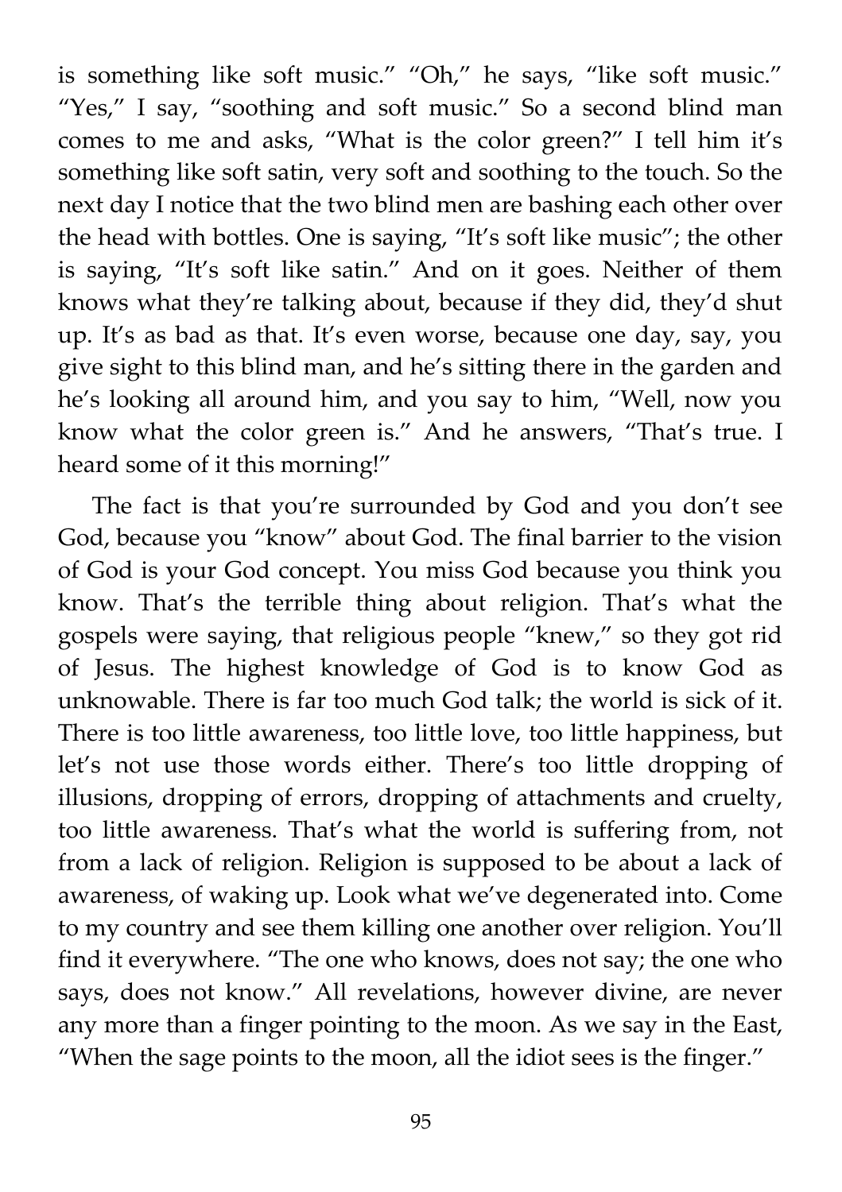is something like soft music." "Oh," he says, "like soft music." "Yes," I say, "soothing and soft music." So a second blind man comes to me and asks, "What is the color green?" I tell him it's something like soft satin, very soft and soothing to the touch. So the next day I notice that the two blind men are bashing each other over the head with bottles. One is saying, "It's soft like music"; the other is saying, "It's soft like satin." And on it goes. Neither of them knows what they're talking about, because if they did, they'd shut up. It's as bad as that. It's even worse, because one day, say, you give sight to this blind man, and he's sitting there in the garden and he's looking all around him, and you say to him, "Well, now you know what the color green is." And he answers, "That's true. I heard some of it this morning!"

The fact is that you're surrounded by God and you don't see God, because you "know" about God. The final barrier to the vision of God is your God concept. You miss God because you think you know. That's the terrible thing about religion. That's what the gospels were saying, that religious people "knew," so they got rid of Jesus. The highest knowledge of God is to know God as unknowable. There is far too much God talk; the world is sick of it. There is too little awareness, too little love, too little happiness, but let's not use those words either. There's too little dropping of illusions, dropping of errors, dropping of attachments and cruelty, too little awareness. That's what the world is suffering from, not from a lack of religion. Religion is supposed to be about a lack of awareness, of waking up. Look what we've degenerated into. Come to my country and see them killing one another over religion. You'll find it everywhere. "The one who knows, does not say; the one who says, does not know." All revelations, however divine, are never any more than a finger pointing to the moon. As we say in the East, "When the sage points to the moon, all the idiot sees is the finger."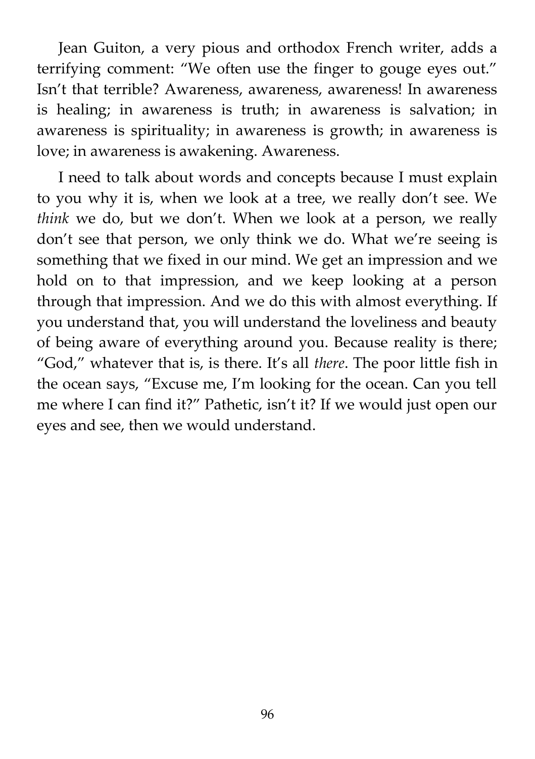Jean Guiton, a very pious and orthodox French writer, adds a terrifying comment: "We often use the finger to gouge eyes out." Isn't that terrible? Awareness, awareness, awareness! In awareness is healing; in awareness is truth; in awareness is salvation; in awareness is spirituality; in awareness is growth; in awareness is love; in awareness is awakening. Awareness.

I need to talk about words and concepts because I must explain to you why it is, when we look at a tree, we really don't see. We *think* we do, but we don't. When we look at a person, we really don't see that person, we only think we do. What we're seeing is something that we fixed in our mind. We get an impression and we hold on to that impression, and we keep looking at a person through that impression. And we do this with almost everything. If you understand that, you will understand the loveliness and beauty of being aware of everything around you. Because reality is there; "God," whatever that is, is there. It's all *there*. The poor little fish in the ocean says, "Excuse me, I'm looking for the ocean. Can you tell me where I can find it?" Pathetic, isn't it? If we would just open our eyes and see, then we would understand.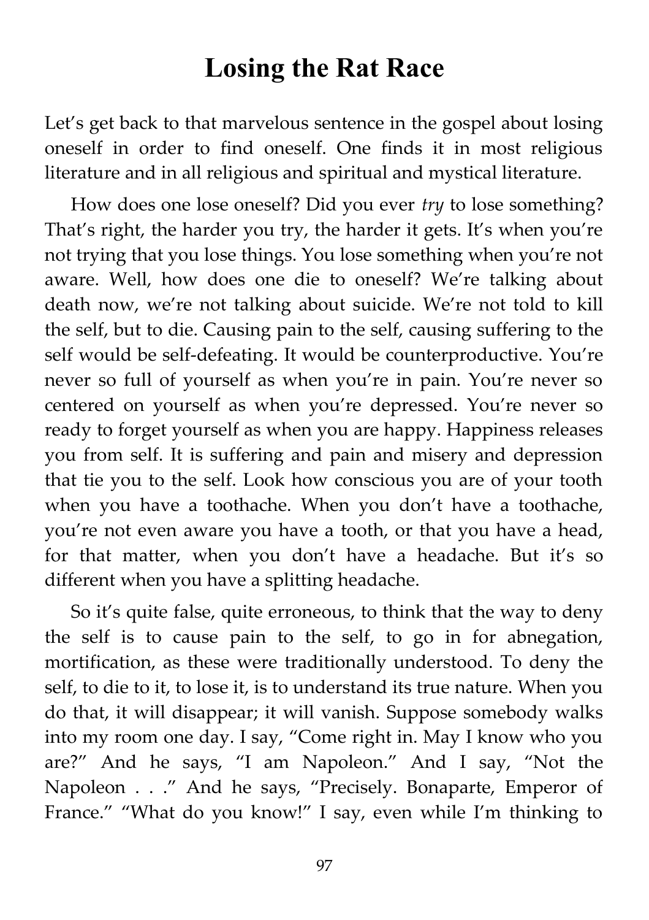# Losing the Rat Race

Let's get back to that marvelous sentence in the gospel about losing oneself in order to find oneself. One finds it in most religious literature and in all religious and spiritual and mystical literature.

How does one lose oneself? Did you ever *try* to lose something? That's right, the harder you try, the harder it gets. It's when you're not trying that you lose things. You lose something when you're not aware. Well, how does one die to oneself? We're talking about death now, we're not talking about suicide. We're not told to kill the self, but to die. Causing pain to the self, causing suffering to the self would be self-defeating. It would be counterproductive. You're never so full of yourself as when you're in pain. You're never so centered on yourself as when you're depressed. You're never so ready to forget yourself as when you are happy. Happiness releases you from self. It is suffering and pain and misery and depression that tie you to the self. Look how conscious you are of your tooth when you have a toothache. When you don't have a toothache, you're not even aware you have a tooth, or that you have a head, for that matter, when you don't have a headache. But it's so different when you have a splitting headache.

So it's quite false, quite erroneous, to think that the way to deny the self is to cause pain to the self, to go in for abnegation, mortification, as these were traditionally understood. To deny the self, to die to it, to lose it, is to understand its true nature. When you do that, it will disappear; it will vanish. Suppose somebody walks into my room one day. I say, "Come right in. May I know who you are?" And he says, "I am Napoleon." And I say, "Not the Napoleon . . ." And he says, "Precisely. Bonaparte, Emperor of France." "What do you know!" I say, even while I'm thinking to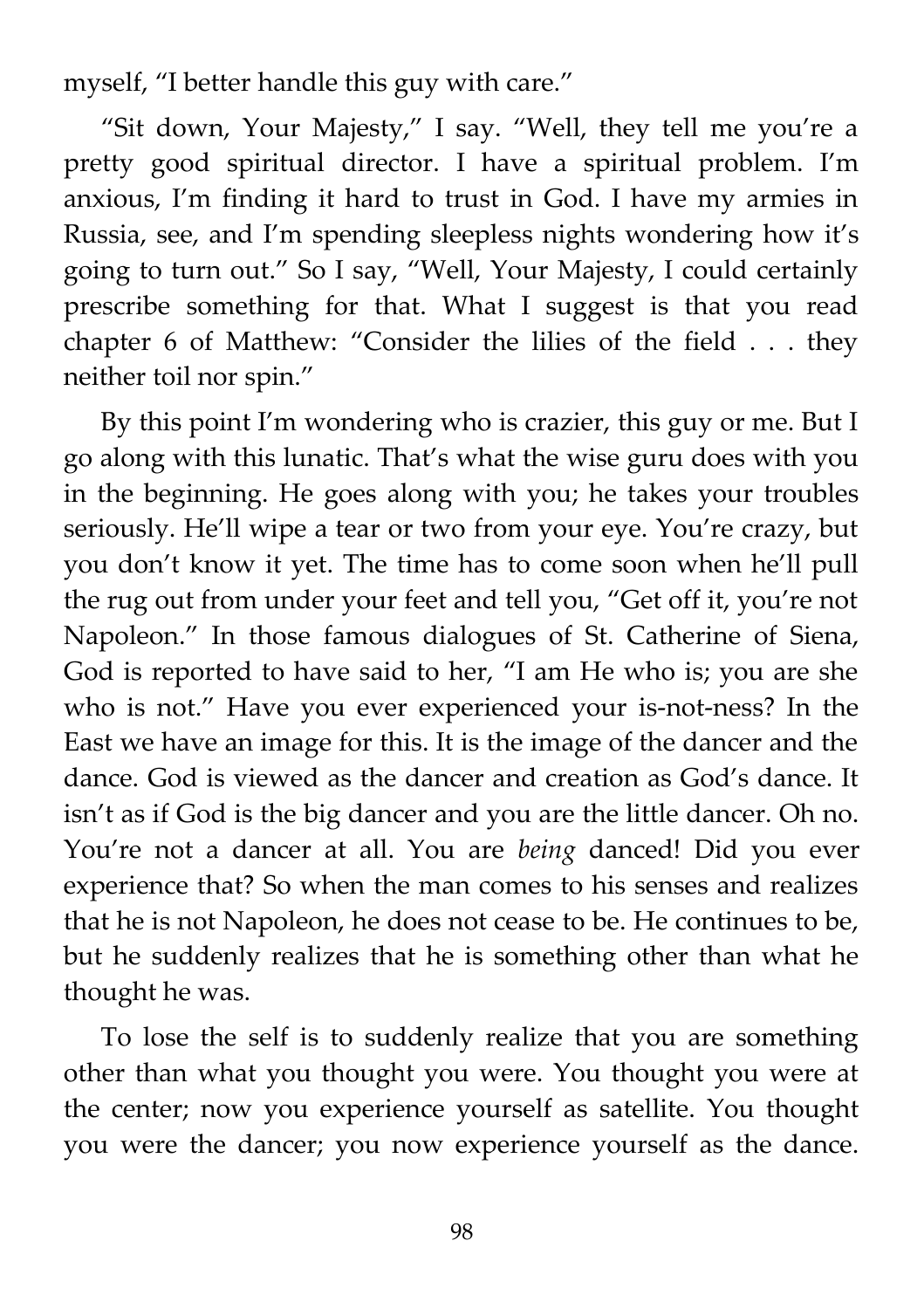myself, "I better handle this guy with care."

"Sit down, Your Majesty," I say. "Well, they tell me you're a pretty good spiritual director. I have a spiritual problem. I'm anxious, I'm finding it hard to trust in God. I have my armies in Russia, see, and I'm spending sleepless nights wondering how it's going to turn out." So I say, "Well, Your Majesty, I could certainly prescribe something for that. What I suggest is that you read chapter 6 of Matthew: "Consider the lilies of the field . . . they neither toil nor spin."

By this point I'm wondering who is crazier, this guy or me. But I go along with this lunatic. That's what the wise guru does with you in the beginning. He goes along with you; he takes your troubles seriously. He'll wipe a tear or two from your eye. You're crazy, but you don't know it yet. The time has to come soon when he'll pull the rug out from under your feet and tell you, "Get off it, you're not Napoleon." In those famous dialogues of St. Catherine of Siena, God is reported to have said to her, "I am He who is; you are she who is not." Have you ever experienced your is-not-ness? In the East we have an image for this. It is the image of the dancer and the dance. God is viewed as the dancer and creation as God's dance. It isn't as if God is the big dancer and you are the little dancer. Oh no. You're not a dancer at all. You are *being* danced! Did you ever experience that? So when the man comes to his senses and realizes that he is not Napoleon, he does not cease to be. He continues to be, but he suddenly realizes that he is something other than what he thought he was.

To lose the self is to suddenly realize that you are something other than what you thought you were. You thought you were at the center; now you experience yourself as satellite. You thought you were the dancer; you now experience yourself as the dance.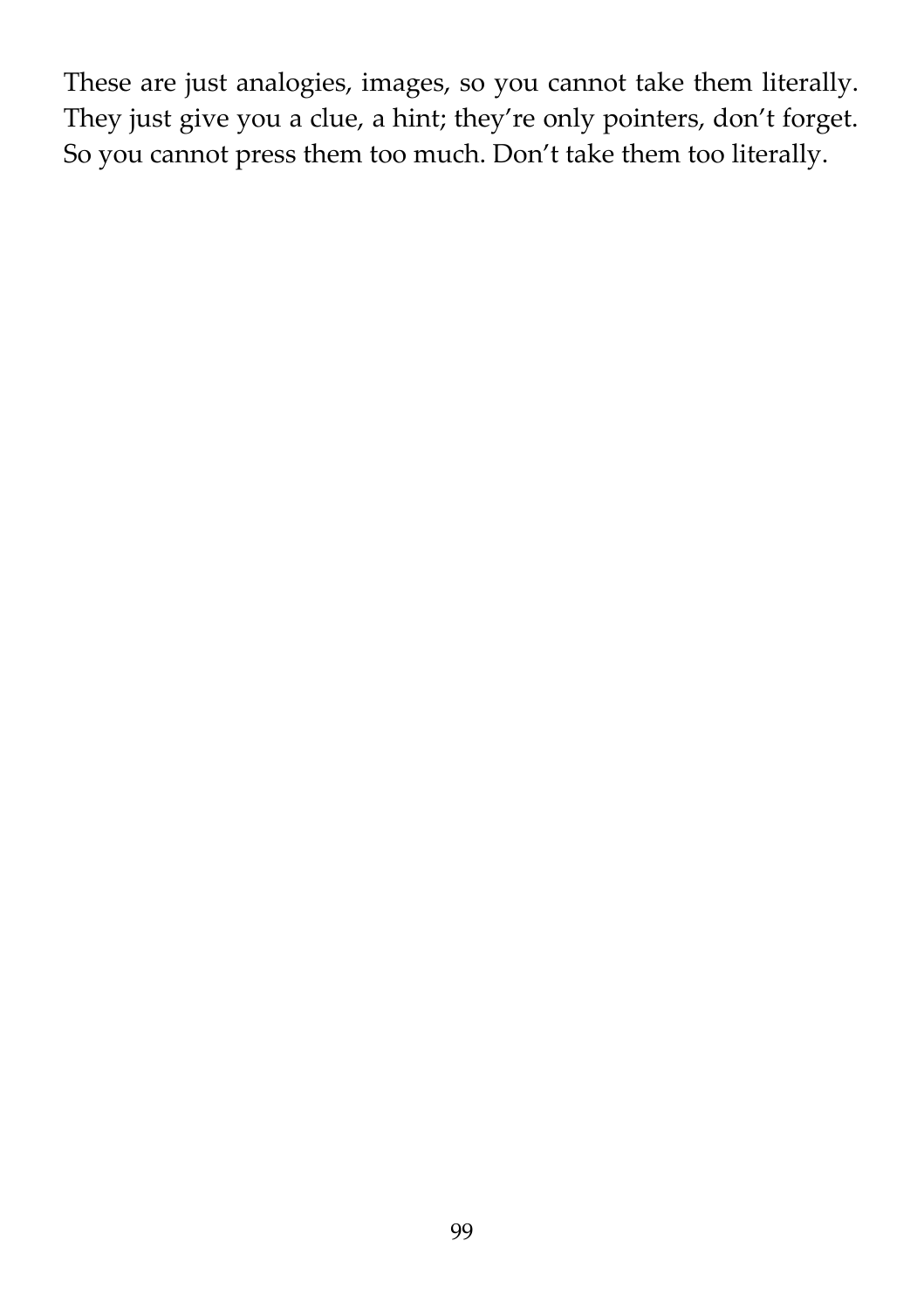These are just analogies, images, so you cannot take them literally. They just give you a clue, a hint; they're only pointers, don't forget. So you cannot press them too much. Don't take them too literally.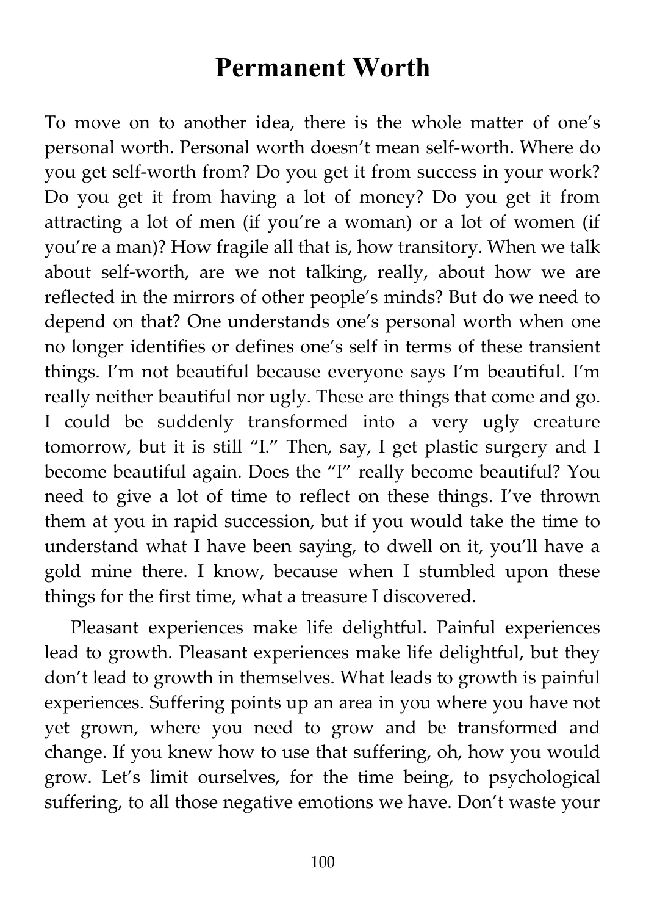# Permanent Worth

To move on to another idea, there is the whole matter of one's personal worth. Personal worth doesn't mean self-worth. Where do you get self-worth from? Do you get it from success in your work? Do you get it from having a lot of money? Do you get it from attracting a lot of men (if you're a woman) or a lot of women (if you're a man)? How fragile all that is, how transitory. When we talk about self-worth, are we not talking, really, about how we are reflected in the mirrors of other people's minds? But do we need to depend on that? One understands one's personal worth when one no longer identifies or defines one's self in terms of these transient things. I'm not beautiful because everyone says I'm beautiful. I'm really neither beautiful nor ugly. These are things that come and go. I could be suddenly transformed into a very ugly creature tomorrow, but it is still "I." Then, say, I get plastic surgery and I become beautiful again. Does the "I" really become beautiful? You need to give a lot of time to reflect on these things. I've thrown them at you in rapid succession, but if you would take the time to understand what I have been saying, to dwell on it, you'll have a gold mine there. I know, because when I stumbled upon these things for the first time, what a treasure I discovered.

Pleasant experiences make life delightful. Painful experiences lead to growth. Pleasant experiences make life delightful, but they don't lead to growth in themselves. What leads to growth is painful experiences. Suffering points up an area in you where you have not yet grown, where you need to grow and be transformed and change. If you knew how to use that suffering, oh, how you would grow. Let's limit ourselves, for the time being, to psychological suffering, to all those negative emotions we have. Don't waste your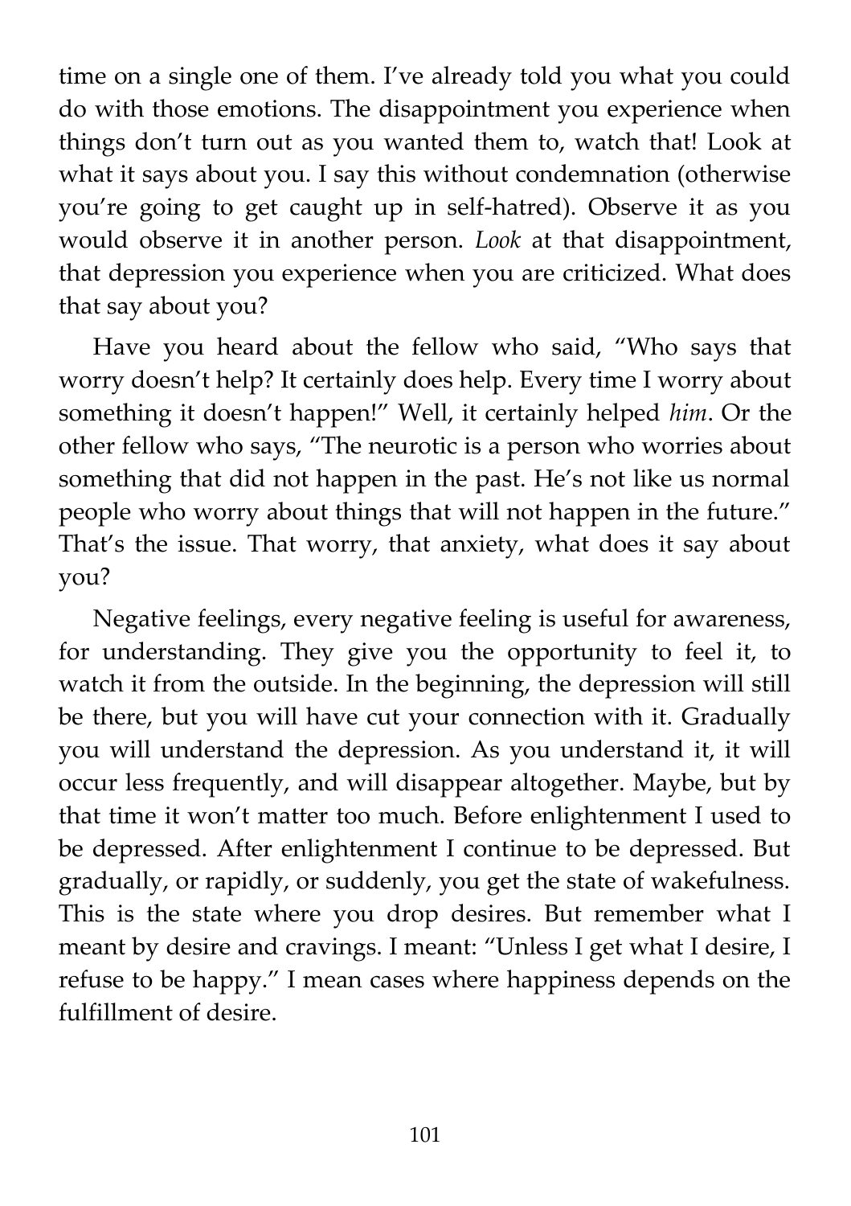time on a single one of them. I’ve already told you what you could do with those emotions. The disappointment you experience when things don’t turn out as you wanted them to, watch that! Look at what it says about you. I say this without condemnation (otherwise you’re going to get caught up in self-hatred). Observe it as you would observe it in another person. *Look* at that disappointment, that depression you experience when you are criticized. What does that say about you?

Have you heard about the fellow who said, “Who says that worry doesn’t help? It certainly does help. Every time I worry about something it doesn’t happen!” Well, it certainly helped *him*. Or the other fellow who says, “The neurotic is a person who worries about something that did not happen in the past. He’s not like us normal people who worry about things that will not happen in the future.” That’s the issue. That worry, that anxiety, what does it say about you?

Negative feelings, every negative feeling is useful for awareness, for understanding. They give you the opportunity to feel it, to watch it from the outside. In the beginning, the depression will still be there, but you will have cut your connection with it. Gradually you will understand the depression. As you understand it, it will occur less frequently, and will disappear altogether. Maybe, but by that time it won’t matter too much. Before enlightenment I used to be depressed. After enlightenment I continue to be depressed. But gradually, or rapidly, or suddenly, you get the state of wakefulness. This is the state where you drop desires. But remember what I meant by desire and cravings. I meant: “Unless I get what I desire, I refuse to be happy.” I mean cases where happiness depends on the fulfillment of desire.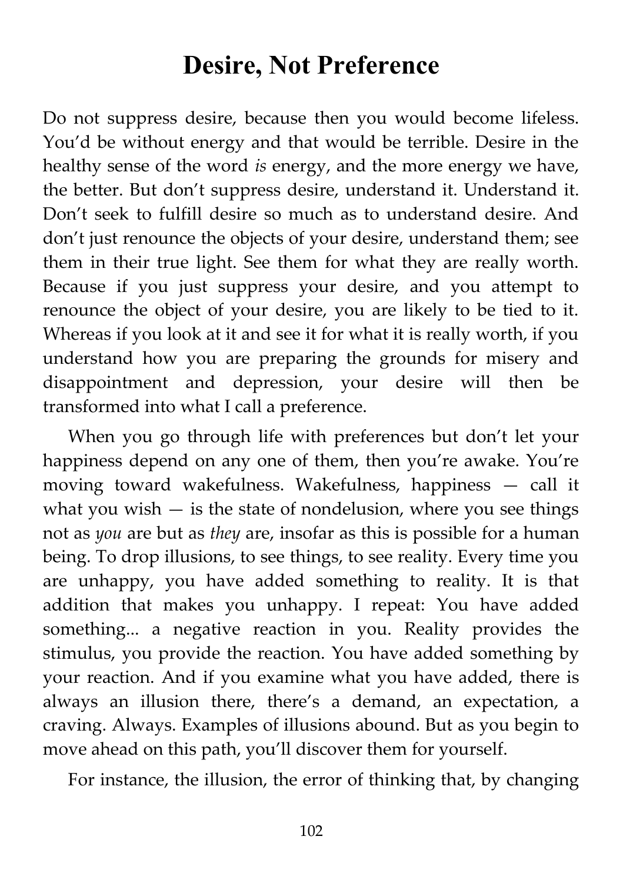# Desire, Not Preference

Do not suppress desire, because then you would become lifeless. You'd be without energy and that would be terrible. Desire in the healthy sense of the word *is* energy, and the more energy we have, the better. But don't suppress desire, understand it. Understand it. Don't seek to fulfill desire so much as to understand desire. And don't just renounce the objects of your desire, understand them; see them in their true light. See them for what they are really worth. Because if you just suppress your desire, and you attempt to renounce the object of your desire, you are likely to be tied to it. Whereas if you look at it and see it for what it is really worth, if you understand how you are preparing the grounds for misery and disappointment and depression, your desire will then be transformed into what I call a preference.

When you go through life with preferences but don't let your happiness depend on any one of them, then you're awake. You're moving toward wakefulness. Wakefulness, happiness — call it what you wish — is the state of nondelusion, where you see things not as *you* are but as *they* are, insofar as this is possible for a human being. To drop illusions, to see things, to see reality. Every time you are unhappy, you have added something to reality. It is that addition that makes you unhappy. I repeat: You have added something... a negative reaction in you. Reality provides the stimulus, you provide the reaction. You have added something by your reaction. And if you examine what you have added, there is always an illusion there, there's a demand, an expectation, a craving. Always. Examples of illusions abound. But as you begin to move ahead on this path, you'll discover them for yourself.

For instance, the illusion, the error of thinking that, by changing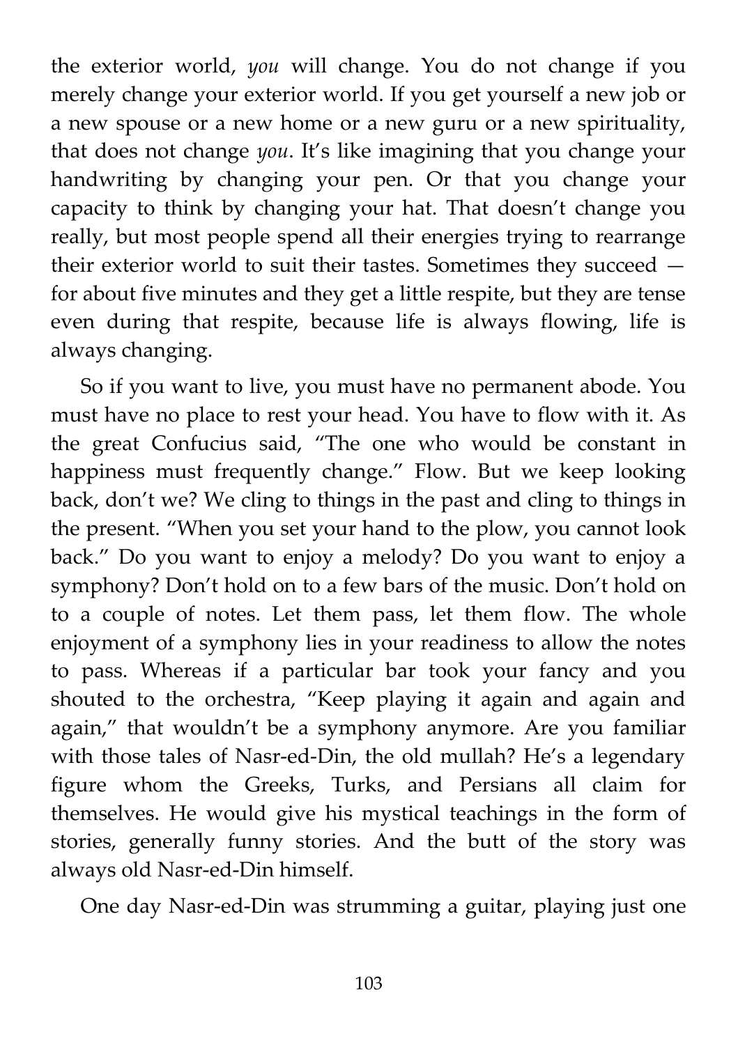the exterior world, *you* will change. You do not change if you merely change your exterior world. If you get yourself a new job or a new spouse or a new home or a new guru or a new spirituality, that does not change *you*. It's like imagining that you change your handwriting by changing your pen. Or that you change your capacity to think by changing your hat. That doesn't change you really, but most people spend all their energies trying to rearrange their exterior world to suit their tastes. Sometimes they succeed — for about five minutes and they get a little respite, but they are tense even during that respite, because life is always flowing, life is always changing.

So if you want to live, you must have no permanent abode. You must have no place to rest your head. You have to flow with it. As the great Confucius said, "The one who would be constant in happiness must frequently change." Flow. But we keep looking back, don't we? We cling to things in the past and cling to things in the present. "When you set your hand to the plow, you cannot look back." Do you want to enjoy a melody? Do you want to enjoy a symphony? Don't hold on to a few bars of the music. Don't hold on to a couple of notes. Let them pass, let them flow. The whole enjoyment of a symphony lies in your readiness to allow the notes to pass. Whereas if a particular bar took your fancy and you shouted to the orchestra, "Keep playing it again and again and again," that wouldn't be a symphony anymore. Are you familiar with those tales of Nasr-ed-Din, the old mullah? He's a legendary figure whom the Greeks, Turks, and Persians all claim for themselves. He would give his mystical teachings in the form of stories, generally funny stories. And the butt of the story was always old Nasr-ed-Din himself.

One day Nasr-ed-Din was strumming a guitar, playing just one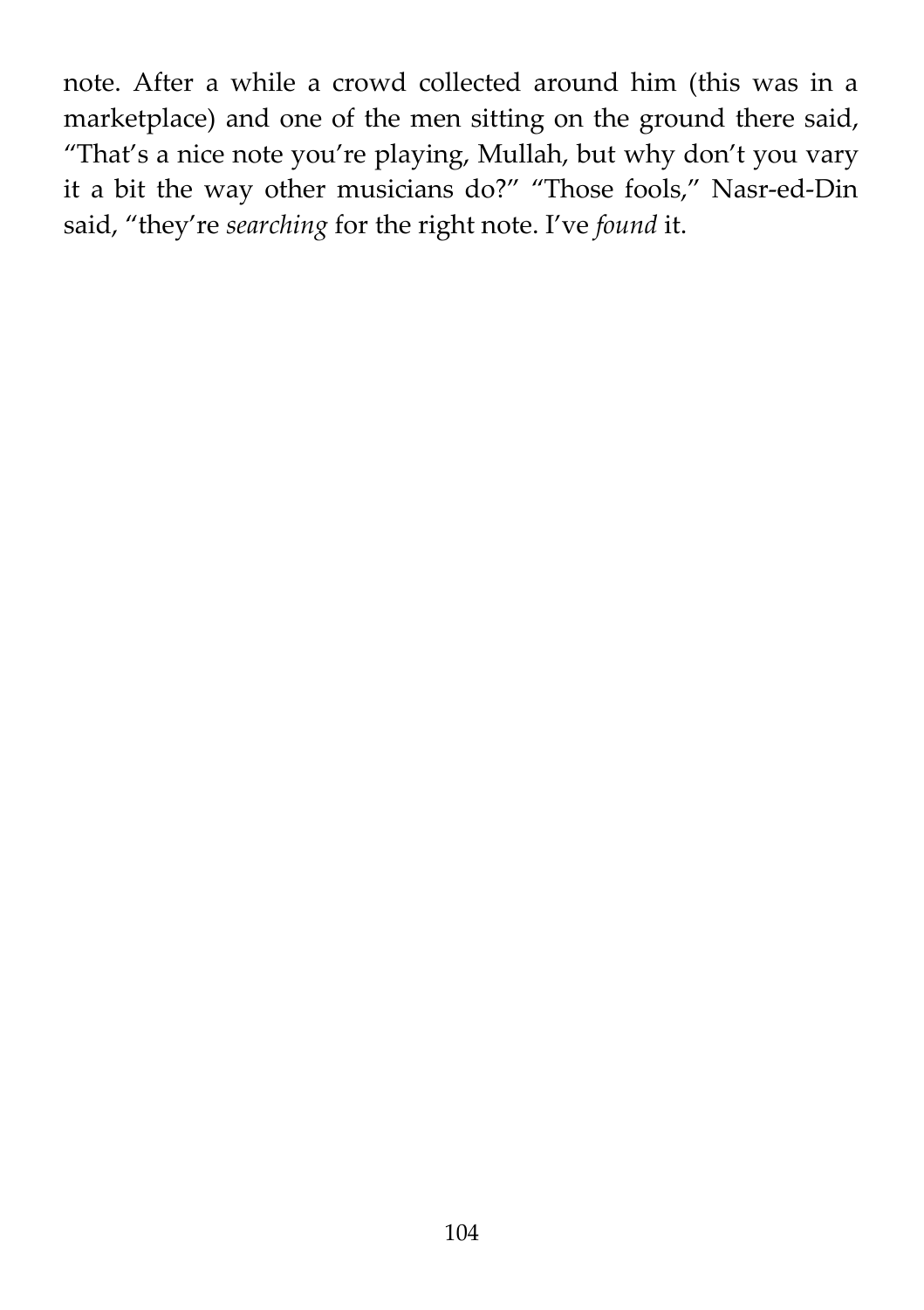note. After a while a crowd collected around him (this was in a marketplace) and one of the men sitting on the ground there said, "That's a nice note you're playing, Mullah, but why don't you vary it a bit the way other musicians do?" "Those fools," Nasr-ed-Din said, "they're *searching* for the right note. I've *found* it.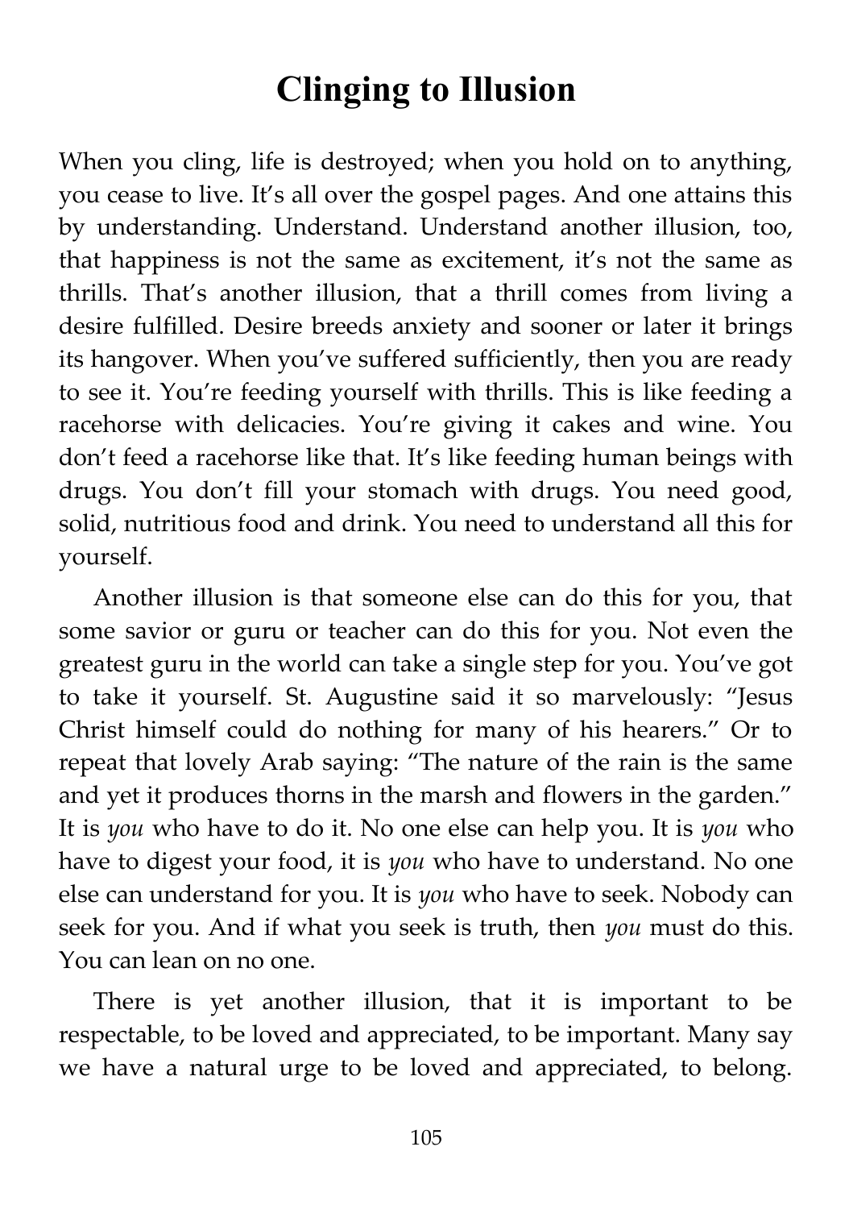# Clinging to Illusion

When you cling, life is destroyed; when you hold on to anything, you cease to live. It's all over the gospel pages. And one attains this by understanding. Understand. Understand another illusion, too, that happiness is not the same as excitement, it's not the same as thrills. That's another illusion, that a thrill comes from living a desire fulfilled. Desire breeds anxiety and sooner or later it brings its hangover. When you've suffered sufficiently, then you are ready to see it. You're feeding yourself with thrills. This is like feeding a racehorse with delicacies. You're giving it cakes and wine. You don't feed a racehorse like that. It's like feeding human beings with drugs. You don't fill your stomach with drugs. You need good, solid, nutritious food and drink. You need to understand all this for yourself.

Another illusion is that someone else can do this for you, that some savior or guru or teacher can do this for you. Not even the greatest guru in the world can take a single step for you. You've got to take it yourself. St. Augustine said it so marvelously: "Jesus Christ himself could do nothing for many of his hearers." Or to repeat that lovely Arab saying: "The nature of the rain is the same and yet it produces thorns in the marsh and flowers in the garden." It is *you* who have to do it. No one else can help you. It is *you* who have to digest your food, it is *you* who have to understand. No one else can understand for you. It is *you* who have to seek. Nobody can seek for you. And if what you seek is truth, then *you* must do this. You can lean on no one.

There is yet another illusion, that it is important to be respectable, to be loved and appreciated, to be important. Many say we have a natural urge to be loved and appreciated, to belong.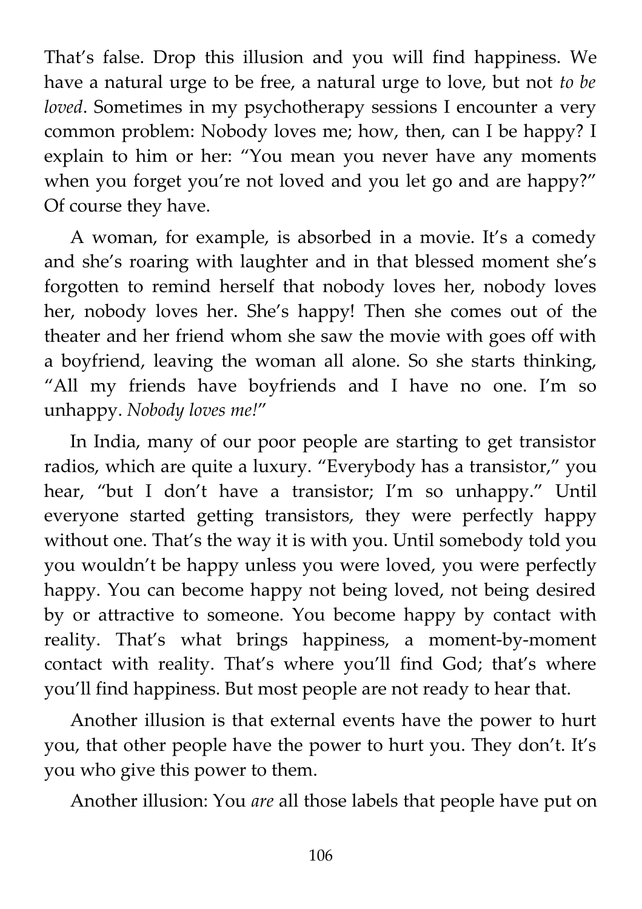That's false. Drop this illusion and you will find happiness. We have a natural urge to be free, a natural urge to love, but not *to be loved*. Sometimes in my psychotherapy sessions I encounter a very common problem: Nobody loves me; how, then, can I be happy? I explain to him or her: "You mean you never have any moments when you forget you're not loved and you let go and are happy?" Of course they have.

A woman, for example, is absorbed in a movie. It's a comedy and she's roaring with laughter and in that blessed moment she's forgotten to remind herself that nobody loves her, nobody loves her, nobody loves her. She's happy! Then she comes out of the theater and her friend whom she saw the movie with goes off with a boyfriend, leaving the woman all alone. So she starts thinking, "All my friends have boyfriends and I have no one. I'm so unhappy. *Nobody loves me!*"

In India, many of our poor people are starting to get transistor radios, which are quite a luxury. "Everybody has a transistor," you hear, "but I don't have a transistor; I'm so unhappy." Until everyone started getting transistors, they were perfectly happy without one. That's the way it is with you. Until somebody told you you wouldn't be happy unless you were loved, you were perfectly happy. You can become happy not being loved, not being desired by or attractive to someone. You become happy by contact with reality. That's what brings happiness, a moment-by-moment contact with reality. That's where you'll find God; that's where you'll find happiness. But most people are not ready to hear that.

Another illusion is that external events have the power to hurt you, that other people have the power to hurt you. They don't. It's you who give this power to them.

Another illusion: You *are* all those labels that people have put on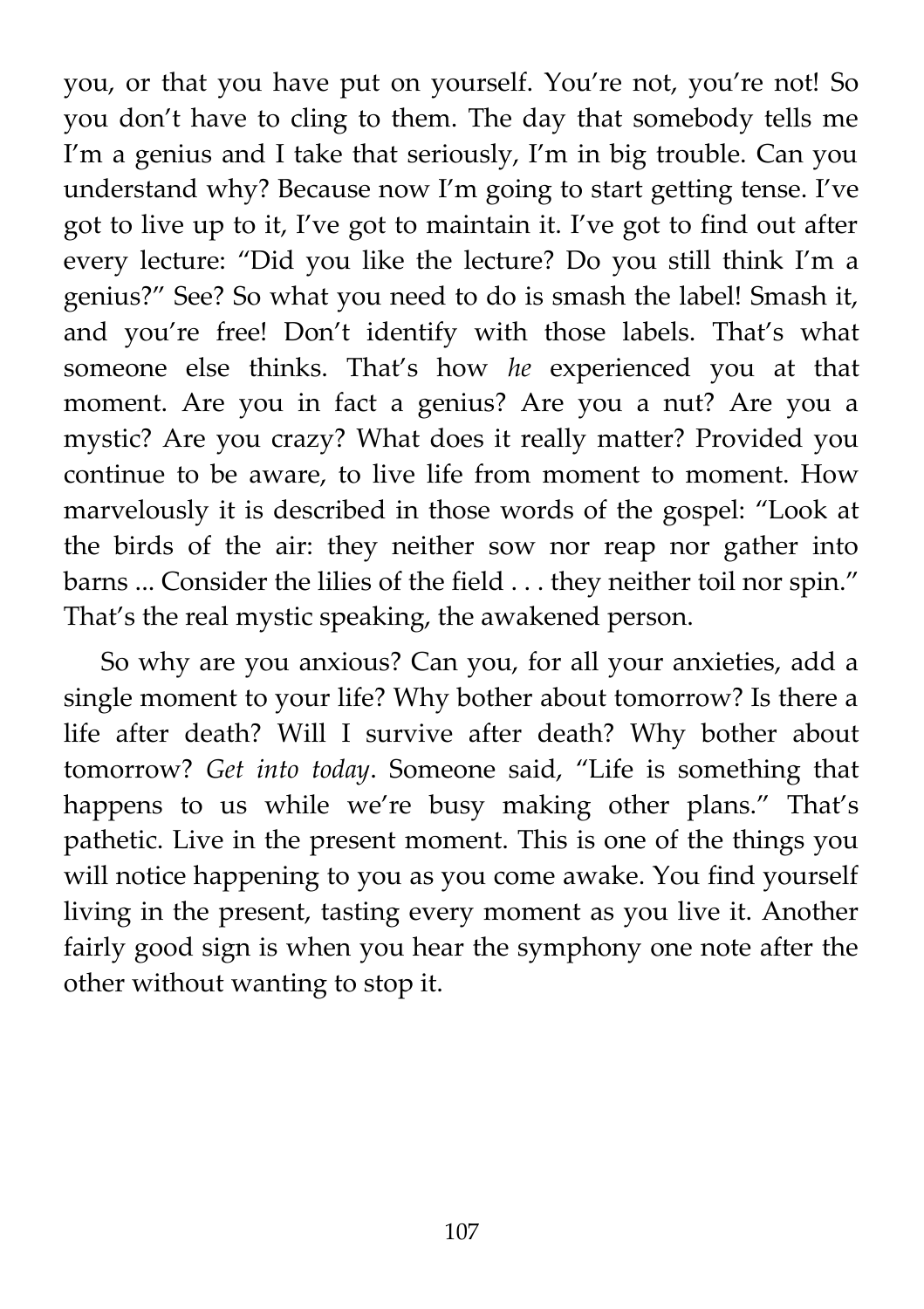you, or that you have put on yourself. You're not, you're not! So you don't have to cling to them. The day that somebody tells me I'm a genius and I take that seriously, I'm in big trouble. Can you understand why? Because now I'm going to start getting tense. I've got to live up to it, I've got to maintain it. I've got to find out after every lecture: "Did you like the lecture? Do you still think I'm a genius?" See? So what you need to do is smash the label! Smash it, and you're free! Don't identify with those labels. That's what someone else thinks. That's how *he* experienced you at that moment. Are you in fact a genius? Are you a nut? Are you a mystic? Are you crazy? What does it really matter? Provided you continue to be aware, to live life from moment to moment. How marvelously it is described in those words of the gospel: "Look at the birds of the air: they neither sow nor reap nor gather into barns ... Consider the lilies of the field . . . they neither toil nor spin." That's the real mystic speaking, the awakened person.

So why are you anxious? Can you, for all your anxieties, add a single moment to your life? Why bother about tomorrow? Is there a life after death? Will I survive after death? Why bother about tomorrow? *Get into today*. Someone said, "Life is something that happens to us while we're busy making other plans." That's pathetic. Live in the present moment. This is one of the things you will notice happening to you as you come awake. You find yourself living in the present, tasting every moment as you live it. Another fairly good sign is when you hear the symphony one note after the other without wanting to stop it.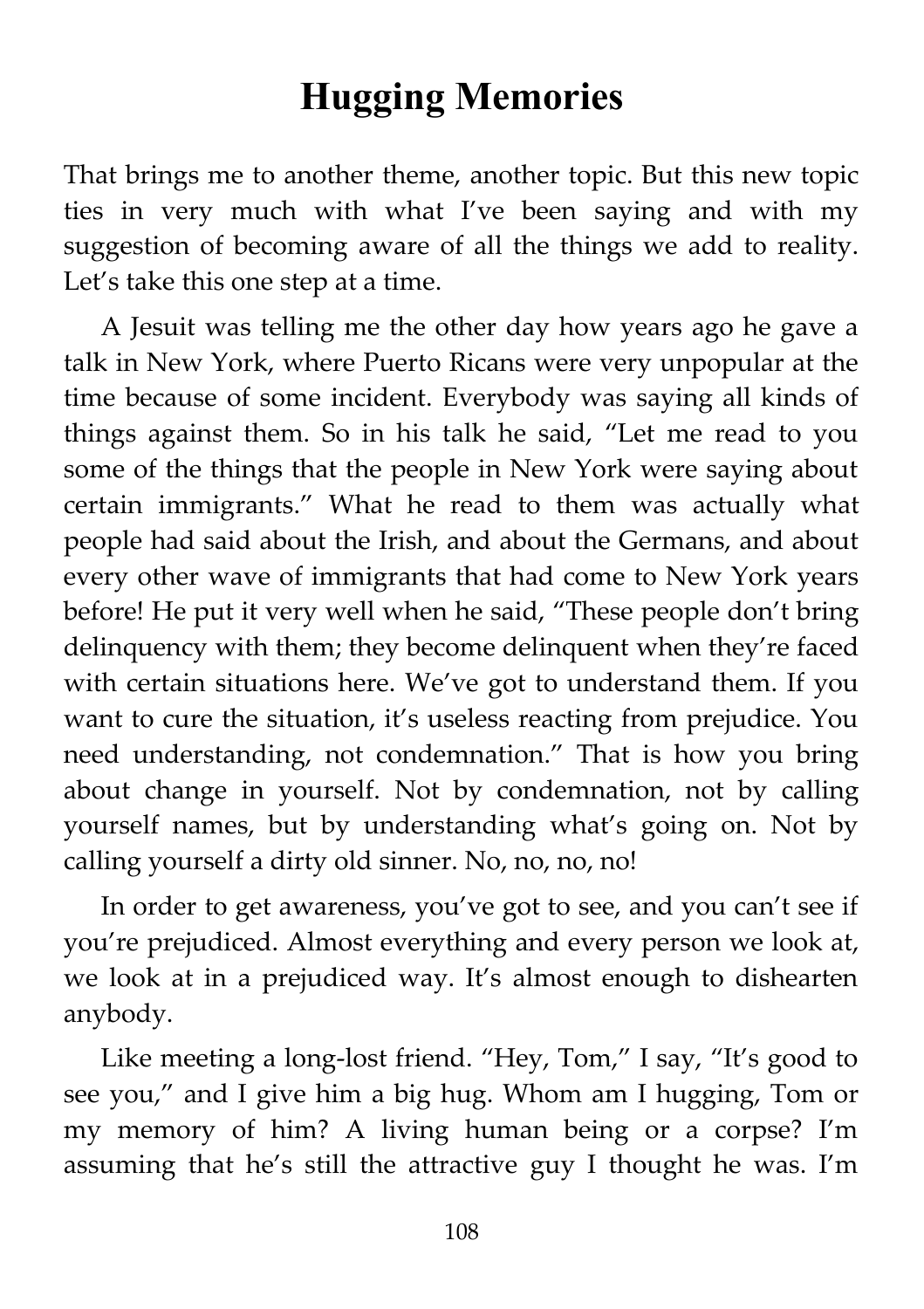# Hugging Memories

That brings me to another theme, another topic. But this new topic ties in very much with what I've been saying and with my suggestion of becoming aware of all the things we add to reality. Let's take this one step at a time.

A Jesuit was telling me the other day how years ago he gave a talk in New York, where Puerto Ricans were very unpopular at the time because of some incident. Everybody was saying all kinds of things against them. So in his talk he said, "Let me read to you some of the things that the people in New York were saying about certain immigrants." What he read to them was actually what people had said about the Irish, and about the Germans, and about every other wave of immigrants that had come to New York years before! He put it very well when he said, "These people don't bring delinquency with them; they become delinquent when they're faced with certain situations here. We've got to understand them. If you want to cure the situation, it's useless reacting from prejudice. You need understanding, not condemnation." That is how you bring about change in yourself. Not by condemnation, not by calling yourself names, but by understanding what's going on. Not by calling yourself a dirty old sinner. No, no, no, no!

In order to get awareness, you've got to see, and you can't see if you're prejudiced. Almost everything and every person we look at, we look at in a prejudiced way. It's almost enough to dishearten anybody.

Like meeting a long-lost friend. "Hey, Tom," I say, "It's good to see you," and I give him a big hug. Whom am I hugging, Tom or my memory of him? A living human being or a corpse? I'm assuming that he's still the attractive guy I thought he was. I'm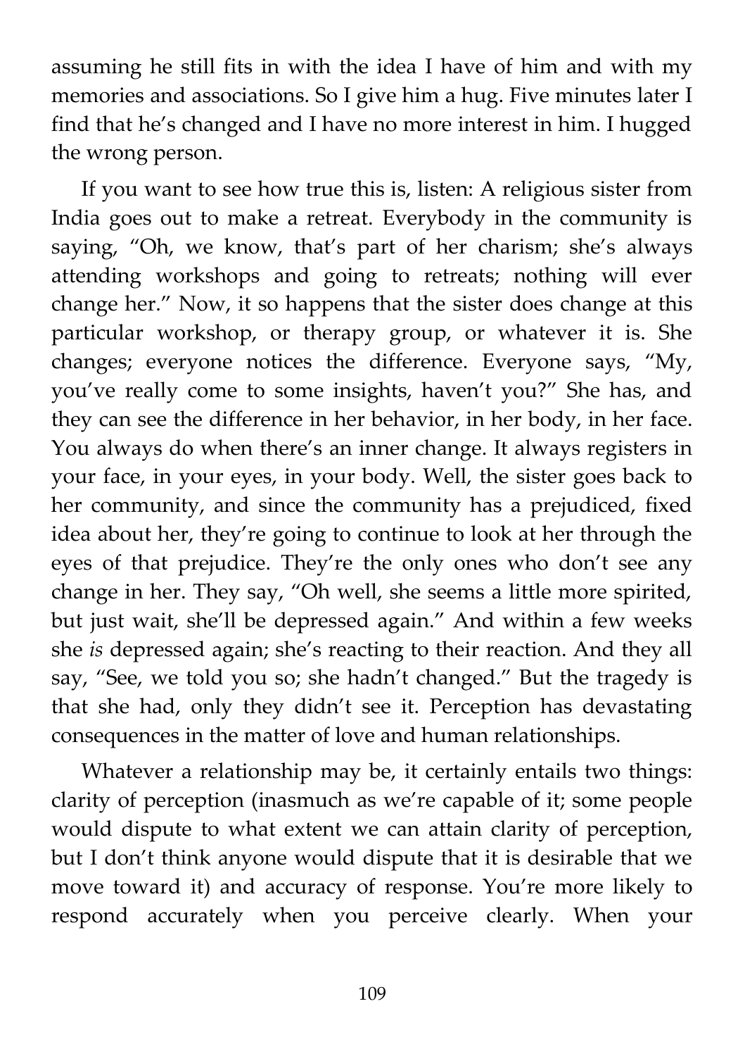assuming he still fits in with the idea I have of him and with my memories and associations. So I give him a hug. Five minutes later I find that he's changed and I have no more interest in him. I hugged the wrong person.

If you want to see how true this is, listen: A religious sister from India goes out to make a retreat. Everybody in the community is saying, "Oh, we know, that's part of her charism; she's always attending workshops and going to retreats; nothing will ever change her." Now, it so happens that the sister does change at this particular workshop, or therapy group, or whatever it is. She changes; everyone notices the difference. Everyone says, "My, you've really come to some insights, haven't you?" She has, and they can see the difference in her behavior, in her body, in her face. You always do when there's an inner change. It always registers in your face, in your eyes, in your body. Well, the sister goes back to her community, and since the community has a prejudiced, fixed idea about her, they're going to continue to look at her through the eyes of that prejudice. They're the only ones who don't see any change in her. They say, "Oh well, she seems a little more spirited, but just wait, she'll be depressed again." And within a few weeks she *is* depressed again; she's reacting to their reaction. And they all say, "See, we told you so; she hadn't changed." But the tragedy is that she had, only they didn't see it. Perception has devastating consequences in the matter of love and human relationships.

Whatever a relationship may be, it certainly entails two things: clarity of perception (inasmuch as we're capable of it; some people would dispute to what extent we can attain clarity of perception, but I don't think anyone would dispute that it is desirable that we move toward it) and accuracy of response. You're more likely to respond accurately when you perceive clearly. When your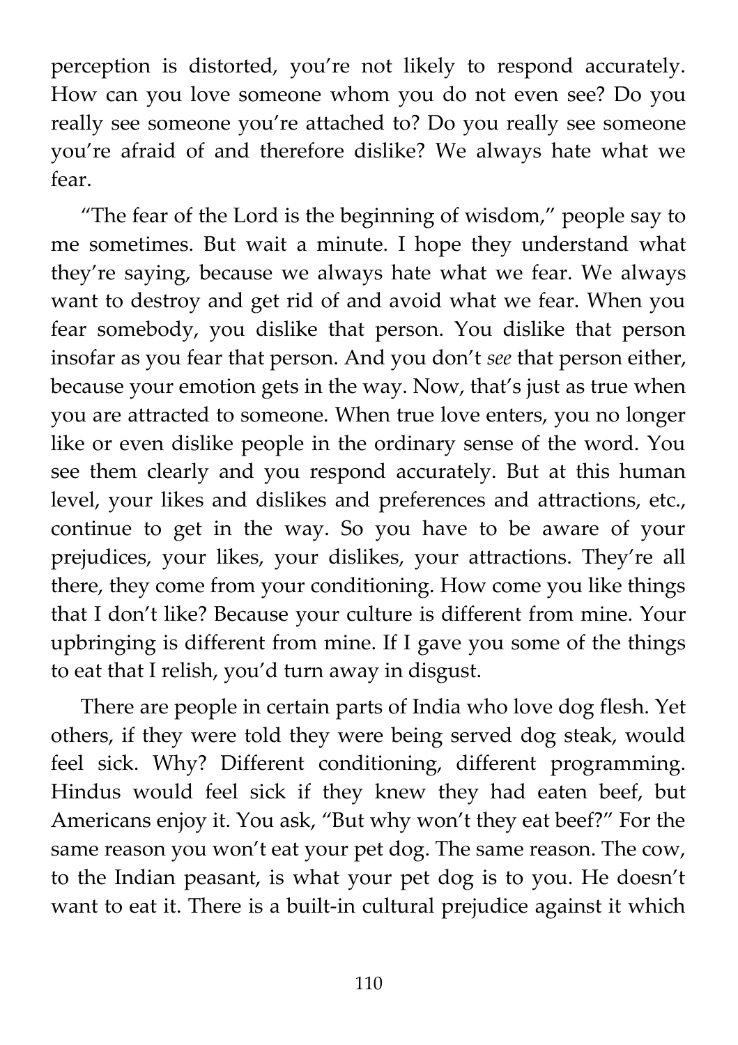perception is distorted, you're not likely to respond accurately. How can you love someone whom you do not even see? Do you really see someone you're attached to? Do you really see someone you're afraid of and therefore dislike? We always hate what we fear.

"The fear of the Lord is the beginning of wisdom," people say to me sometimes. But wait a minute. I hope they understand what they're saying, because we always hate what we fear. We always want to destroy and get rid of and avoid what we fear. When you fear somebody, you dislike that person. You dislike that person insofar as you fear that person. And you don't *see* that person either, because your emotion gets in the way. Now, that's just as true when you are attracted to someone. When true love enters, you no longer like or even dislike people in the ordinary sense of the word. You see them clearly and you respond accurately. But at this human level, your likes and dislikes and preferences and attractions, etc., continue to get in the way. So you have to be aware of your prejudices, your likes, your dislikes, your attractions. They're all there, they come from your conditioning. How come you like things that I don't like? Because your culture is different from mine. Your upbringing is different from mine. If I gave you some of the things to eat that I relish, you'd turn away in disgust.

There are people in certain parts of India who love dog flesh. Yet others, if they were told they were being served dog steak, would feel sick. Why? Different conditioning, different programming. Hindus would feel sick if they knew they had eaten beef, but Americans enjoy it. You ask, "But why won't they eat beef?" For the same reason you won't eat your pet dog. The same reason. The cow, to the Indian peasant, is what your pet dog is to you. He doesn't want to eat it. There is a built-in cultural prejudice against it which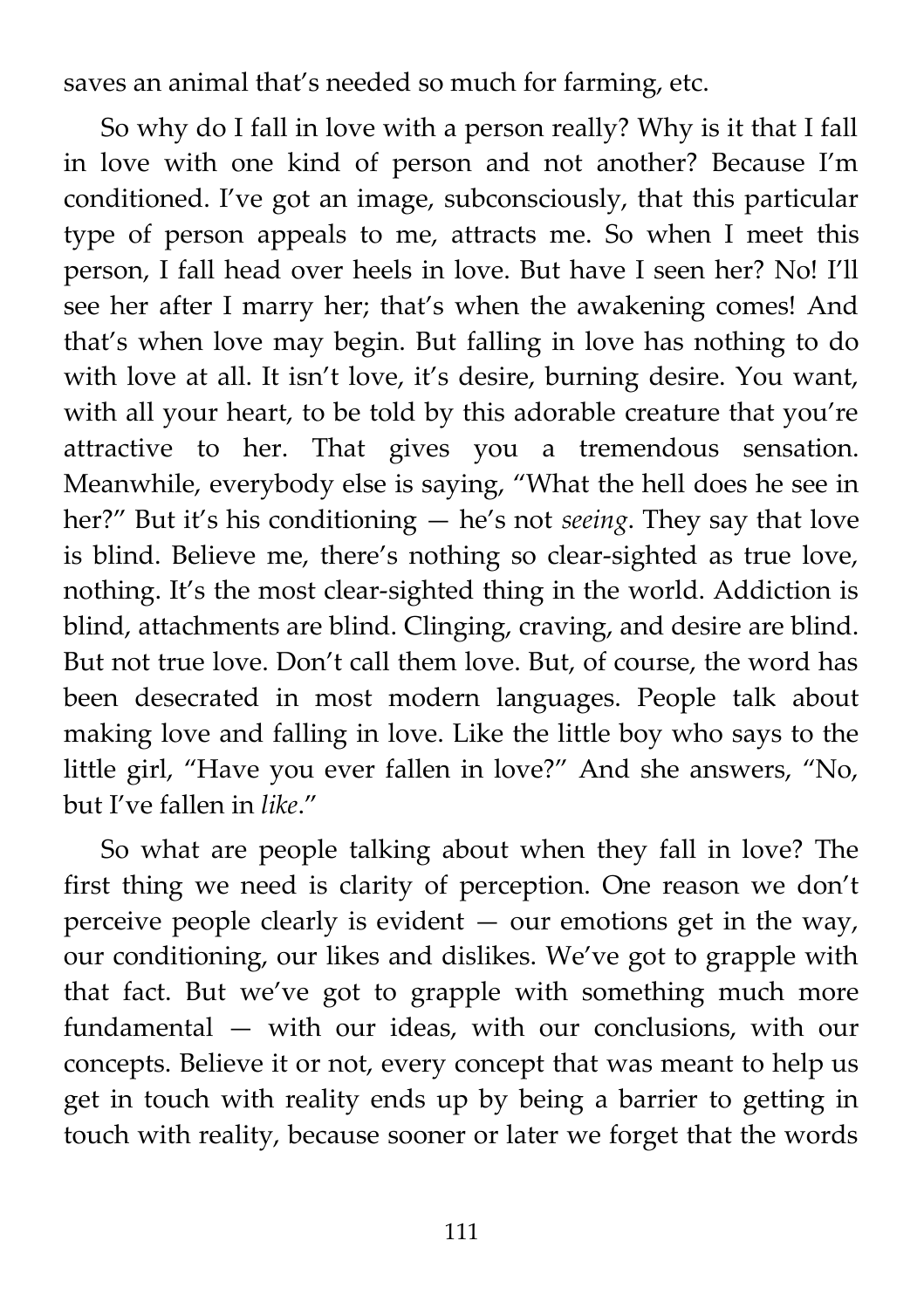saves an animal that's needed so much for farming, etc.

So why do I fall in love with a person really? Why is it that I fall in love with one kind of person and not another? Because I'm conditioned. I've got an image, subconsciously, that this particular type of person appeals to me, attracts me. So when I meet this person, I fall head over heels in love. But have I seen her? No! I'll see her after I marry her; that's when the awakening comes! And that's when love may begin. But falling in love has nothing to do with love at all. It isn't love, it's desire, burning desire. You want, with all your heart, to be told by this adorable creature that you're attractive to her. That gives you a tremendous sensation. Meanwhile, everybody else is saying, "What the hell does he see in her?" But it's his conditioning — he's not *seeing*. They say that love is blind. Believe me, there's nothing so clear-sighted as true love, nothing. It's the most clear-sighted thing in the world. Addiction is blind, attachments are blind. Clinging, craving, and desire are blind. But not true love. Don't call them love. But, of course, the word has been desecrated in most modern languages. People talk about making love and falling in love. Like the little boy who says to the little girl, "Have you ever fallen in love?" And she answers, "No, but I've fallen in *like*."

So what are people talking about when they fall in love? The first thing we need is clarity of perception. One reason we don't perceive people clearly is evident — our emotions get in the way, our conditioning, our likes and dislikes. We've got to grapple with that fact. But we've got to grapple with something much more fundamental — with our ideas, with our conclusions, with our concepts. Believe it or not, every concept that was meant to help us get in touch with reality ends up by being a barrier to getting in touch with reality, because sooner or later we forget that the words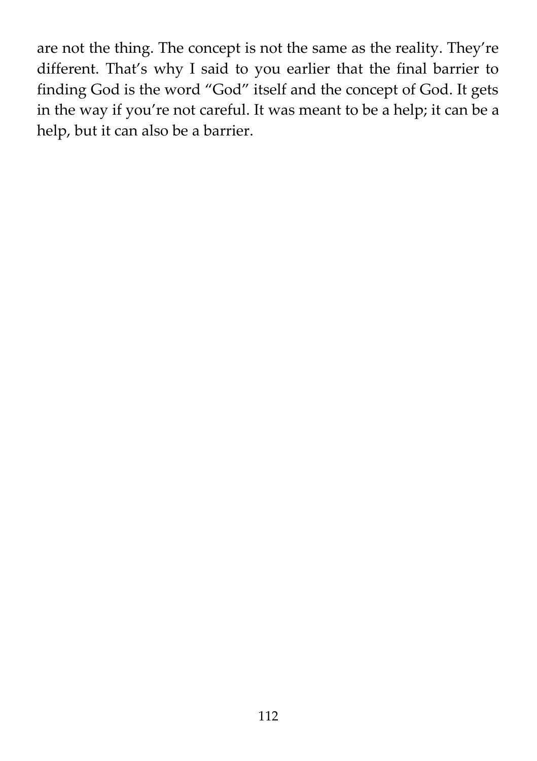are not the thing. The concept is not the same as the reality. They're different. That's why I said to you earlier that the final barrier to finding God is the word "God" itself and the concept of God. It gets in the way if you're not careful. It was meant to be a help; it can be a help, but it can also be a barrier.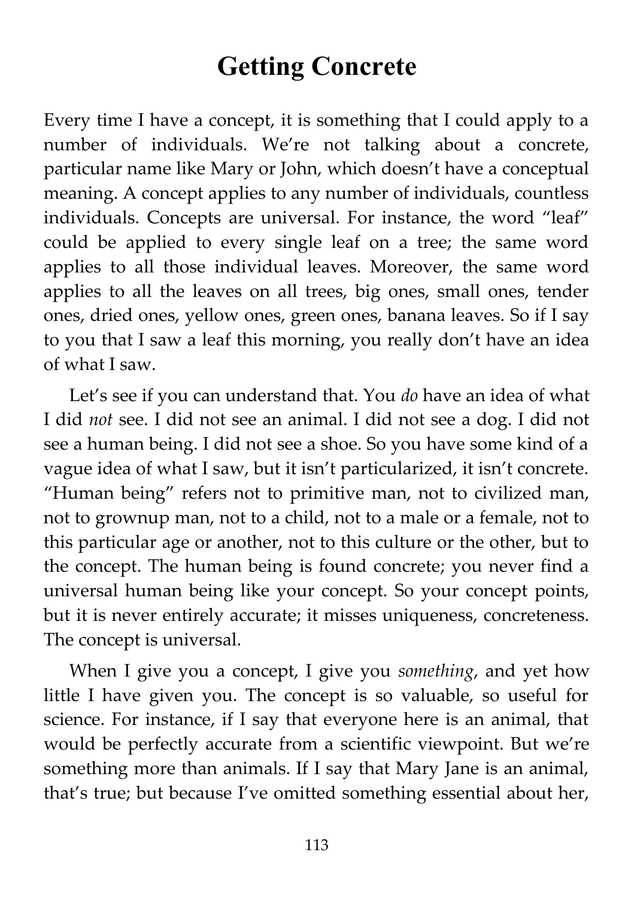# Getting Concrete

Every time I have a concept, it is something that I could apply to a number of individuals. We're not talking about a concrete, particular name like Mary or John, which doesn't have a conceptual meaning. A concept applies to any number of individuals, countless individuals. Concepts are universal. For instance, the word "leaf" could be applied to every single leaf on a tree; the same word applies to all those individual leaves. Moreover, the same word applies to all the leaves on all trees, big ones, small ones, tender ones, dried ones, yellow ones, green ones, banana leaves. So if I say to you that I saw a leaf this morning, you really don't have an idea of what I saw.

Let's see if you can understand that. You *do* have an idea of what I did *not* see. I did not see an animal. I did not see a dog. I did not see a human being. I did not see a shoe. So you have some kind of a vague idea of what I saw, but it isn't particularized, it isn't concrete. "Human being" refers not to primitive man, not to civilized man, not to grownup man, not to a child, not to a male or a female, not to this particular age or another, not to this culture or the other, but to the concept. The human being is found concrete; you never find a universal human being like your concept. So your concept points, but it is never entirely accurate; it misses uniqueness, concreteness. The concept is universal.

When I give you a concept, I give you *something*, and yet how little I have given you. The concept is so valuable, so useful for science. For instance, if I say that everyone here is an animal, that would be perfectly accurate from a scientific viewpoint. But we're something more than animals. If I say that Mary Jane is an animal, that's true; but because I've omitted something essential about her,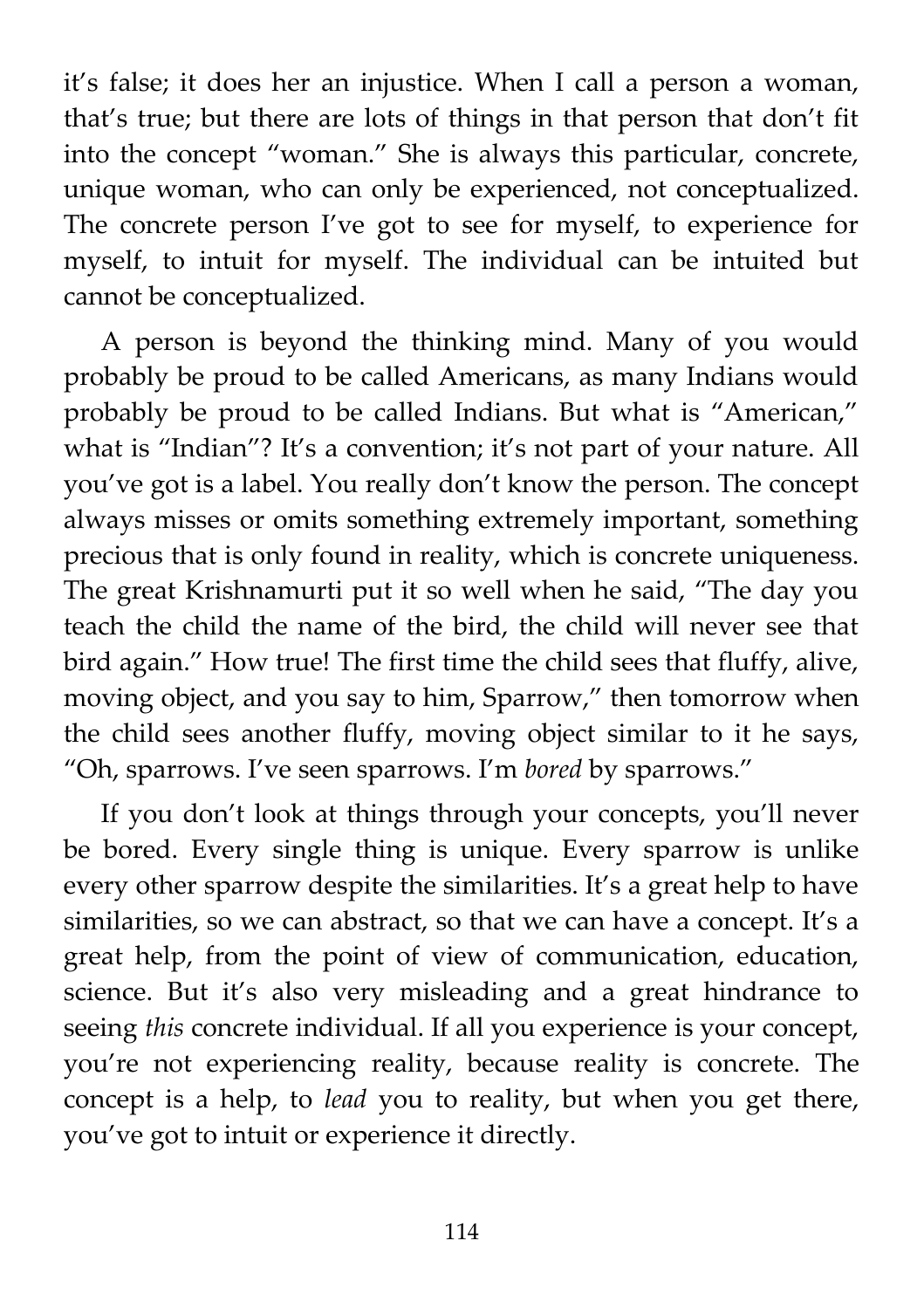it's false; it does her an injustice. When I call a person a woman, that's true; but there are lots of things in that person that don't fit into the concept "woman." She is always this particular, concrete, unique woman, who can only be experienced, not conceptualized. The concrete person I've got to see for myself, to experience for myself, to intuit for myself. The individual can be intuited but cannot be conceptualized.

A person is beyond the thinking mind. Many of you would probably be proud to be called Americans, as many Indians would probably be proud to be called Indians. But what is "American," what is "Indian"? It's a convention; it's not part of your nature. All you've got is a label. You really don't know the person. The concept always misses or omits something extremely important, something precious that is only found in reality, which is concrete uniqueness. The great Krishnamurti put it so well when he said, "The day you teach the child the name of the bird, the child will never see that bird again." How true! The first time the child sees that fluffy, alive, moving object, and you say to him, Sparrow," then tomorrow when the child sees another fluffy, moving object similar to it he says, "Oh, sparrows. I've seen sparrows. I'm *bored* by sparrows."

If you don't look at things through your concepts, you'll never be bored. Every single thing is unique. Every sparrow is unlike every other sparrow despite the similarities. It's a great help to have similarities, so we can abstract, so that we can have a concept. It's a great help, from the point of view of communication, education, science. But it's also very misleading and a great hindrance to seeing *this* concrete individual. If all you experience is your concept, you're not experiencing reality, because reality is concrete. The concept is a help, to *lead* you to reality, but when you get there, you've got to intuit or experience it directly.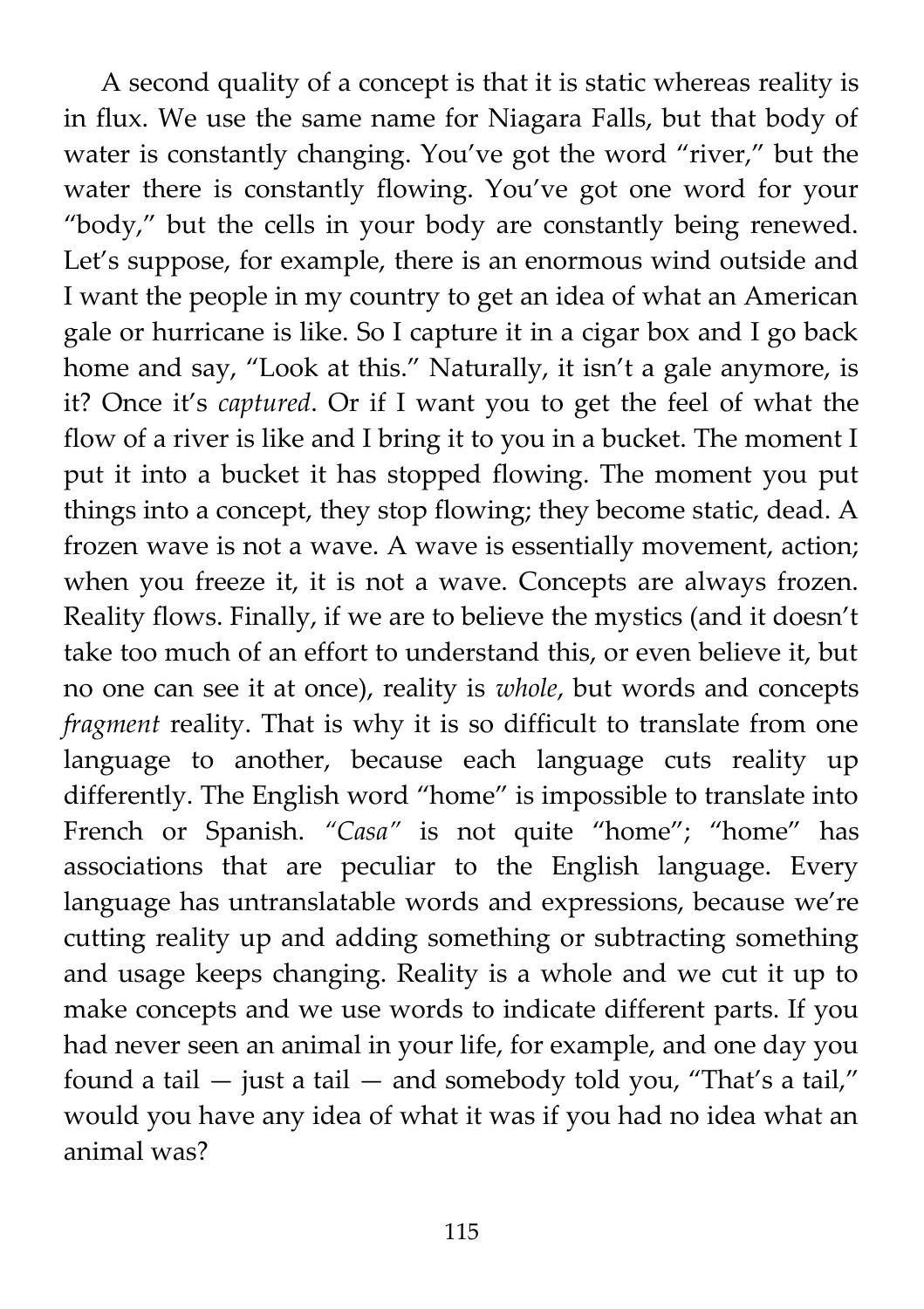A second quality of a concept is that it is static whereas reality is in flux. We use the same name for Niagara Falls, but that body of water is constantly changing. You've got the word "river," but the water there is constantly flowing. You've got one word for your "body," but the cells in your body are constantly being renewed. Let's suppose, for example, there is an enormous wind outside and I want the people in my country to get an idea of what an American gale or hurricane is like. So I capture it in a cigar box and I go back home and say, "Look at this." Naturally, it isn't a gale anymore, is it? Once it's *captured*. Or if I want you to get the feel of what the flow of a river is like and I bring it to you in a bucket. The moment I put it into a bucket it has stopped flowing. The moment you put things into a concept, they stop flowing; they become static, dead. A frozen wave is not a wave. A wave is essentially movement, action; when you freeze it, it is not a wave. Concepts are always frozen. Reality flows. Finally, if we are to believe the mystics (and it doesn't take too much of an effort to understand this, or even believe it, but no one can see it at once), reality is *whole*, but words and concepts *fragment* reality. That is why it is so difficult to translate from one language to another, because each language cuts reality up differently. The English word "home" is impossible to translate into French or Spanish. "*Casa*" is not quite "home"; "home" has associations that are peculiar to the English language. Every language has untranslatable words and expressions, because we're cutting reality up and adding something or subtracting something and usage keeps changing. Reality is a whole and we cut it up to make concepts and we use words to indicate different parts. If you had never seen an animal in your life, for example, and one day you found a tail — just a tail — and somebody told you, "That's a tail," would you have any idea of what it was if you had no idea what an animal was?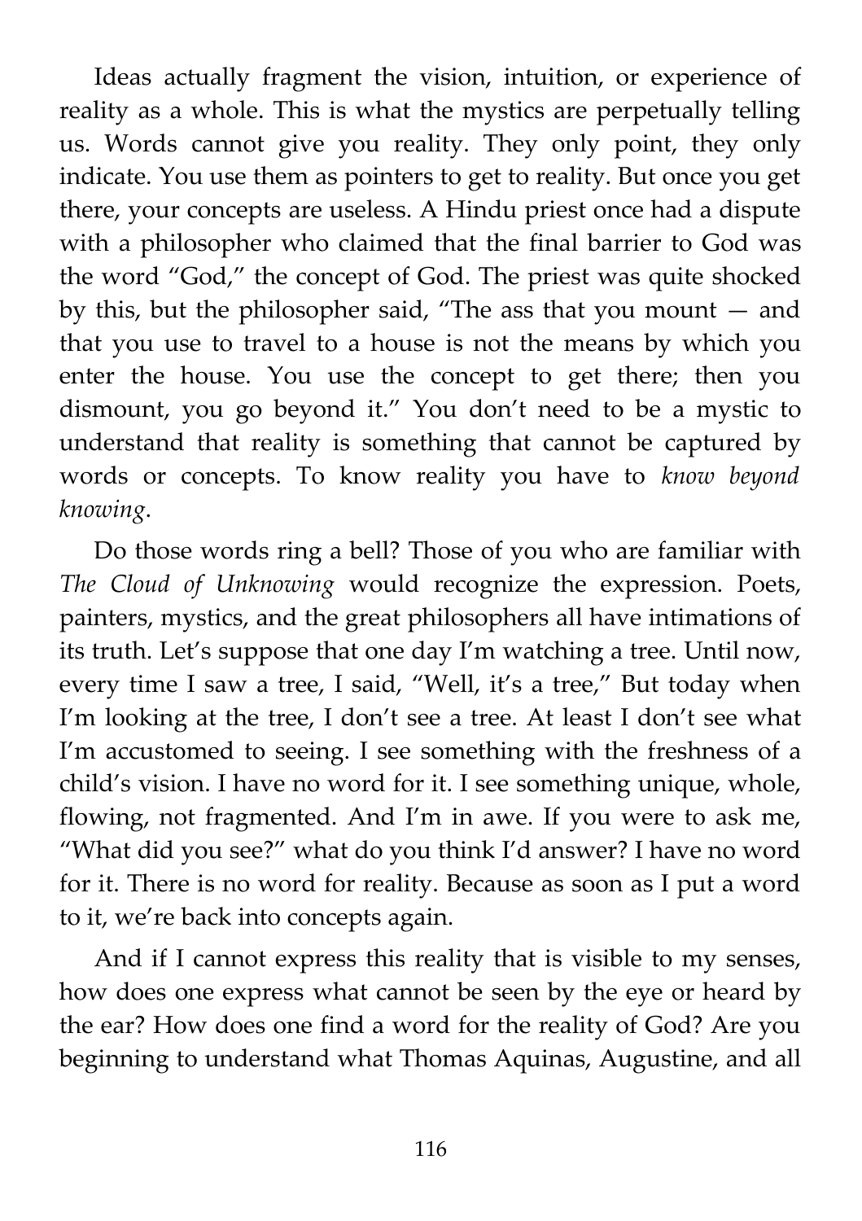Ideas actually fragment the vision, intuition, or experience of reality as a whole. This is what the mystics are perpetually telling us. Words cannot give you reality. They only point, they only indicate. You use them as pointers to get to reality. But once you get there, your concepts are useless. A Hindu priest once had a dispute with a philosopher who claimed that the final barrier to God was the word "God," the concept of God. The priest was quite shocked by this, but the philosopher said, "The ass that you mount — and that you use to travel to a house is not the means by which you enter the house. You use the concept to get there; then you dismount, you go beyond it." You don't need to be a mystic to understand that reality is something that cannot be captured by words or concepts. To know reality you have to *know beyond knowing*.

Do those words ring a bell? Those of you who are familiar with *The Cloud of Unknowing* would recognize the expression. Poets, painters, mystics, and the great philosophers all have intimations of its truth. Let's suppose that one day I'm watching a tree. Until now, every time I saw a tree, I said, "Well, it's a tree," But today when I'm looking at the tree, I don't see a tree. At least I don't see what I'm accustomed to seeing. I see something with the freshness of a child's vision. I have no word for it. I see something unique, whole, flowing, not fragmented. And I'm in awe. If you were to ask me, "What did you see?" what do you think I'd answer? I have no word for it. There is no word for reality. Because as soon as I put a word to it, we're back into concepts again.

And if I cannot express this reality that is visible to my senses, how does one express what cannot be seen by the eye or heard by the ear? How does one find a word for the reality of God? Are you beginning to understand what Thomas Aquinas, Augustine, and all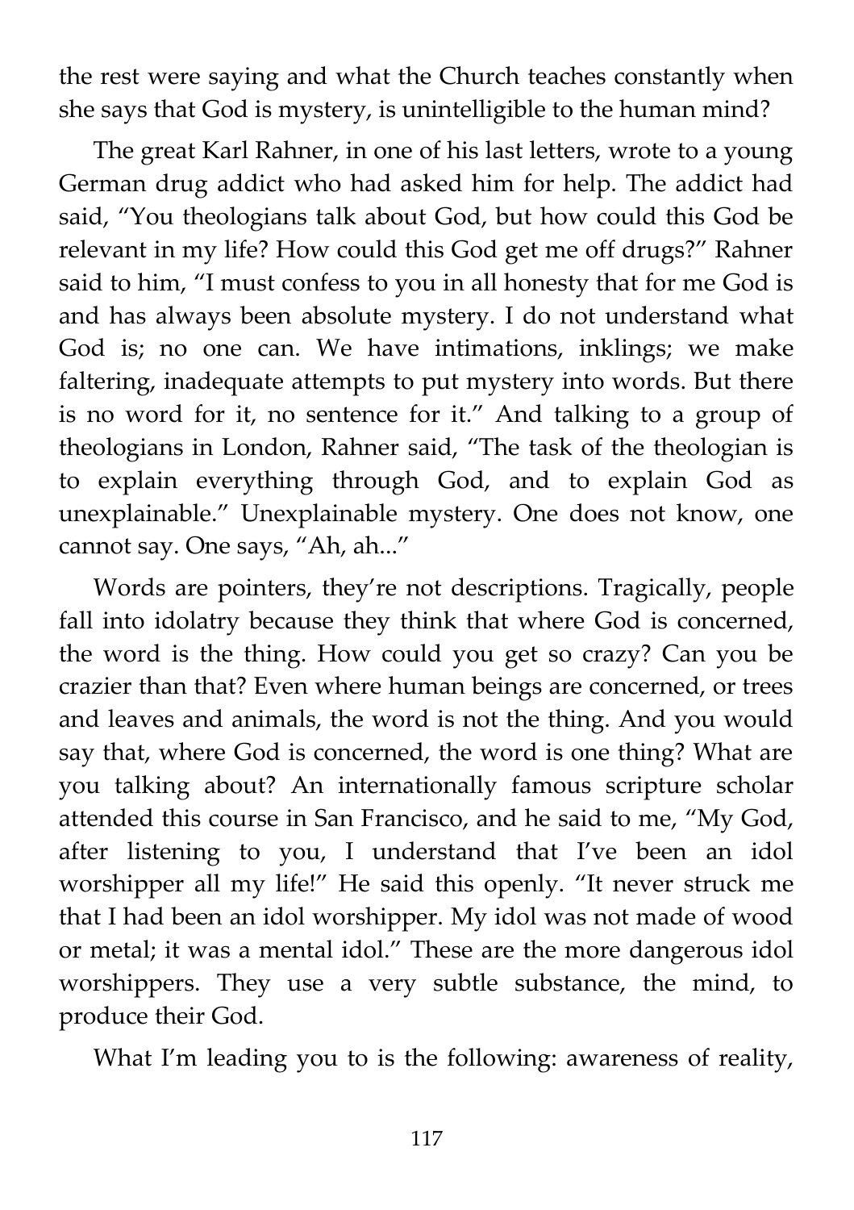the rest were saying and what the Church teaches constantly when she says that God is mystery, is unintelligible to the human mind?

The great Karl Rahner, in one of his last letters, wrote to a young German drug addict who had asked him for help. The addict had said, "You theologians talk about God, but how could this God be relevant in my life? How could this God get me off drugs?" Rahner said to him, "I must confess to you in all honesty that for me God is and has always been absolute mystery. I do not understand what God is; no one can. We have intimations, inklings; we make faltering, inadequate attempts to put mystery into words. But there is no word for it, no sentence for it." And talking to a group of theologians in London, Rahner said, "The task of the theologian is to explain everything through God, and to explain God as unexplainable." Unexplainable mystery. One does not know, one cannot say. One says, "Ah, ah..."

Words are pointers, they're not descriptions. Tragically, people fall into idolatry because they think that where God is concerned, the word is the thing. How could you get so crazy? Can you be crazier than that? Even where human beings are concerned, or trees and leaves and animals, the word is not the thing. And you would say that, where God is concerned, the word is one thing? What are you talking about? An internationally famous scripture scholar attended this course in San Francisco, and he said to me, "My God, after listening to you, I understand that I've been an idol worshipper all my life!" He said this openly. "It never struck me that I had been an idol worshipper. My idol was not made of wood or metal; it was a mental idol." These are the more dangerous idol worshippers. They use a very subtle substance, the mind, to produce their God.

What I'm leading you to is the following: awareness of reality,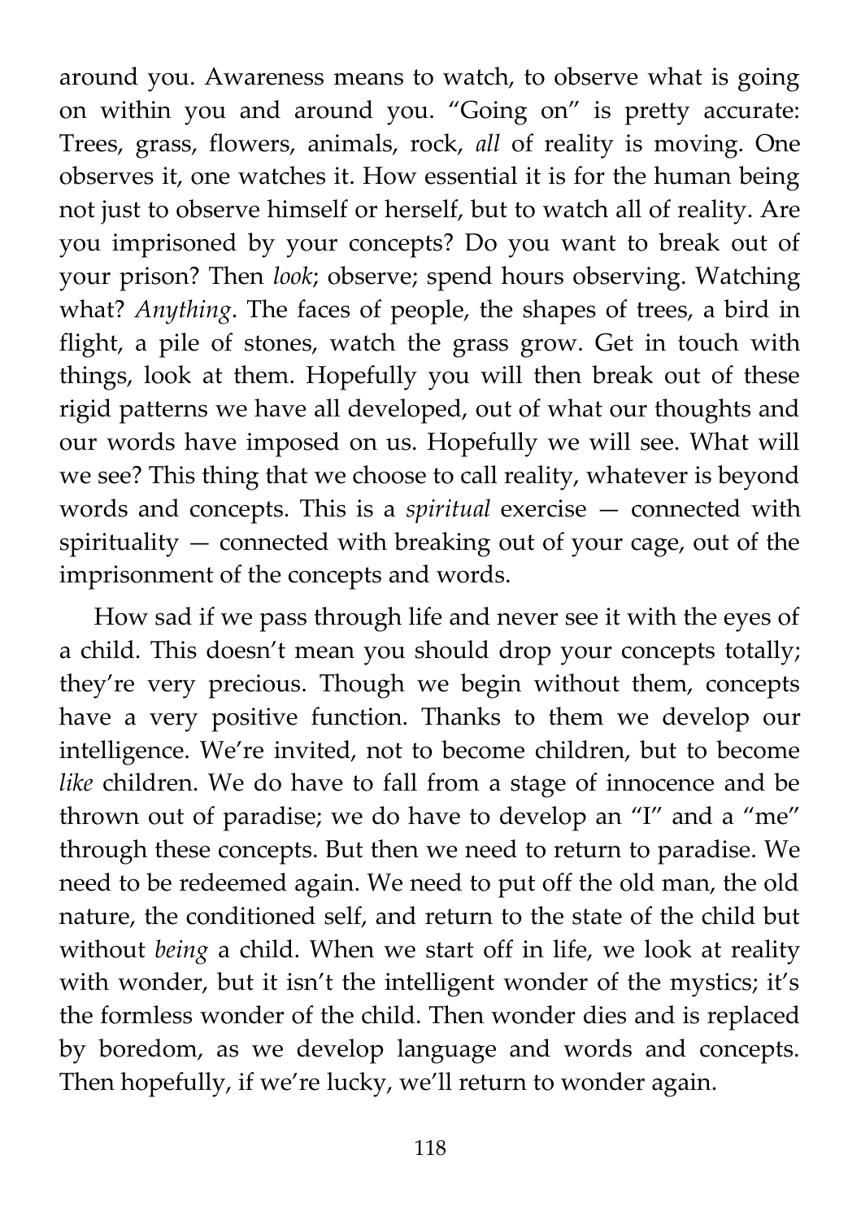around you. Awareness means to watch, to observe what is going on within you and around you. "Going on" is pretty accurate: Trees, grass, flowers, animals, rock, *all* of reality is moving. One observes it, one watches it. How essential it is for the human being not just to observe himself or herself, but to watch all of reality. Are you imprisoned by your concepts? Do you want to break out of your prison? Then *look*; observe; spend hours observing. Watching what? *Anything*. The faces of people, the shapes of trees, a bird in flight, a pile of stones, watch the grass grow. Get in touch with things, look at them. Hopefully you will then break out of these rigid patterns we have all developed, out of what our thoughts and our words have imposed on us. Hopefully we will see. What will we see? This thing that we choose to call reality, whatever is beyond words and concepts. This is a *spiritual* exercise — connected with spirituality — connected with breaking out of your cage, out of the imprisonment of the concepts and words.

How sad if we pass through life and never see it with the eyes of a child. This doesn't mean you should drop your concepts totally; they're very precious. Though we begin without them, concepts have a very positive function. Thanks to them we develop our intelligence. We're invited, not to become children, but to become *like* children. We do have to fall from a stage of innocence and be thrown out of paradise; we do have to develop an "I" and a "me" through these concepts. But then we need to return to paradise. We need to be redeemed again. We need to put off the old man, the old nature, the conditioned self, and return to the state of the child but without *being* a child. When we start off in life, we look at reality with wonder, but it isn't the intelligent wonder of the mystics; it's the formless wonder of the child. Then wonder dies and is replaced by boredom, as we develop language and words and concepts. Then hopefully, if we're lucky, we'll return to wonder again.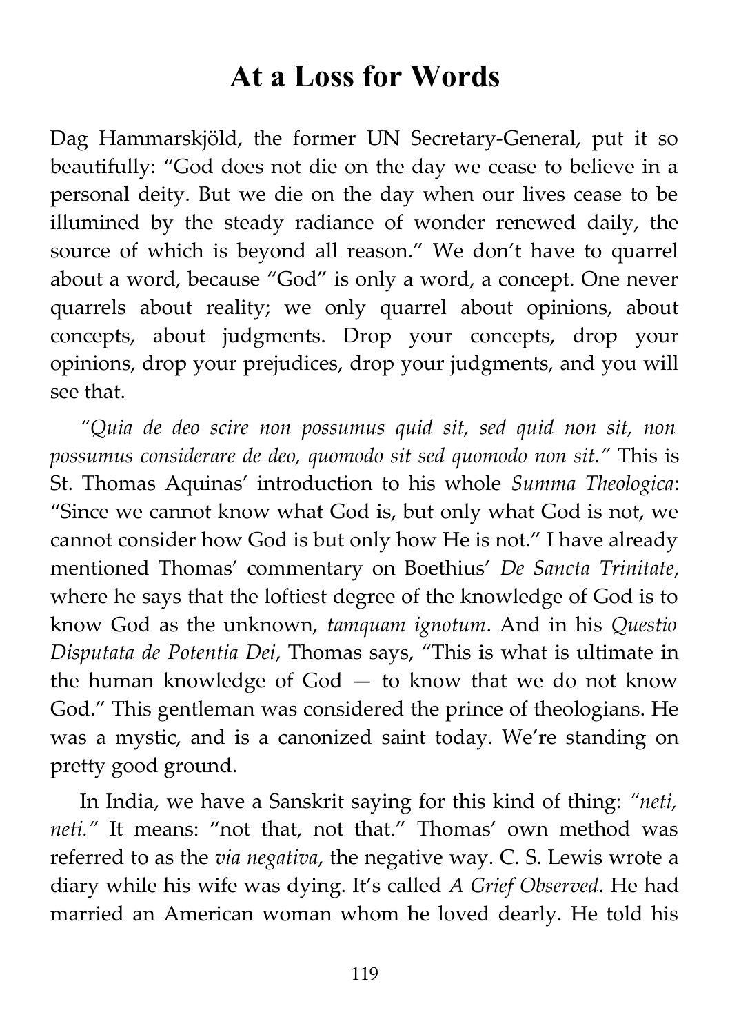# At a Loss for Words

Dag Hammarskjöld, the former UN Secretary-General, put it so beautifully: "God does not die on the day we cease to believe in a personal deity. But we die on the day when our lives cease to be illumined by the steady radiance of wonder renewed daily, the source of which is beyond all reason." We don't have to quarrel about a word, because "God" is only a word, a concept. One never quarrels about reality; we only quarrel about opinions, about concepts, about judgments. Drop your concepts, drop your opinions, drop your prejudices, drop your judgments, and you will see that.

*"Quia de deo scire non possumus quid sit, sed quid non sit, non possumus considerare de deo, quomodo sit sed quomodo non sit."* This is St. Thomas Aquinas' introduction to his whole *Summa Theologica*: "Since we cannot know what God is, but only what God is not, we cannot consider how God is but only how He is not." I have already mentioned Thomas' commentary on Boethius' *De Sancta Trinitate*, where he says that the loftiest degree of the knowledge of God is to know God as the unknown, *tamquam ignotum*. And in his *Questio Disputata de Potentia Dei*, Thomas says, "This is what is ultimate in the human knowledge of God — to know that we do not know God." This gentleman was considered the prince of theologians. He was a mystic, and is a canonized saint today. We're standing on pretty good ground.

In India, we have a Sanskrit saying for this kind of thing: *"neti, neti."* It means: "not that, not that." Thomas' own method was referred to as the *via negativa*, the negative way. C. S. Lewis wrote a diary while his wife was dying. It's called *A Grief Observed*. He had married an American woman whom he loved dearly. He told his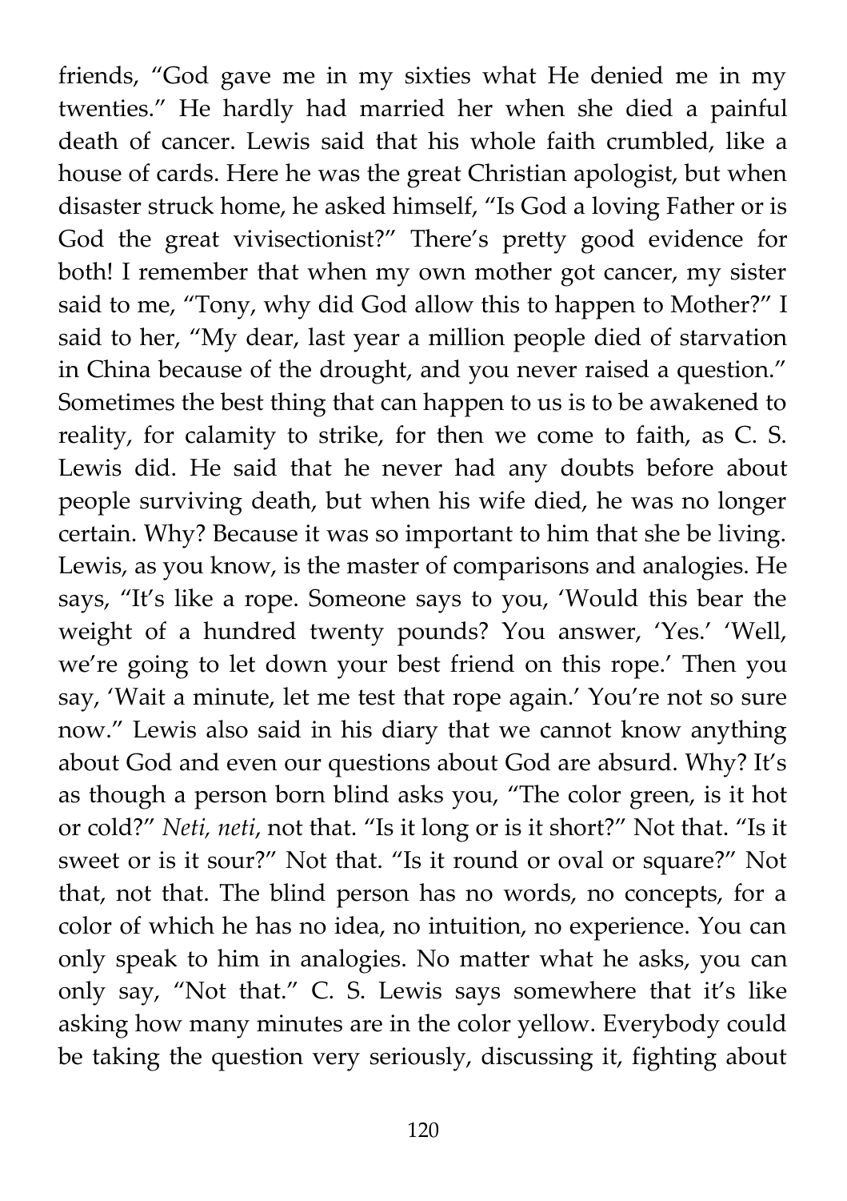friends, "God gave me in my sixties what He denied me in my twenties." He hardly had married her when she died a painful death of cancer. Lewis said that his whole faith crumbled, like a house of cards. Here he was the great Christian apologist, but when disaster struck home, he asked himself, "Is God a loving Father or is God the great vivisectionist?" There's pretty good evidence for both! I remember that when my own mother got cancer, my sister said to me, "Tony, why did God allow this to happen to Mother?" I said to her, "My dear, last year a million people died of starvation in China because of the drought, and you never raised a question." Sometimes the best thing that can happen to us is to be awakened to reality, for calamity to strike, for then we come to faith, as C. S. Lewis did. He said that he never had any doubts before about people surviving death, but when his wife died, he was no longer certain. Why? Because it was so important to him that she be living. Lewis, as you know, is the master of comparisons and analogies. He says, "It's like a rope. Someone says to you, 'Would this bear the weight of a hundred twenty pounds? You answer, 'Yes.' 'Well, we're going to let down your best friend on this rope.' Then you say, 'Wait a minute, let me test that rope again.' You're not so sure now." Lewis also said in his diary that we cannot know anything about God and even our questions about God are absurd. Why? It's as though a person born blind asks you, "The color green, is it hot or cold?" *Neti, neti*, not that. "Is it long or is it short?" Not that. "Is it sweet or is it sour?" Not that. "Is it round or oval or square?" Not that, not that. The blind person has no words, no concepts, for a color of which he has no idea, no intuition, no experience. You can only speak to him in analogies. No matter what he asks, you can only say, "Not that." C. S. Lewis says somewhere that it's like asking how many minutes are in the color yellow. Everybody could be taking the question very seriously, discussing it, fighting about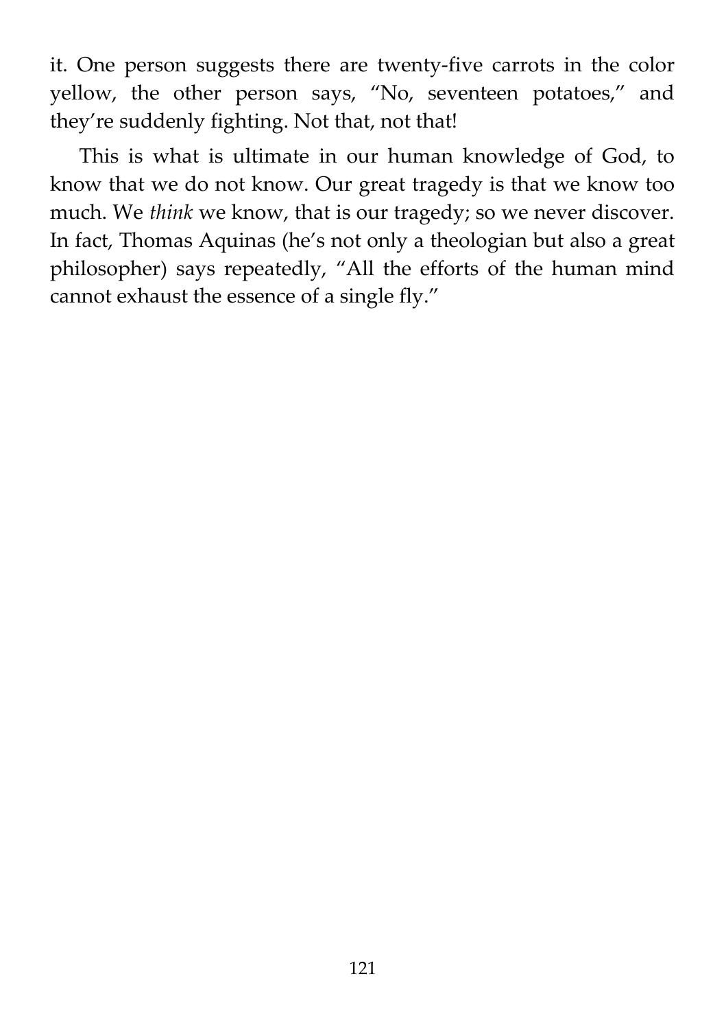it. One person suggests there are twenty-five carrots in the color yellow, the other person says, “No, seventeen potatoes,” and they’re suddenly fighting. Not that, not that!

This is what is ultimate in our human knowledge of God, to know that we do not know. Our great tragedy is that we know too much. We *think* we know, that is our tragedy; so we never discover. In fact, Thomas Aquinas (he’s not only a theologian but also a great philosopher) says repeatedly, “All the efforts of the human mind cannot exhaust the essence of a single fly.”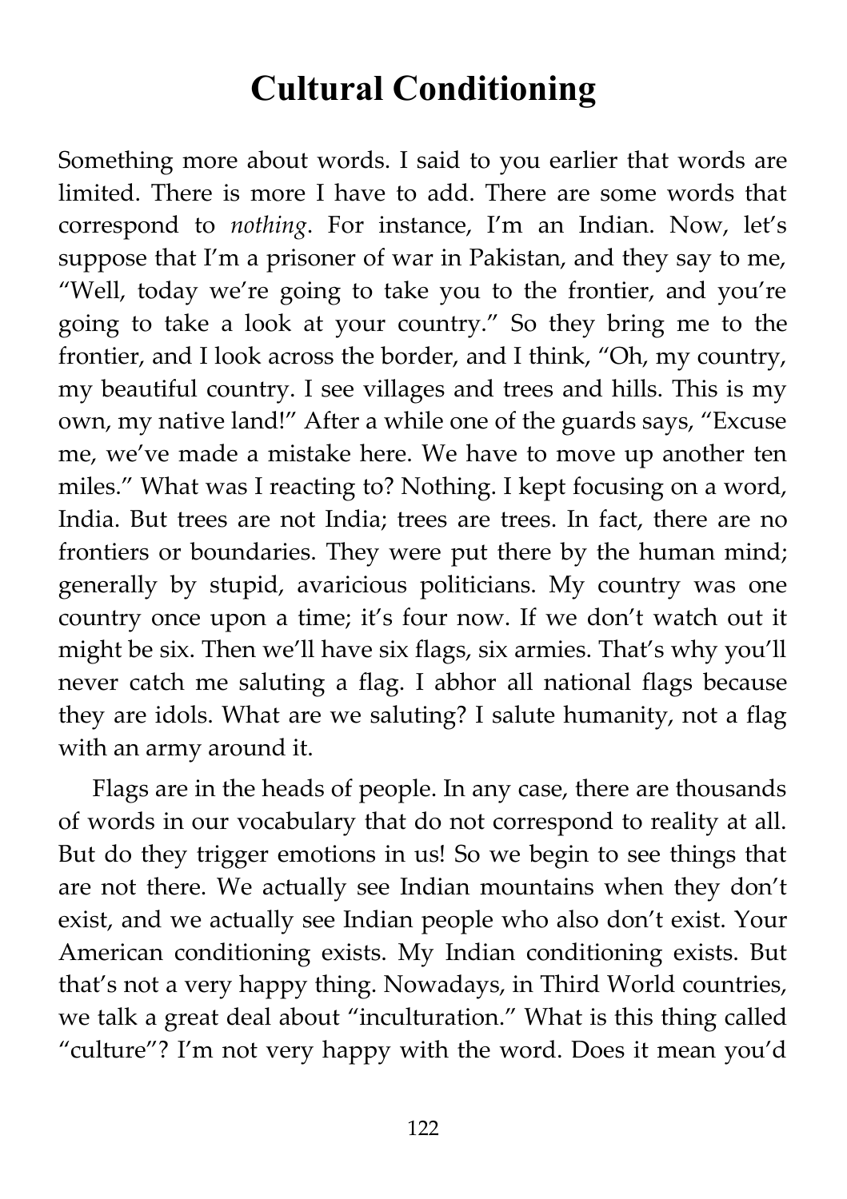# Cultural Conditioning

Something more about words. I said to you earlier that words are limited. There is more I have to add. There are some words that correspond to *nothing*. For instance, I'm an Indian. Now, let's suppose that I'm a prisoner of war in Pakistan, and they say to me, "Well, today we're going to take you to the frontier, and you're going to take a look at your country." So they bring me to the frontier, and I look across the border, and I think, "Oh, my country, my beautiful country. I see villages and trees and hills. This is my own, my native land!" After a while one of the guards says, "Excuse me, we've made a mistake here. We have to move up another ten miles." What was I reacting to? Nothing. I kept focusing on a word, India. But trees are not India; trees are trees. In fact, there are no frontiers or boundaries. They were put there by the human mind; generally by stupid, avaricious politicians. My country was one country once upon a time; it's four now. If we don't watch out it might be six. Then we'll have six flags, six armies. That's why you'll never catch me saluting a flag. I abhor all national flags because they are idols. What are we saluting? I salute humanity, not a flag with an army around it.

Flags are in the heads of people. In any case, there are thousands of words in our vocabulary that do not correspond to reality at all. But do they trigger emotions in us! So we begin to see things that are not there. We actually see Indian mountains when they don't exist, and we actually see Indian people who also don't exist. Your American conditioning exists. My Indian conditioning exists. But that's not a very happy thing. Nowadays, in Third World countries, we talk a great deal about "inculturation." What is this thing called "culture"? I'm not very happy with the word. Does it mean you'd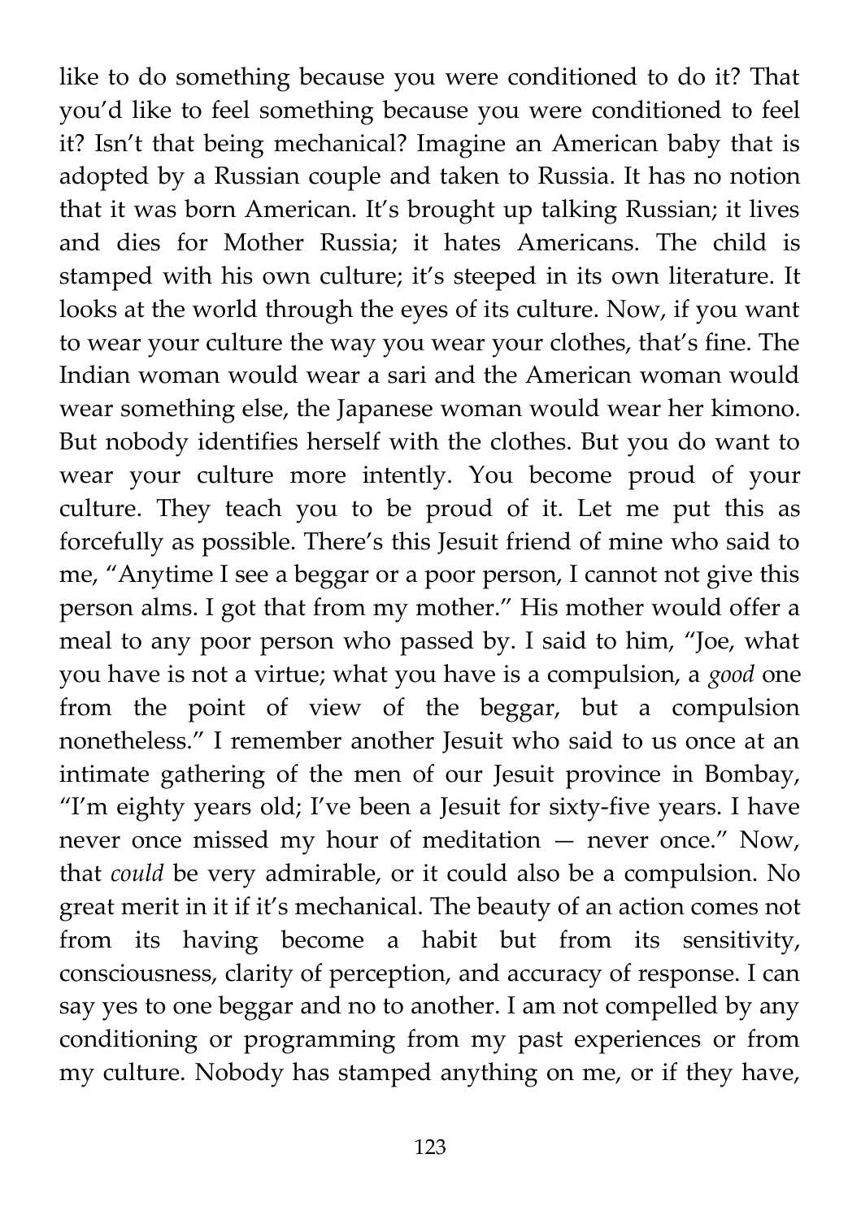like to do something because you were conditioned to do it? That you'd like to feel something because you were conditioned to feel it? Isn't that being mechanical? Imagine an American baby that is adopted by a Russian couple and taken to Russia. It has no notion that it was born American. It's brought up talking Russian; it lives and dies for Mother Russia; it hates Americans. The child is stamped with his own culture; it's steeped in its own literature. It looks at the world through the eyes of its culture. Now, if you want to wear your culture the way you wear your clothes, that's fine. The Indian woman would wear a sari and the American woman would wear something else, the Japanese woman would wear her kimono. But nobody identifies herself with the clothes. But you do want to wear your culture more intently. You become proud of your culture. They teach you to be proud of it. Let me put this as forcefully as possible. There's this Jesuit friend of mine who said to me, "Anytime I see a beggar or a poor person, I cannot not give this person alms. I got that from my mother." His mother would offer a meal to any poor person who passed by. I said to him, "Joe, what you have is not a virtue; what you have is a compulsion, a *good* one from the point of view of the beggar, but a compulsion nonetheless." I remember another Jesuit who said to us once at an intimate gathering of the men of our Jesuit province in Bombay, "I'm eighty years old; I've been a Jesuit for sixty-five years. I have never once missed my hour of meditation — never once." Now, that *could* be very admirable, or it could also be a compulsion. No great merit in it if it's mechanical. The beauty of an action comes not from its having become a habit but from its sensitivity, consciousness, clarity of perception, and accuracy of response. I can say yes to one beggar and no to another. I am not compelled by any conditioning or programming from my past experiences or from my culture. Nobody has stamped anything on me, or if they have,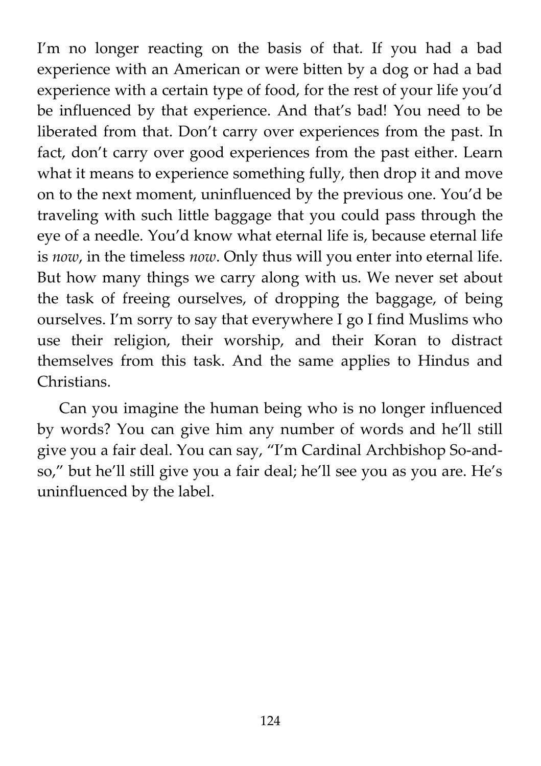I'm no longer reacting on the basis of that. If you had a bad experience with an American or were bitten by a dog or had a bad experience with a certain type of food, for the rest of your life you'd be influenced by that experience. And that's bad! You need to be liberated from that. Don't carry over experiences from the past. In fact, don't carry over good experiences from the past either. Learn what it means to experience something fully, then drop it and move on to the next moment, uninfluenced by the previous one. You'd be traveling with such little baggage that you could pass through the eye of a needle. You'd know what eternal life is, because eternal life is *now*, in the timeless *now*. Only thus will you enter into eternal life. But how many things we carry along with us. We never set about the task of freeing ourselves, of dropping the baggage, of being ourselves. I'm sorry to say that everywhere I go I find Muslims who use their religion, their worship, and their Koran to distract themselves from this task. And the same applies to Hindus and Christians.

Can you imagine the human being who is no longer influenced by words? You can give him any number of words and he'll still give you a fair deal. You can say, "I'm Cardinal Archbishop So-and-so," but he'll still give you a fair deal; he'll see you as you are. He's uninfluenced by the label.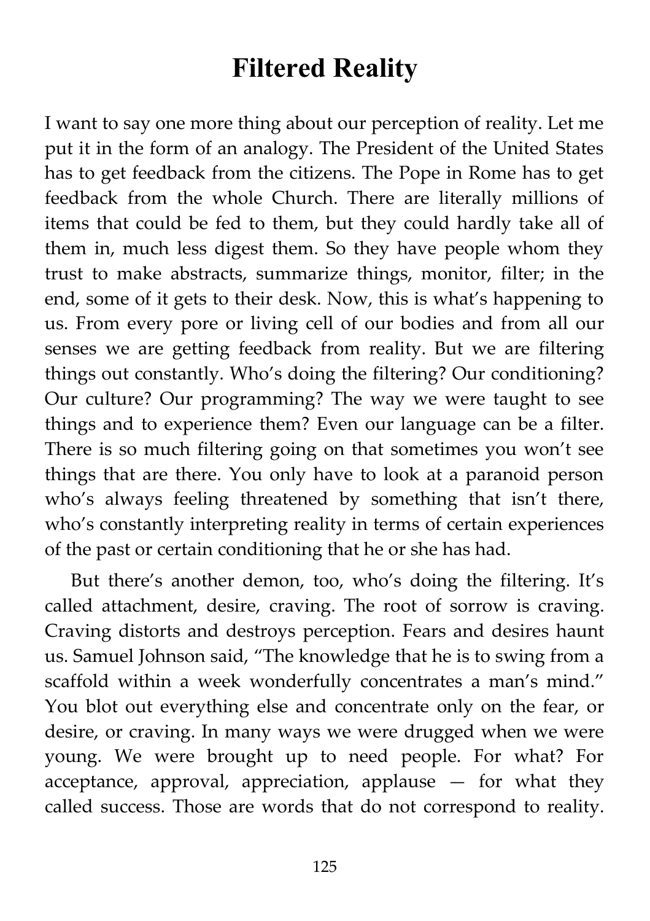# Filtered Reality

I want to say one more thing about our perception of reality. Let me put it in the form of an analogy. The President of the United States has to get feedback from the citizens. The Pope in Rome has to get feedback from the whole Church. There are literally millions of items that could be fed to them, but they could hardly take all of them in, much less digest them. So they have people whom they trust to make abstracts, summarize things, monitor, filter; in the end, some of it gets to their desk. Now, this is what's happening to us. From every pore or living cell of our bodies and from all our senses we are getting feedback from reality. But we are filtering things out constantly. Who's doing the filtering? Our conditioning? Our culture? Our programming? The way we were taught to see things and to experience them? Even our language can be a filter. There is so much filtering going on that sometimes you won't see things that are there. You only have to look at a paranoid person who's always feeling threatened by something that isn't there, who's constantly interpreting reality in terms of certain experiences of the past or certain conditioning that he or she has had.

But there's another demon, too, who's doing the filtering. It's called attachment, desire, craving. The root of sorrow is craving. Craving distorts and destroys perception. Fears and desires haunt us. Samuel Johnson said, "The knowledge that he is to swing from a scaffold within a week wonderfully concentrates a man's mind." You blot out everything else and concentrate only on the fear, or desire, or craving. In many ways we were drugged when we were young. We were brought up to need people. For what? For acceptance, approval, appreciation, applause — for what they called success. Those are words that do not correspond to reality.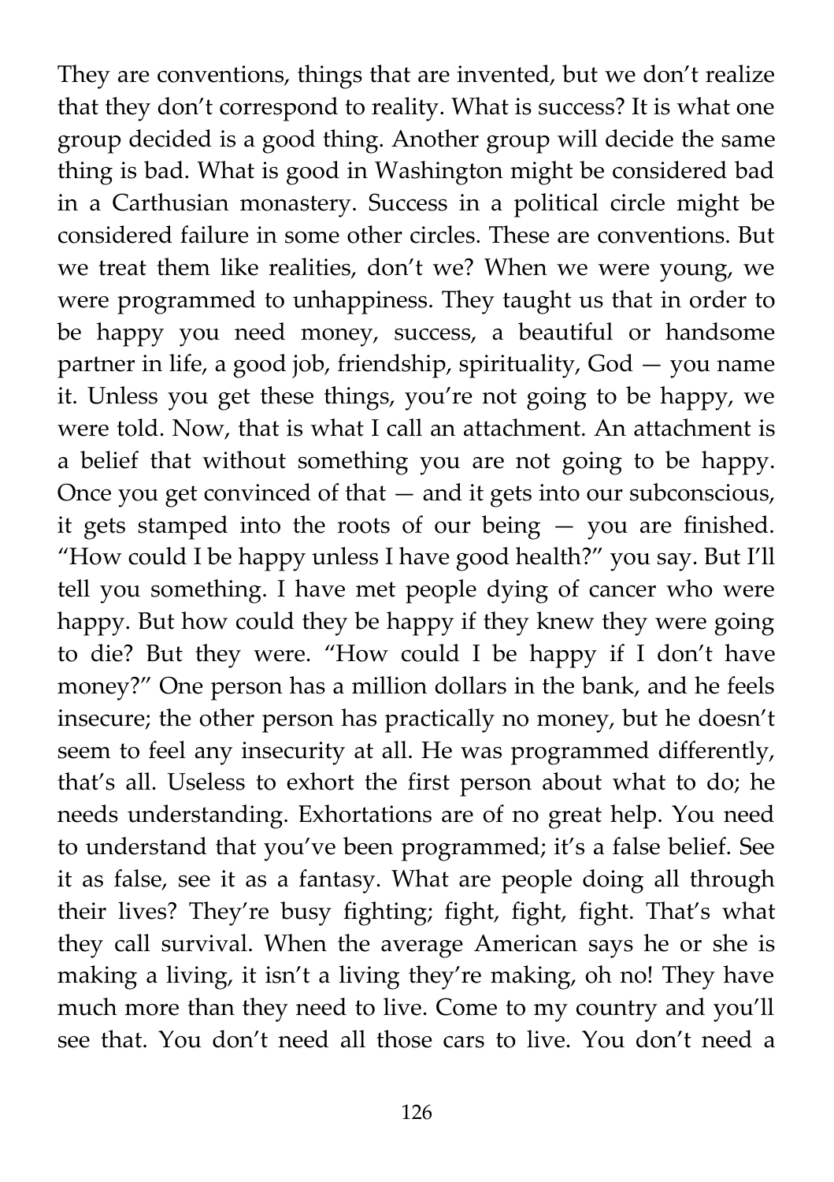They are conventions, things that are invented, but we don't realize that they don't correspond to reality. What is success? It is what one group decided is a good thing. Another group will decide the same thing is bad. What is good in Washington might be considered bad in a Carthusian monastery. Success in a political circle might be considered failure in some other circles. These are conventions. But we treat them like realities, don't we? When we were young, we were programmed to unhappiness. They taught us that in order to be happy you need money, success, a beautiful or handsome partner in life, a good job, friendship, spirituality, God — you name it. Unless you get these things, you're not going to be happy, we were told. Now, that is what I call an attachment. An attachment is a belief that without something you are not going to be happy. Once you get convinced of that — and it gets into our subconscious, it gets stamped into the roots of our being — you are finished. "How could I be happy unless I have good health?" you say. But I'll tell you something. I have met people dying of cancer who were happy. But how could they be happy if they knew they were going to die? But they were. "How could I be happy if I don't have money?" One person has a million dollars in the bank, and he feels insecure; the other person has practically no money, but he doesn't seem to feel any insecurity at all. He was programmed differently, that's all. Useless to exhort the first person about what to do; he needs understanding. Exhortations are of no great help. You need to understand that you've been programmed; it's a false belief. See it as false, see it as a fantasy. What are people doing all through their lives? They're busy fighting; fight, fight, fight. That's what they call survival. When the average American says he or she is making a living, it isn't a living they're making, oh no! They have much more than they need to live. Come to my country and you'll see that. You don't need all those cars to live. You don't need a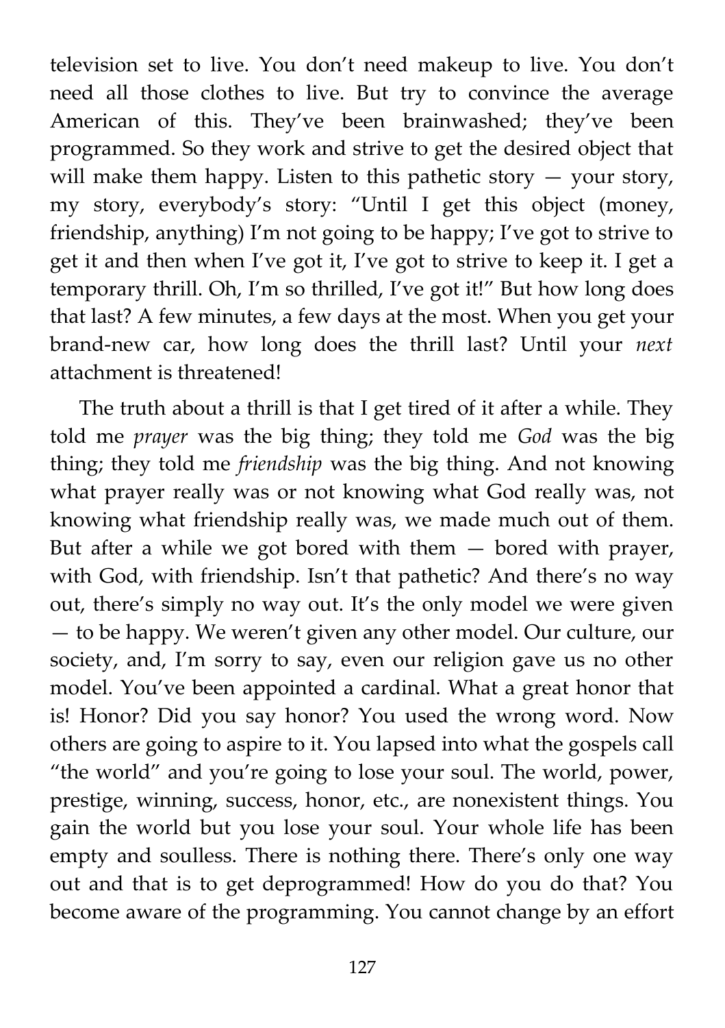television set to live. You don't need makeup to live. You don't need all those clothes to live. But try to convince the average American of this. They've been brainwashed; they've been programmed. So they work and strive to get the desired object that will make them happy. Listen to this pathetic story — your story, my story, everybody's story: "Until I get this object (money, friendship, anything) I'm not going to be happy; I've got to strive to get it and then when I've got it, I've got to strive to keep it. I get a temporary thrill. Oh, I'm so thrilled, I've got it!" But how long does that last? A few minutes, a few days at the most. When you get your brand-new car, how long does the thrill last? Until your *next* attachment is threatened!

The truth about a thrill is that I get tired of it after a while. They told me *prayer* was the big thing; they told me *God* was the big thing; they told me *friendship* was the big thing. And not knowing what prayer really was or not knowing what God really was, not knowing what friendship really was, we made much out of them. But after a while we got bored with them — bored with prayer, with God, with friendship. Isn't that pathetic? And there's no way out, there's simply no way out. It's the only model we were given — to be happy. We weren't given any other model. Our culture, our society, and, I'm sorry to say, even our religion gave us no other model. You've been appointed a cardinal. What a great honor that is! Honor? Did you say honor? You used the wrong word. Now others are going to aspire to it. You lapsed into what the gospels call "the world" and you're going to lose your soul. The world, power, prestige, winning, success, honor, etc., are nonexistent things. You gain the world but you lose your soul. Your whole life has been empty and soulless. There is nothing there. There's only one way out and that is to get deprogrammed! How do you do that? You become aware of the programming. You cannot change by an effort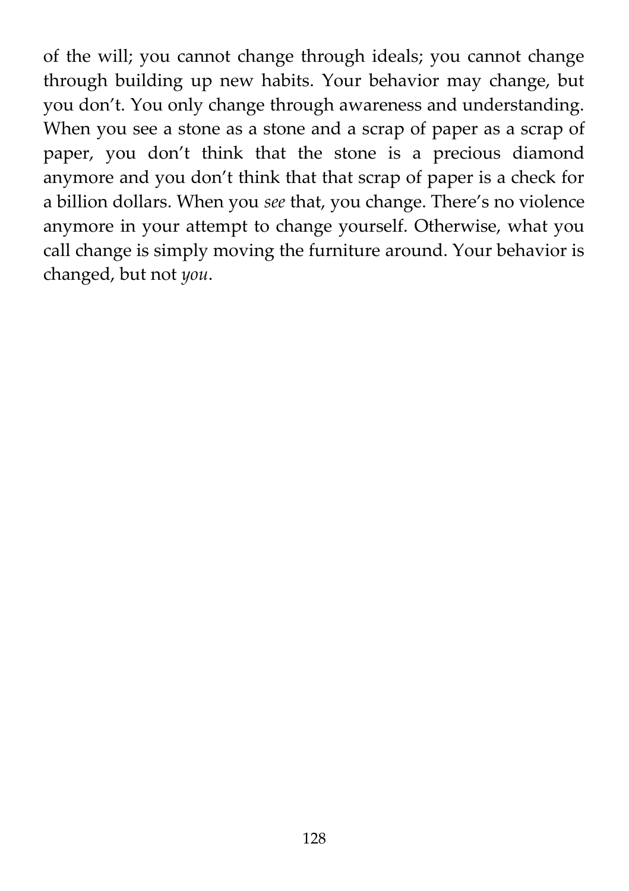of the will; you cannot change through ideals; you cannot change through building up new habits. Your behavior may change, but you don't. You only change through awareness and understanding. When you see a stone as a stone and a scrap of paper as a scrap of paper, you don't think that the stone is a precious diamond anymore and you don't think that that scrap of paper is a check for a billion dollars. When you *see* that, you change. There's no violence anymore in your attempt to change yourself. Otherwise, what you call change is simply moving the furniture around. Your behavior is changed, but not *you*.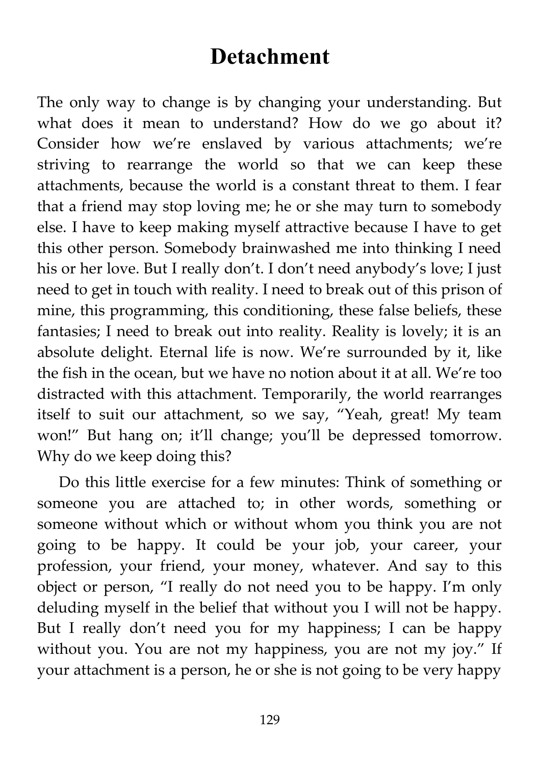# Detachment

The only way to change is by changing your understanding. But what does it mean to understand? How do we go about it? Consider how we're enslaved by various attachments; we're striving to rearrange the world so that we can keep these attachments, because the world is a constant threat to them. I fear that a friend may stop loving me; he or she may turn to somebody else. I have to keep making myself attractive because I have to get this other person. Somebody brainwashed me into thinking I need his or her love. But I really don't. I don't need anybody's love; I just need to get in touch with reality. I need to break out of this prison of mine, this programming, this conditioning, these false beliefs, these fantasies; I need to break out into reality. Reality is lovely; it is an absolute delight. Eternal life is now. We're surrounded by it, like the fish in the ocean, but we have no notion about it at all. We're too distracted with this attachment. Temporarily, the world rearranges itself to suit our attachment, so we say, "Yeah, great! My team won!" But hang on; it'll change; you'll be depressed tomorrow. Why do we keep doing this?

Do this little exercise for a few minutes: Think of something or someone you are attached to; in other words, something or someone without which or without whom you think you are not going to be happy. It could be your job, your career, your profession, your friend, your money, whatever. And say to this object or person, "I really do not need you to be happy. I'm only deluding myself in the belief that without you I will not be happy. But I really don't need you for my happiness; I can be happy without you. You are not my happiness, you are not my joy." If your attachment is a person, he or she is not going to be very happy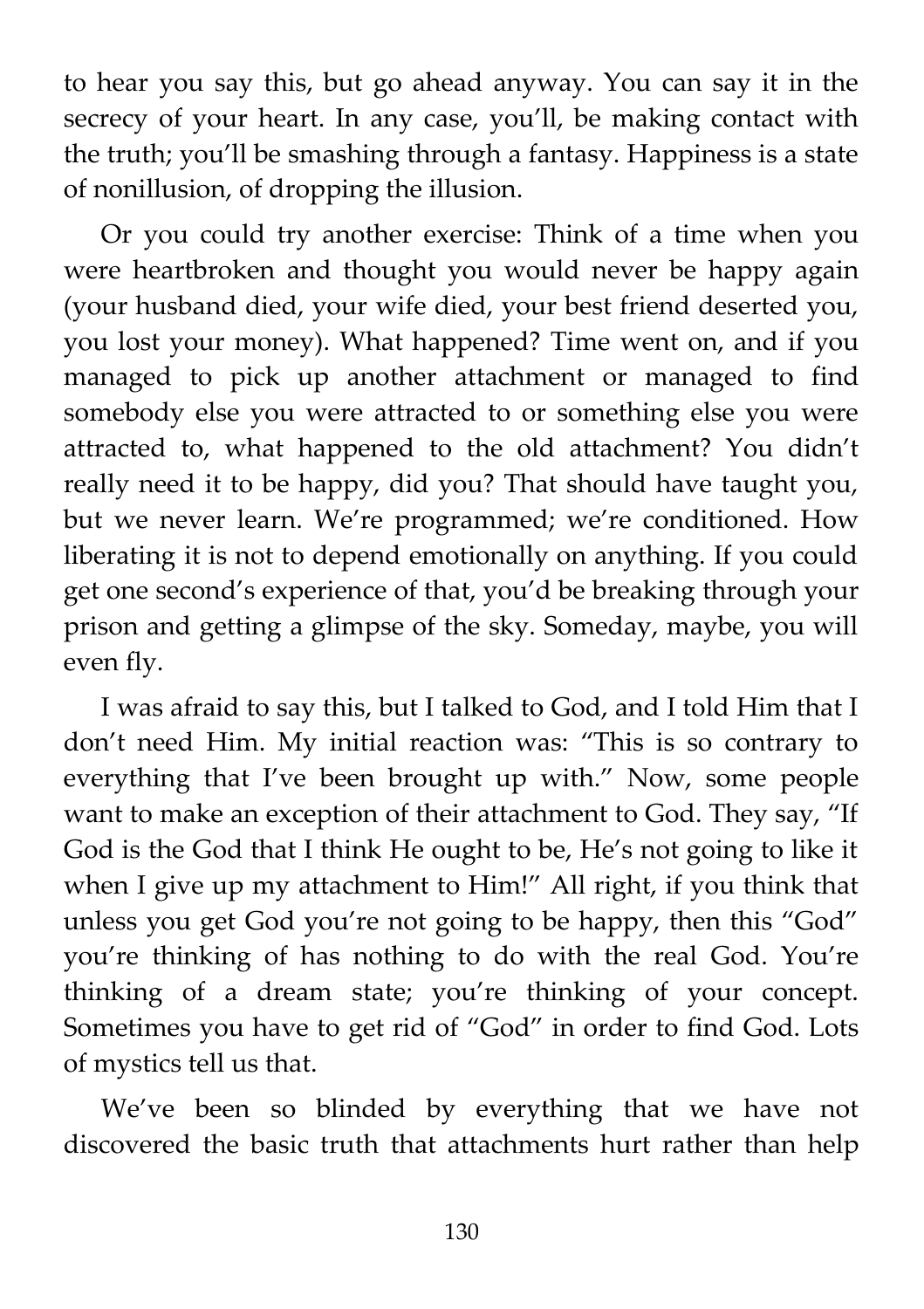to hear you say this, but go ahead anyway. You can say it in the secrecy of your heart. In any case, you'll, be making contact with the truth; you'll be smashing through a fantasy. Happiness is a state of nonillusion, of dropping the illusion.

Or you could try another exercise: Think of a time when you were heartbroken and thought you would never be happy again (your husband died, your wife died, your best friend deserted you, you lost your money). What happened? Time went on, and if you managed to pick up another attachment or managed to find somebody else you were attracted to or something else you were attracted to, what happened to the old attachment? You didn't really need it to be happy, did you? That should have taught you, but we never learn. We're programmed; we're conditioned. How liberating it is not to depend emotionally on anything. If you could get one second's experience of that, you'd be breaking through your prison and getting a glimpse of the sky. Someday, maybe, you will even fly.

I was afraid to say this, but I talked to God, and I told Him that I don't need Him. My initial reaction was: "This is so contrary to everything that I've been brought up with." Now, some people want to make an exception of their attachment to God. They say, "If God is the God that I think He ought to be, He's not going to like it when I give up my attachment to Him!" All right, if you think that unless you get God you're not going to be happy, then this "God" you're thinking of has nothing to do with the real God. You're thinking of a dream state; you're thinking of your concept. Sometimes you have to get rid of "God" in order to find God. Lots of mystics tell us that.

We've been so blinded by everything that we have not discovered the basic truth that attachments hurt rather than help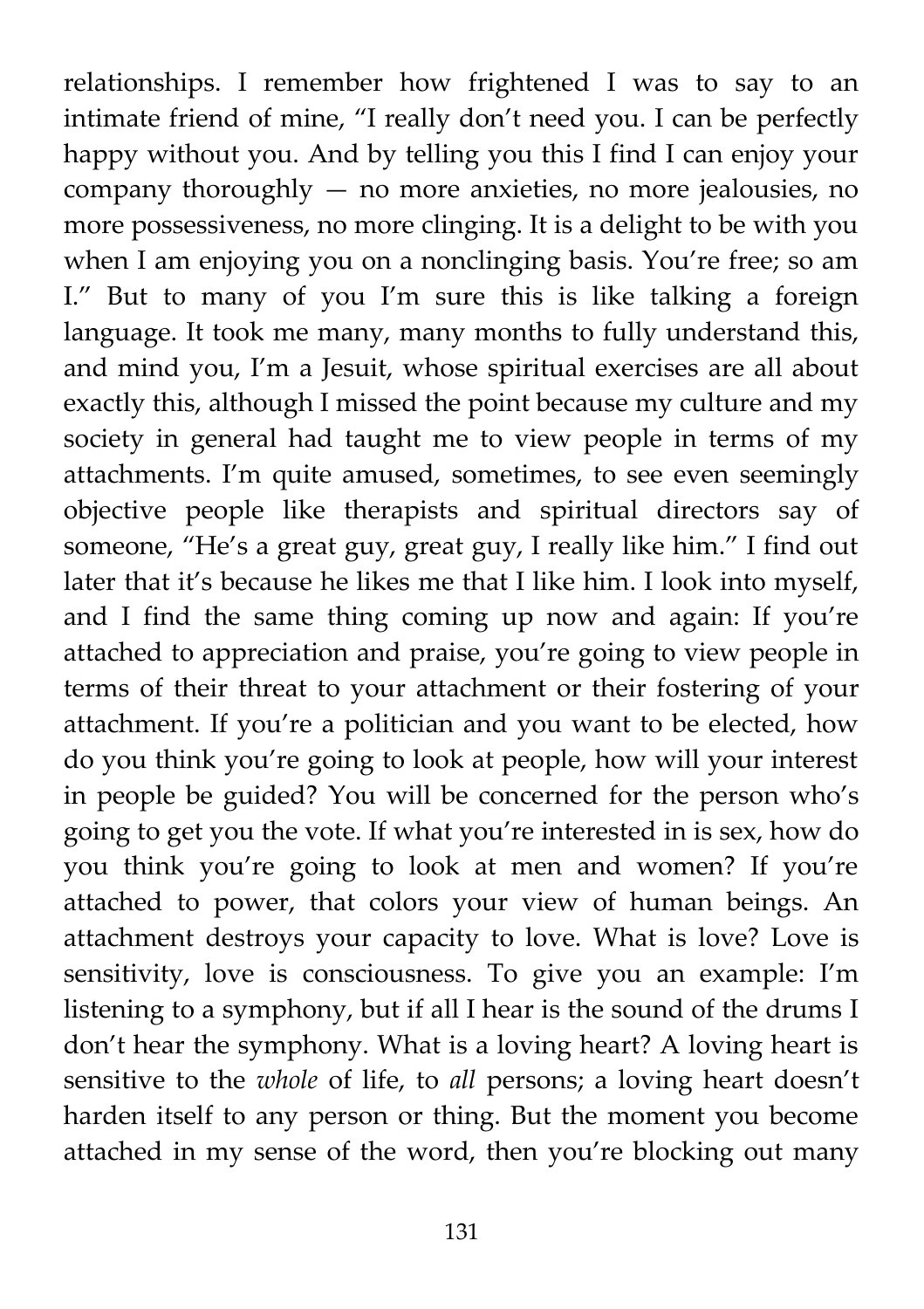relationships. I remember how frightened I was to say to an intimate friend of mine, "I really don't need you. I can be perfectly happy without you. And by telling you this I find I can enjoy your company thoroughly — no more anxieties, no more jealousies, no more possessiveness, no more clinging. It is a delight to be with you when I am enjoying you on a nonclinging basis. You're free; so am I." But to many of you I'm sure this is like talking a foreign language. It took me many, many months to fully understand this, and mind you, I'm a Jesuit, whose spiritual exercises are all about exactly this, although I missed the point because my culture and my society in general had taught me to view people in terms of my attachments. I'm quite amused, sometimes, to see even seemingly objective people like therapists and spiritual directors say of someone, "He's a great guy, great guy, I really like him." I find out later that it's because he likes me that I like him. I look into myself, and I find the same thing coming up now and again: If you're attached to appreciation and praise, you're going to view people in terms of their threat to your attachment or their fostering of your attachment. If you're a politician and you want to be elected, how do you think you're going to look at people, how will your interest in people be guided? You will be concerned for the person who's going to get you the vote. If what you're interested in is sex, how do you think you're going to look at men and women? If you're attached to power, that colors your view of human beings. An attachment destroys your capacity to love. What is love? Love is sensitivity, love is consciousness. To give you an example: I'm listening to a symphony, but if all I hear is the sound of the drums I don't hear the symphony. What is a loving heart? A loving heart is sensitive to the *whole* of life, to *all* persons; a loving heart doesn't harden itself to any person or thing. But the moment you become attached in my sense of the word, then you're blocking out many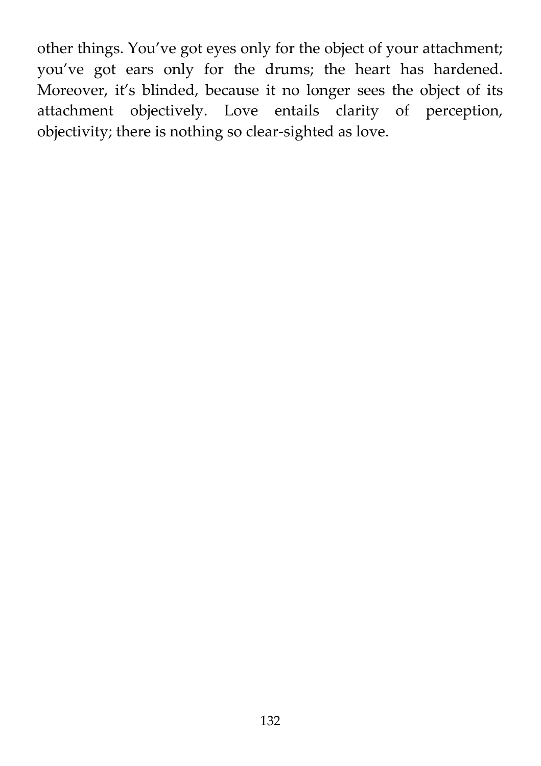other things. You've got eyes only for the object of your attachment; you've got ears only for the drums; the heart has hardened. Moreover, it's blinded, because it no longer sees the object of its attachment objectively. Love entails clarity of perception, objectivity; there is nothing so clear-sighted as love.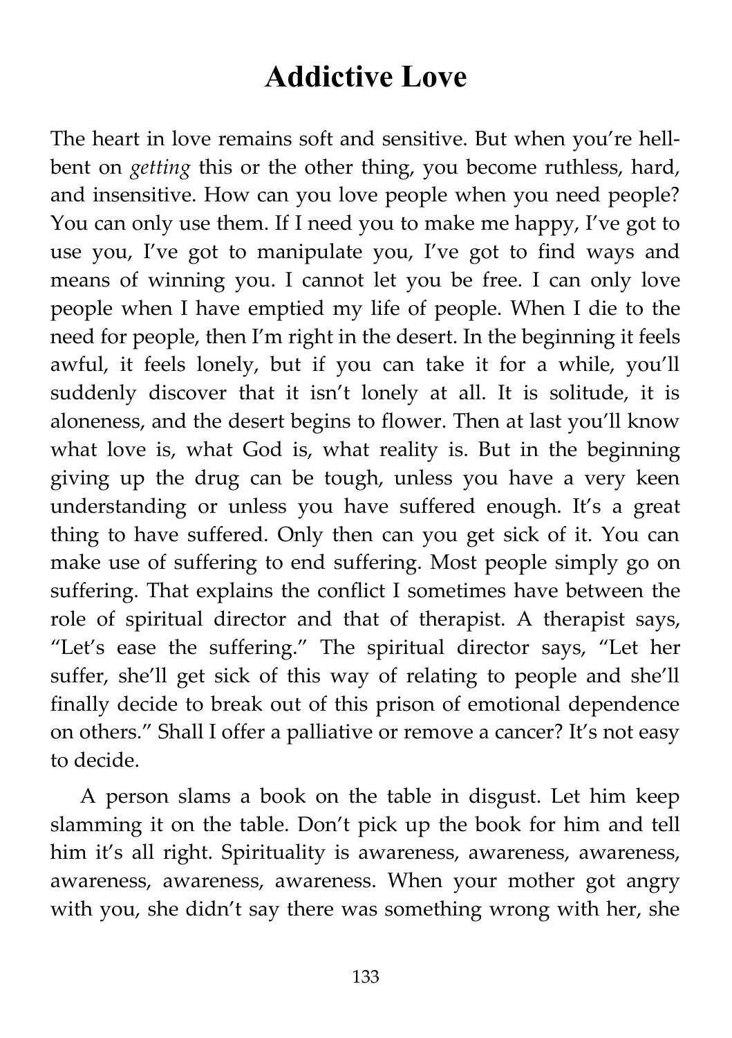# Addictive Love

The heart in love remains soft and sensitive. But when you're hell-bent on *getting* this or the other thing, you become ruthless, hard, and insensitive. How can you love people when you need people? You can only use them. If I need you to make me happy, I've got to use you, I've got to manipulate you, I've got to find ways and means of winning you. I cannot let you be free. I can only love people when I have emptied my life of people. When I die to the need for people, then I'm right in the desert. In the beginning it feels awful, it feels lonely, but if you can take it for a while, you'll suddenly discover that it isn't lonely at all. It is solitude, it is aloneness, and the desert begins to flower. Then at last you'll know what love is, what God is, what reality is. But in the beginning giving up the drug can be tough, unless you have a very keen understanding or unless you have suffered enough. It's a great thing to have suffered. Only then can you get sick of it. You can make use of suffering to end suffering. Most people simply go on suffering. That explains the conflict I sometimes have between the role of spiritual director and that of therapist. A therapist says, "Let's ease the suffering." The spiritual director says, "Let her suffer, she'll get sick of this way of relating to people and she'll finally decide to break out of this prison of emotional dependence on others." Shall I offer a palliative or remove a cancer? It's not easy to decide.

A person slams a book on the table in disgust. Let him keep slamming it on the table. Don't pick up the book for him and tell him it's all right. Spirituality is awareness, awareness, awareness, awareness, awareness, awareness. When your mother got angry with you, she didn't say there was something wrong with her, she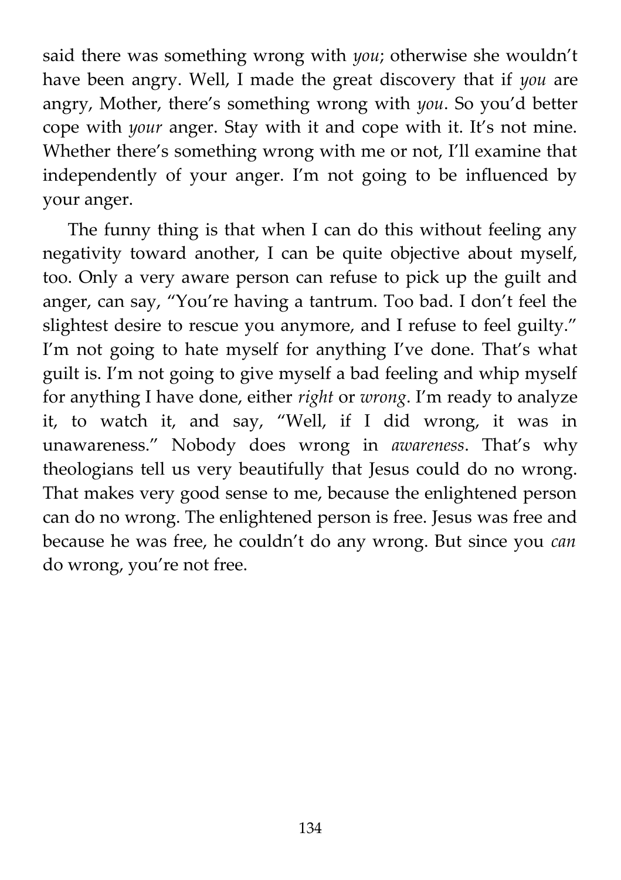said there was something wrong with *you*; otherwise she wouldn't have been angry. Well, I made the great discovery that if *you* are angry, Mother, there's something wrong with *you*. So you'd better cope with *your* anger. Stay with it and cope with it. It's not mine. Whether there's something wrong with me or not, I'll examine that independently of your anger. I'm not going to be influenced by your anger.

The funny thing is that when I can do this without feeling any negativity toward another, I can be quite objective about myself, too. Only a very aware person can refuse to pick up the guilt and anger, can say, "You're having a tantrum. Too bad. I don't feel the slightest desire to rescue you anymore, and I refuse to feel guilty." I'm not going to hate myself for anything I've done. That's what guilt is. I'm not going to give myself a bad feeling and whip myself for anything I have done, either *right* or *wrong*. I'm ready to analyze it, to watch it, and say, "Well, if I did wrong, it was in unawareness." Nobody does wrong in *awareness*. That's why theologians tell us very beautifully that Jesus could do no wrong. That makes very good sense to me, because the enlightened person can do no wrong. The enlightened person is free. Jesus was free and because he was free, he couldn't do any wrong. But since you *can* do wrong, you're not free.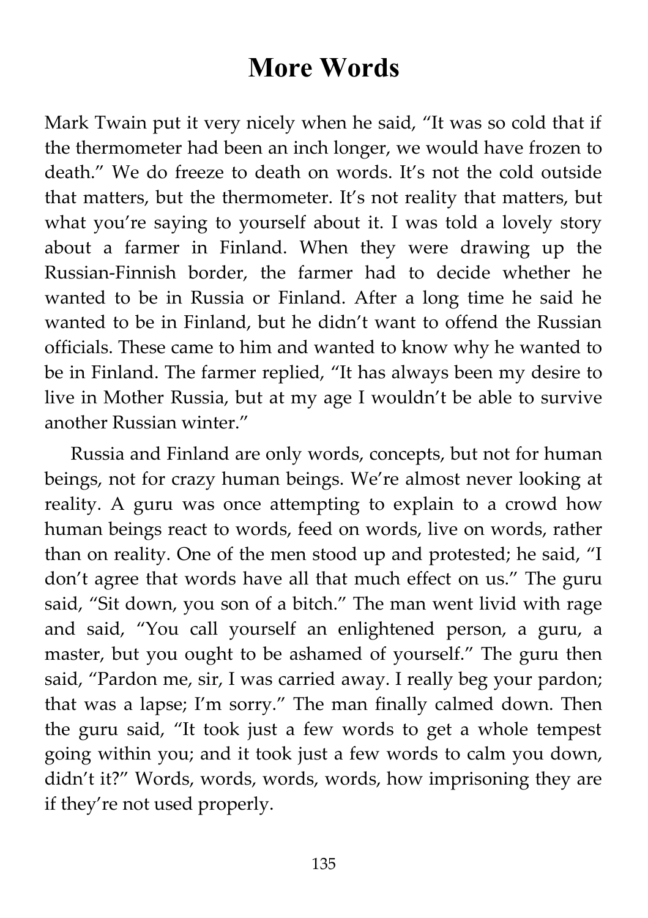# More Words

Mark Twain put it very nicely when he said, "It was so cold that if the thermometer had been an inch longer, we would have frozen to death." We do freeze to death on words. It's not the cold outside that matters, but the thermometer. It's not reality that matters, but what you're saying to yourself about it. I was told a lovely story about a farmer in Finland. When they were drawing up the Russian-Finnish border, the farmer had to decide whether he wanted to be in Russia or Finland. After a long time he said he wanted to be in Finland, but he didn't want to offend the Russian officials. These came to him and wanted to know why he wanted to be in Finland. The farmer replied, "It has always been my desire to live in Mother Russia, but at my age I wouldn't be able to survive another Russian winter."

Russia and Finland are only words, concepts, but not for human beings, not for crazy human beings. We're almost never looking at reality. A guru was once attempting to explain to a crowd how human beings react to words, feed on words, live on words, rather than on reality. One of the men stood up and protested; he said, "I don't agree that words have all that much effect on us." The guru said, "Sit down, you son of a bitch." The man went livid with rage and said, "You call yourself an enlightened person, a guru, a master, but you ought to be ashamed of yourself." The guru then said, "Pardon me, sir, I was carried away. I really beg your pardon; that was a lapse; I'm sorry." The man finally calmed down. Then the guru said, "It took just a few words to get a whole tempest going within you; and it took just a few words to calm you down, didn't it?" Words, words, words, words, how imprisoning they are if they're not used properly.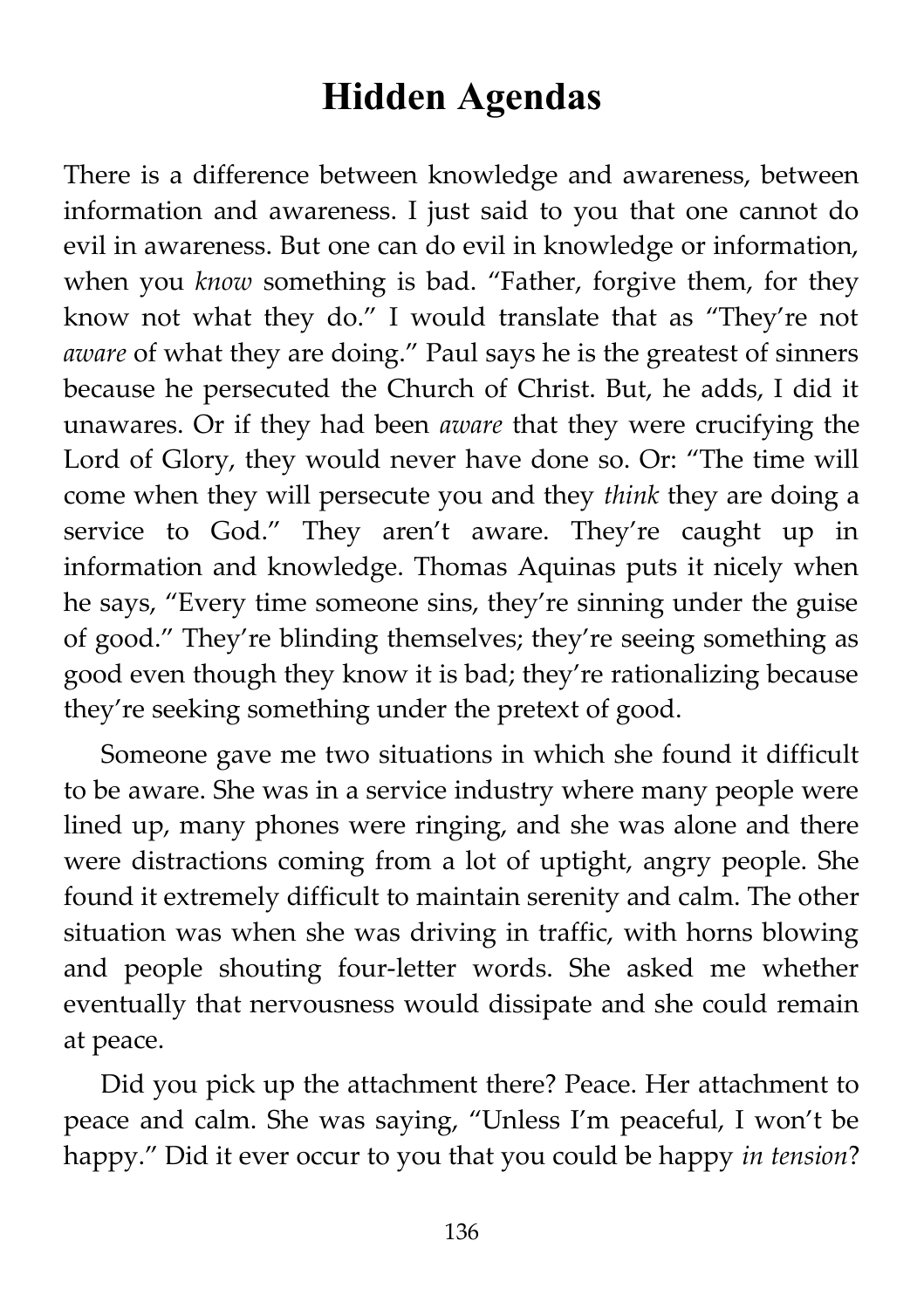# Hidden Agendas

There is a difference between knowledge and awareness, between information and awareness. I just said to you that one cannot do evil in awareness. But one can do evil in knowledge or information, when you *know* something is bad. "Father, forgive them, for they know not what they do." I would translate that as "They're not *aware* of what they are doing." Paul says he is the greatest of sinners because he persecuted the Church of Christ. But, he adds, I did it unawares. Or if they had been *aware* that they were crucifying the Lord of Glory, they would never have done so. Or: "The time will come when they will persecute you and they *think* they are doing a service to God." They aren't aware. They're caught up in information and knowledge. Thomas Aquinas puts it nicely when he says, "Every time someone sins, they're sinning under the guise of good." They're blinding themselves; they're seeing something as good even though they know it is bad; they're rationalizing because they're seeking something under the pretext of good.

Someone gave me two situations in which she found it difficult to be aware. She was in a service industry where many people were lined up, many phones were ringing, and she was alone and there were distractions coming from a lot of uptight, angry people. She found it extremely difficult to maintain serenity and calm. The other situation was when she was driving in traffic, with horns blowing and people shouting four-letter words. She asked me whether eventually that nervousness would dissipate and she could remain at peace.

Did you pick up the attachment there? Peace. Her attachment to peace and calm. She was saying, "Unless I'm peaceful, I won't be happy." Did it ever occur to you that you could be happy *in tension*?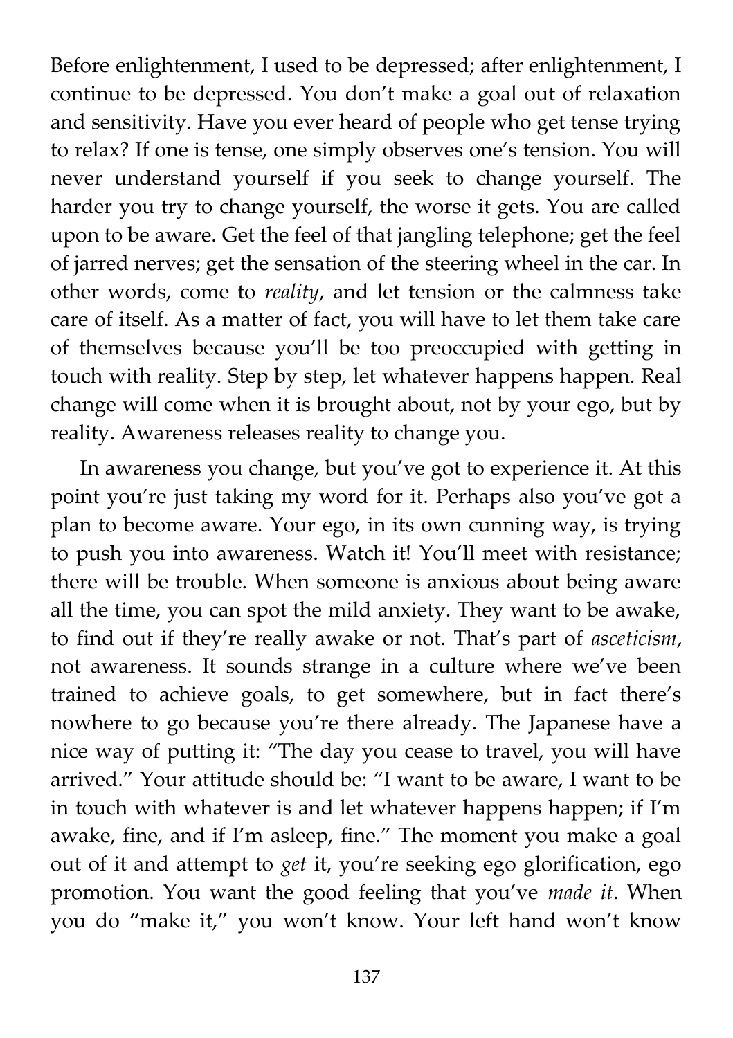Before enlightenment, I used to be depressed; after enlightenment, I continue to be depressed. You don't make a goal out of relaxation and sensitivity. Have you ever heard of people who get tense trying to relax? If one is tense, one simply observes one's tension. You will never understand yourself if you seek to change yourself. The harder you try to change yourself, the worse it gets. You are called upon to be aware. Get the feel of that jangling telephone; get the feel of jarred nerves; get the sensation of the steering wheel in the car. In other words, come to *reality*, and let tension or the calmness take care of itself. As a matter of fact, you will have to let them take care of themselves because you'll be too preoccupied with getting in touch with reality. Step by step, let whatever happens happen. Real change will come when it is brought about, not by your ego, but by reality. Awareness releases reality to change you.

In awareness you change, but you've got to experience it. At this point you're just taking my word for it. Perhaps also you've got a plan to become aware. Your ego, in its own cunning way, is trying to push you into awareness. Watch it! You'll meet with resistance; there will be trouble. When someone is anxious about being aware all the time, you can spot the mild anxiety. They want to be awake, to find out if they're really awake or not. That's part of *asceticism*, not awareness. It sounds strange in a culture where we've been trained to achieve goals, to get somewhere, but in fact there's nowhere to go because you're there already. The Japanese have a nice way of putting it: "The day you cease to travel, you will have arrived." Your attitude should be: "I want to be aware, I want to be in touch with whatever is and let whatever happens happen; if I'm awake, fine, and if I'm asleep, fine." The moment you make a goal out of it and attempt to *get* it, you're seeking ego glorification, ego promotion. You want the good feeling that you've *made it*. When you do "make it," you won't know. Your left hand won't know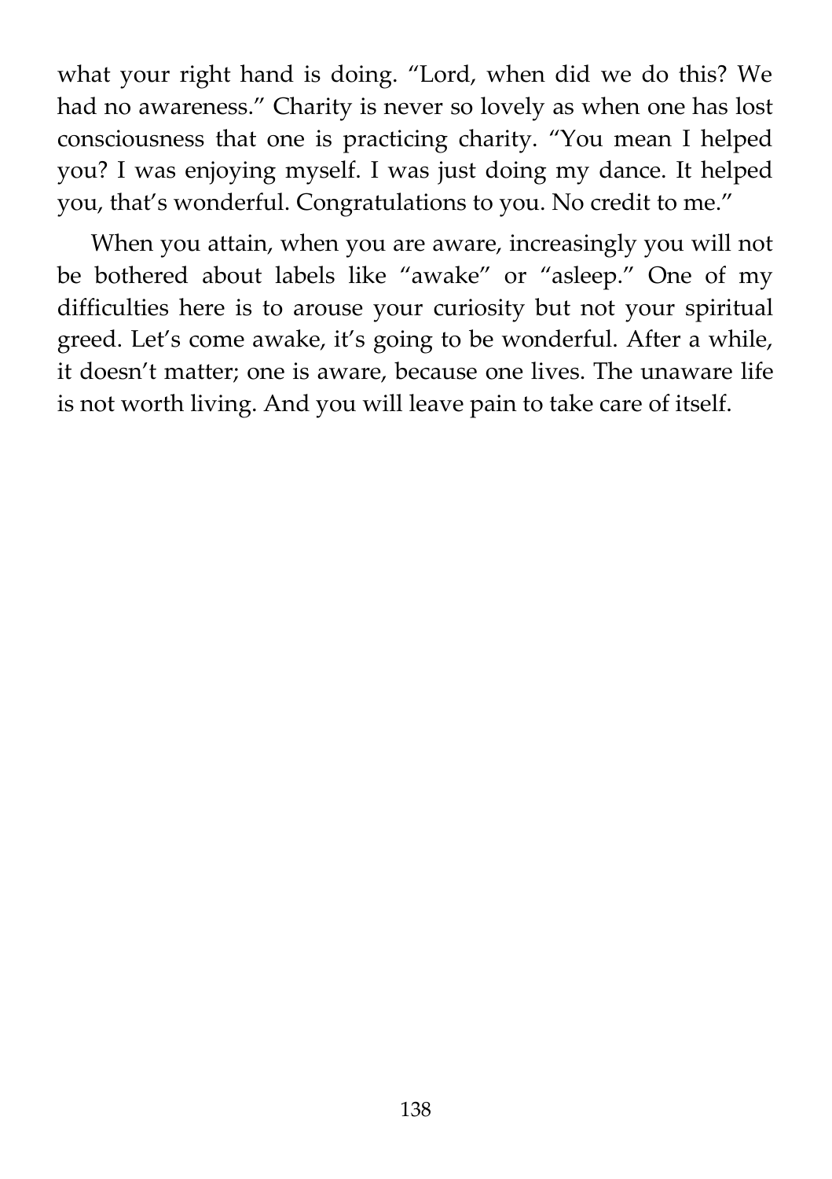what your right hand is doing. "Lord, when did we do this? We had no awareness." Charity is never so lovely as when one has lost consciousness that one is practicing charity. "You mean I helped you? I was enjoying myself. I was just doing my dance. It helped you, that's wonderful. Congratulations to you. No credit to me."

When you attain, when you are aware, increasingly you will not be bothered about labels like "awake" or "asleep." One of my difficulties here is to arouse your curiosity but not your spiritual greed. Let's come awake, it's going to be wonderful. After a while, it doesn't matter; one is aware, because one lives. The unaware life is not worth living. And you will leave pain to take care of itself.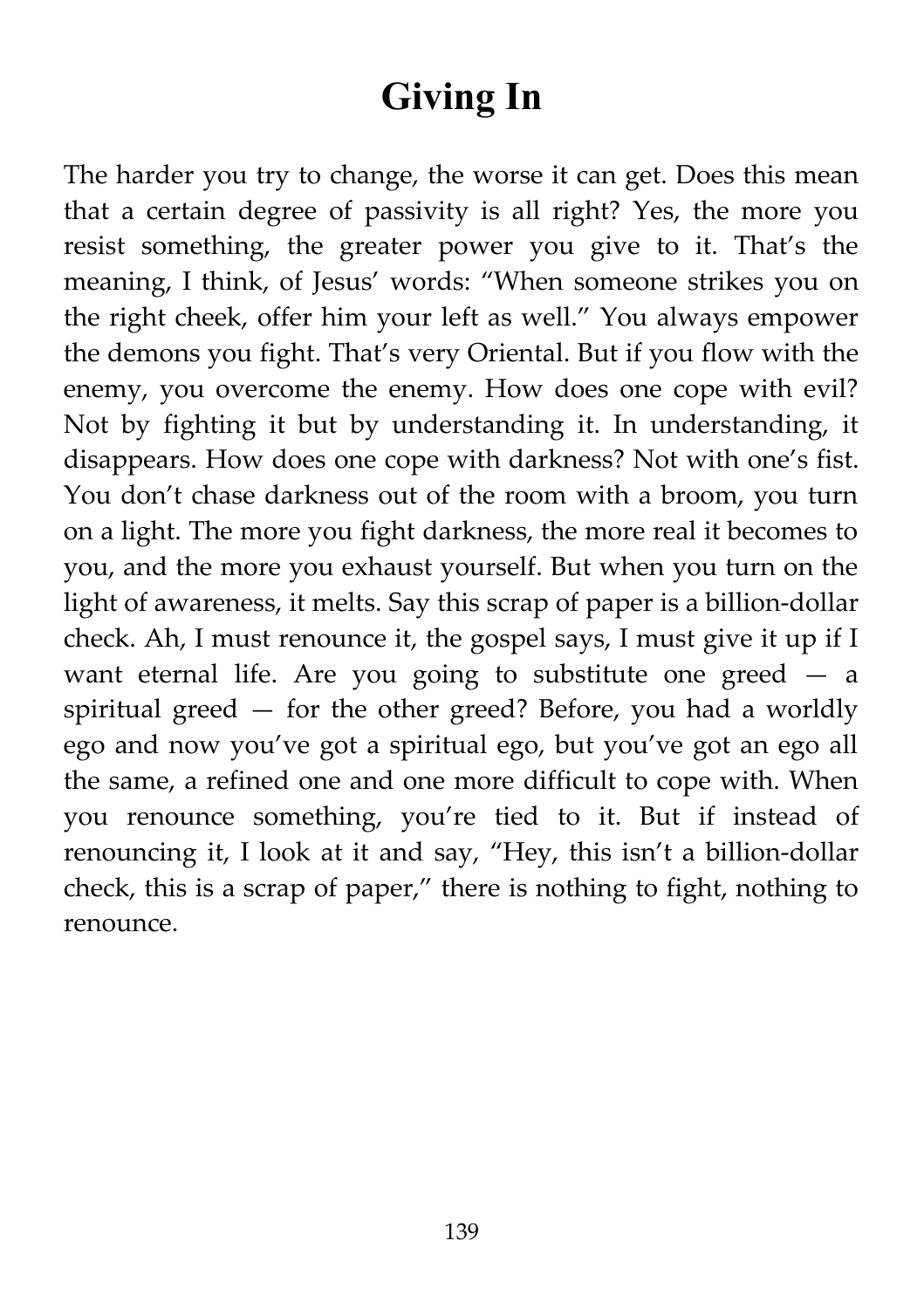# Giving In

The harder you try to change, the worse it can get. Does this mean that a certain degree of passivity is all right? Yes, the more you resist something, the greater power you give to it. That's the meaning, I think, of Jesus' words: "When someone strikes you on the right cheek, offer him your left as well." You always empower the demons you fight. That's very Oriental. But if you flow with the enemy, you overcome the enemy. How does one cope with evil? Not by fighting it but by understanding it. In understanding, it disappears. How does one cope with darkness? Not with one's fist. You don't chase darkness out of the room with a broom, you turn on a light. The more you fight darkness, the more real it becomes to you, and the more you exhaust yourself. But when you turn on the light of awareness, it melts. Say this scrap of paper is a billion-dollar check. Ah, I must renounce it, the gospel says, I must give it up if I want eternal life. Are you going to substitute one greed — a spiritual greed — for the other greed? Before, you had a worldly ego and now you've got a spiritual ego, but you've got an ego all the same, a refined one and one more difficult to cope with. When you renounce something, you're tied to it. But if instead of renouncing it, I look at it and say, "Hey, this isn't a billion-dollar check, this is a scrap of paper," there is nothing to fight, nothing to renounce.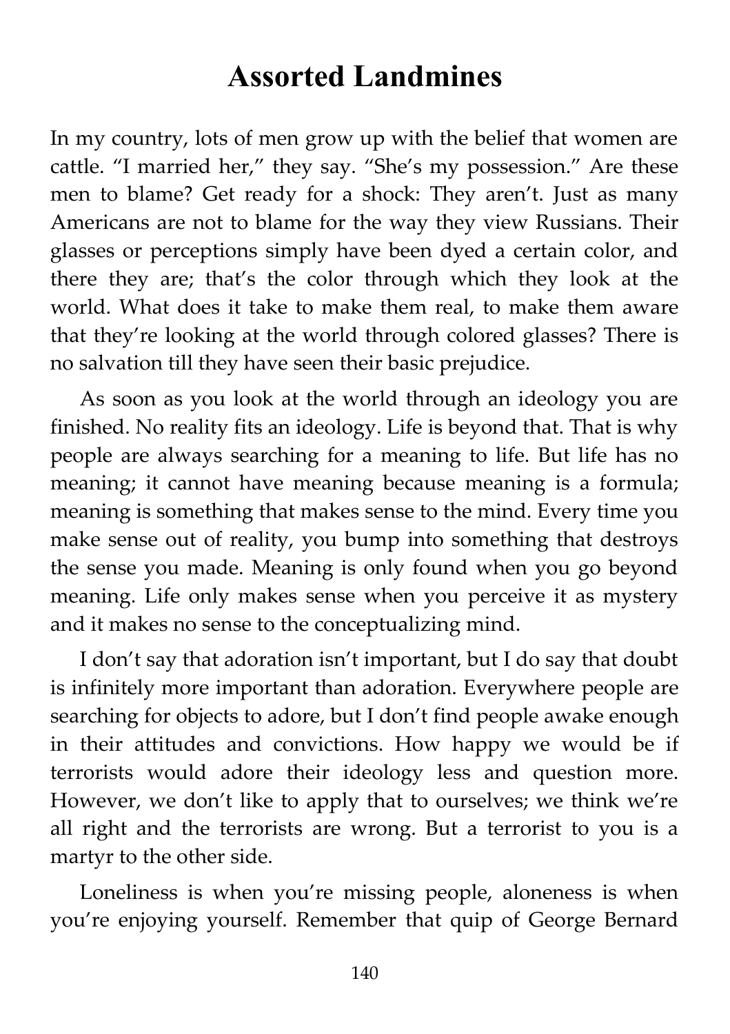# Assorted Landmines

In my country, lots of men grow up with the belief that women are cattle. "I married her," they say. "She's my possession." Are these men to blame? Get ready for a shock: They aren't. Just as many Americans are not to blame for the way they view Russians. Their glasses or perceptions simply have been dyed a certain color, and there they are; that's the color through which they look at the world. What does it take to make them real, to make them aware that they're looking at the world through colored glasses? There is no salvation till they have seen their basic prejudice.

As soon as you look at the world through an ideology you are finished. No reality fits an ideology. Life is beyond that. That is why people are always searching for a meaning to life. But life has no meaning; it cannot have meaning because meaning is a formula; meaning is something that makes sense to the mind. Every time you make sense out of reality, you bump into something that destroys the sense you made. Meaning is only found when you go beyond meaning. Life only makes sense when you perceive it as mystery and it makes no sense to the conceptualizing mind.

I don't say that adoration isn't important, but I do say that doubt is infinitely more important than adoration. Everywhere people are searching for objects to adore, but I don't find people awake enough in their attitudes and convictions. How happy we would be if terrorists would adore their ideology less and question more. However, we don't like to apply that to ourselves; we think we're all right and the terrorists are wrong. But a terrorist to you is a martyr to the other side.

Loneliness is when you're missing people, aloneness is when you're enjoying yourself. Remember that quip of George Bernard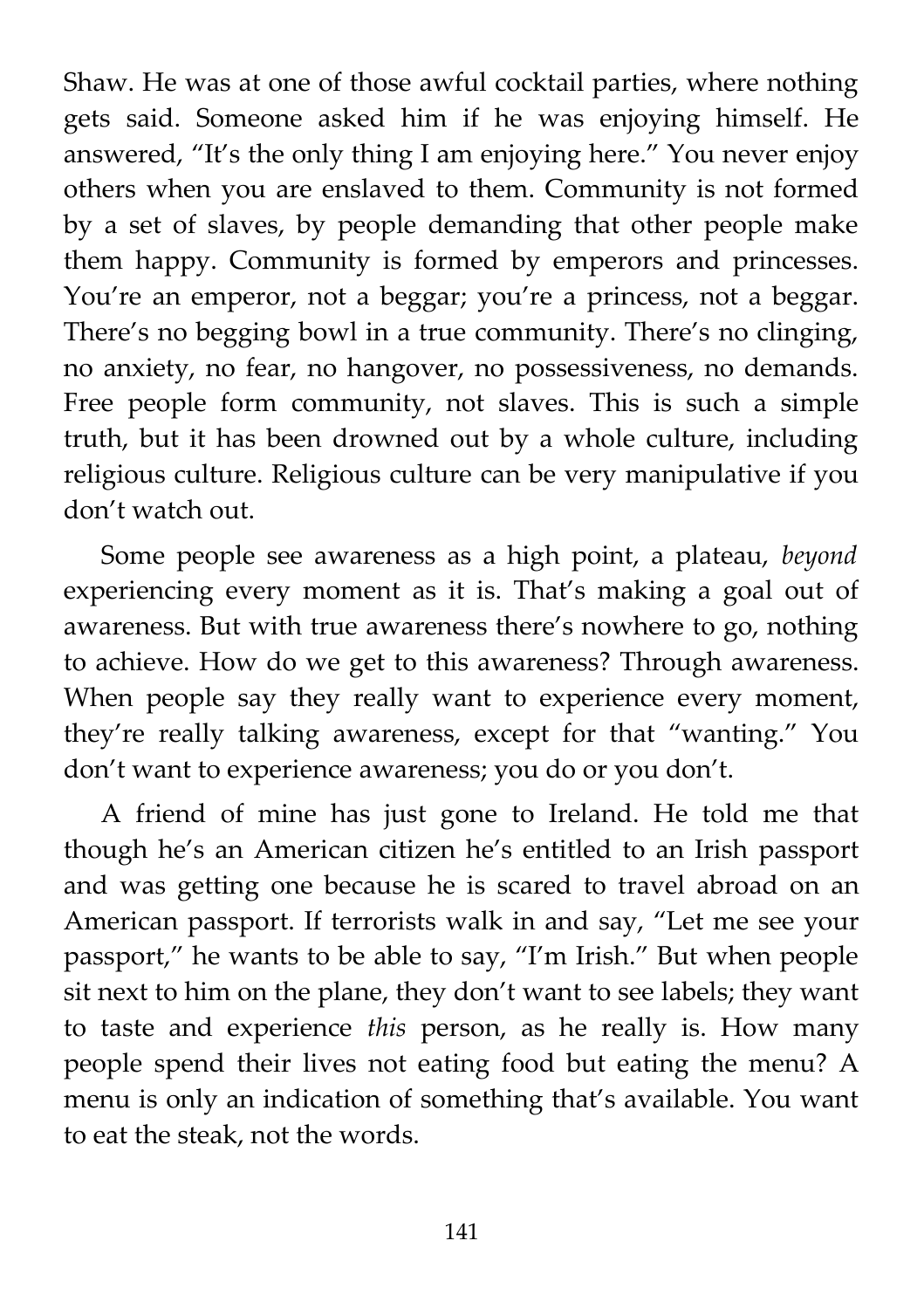Shaw. He was at one of those awful cocktail parties, where nothing gets said. Someone asked him if he was enjoying himself. He answered, "It's the only thing I am enjoying here." You never enjoy others when you are enslaved to them. Community is not formed by a set of slaves, by people demanding that other people make them happy. Community is formed by emperors and princesses. You're an emperor, not a beggar; you're a princess, not a beggar. There's no begging bowl in a true community. There's no clinging, no anxiety, no fear, no hangover, no possessiveness, no demands. Free people form community, not slaves. This is such a simple truth, but it has been drowned out by a whole culture, including religious culture. Religious culture can be very manipulative if you don't watch out.

Some people see awareness as a high point, a plateau, *beyond* experiencing every moment as it is. That's making a goal out of awareness. But with true awareness there's nowhere to go, nothing to achieve. How do we get to this awareness? Through awareness. When people say they really want to experience every moment, they're really talking awareness, except for that "wanting." You don't want to experience awareness; you do or you don't.

A friend of mine has just gone to Ireland. He told me that though he's an American citizen he's entitled to an Irish passport and was getting one because he is scared to travel abroad on an American passport. If terrorists walk in and say, "Let me see your passport," he wants to be able to say, "I'm Irish." But when people sit next to him on the plane, they don't want to see labels; they want to taste and experience *this* person, as he really is. How many people spend their lives not eating food but eating the menu? A menu is only an indication of something that's available. You want to eat the steak, not the words.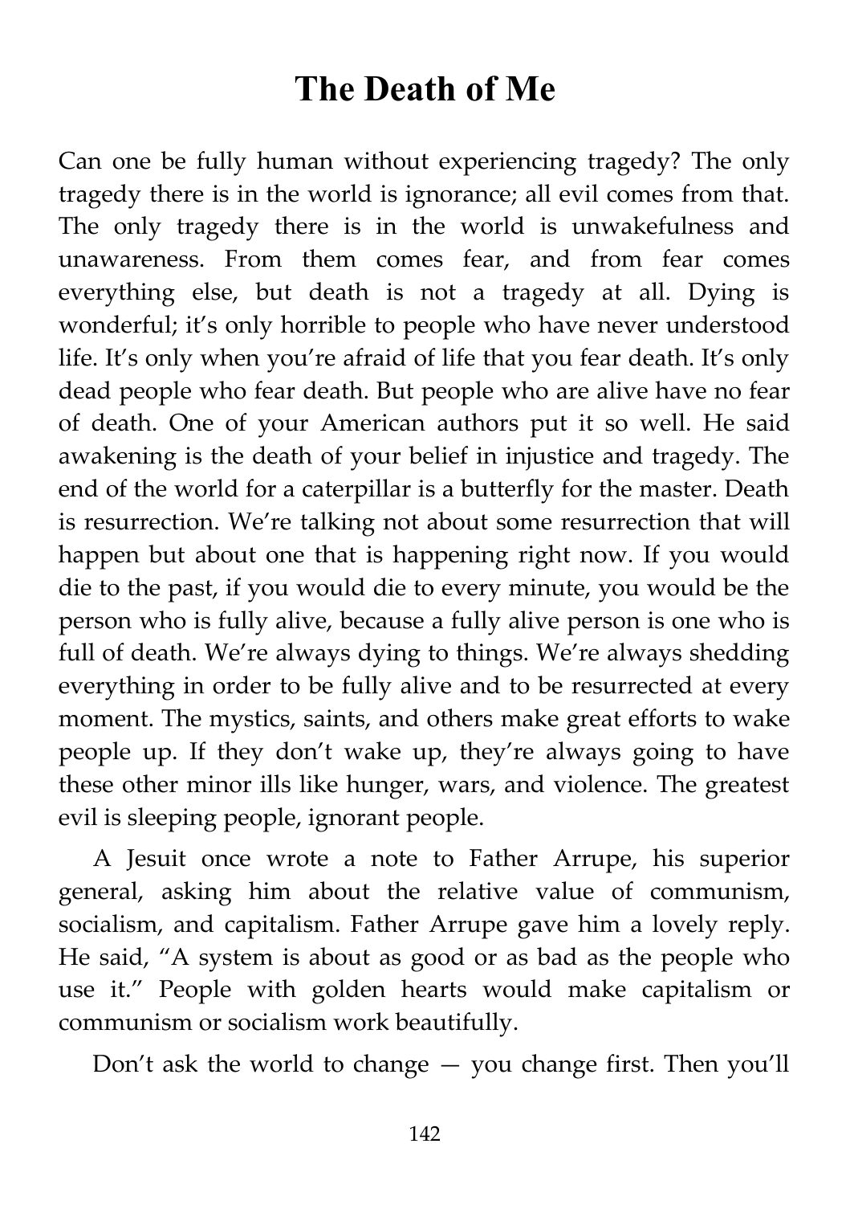# The Death of Me

Can one be fully human without experiencing tragedy? The only tragedy there is in the world is ignorance; all evil comes from that. The only tragedy there is in the world is unwakefulness and unawareness. From them comes fear, and from fear comes everything else, but death is not a tragedy at all. Dying is wonderful; it's only horrible to people who have never understood life. It's only when you're afraid of life that you fear death. It's only dead people who fear death. But people who are alive have no fear of death. One of your American authors put it so well. He said awakening is the death of your belief in injustice and tragedy. The end of the world for a caterpillar is a butterfly for the master. Death is resurrection. We're talking not about some resurrection that will happen but about one that is happening right now. If you would die to the past, if you would die to every minute, you would be the person who is fully alive, because a fully alive person is one who is full of death. We're always dying to things. We're always shedding everything in order to be fully alive and to be resurrected at every moment. The mystics, saints, and others make great efforts to wake people up. If they don't wake up, they're always going to have these other minor ills like hunger, wars, and violence. The greatest evil is sleeping people, ignorant people.

A Jesuit once wrote a note to Father Arrupe, his superior general, asking him about the relative value of communism, socialism, and capitalism. Father Arrupe gave him a lovely reply. He said, "A system is about as good or as bad as the people who use it." People with golden hearts would make capitalism or communism or socialism work beautifully.

Don't ask the world to change — you change first. Then you'll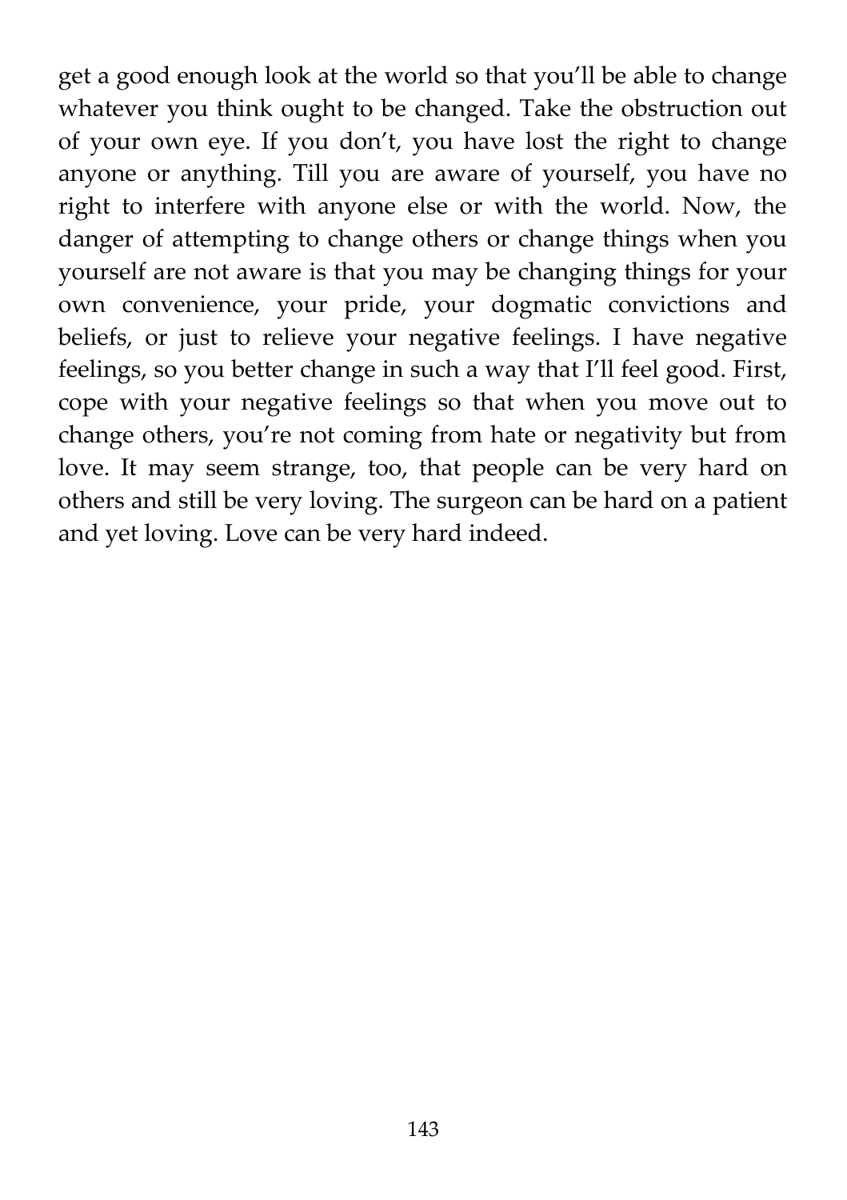get a good enough look at the world so that you'll be able to change whatever you think ought to be changed. Take the obstruction out of your own eye. If you don't, you have lost the right to change anyone or anything. Till you are aware of yourself, you have no right to interfere with anyone else or with the world. Now, the danger of attempting to change others or change things when you yourself are not aware is that you may be changing things for your own convenience, your pride, your dogmatic convictions and beliefs, or just to relieve your negative feelings. I have negative feelings, so you better change in such a way that I'll feel good. First, cope with your negative feelings so that when you move out to change others, you're not coming from hate or negativity but from love. It may seem strange, too, that people can be very hard on others and still be very loving. The surgeon can be hard on a patient and yet loving. Love can be very hard indeed.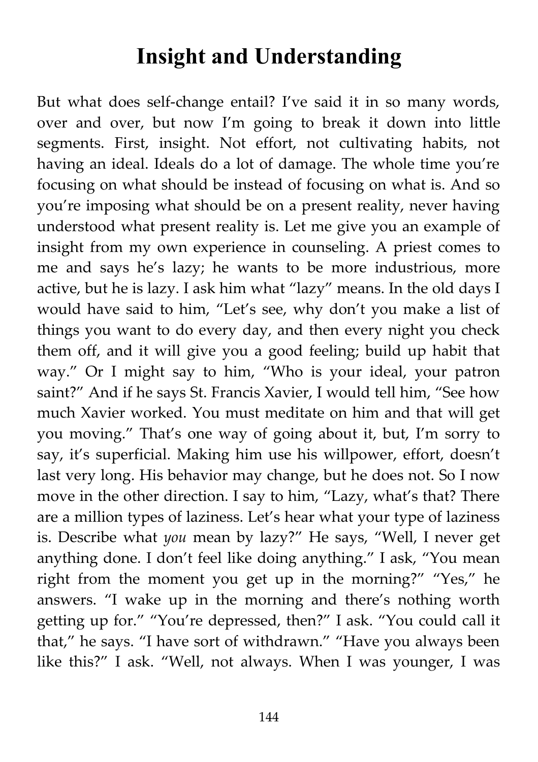# Insight and Understanding

But what does self-change entail? I've said it in so many words, over and over, but now I'm going to break it down into little segments. First, insight. Not effort, not cultivating habits, not having an ideal. Ideals do a lot of damage. The whole time you're focusing on what should be instead of focusing on what is. And so you're imposing what should be on a present reality, never having understood what present reality is. Let me give you an example of insight from my own experience in counseling. A priest comes to me and says he's lazy; he wants to be more industrious, more active, but he is lazy. I ask him what "lazy" means. In the old days I would have said to him, "Let's see, why don't you make a list of things you want to do every day, and then every night you check them off, and it will give you a good feeling; build up habit that way." Or I might say to him, "Who is your ideal, your patron saint?" And if he says St. Francis Xavier, I would tell him, "See how much Xavier worked. You must meditate on him and that will get you moving." That's one way of going about it, but, I'm sorry to say, it's superficial. Making him use his willpower, effort, doesn't last very long. His behavior may change, but he does not. So I now move in the other direction. I say to him, "Lazy, what's that? There are a million types of laziness. Let's hear what your type of laziness is. Describe what *you* mean by lazy?" He says, "Well, I never get anything done. I don't feel like doing anything." I ask, "You mean right from the moment you get up in the morning?" "Yes," he answers. "I wake up in the morning and there's nothing worth getting up for." "You're depressed, then?" I ask. "You could call it that," he says. "I have sort of withdrawn." "Have you always been like this?" I ask. "Well, not always. When I was younger, I was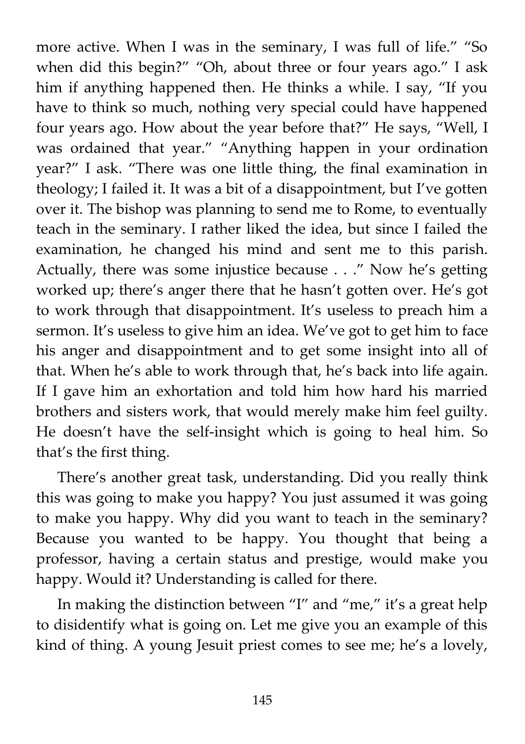more active. When I was in the seminary, I was full of life." "So when did this begin?" "Oh, about three or four years ago." I ask him if anything happened then. He thinks a while. I say, "If you have to think so much, nothing very special could have happened four years ago. How about the year before that?" He says, "Well, I was ordained that year." "Anything happen in your ordination year?" I ask. "There was one little thing, the final examination in theology; I failed it. It was a bit of a disappointment, but I've gotten over it. The bishop was planning to send me to Rome, to eventually teach in the seminary. I rather liked the idea, but since I failed the examination, he changed his mind and sent me to this parish. Actually, there was some injustice because . . ." Now he's getting worked up; there's anger there that he hasn't gotten over. He's got to work through that disappointment. It's useless to preach him a sermon. It's useless to give him an idea. We've got to get him to face his anger and disappointment and to get some insight into all of that. When he's able to work through that, he's back into life again. If I gave him an exhortation and told him how hard his married brothers and sisters work, that would merely make him feel guilty. He doesn't have the self-insight which is going to heal him. So that's the first thing.

There's another great task, understanding. Did you really think this was going to make you happy? You just assumed it was going to make you happy. Why did you want to teach in the seminary? Because you wanted to be happy. You thought that being a professor, having a certain status and prestige, would make you happy. Would it? Understanding is called for there.

In making the distinction between "I" and "me," it's a great help to disidentify what is going on. Let me give you an example of this kind of thing. A young Jesuit priest comes to see me; he's a lovely,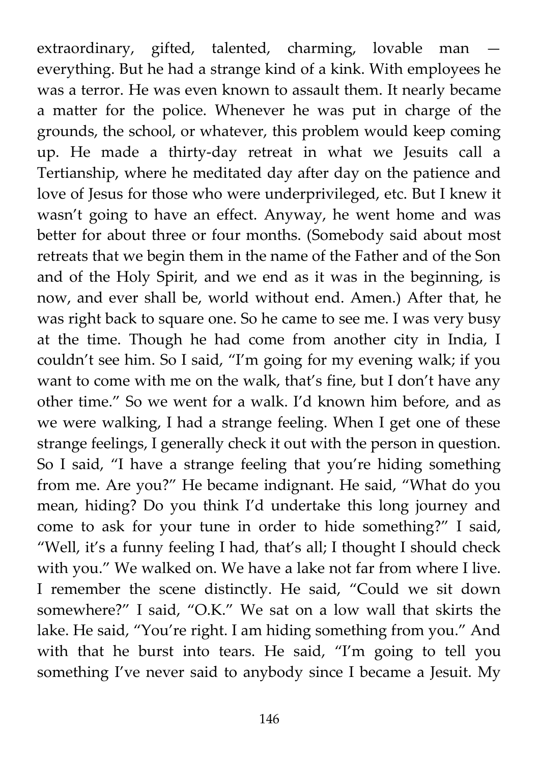extraordinary, gifted, talented, charming, lovable man — everything. But he had a strange kind of a kink. With employees he was a terror. He was even known to assault them. It nearly became a matter for the police. Whenever he was put in charge of the grounds, the school, or whatever, this problem would keep coming up. He made a thirty-day retreat in what we Jesuits call a Tertianship, where he meditated day after day on the patience and love of Jesus for those who were underprivileged, etc. But I knew it wasn't going to have an effect. Anyway, he went home and was better for about three or four months. (Somebody said about most retreats that we begin them in the name of the Father and of the Son and of the Holy Spirit, and we end as it was in the beginning, is now, and ever shall be, world without end. Amen.) After that, he was right back to square one. So he came to see me. I was very busy at the time. Though he had come from another city in India, I couldn't see him. So I said, "I'm going for my evening walk; if you want to come with me on the walk, that's fine, but I don't have any other time." So we went for a walk. I'd known him before, and as we were walking, I had a strange feeling. When I get one of these strange feelings, I generally check it out with the person in question. So I said, "I have a strange feeling that you're hiding something from me. Are you?" He became indignant. He said, "What do you mean, hiding? Do you think I'd undertake this long journey and come to ask for your tune in order to hide something?" I said, "Well, it's a funny feeling I had, that's all; I thought I should check with you." We walked on. We have a lake not far from where I live. I remember the scene distinctly. He said, "Could we sit down somewhere?" I said, "O.K." We sat on a low wall that skirts the lake. He said, "You're right. I am hiding something from you." And with that he burst into tears. He said, "I'm going to tell you something I've never said to anybody since I became a Jesuit. My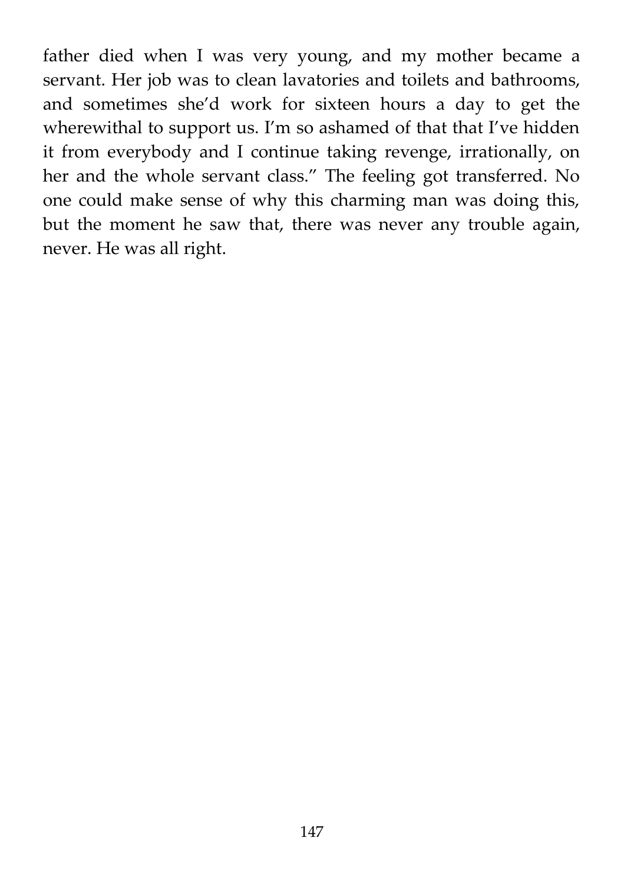father died when I was very young, and my mother became a servant. Her job was to clean lavatories and toilets and bathrooms, and sometimes she'd work for sixteen hours a day to get the wherewithal to support us. I'm so ashamed of that that I've hidden it from everybody and I continue taking revenge, irrationally, on her and the whole servant class." The feeling got transferred. No one could make sense of why this charming man was doing this, but the moment he saw that, there was never any trouble again, never. He was all right.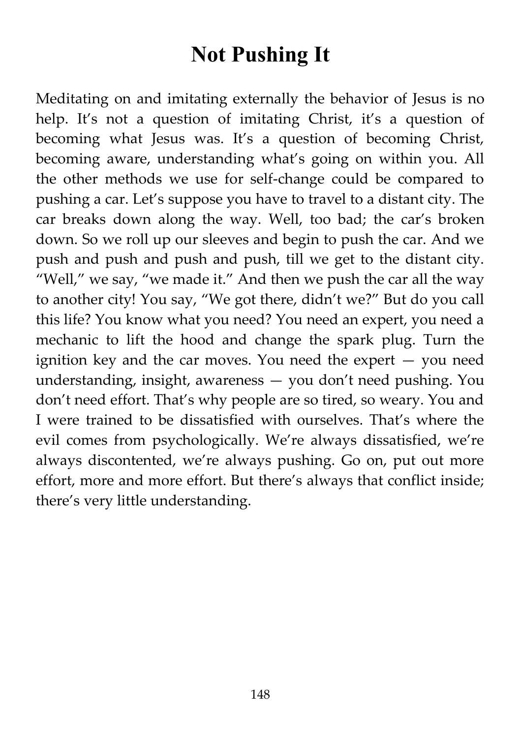# Not Pushing It

Meditating on and imitating externally the behavior of Jesus is no help. It's not a question of imitating Christ, it's a question of becoming what Jesus was. It's a question of becoming Christ, becoming aware, understanding what's going on within you. All the other methods we use for self-change could be compared to pushing a car. Let's suppose you have to travel to a distant city. The car breaks down along the way. Well, too bad; the car's broken down. So we roll up our sleeves and begin to push the car. And we push and push and push and push, till we get to the distant city. "Well," we say, "we made it." And then we push the car all the way to another city! You say, "We got there, didn't we?" But do you call this life? You know what you need? You need an expert, you need a mechanic to lift the hood and change the spark plug. Turn the ignition key and the car moves. You need the expert — you need understanding, insight, awareness — you don't need pushing. You don't need effort. That's why people are so tired, so weary. You and I were trained to be dissatisfied with ourselves. That's where the evil comes from psychologically. We're always dissatisfied, we're always discontented, we're always pushing. Go on, put out more effort, more and more effort. But there's always that conflict inside; there's very little understanding.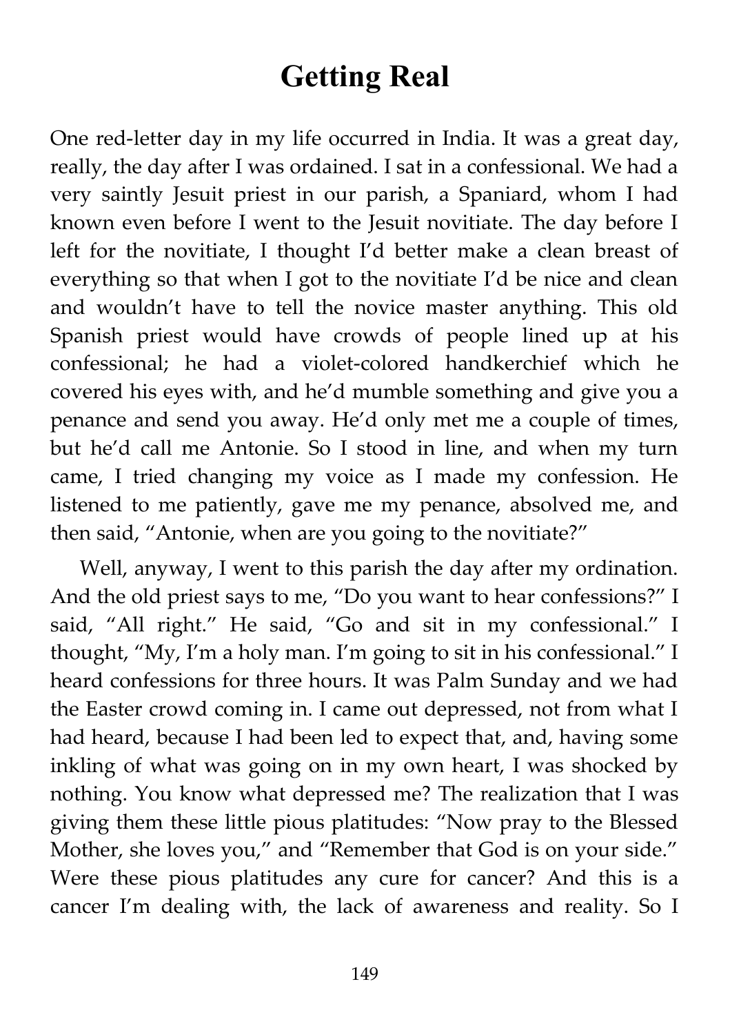# Getting Real

One red-letter day in my life occurred in India. It was a great day, really, the day after I was ordained. I sat in a confessional. We had a very saintly Jesuit priest in our parish, a Spaniard, whom I had known even before I went to the Jesuit novitiate. The day before I left for the novitiate, I thought I'd better make a clean breast of everything so that when I got to the novitiate I'd be nice and clean and wouldn't have to tell the novice master anything. This old Spanish priest would have crowds of people lined up at his confessional; he had a violet-colored handkerchief which he covered his eyes with, and he'd mumble something and give you a penance and send you away. He'd only met me a couple of times, but he'd call me Antonie. So I stood in line, and when my turn came, I tried changing my voice as I made my confession. He listened to me patiently, gave me my penance, absolved me, and then said, "Antonie, when are you going to the novitiate?"

Well, anyway, I went to this parish the day after my ordination. And the old priest says to me, "Do you want to hear confessions?" I said, "All right." He said, "Go and sit in my confessional." I thought, "My, I'm a holy man. I'm going to sit in his confessional." I heard confessions for three hours. It was Palm Sunday and we had the Easter crowd coming in. I came out depressed, not from what I had heard, because I had been led to expect that, and, having some inkling of what was going on in my own heart, I was shocked by nothing. You know what depressed me? The realization that I was giving them these little pious platitudes: "Now pray to the Blessed Mother, she loves you," and "Remember that God is on your side." Were these pious platitudes any cure for cancer? And this is a cancer I'm dealing with, the lack of awareness and reality. So I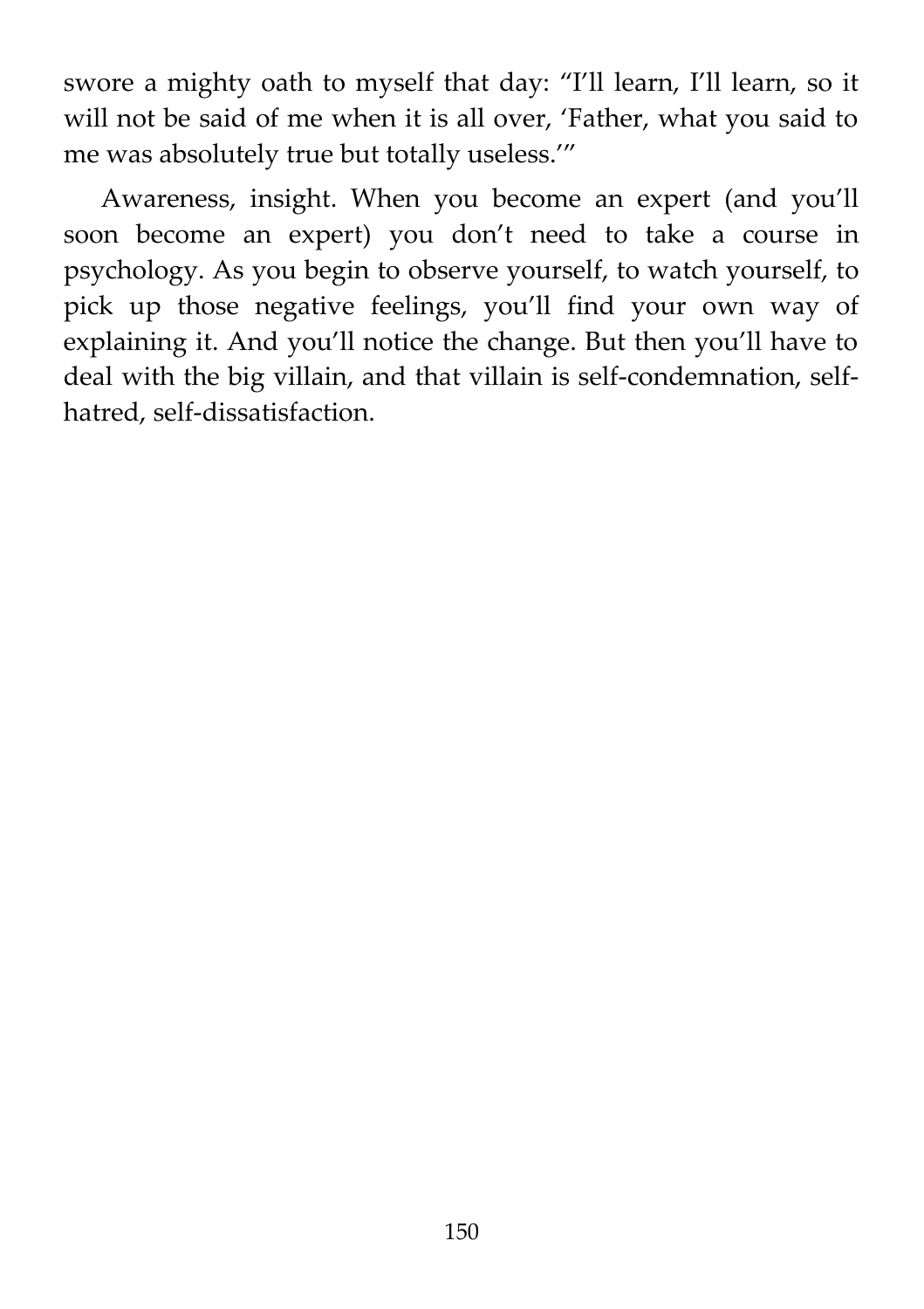swore a mighty oath to myself that day: "I'll learn, I'll learn, so it will not be said of me when it is all over, 'Father, what you said to me was absolutely true but totally useless.'"

Awareness, insight. When you become an expert (and you'll soon become an expert) you don't need to take a course in psychology. As you begin to observe yourself, to watch yourself, to pick up those negative feelings, you'll find your own way of explaining it. And you'll notice the change. But then you'll have to deal with the big villain, and that villain is self-condemnation, self-hatred, self-dissatisfaction.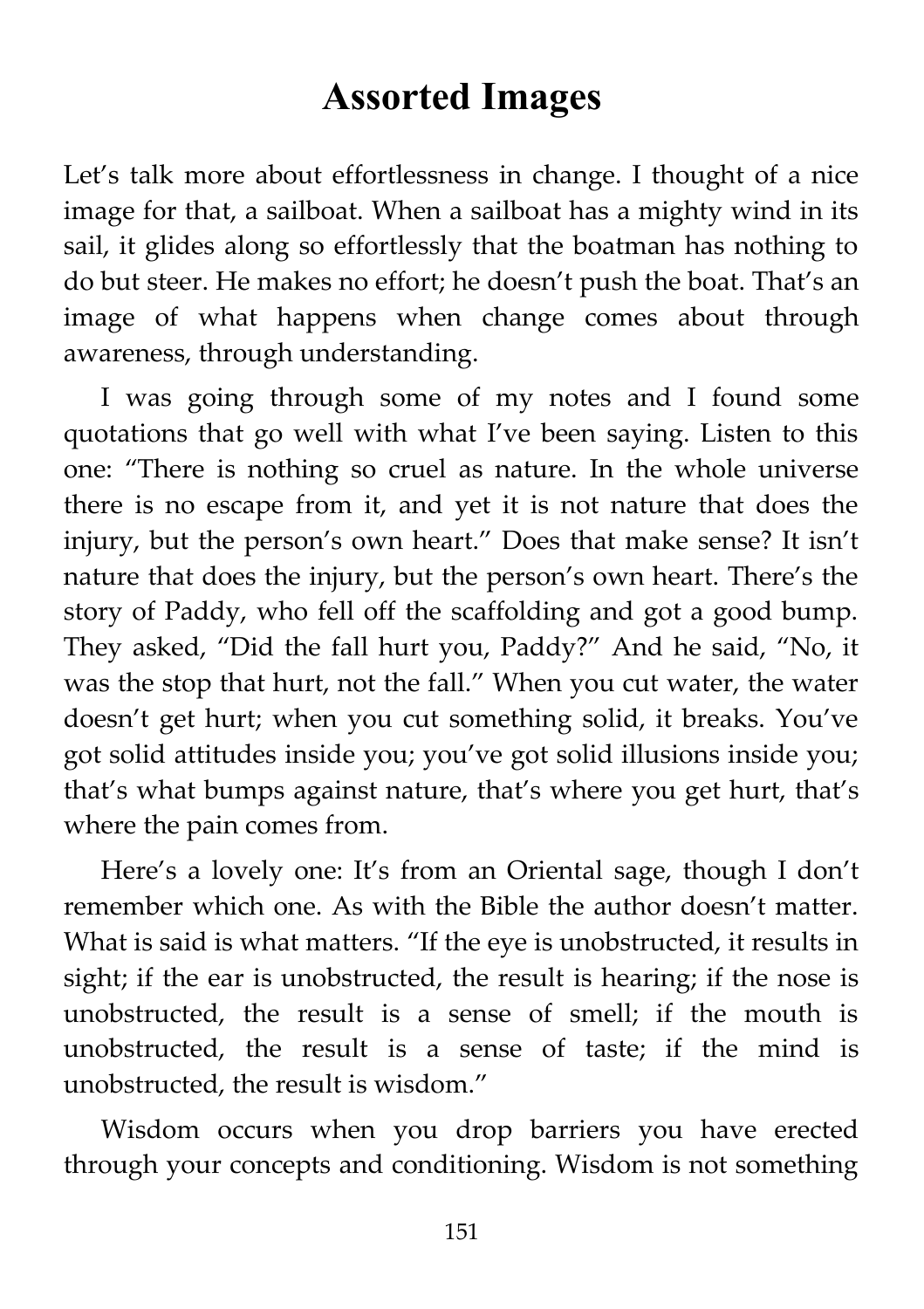# Assorted Images

Let's talk more about effortlessness in change. I thought of a nice image for that, a sailboat. When a sailboat has a mighty wind in its sail, it glides along so effortlessly that the boatman has nothing to do but steer. He makes no effort; he doesn't push the boat. That's an image of what happens when change comes about through awareness, through understanding.

I was going through some of my notes and I found some quotations that go well with what I've been saying. Listen to this one: "There is nothing so cruel as nature. In the whole universe there is no escape from it, and yet it is not nature that does the injury, but the person's own heart." Does that make sense? It isn't nature that does the injury, but the person's own heart. There's the story of Paddy, who fell off the scaffolding and got a good bump. They asked, "Did the fall hurt you, Paddy?" And he said, "No, it was the stop that hurt, not the fall." When you cut water, the water doesn't get hurt; when you cut something solid, it breaks. You've got solid attitudes inside you; you've got solid illusions inside you; that's what bumps against nature, that's where you get hurt, that's where the pain comes from.

Here's a lovely one: It's from an Oriental sage, though I don't remember which one. As with the Bible the author doesn't matter. What is said is what matters. "If the eye is unobstructed, it results in sight; if the ear is unobstructed, the result is hearing; if the nose is unobstructed, the result is a sense of smell; if the mouth is unobstructed, the result is a sense of taste; if the mind is unobstructed, the result is wisdom."

Wisdom occurs when you drop barriers you have erected through your concepts and conditioning. Wisdom is not something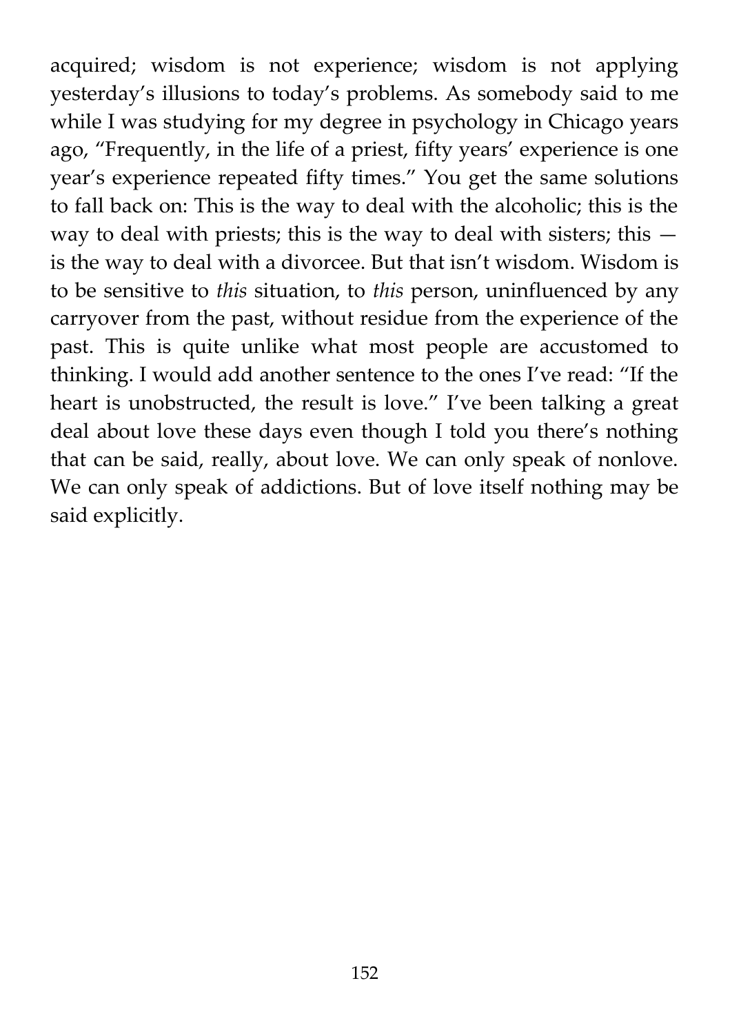acquired; wisdom is not experience; wisdom is not applying yesterday's illusions to today's problems. As somebody said to me while I was studying for my degree in psychology in Chicago years ago, "Frequently, in the life of a priest, fifty years' experience is one year's experience repeated fifty times." You get the same solutions to fall back on: This is the way to deal with the alcoholic; this is the way to deal with priests; this is the way to deal with sisters; this — is the way to deal with a divorcee. But that isn't wisdom. Wisdom is to be sensitive to *this* situation, to *this* person, uninfluenced by any carryover from the past, without residue from the experience of the past. This is quite unlike what most people are accustomed to thinking. I would add another sentence to the ones I've read: "If the heart is unobstructed, the result is love." I've been talking a great deal about love these days even though I told you there's nothing that can be said, really, about love. We can only speak of nonlove. We can only speak of addictions. But of love itself nothing may be said explicitly.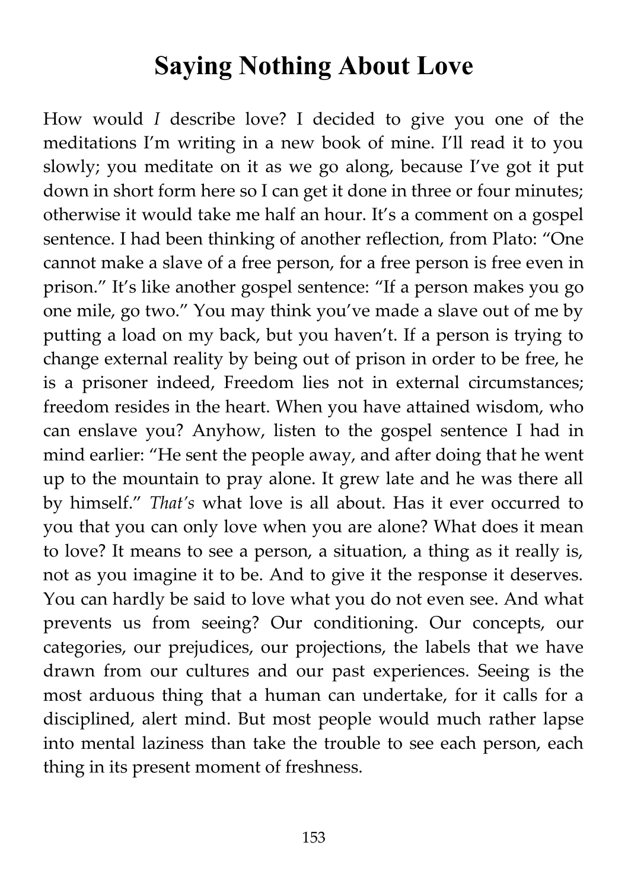# Saying Nothing About Love

How would *I* describe love? I decided to give you one of the meditations I'm writing in a new book of mine. I'll read it to you slowly; you meditate on it as we go along, because I've got it put down in short form here so I can get it done in three or four minutes; otherwise it would take me half an hour. It's a comment on a gospel sentence. I had been thinking of another reflection, from Plato: "One cannot make a slave of a free person, for a free person is free even in prison." It's like another gospel sentence: "If a person makes you go one mile, go two." You may think you've made a slave out of me by putting a load on my back, but you haven't. If a person is trying to change external reality by being out of prison in order to be free, he is a prisoner indeed, Freedom lies not in external circumstances; freedom resides in the heart. When you have attained wisdom, who can enslave you? Anyhow, listen to the gospel sentence I had in mind earlier: "He sent the people away, and after doing that he went up to the mountain to pray alone. It grew late and he was there all by himself." *That's* what love is all about. Has it ever occurred to you that you can only love when you are alone? What does it mean to love? It means to see a person, a situation, a thing as it really is, not as you imagine it to be. And to give it the response it deserves. You can hardly be said to love what you do not even see. And what prevents us from seeing? Our conditioning. Our concepts, our categories, our prejudices, our projections, the labels that we have drawn from our cultures and our past experiences. Seeing is the most arduous thing that a human can undertake, for it calls for a disciplined, alert mind. But most people would much rather lapse into mental laziness than take the trouble to see each person, each thing in its present moment of freshness.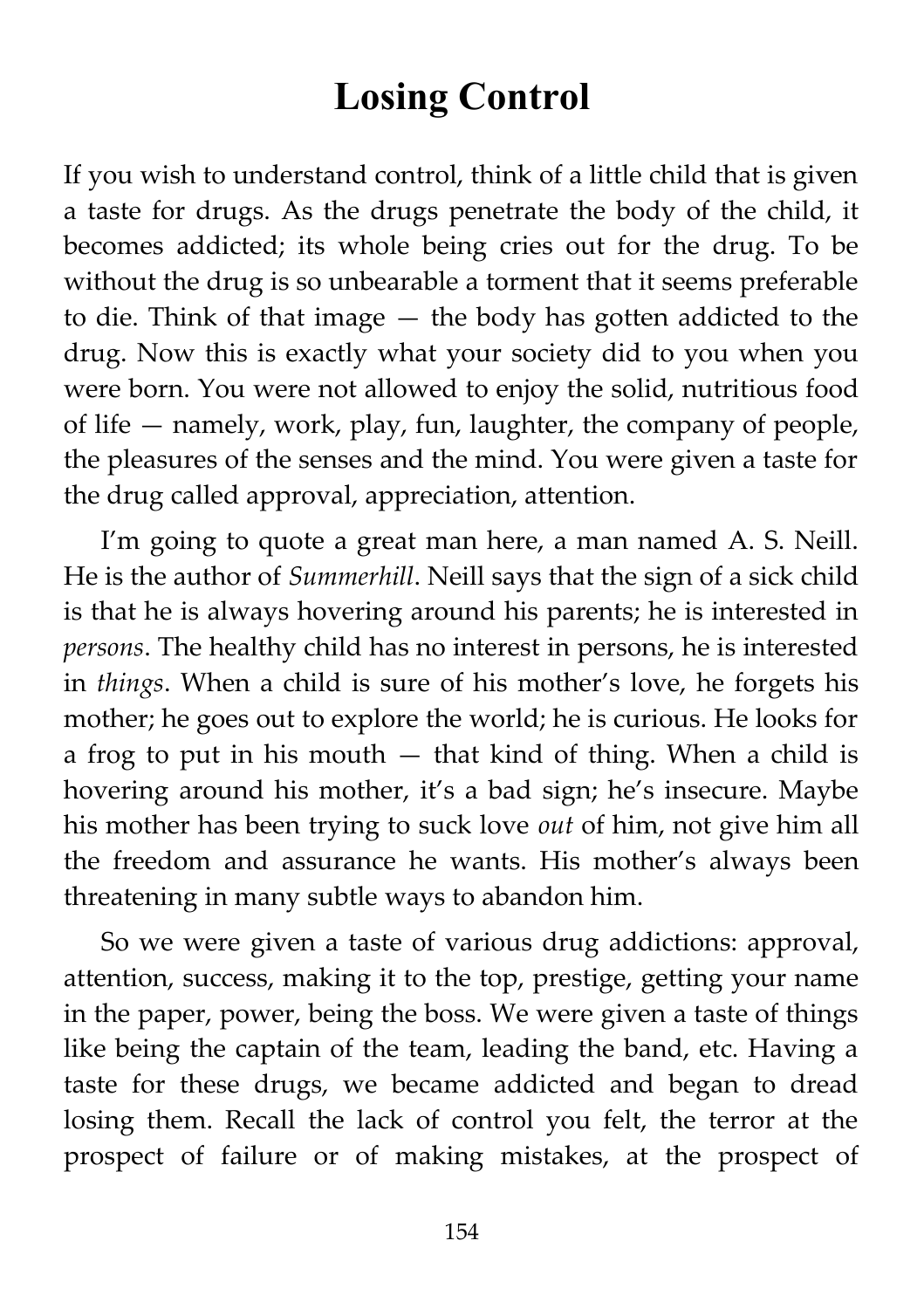# Losing Control

If you wish to understand control, think of a little child that is given a taste for drugs. As the drugs penetrate the body of the child, it becomes addicted; its whole being cries out for the drug. To be without the drug is so unbearable a torment that it seems preferable to die. Think of that image — the body has gotten addicted to the drug. Now this is exactly what your society did to you when you were born. You were not allowed to enjoy the solid, nutritious food of life — namely, work, play, fun, laughter, the company of people, the pleasures of the senses and the mind. You were given a taste for the drug called approval, appreciation, attention.

I'm going to quote a great man here, a man named A. S. Neill. He is the author of *Summerhill*. Neill says that the sign of a sick child is that he is always hovering around his parents; he is interested in *persons*. The healthy child has no interest in persons, he is interested in *things*. When a child is sure of his mother's love, he forgets his mother; he goes out to explore the world; he is curious. He looks for a frog to put in his mouth — that kind of thing. When a child is hovering around his mother, it's a bad sign; he's insecure. Maybe his mother has been trying to suck love *out* of him, not give him all the freedom and assurance he wants. His mother's always been threatening in many subtle ways to abandon him.

So we were given a taste of various drug addictions: approval, attention, success, making it to the top, prestige, getting your name in the paper, power, being the boss. We were given a taste of things like being the captain of the team, leading the band, etc. Having a taste for these drugs, we became addicted and began to dread losing them. Recall the lack of control you felt, the terror at the prospect of failure or of making mistakes, at the prospect of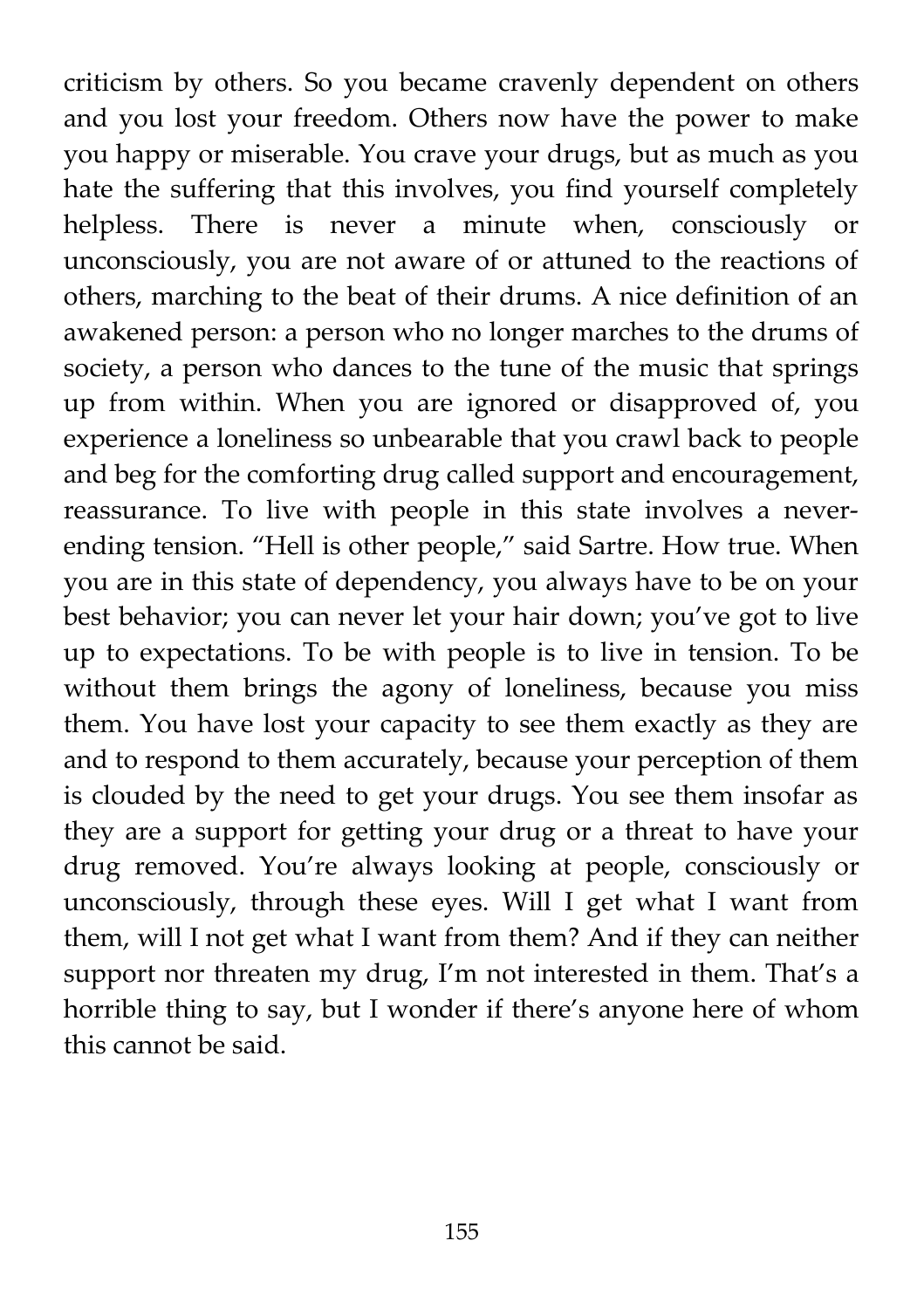criticism by others. So you became cravenly dependent on others and you lost your freedom. Others now have the power to make you happy or miserable. You crave your drugs, but as much as you hate the suffering that this involves, you find yourself completely helpless. There is never a minute when, consciously or unconsciously, you are not aware of or attuned to the reactions of others, marching to the beat of their drums. A nice definition of an awakened person: a person who no longer marches to the drums of society, a person who dances to the tune of the music that springs up from within. When you are ignored or disapproved of, you experience a loneliness so unbearable that you crawl back to people and beg for the comforting drug called support and encouragement, reassurance. To live with people in this state involves a never-ending tension. "Hell is other people," said Sartre. How true. When you are in this state of dependency, you always have to be on your best behavior; you can never let your hair down; you've got to live up to expectations. To be with people is to live in tension. To be without them brings the agony of loneliness, because you miss them. You have lost your capacity to see them exactly as they are and to respond to them accurately, because your perception of them is clouded by the need to get your drugs. You see them insofar as they are a support for getting your drug or a threat to have your drug removed. You're always looking at people, consciously or unconsciously, through these eyes. Will I get what I want from them, will I not get what I want from them? And if they can neither support nor threaten my drug, I'm not interested in them. That's a horrible thing to say, but I wonder if there's anyone here of whom this cannot be said.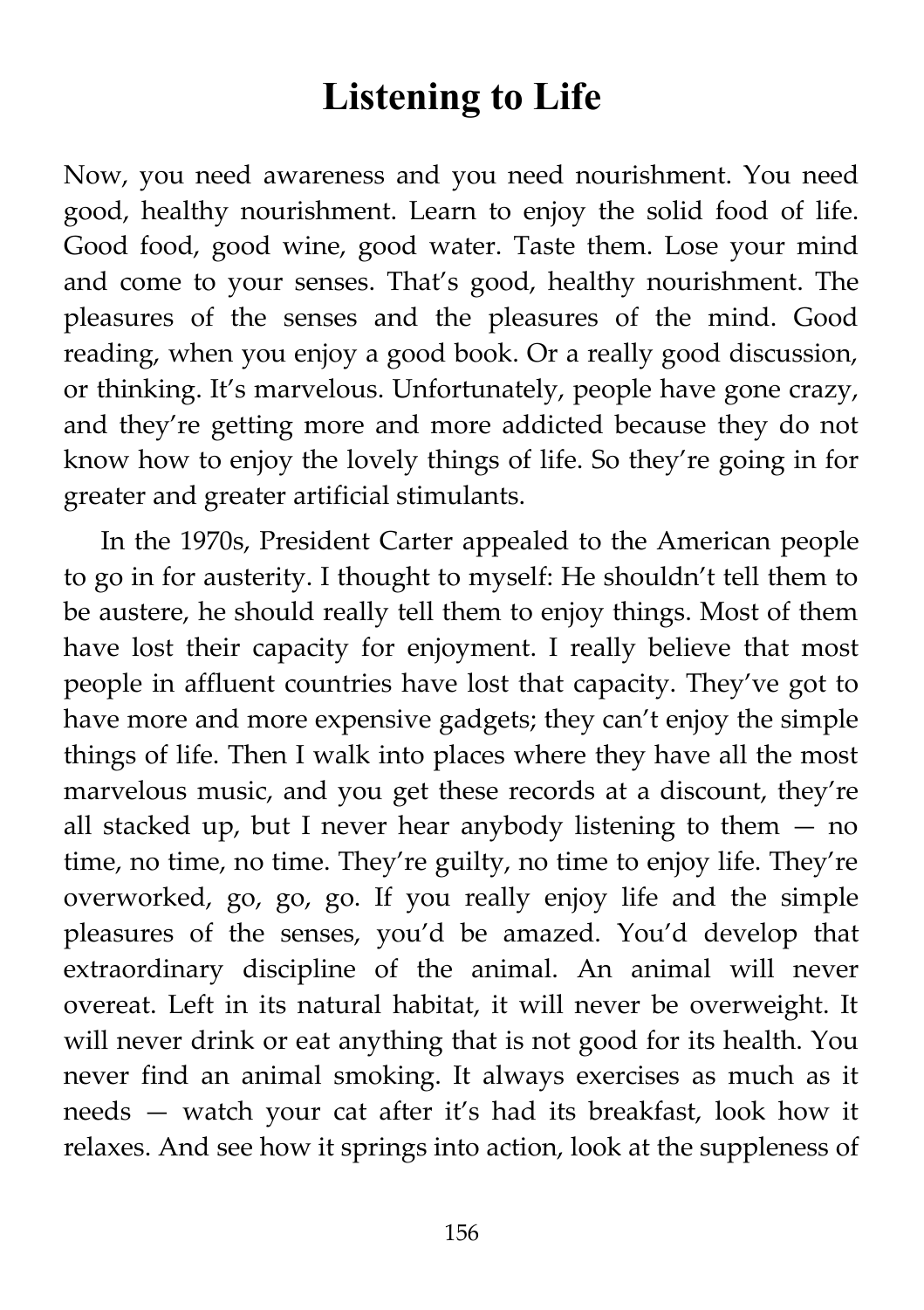# Listening to Life

Now, you need awareness and you need nourishment. You need good, healthy nourishment. Learn to enjoy the solid food of life. Good food, good wine, good water. Taste them. Lose your mind and come to your senses. That's good, healthy nourishment. The pleasures of the senses and the pleasures of the mind. Good reading, when you enjoy a good book. Or a really good discussion, or thinking. It's marvelous. Unfortunately, people have gone crazy, and they're getting more and more addicted because they do not know how to enjoy the lovely things of life. So they're going in for greater and greater artificial stimulants.

In the 1970s, President Carter appealed to the American people to go in for austerity. I thought to myself: He shouldn't tell them to be austere, he should really tell them to enjoy things. Most of them have lost their capacity for enjoyment. I really believe that most people in affluent countries have lost that capacity. They've got to have more and more expensive gadgets; they can't enjoy the simple things of life. Then I walk into places where they have all the most marvelous music, and you get these records at a discount, they're all stacked up, but I never hear anybody listening to them — no time, no time, no time. They're guilty, no time to enjoy life. They're overworked, go, go, go. If you really enjoy life and the simple pleasures of the senses, you'd be amazed. You'd develop that extraordinary discipline of the animal. An animal will never overeat. Left in its natural habitat, it will never be overweight. It will never drink or eat anything that is not good for its health. You never find an animal smoking. It always exercises as much as it needs — watch your cat after it's had its breakfast, look how it relaxes. And see how it springs into action, look at the suppleness of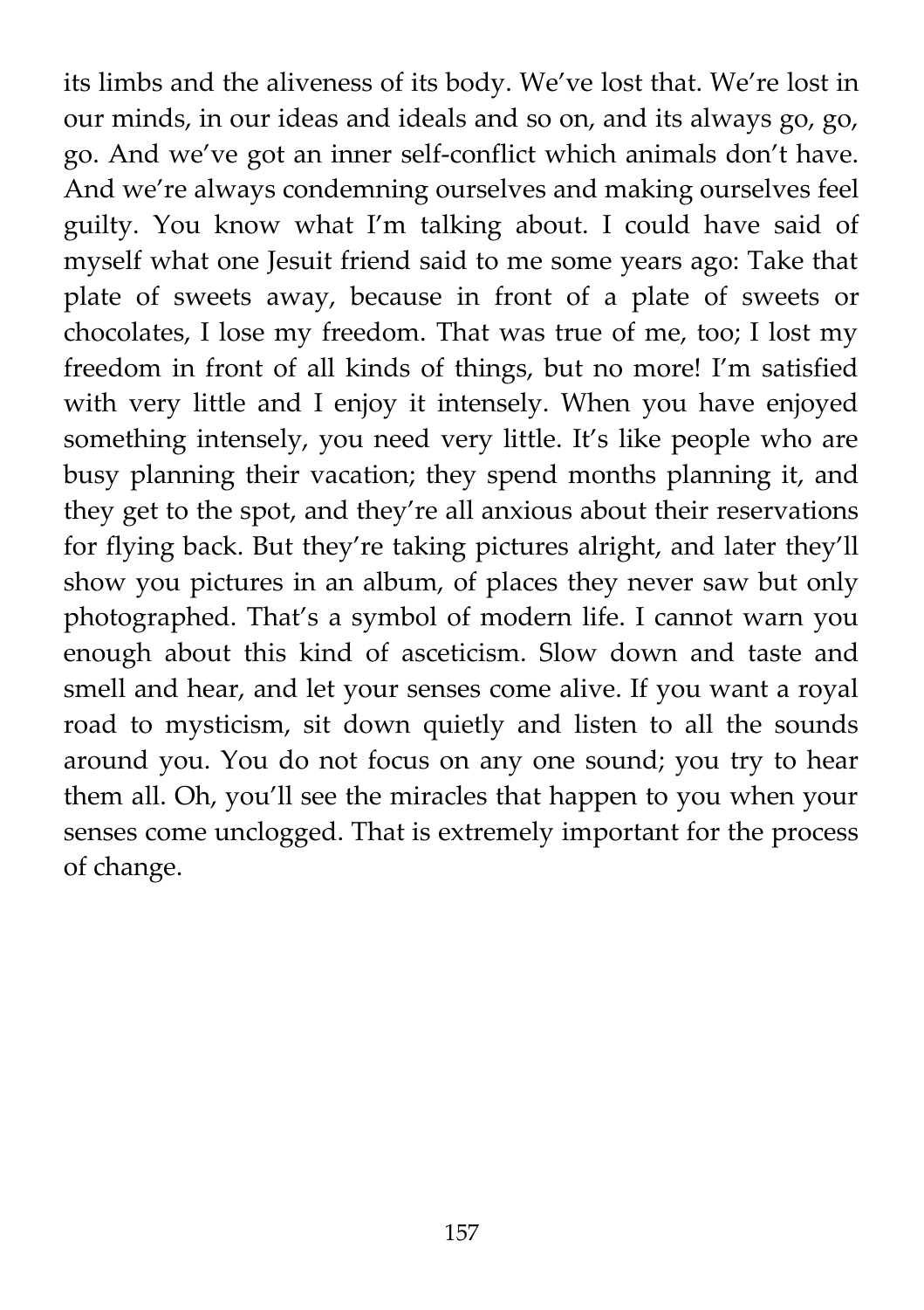its limbs and the aliveness of its body. We've lost that. We're lost in our minds, in our ideas and ideals and so on, and its always go, go, go. And we've got an inner self-conflict which animals don't have. And we're always condemning ourselves and making ourselves feel guilty. You know what I'm talking about. I could have said of myself what one Jesuit friend said to me some years ago: Take that plate of sweets away, because in front of a plate of sweets or chocolates, I lose my freedom. That was true of me, too; I lost my freedom in front of all kinds of things, but no more! I'm satisfied with very little and I enjoy it intensely. When you have enjoyed something intensely, you need very little. It's like people who are busy planning their vacation; they spend months planning it, and they get to the spot, and they're all anxious about their reservations for flying back. But they're taking pictures alright, and later they'll show you pictures in an album, of places they never saw but only photographed. That's a symbol of modern life. I cannot warn you enough about this kind of asceticism. Slow down and taste and smell and hear, and let your senses come alive. If you want a royal road to mysticism, sit down quietly and listen to all the sounds around you. You do not focus on any one sound; you try to hear them all. Oh, you'll see the miracles that happen to you when your senses come unclogged. That is extremely important for the process of change.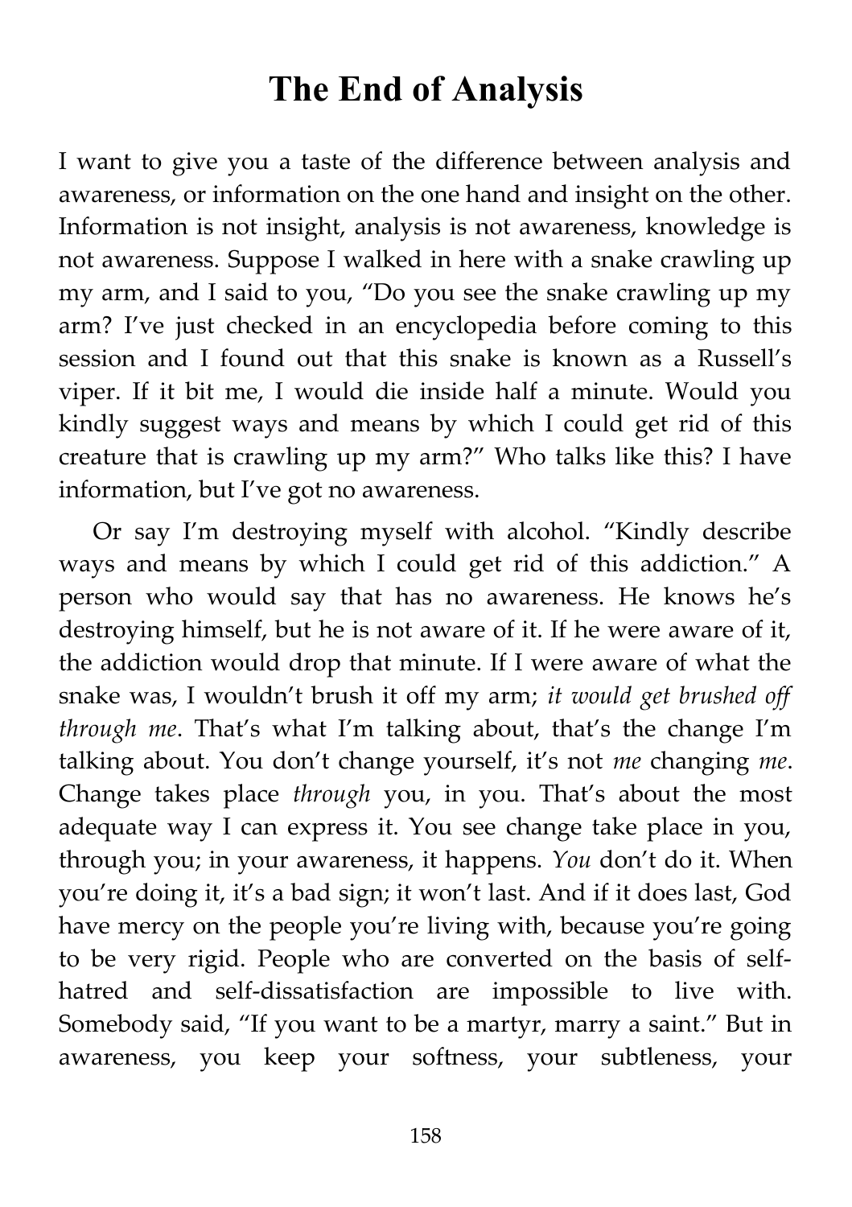# The End of Analysis

I want to give you a taste of the difference between analysis and awareness, or information on the one hand and insight on the other. Information is not insight, analysis is not awareness, knowledge is not awareness. Suppose I walked in here with a snake crawling up my arm, and I said to you, "Do you see the snake crawling up my arm? I've just checked in an encyclopedia before coming to this session and I found out that this snake is known as a Russell's viper. If it bit me, I would die inside half a minute. Would you kindly suggest ways and means by which I could get rid of this creature that is crawling up my arm?" Who talks like this? I have information, but I've got no awareness.

Or say I'm destroying myself with alcohol. "Kindly describe ways and means by which I could get rid of this addiction." A person who would say that has no awareness. He knows he's destroying himself, but he is not aware of it. If he were aware of it, the addiction would drop that minute. If I were aware of what the snake was, I wouldn't brush it off my arm; *it would get brushed off through me*. That's what I'm talking about, that's the change I'm talking about. You don't change yourself, it's not *me* changing *me*. Change takes place *through* you, in you. That's about the most adequate way I can express it. You see change take place in you, through you; in your awareness, it happens. *You* don't do it. When you're doing it, it's a bad sign; it won't last. And if it does last, God have mercy on the people you're living with, because you're going to be very rigid. People who are converted on the basis of self-hatred and self-dissatisfaction are impossible to live with. Somebody said, "If you want to be a martyr, marry a saint." But in awareness, you keep your softness, your subtleness, your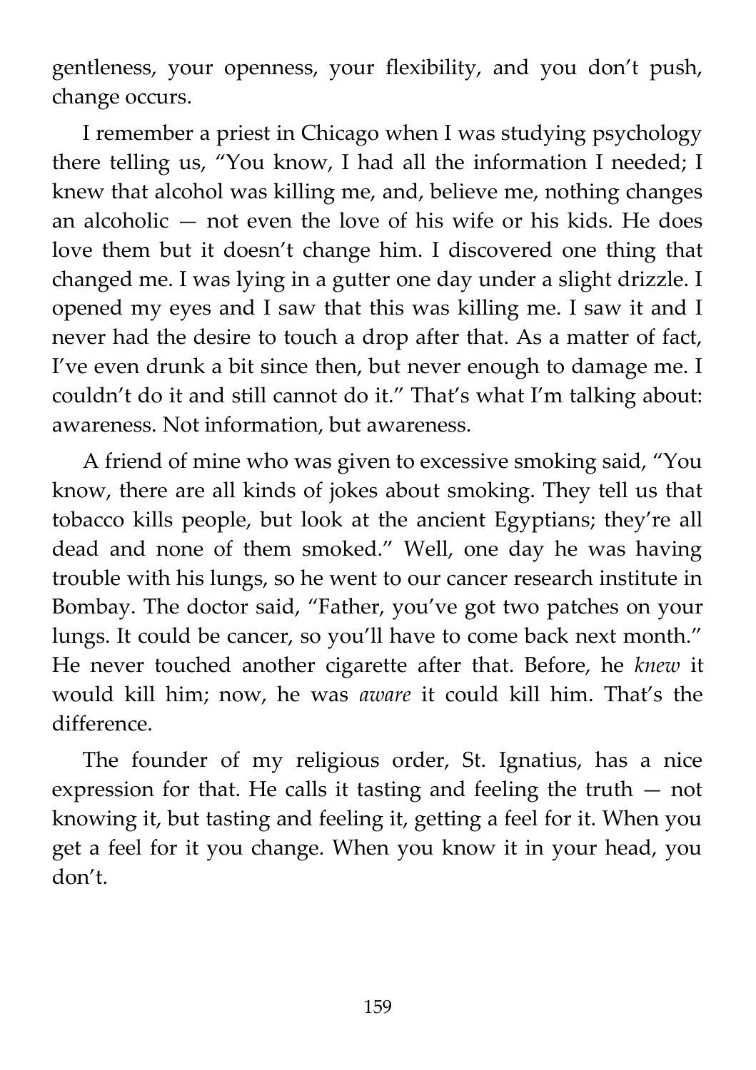gentleness, your openness, your flexibility, and you don't push, change occurs.

I remember a priest in Chicago when I was studying psychology there telling us, "You know, I had all the information I needed; I knew that alcohol was killing me, and, believe me, nothing changes an alcoholic — not even the love of his wife or his kids. He does love them but it doesn't change him. I discovered one thing that changed me. I was lying in a gutter one day under a slight drizzle. I opened my eyes and I saw that this was killing me. I saw it and I never had the desire to touch a drop after that. As a matter of fact, I've even drunk a bit since then, but never enough to damage me. I couldn't do it and still cannot do it." That's what I'm talking about: awareness. Not information, but awareness.

A friend of mine who was given to excessive smoking said, "You know, there are all kinds of jokes about smoking. They tell us that tobacco kills people, but look at the ancient Egyptians; they're all dead and none of them smoked." Well, one day he was having trouble with his lungs, so he went to our cancer research institute in Bombay. The doctor said, "Father, you've got two patches on your lungs. It could be cancer, so you'll have to come back next month." He never touched another cigarette after that. Before, he *knew* it would kill him; now, he was *aware* it could kill him. That's the difference.

The founder of my religious order, St. Ignatius, has a nice expression for that. He calls it tasting and feeling the truth — not knowing it, but tasting and feeling it, getting a feel for it. When you get a feel for it you change. When you know it in your head, you don't.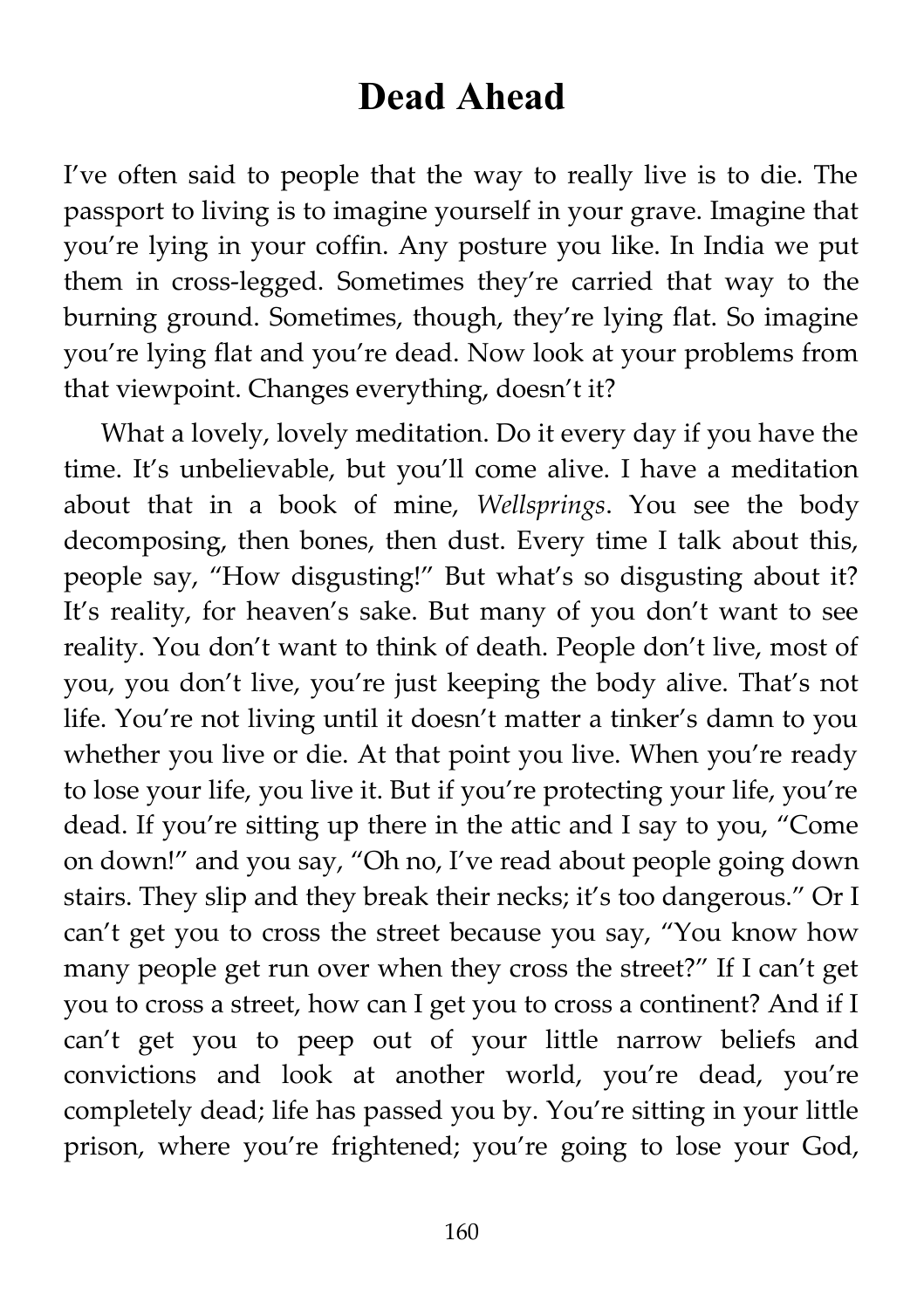# Dead Ahead

I've often said to people that the way to really live is to die. The passport to living is to imagine yourself in your grave. Imagine that you're lying in your coffin. Any posture you like. In India we put them in cross-legged. Sometimes they're carried that way to the burning ground. Sometimes, though, they're lying flat. So imagine you're lying flat and you're dead. Now look at your problems from that viewpoint. Changes everything, doesn't it?

What a lovely, lovely meditation. Do it every day if you have the time. It's unbelievable, but you'll come alive. I have a meditation about that in a book of mine, *Wellsprings*. You see the body decomposing, then bones, then dust. Every time I talk about this, people say, "How disgusting!" But what's so disgusting about it? It's reality, for heaven's sake. But many of you don't want to see reality. You don't want to think of death. People don't live, most of you, you don't live, you're just keeping the body alive. That's not life. You're not living until it doesn't matter a tinker's damn to you whether you live or die. At that point you live. When you're ready to lose your life, you live it. But if you're protecting your life, you're dead. If you're sitting up there in the attic and I say to you, "Come on down!" and you say, "Oh no, I've read about people going down stairs. They slip and they break their necks; it's too dangerous." Or I can't get you to cross the street because you say, "You know how many people get run over when they cross the street?" If I can't get you to cross a street, how can I get you to cross a continent? And if I can't get you to peep out of your little narrow beliefs and convictions and look at another world, you're dead, you're completely dead; life has passed you by. You're sitting in your little prison, where you're frightened; you're going to lose your God,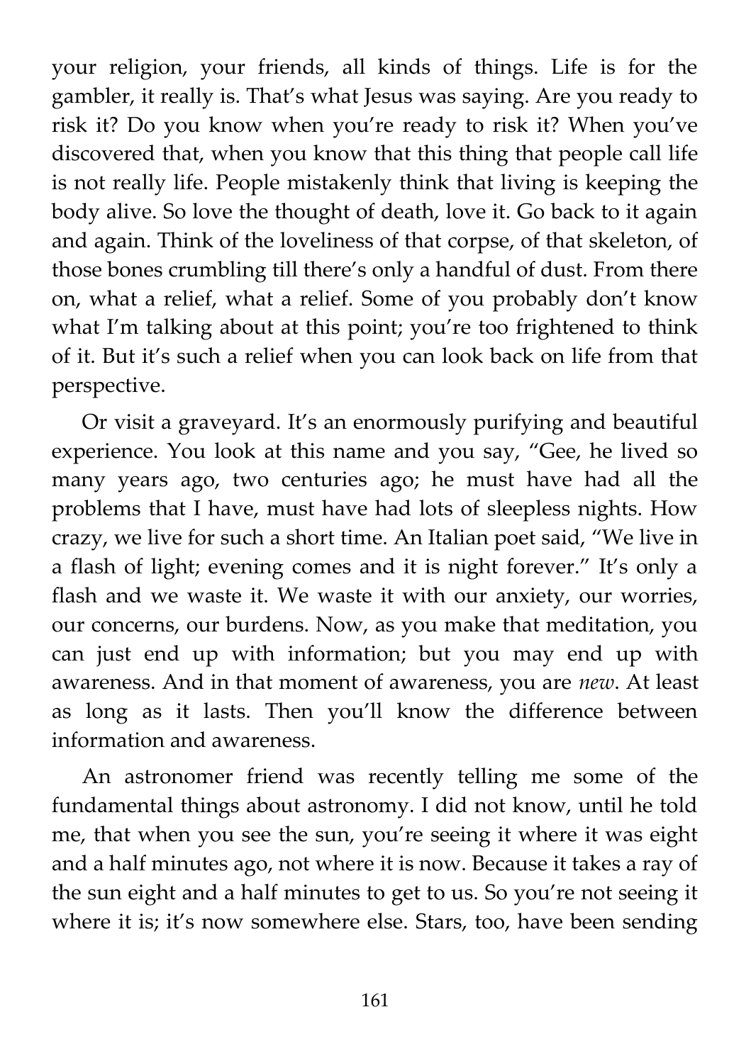your religion, your friends, all kinds of things. Life is for the gambler, it really is. That's what Jesus was saying. Are you ready to risk it? Do you know when you're ready to risk it? When you've discovered that, when you know that this thing that people call life is not really life. People mistakenly think that living is keeping the body alive. So love the thought of death, love it. Go back to it again and again. Think of the loveliness of that corpse, of that skeleton, of those bones crumbling till there's only a handful of dust. From there on, what a relief, what a relief. Some of you probably don't know what I'm talking about at this point; you're too frightened to think of it. But it's such a relief when you can look back on life from that perspective.

Or visit a graveyard. It's an enormously purifying and beautiful experience. You look at this name and you say, "Gee, he lived so many years ago, two centuries ago; he must have had all the problems that I have, must have had lots of sleepless nights. How crazy, we live for such a short time. An Italian poet said, "We live in a flash of light; evening comes and it is night forever." It's only a flash and we waste it. We waste it with our anxiety, our worries, our concerns, our burdens. Now, as you make that meditation, you can just end up with information; but you may end up with awareness. And in that moment of awareness, you are *new*. At least as long as it lasts. Then you'll know the difference between information and awareness.

An astronomer friend was recently telling me some of the fundamental things about astronomy. I did not know, until he told me, that when you see the sun, you're seeing it where it was eight and a half minutes ago, not where it is now. Because it takes a ray of the sun eight and a half minutes to get to us. So you're not seeing it where it is; it's now somewhere else. Stars, too, have been sending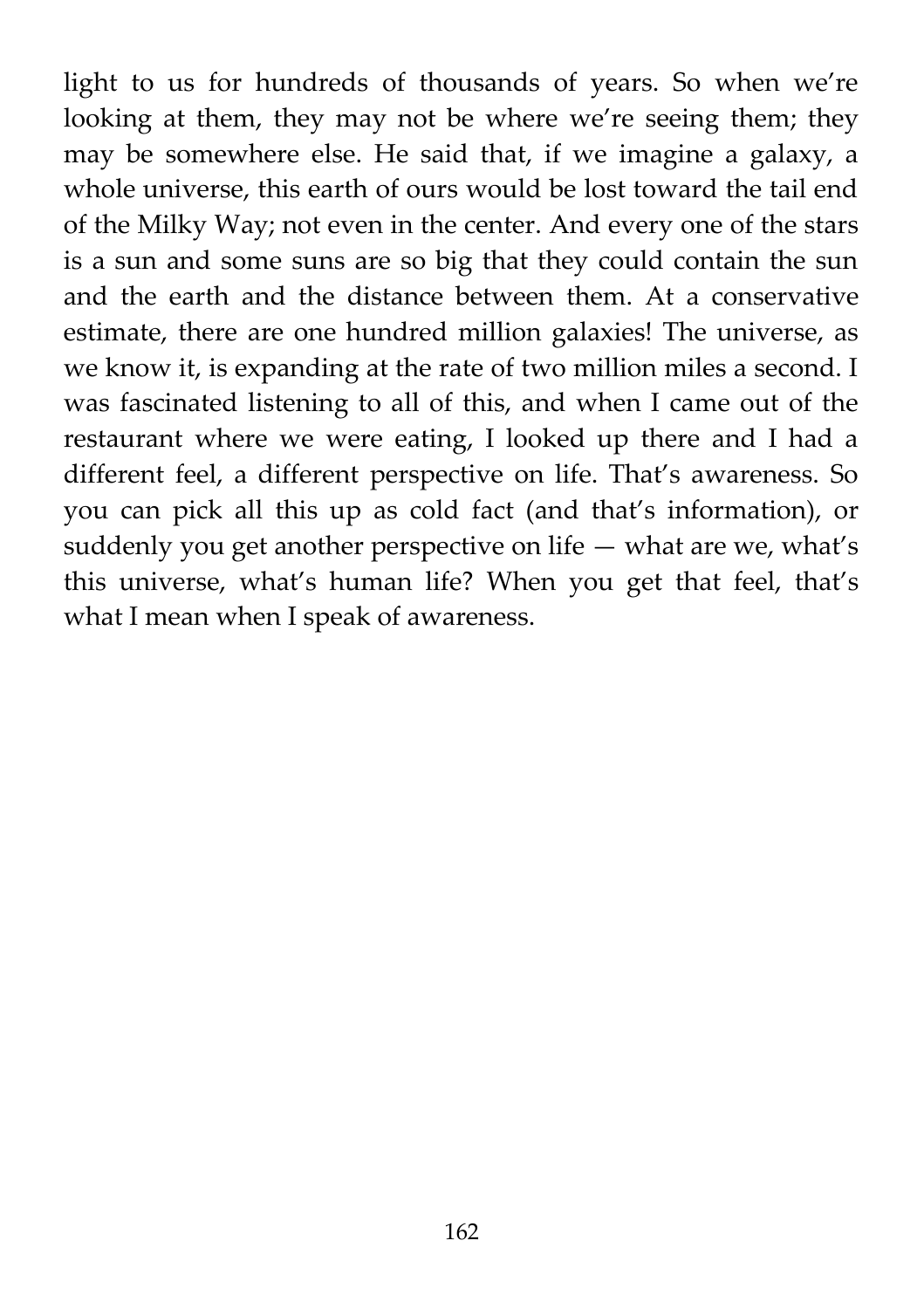light to us for hundreds of thousands of years. So when we're looking at them, they may not be where we're seeing them; they may be somewhere else. He said that, if we imagine a galaxy, a whole universe, this earth of ours would be lost toward the tail end of the Milky Way; not even in the center. And every one of the stars is a sun and some suns are so big that they could contain the sun and the earth and the distance between them. At a conservative estimate, there are one hundred million galaxies! The universe, as we know it, is expanding at the rate of two million miles a second. I was fascinated listening to all of this, and when I came out of the restaurant where we were eating, I looked up there and I had a different feel, a different perspective on life. That's awareness. So you can pick all this up as cold fact (and that's information), or suddenly you get another perspective on life — what are we, what's this universe, what's human life? When you get that feel, that's what I mean when I speak of awareness.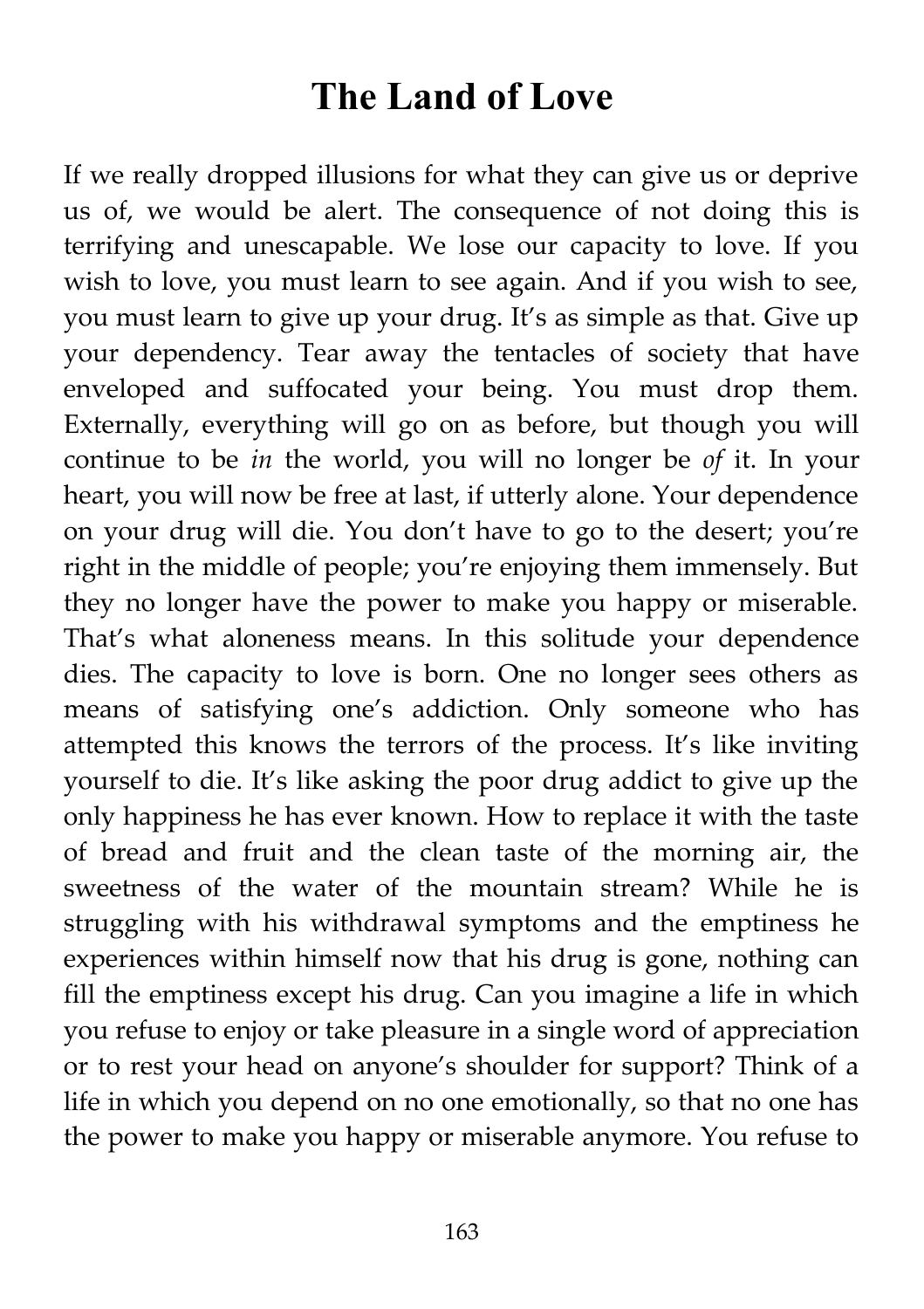# The Land of Love

If we really dropped illusions for what they can give us or deprive us of, we would be alert. The consequence of not doing this is terrifying and unescapable. We lose our capacity to love. If you wish to love, you must learn to see again. And if you wish to see, you must learn to give up your drug. It's as simple as that. Give up your dependency. Tear away the tentacles of society that have enveloped and suffocated your being. You must drop them. Externally, everything will go on as before, but though you will continue to be *in* the world, you will no longer be *of* it. In your heart, you will now be free at last, if utterly alone. Your dependence on your drug will die. You don't have to go to the desert; you're right in the middle of people; you're enjoying them immensely. But they no longer have the power to make you happy or miserable. That's what aloneness means. In this solitude your dependence dies. The capacity to love is born. One no longer sees others as means of satisfying one's addiction. Only someone who has attempted this knows the terrors of the process. It's like inviting yourself to die. It's like asking the poor drug addict to give up the only happiness he has ever known. How to replace it with the taste of bread and fruit and the clean taste of the morning air, the sweetness of the water of the mountain stream? While he is struggling with his withdrawal symptoms and the emptiness he experiences within himself now that his drug is gone, nothing can fill the emptiness except his drug. Can you imagine a life in which you refuse to enjoy or take pleasure in a single word of appreciation or to rest your head on anyone's shoulder for support? Think of a life in which you depend on no one emotionally, so that no one has the power to make you happy or miserable anymore. You refuse to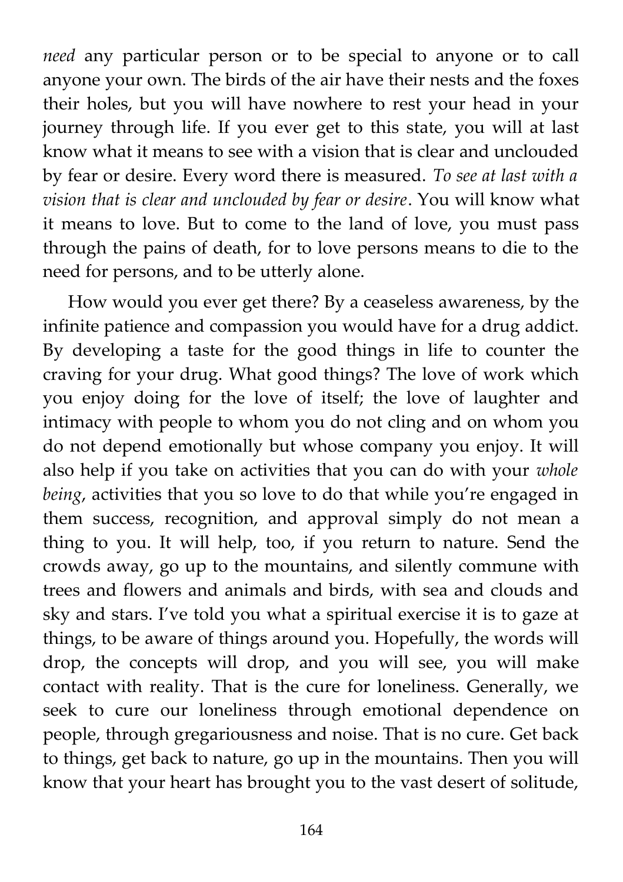*need* any particular person or to be special to anyone or to call anyone your own. The birds of the air have their nests and the foxes their holes, but you will have nowhere to rest your head in your journey through life. If you ever get to this state, you will at last know what it means to see with a vision that is clear and unclouded by fear or desire. Every word there is measured. *To see at last with a vision that is clear and unclouded by fear or desire*. You will know what it means to love. But to come to the land of love, you must pass through the pains of death, for to love persons means to die to the need for persons, and to be utterly alone.

How would you ever get there? By a ceaseless awareness, by the infinite patience and compassion you would have for a drug addict. By developing a taste for the good things in life to counter the craving for your drug. What good things? The love of work which you enjoy doing for the love of itself; the love of laughter and intimacy with people to whom you do not cling and on whom you do not depend emotionally but whose company you enjoy. It will also help if you take on activities that you can do with your *whole being*, activities that you so love to do that while you're engaged in them success, recognition, and approval simply do not mean a thing to you. It will help, too, if you return to nature. Send the crowds away, go up to the mountains, and silently commune with trees and flowers and animals and birds, with sea and clouds and sky and stars. I've told you what a spiritual exercise it is to gaze at things, to be aware of things around you. Hopefully, the words will drop, the concepts will drop, and you will see, you will make contact with reality. That is the cure for loneliness. Generally, we seek to cure our loneliness through emotional dependence on people, through gregariousness and noise. That is no cure. Get back to things, get back to nature, go up in the mountains. Then you will know that your heart has brought you to the vast desert of solitude,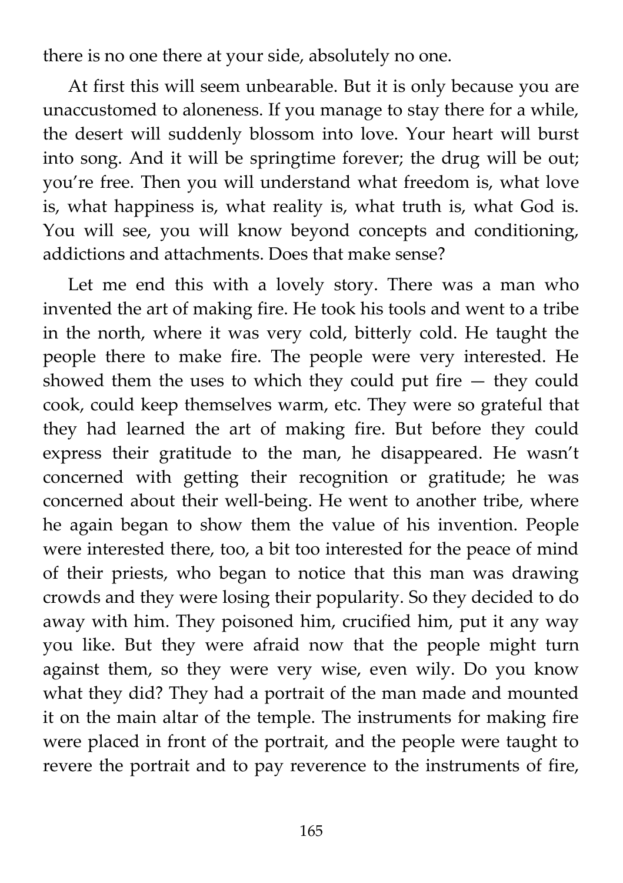there is no one there at your side, absolutely no one.

At first this will seem unbearable. But it is only because you are unaccustomed to aloneness. If you manage to stay there for a while, the desert will suddenly blossom into love. Your heart will burst into song. And it will be springtime forever; the drug will be out; you're free. Then you will understand what freedom is, what love is, what happiness is, what reality is, what truth is, what God is. You will see, you will know beyond concepts and conditioning, addictions and attachments. Does that make sense?

Let me end this with a lovely story. There was a man who invented the art of making fire. He took his tools and went to a tribe in the north, where it was very cold, bitterly cold. He taught the people there to make fire. The people were very interested. He showed them the uses to which they could put fire — they could cook, could keep themselves warm, etc. They were so grateful that they had learned the art of making fire. But before they could express their gratitude to the man, he disappeared. He wasn't concerned with getting their recognition or gratitude; he was concerned about their well-being. He went to another tribe, where he again began to show them the value of his invention. People were interested there, too, a bit too interested for the peace of mind of their priests, who began to notice that this man was drawing crowds and they were losing their popularity. So they decided to do away with him. They poisoned him, crucified him, put it any way you like. But they were afraid now that the people might turn against them, so they were very wise, even wily. Do you know what they did? They had a portrait of the man made and mounted it on the main altar of the temple. The instruments for making fire were placed in front of the portrait, and the people were taught to revere the portrait and to pay reverence to the instruments of fire,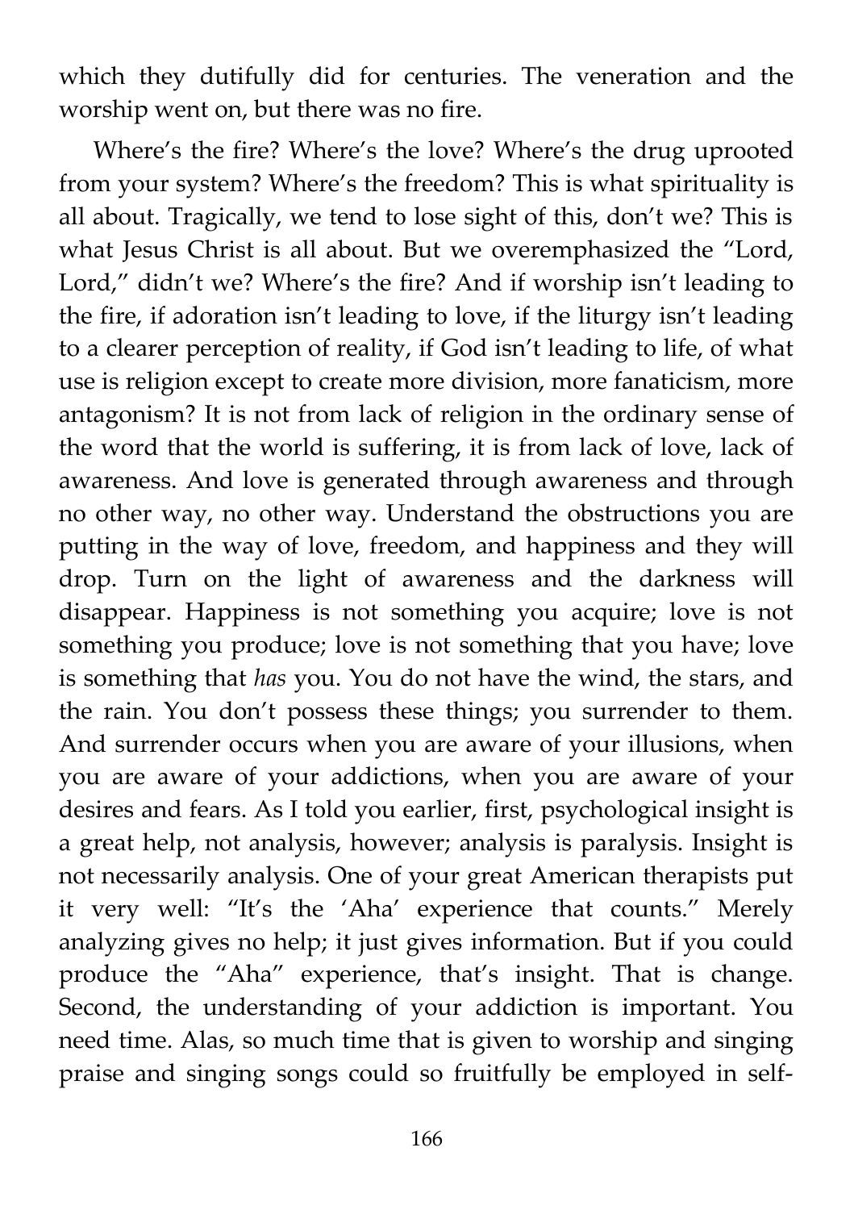which they dutifully did for centuries. The veneration and the worship went on, but there was no fire.

Where's the fire? Where's the love? Where's the drug uprooted from your system? Where's the freedom? This is what spirituality is all about. Tragically, we tend to lose sight of this, don't we? This is what Jesus Christ is all about. But we overemphasized the "Lord, Lord," didn't we? Where's the fire? And if worship isn't leading to the fire, if adoration isn't leading to love, if the liturgy isn't leading to a clearer perception of reality, if God isn't leading to life, of what use is religion except to create more division, more fanaticism, more antagonism? It is not from lack of religion in the ordinary sense of the word that the world is suffering, it is from lack of love, lack of awareness. And love is generated through awareness and through no other way, no other way. Understand the obstructions you are putting in the way of love, freedom, and happiness and they will drop. Turn on the light of awareness and the darkness will disappear. Happiness is not something you acquire; love is not something you produce; love is not something that you have; love is something that *has* you. You do not have the wind, the stars, and the rain. You don't possess these things; you surrender to them. And surrender occurs when you are aware of your illusions, when you are aware of your addictions, when you are aware of your desires and fears. As I told you earlier, first, psychological insight is a great help, not analysis, however; analysis is paralysis. Insight is not necessarily analysis. One of your great American therapists put it very well: "It's the 'Aha' experience that counts." Merely analyzing gives no help; it just gives information. But if you could produce the "Aha" experience, that's insight. That is change. Second, the understanding of your addiction is important. You need time. Alas, so much time that is given to worship and singing praise and singing songs could so fruitfully be employed in self-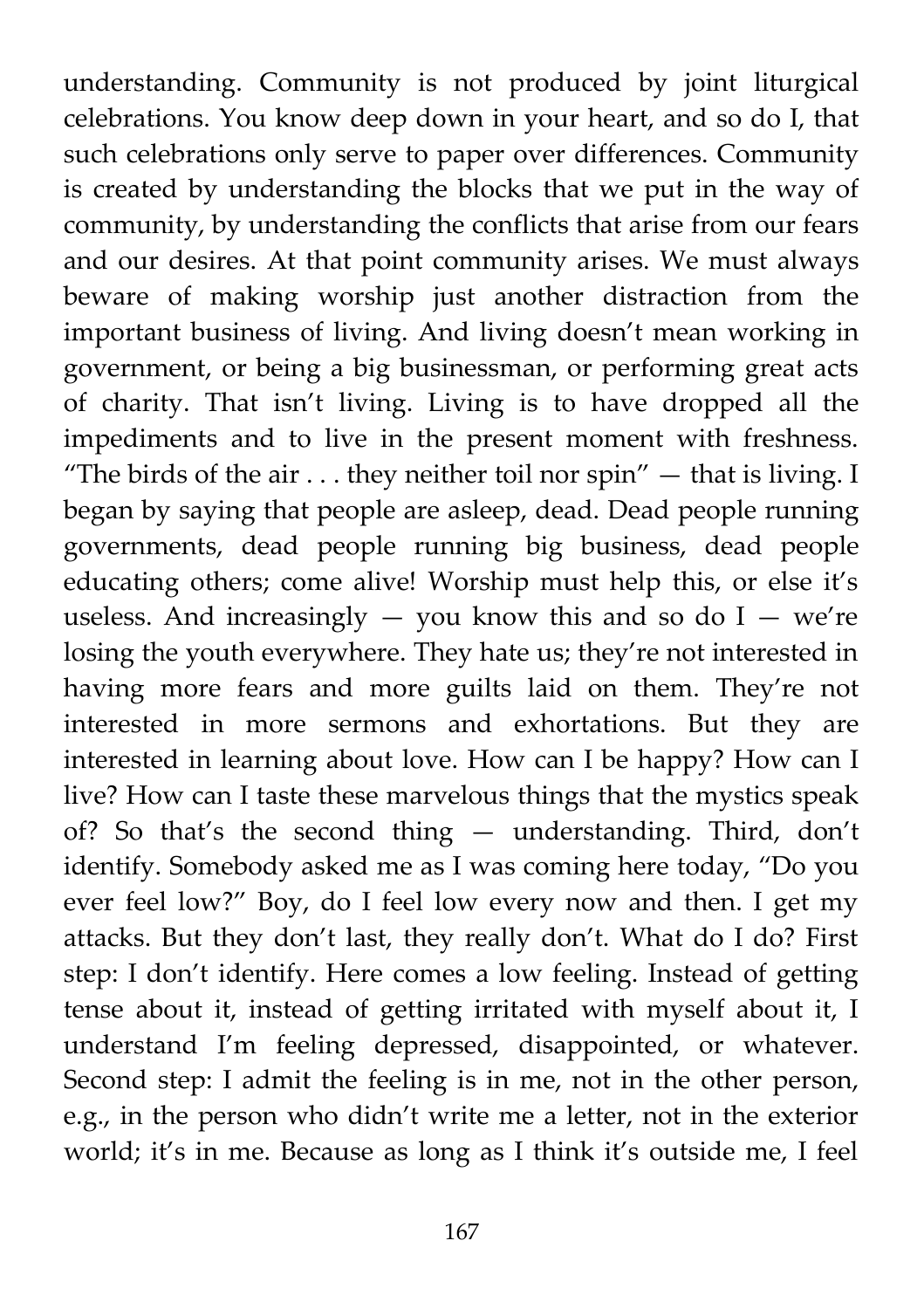understanding. Community is not produced by joint liturgical celebrations. You know deep down in your heart, and so do I, that such celebrations only serve to paper over differences. Community is created by understanding the blocks that we put in the way of community, by understanding the conflicts that arise from our fears and our desires. At that point community arises. We must always beware of making worship just another distraction from the important business of living. And living doesn't mean working in government, or being a big businessman, or performing great acts of charity. That isn't living. Living is to have dropped all the impediments and to live in the present moment with freshness. "The birds of the air . . . they neither toil nor spin" — that is living. I began by saying that people are asleep, dead. Dead people running governments, dead people running big business, dead people educating others; come alive! Worship must help this, or else it's useless. And increasingly — you know this and so do I — we're losing the youth everywhere. They hate us; they're not interested in having more fears and more guilts laid on them. They're not interested in more sermons and exhortations. But they are interested in learning about love. How can I be happy? How can I live? How can I taste these marvelous things that the mystics speak of? So that's the second thing — understanding. Third, don't identify. Somebody asked me as I was coming here today, "Do you ever feel low?" Boy, do I feel low every now and then. I get my attacks. But they don't last, they really don't. What do I do? First step: I don't identify. Here comes a low feeling. Instead of getting tense about it, instead of getting irritated with myself about it, I understand I'm feeling depressed, disappointed, or whatever. Second step: I admit the feeling is in me, not in the other person, e.g., in the person who didn't write me a letter, not in the exterior world; it's in me. Because as long as I think it's outside me, I feel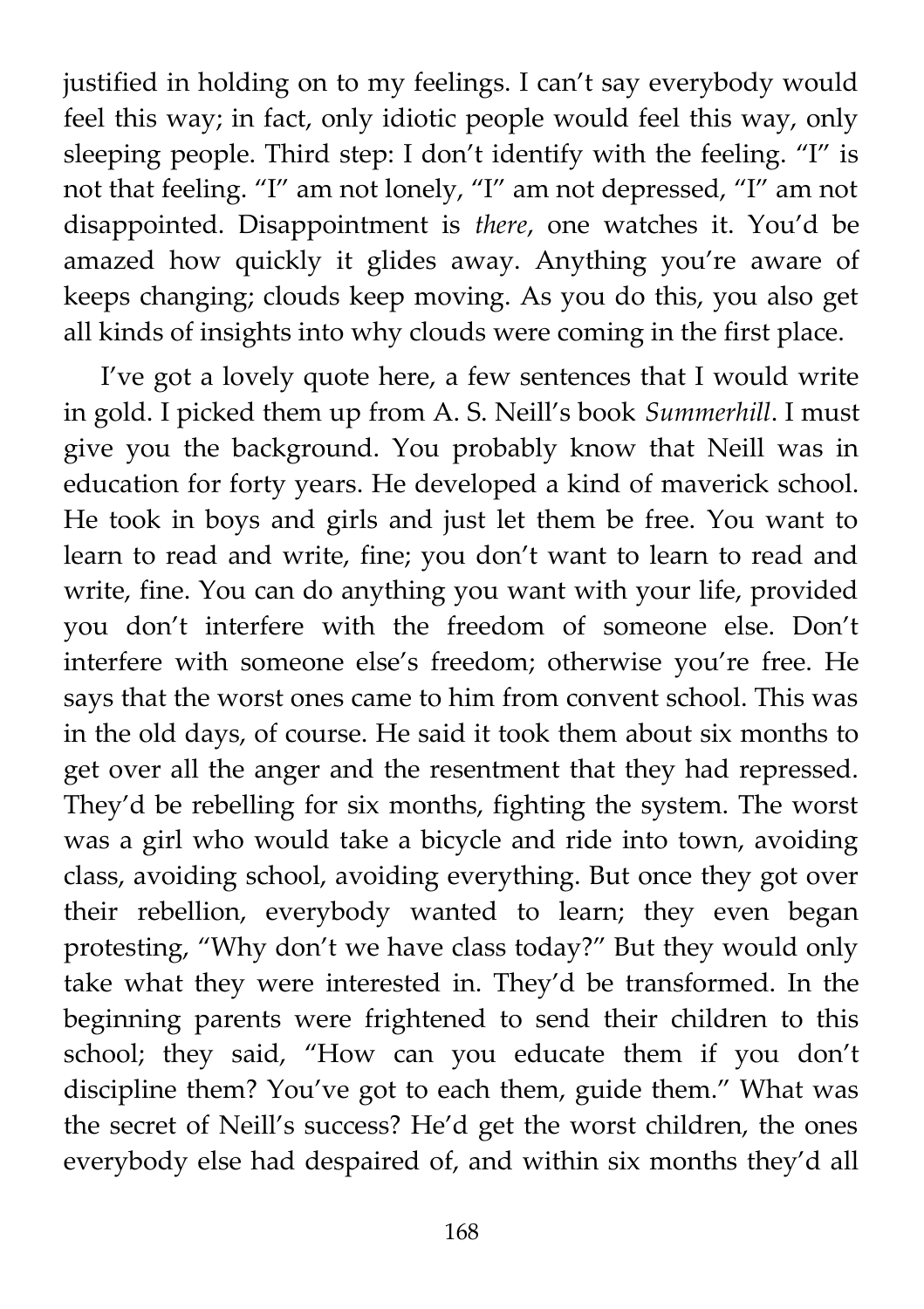justified in holding on to my feelings. I can't say everybody would feel this way; in fact, only idiotic people would feel this way, only sleeping people. Third step: I don't identify with the feeling. "I" is not that feeling. "I" am not lonely, "I" am not depressed, "I" am not disappointed. Disappointment is *there*, one watches it. You'd be amazed how quickly it glides away. Anything you're aware of keeps changing; clouds keep moving. As you do this, you also get all kinds of insights into why clouds were coming in the first place.

I've got a lovely quote here, a few sentences that I would write in gold. I picked them up from A. S. Neill's book *Summerhill*. I must give you the background. You probably know that Neill was in education for forty years. He developed a kind of maverick school. He took in boys and girls and just let them be free. You want to learn to read and write, fine; you don't want to learn to read and write, fine. You can do anything you want with your life, provided you don't interfere with the freedom of someone else. Don't interfere with someone else's freedom; otherwise you're free. He says that the worst ones came to him from convent school. This was in the old days, of course. He said it took them about six months to get over all the anger and the resentment that they had repressed. They'd be rebelling for six months, fighting the system. The worst was a girl who would take a bicycle and ride into town, avoiding class, avoiding school, avoiding everything. But once they got over their rebellion, everybody wanted to learn; they even began protesting, "Why don't we have class today?" But they would only take what they were interested in. They'd be transformed. In the beginning parents were frightened to send their children to this school; they said, "How can you educate them if you don't discipline them? You've got to each them, guide them." What was the secret of Neill's success? He'd get the worst children, the ones everybody else had despaired of, and within six months they'd all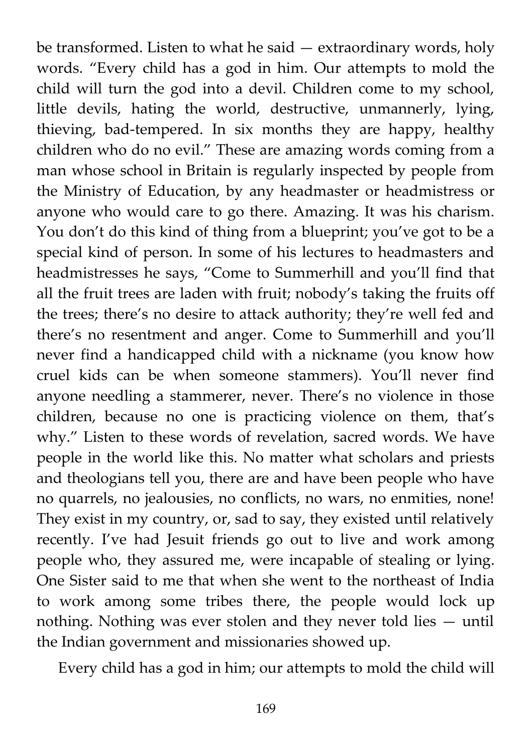be transformed. Listen to what he said — extraordinary words, holy words. "Every child has a god in him. Our attempts to mold the child will turn the god into a devil. Children come to my school, little devils, hating the world, destructive, unmannerly, lying, thieving, bad-tempered. In six months they are happy, healthy children who do no evil." These are amazing words coming from a man whose school in Britain is regularly inspected by people from the Ministry of Education, by any headmaster or headmistress or anyone who would care to go there. Amazing. It was his charism. You don't do this kind of thing from a blueprint; you've got to be a special kind of person. In some of his lectures to headmasters and headmistresses he says, "Come to Summerhill and you'll find that all the fruit trees are laden with fruit; nobody's taking the fruits off the trees; there's no desire to attack authority; they're well fed and there's no resentment and anger. Come to Summerhill and you'll never find a handicapped child with a nickname (you know how cruel kids can be when someone stammers). You'll never find anyone needling a stammerer, never. There's no violence in those children, because no one is practicing violence on them, that's why." Listen to these words of revelation, sacred words. We have people in the world like this. No matter what scholars and priests and theologians tell you, there are and have been people who have no quarrels, no jealousies, no conflicts, no wars, no enmities, none! They exist in my country, or, sad to say, they existed until relatively recently. I've had Jesuit friends go out to live and work among people who, they assured me, were incapable of stealing or lying. One Sister said to me that when she went to the northeast of India to work among some tribes there, the people would lock up nothing. Nothing was ever stolen and they never told lies — until the Indian government and missionaries showed up.

Every child has a god in him; our attempts to mold the child will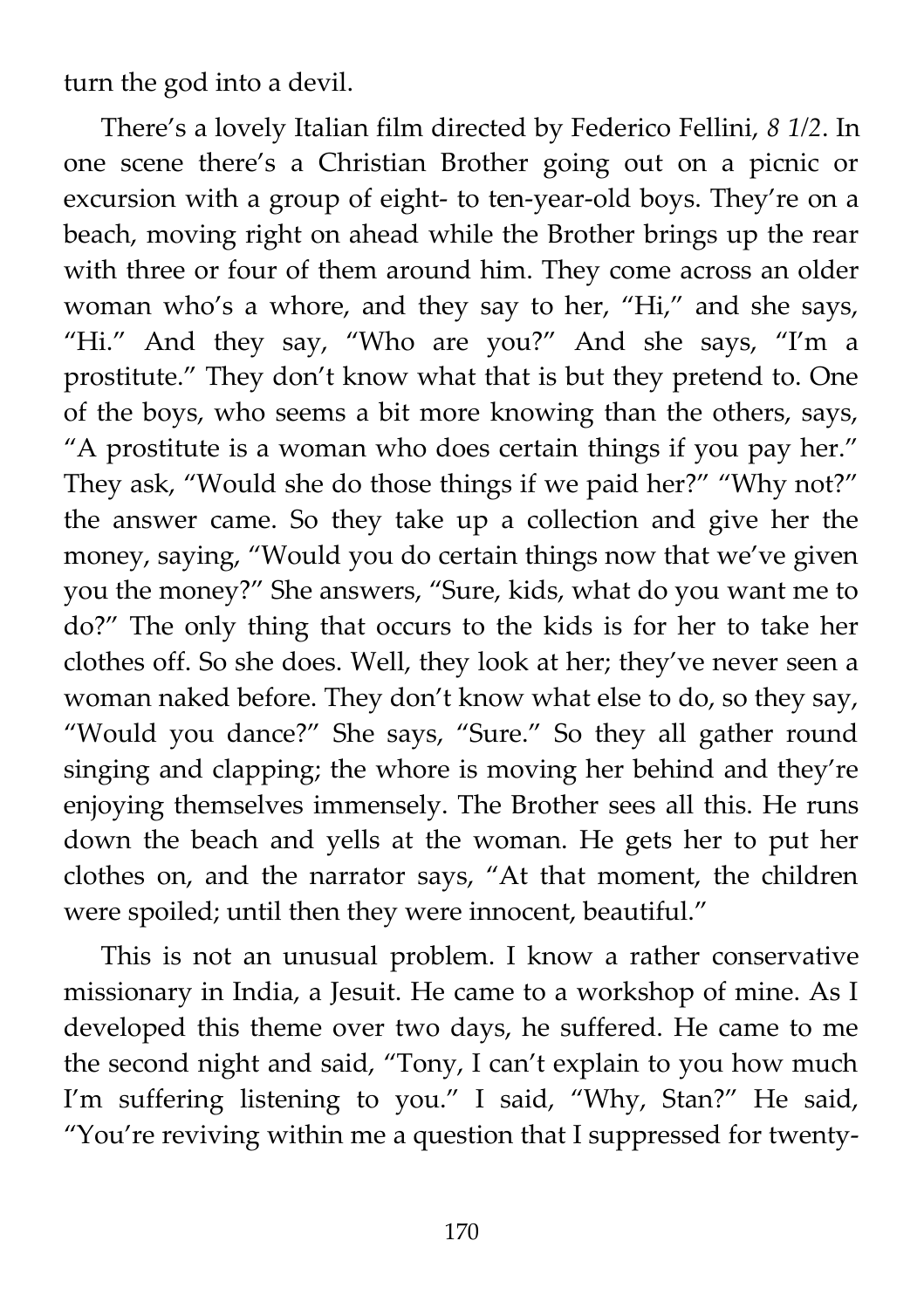turn the god into a devil.

There's a lovely Italian film directed by Federico Fellini, *8 1/2*. In one scene there's a Christian Brother going out on a picnic or excursion with a group of eight- to ten-year-old boys. They're on a beach, moving right on ahead while the Brother brings up the rear with three or four of them around him. They come across an older woman who's a whore, and they say to her, "Hi," and she says, "Hi." And they say, "Who are you?" And she says, "I'm a prostitute." They don't know what that is but they pretend to. One of the boys, who seems a bit more knowing than the others, says, "A prostitute is a woman who does certain things if you pay her." They ask, "Would she do those things if we paid her?" "Why not?" the answer came. So they take up a collection and give her the money, saying, "Would you do certain things now that we've given you the money?" She answers, "Sure, kids, what do you want me to do?" The only thing that occurs to the kids is for her to take her clothes off. So she does. Well, they look at her; they've never seen a woman naked before. They don't know what else to do, so they say, "Would you dance?" She says, "Sure." So they all gather round singing and clapping; the whore is moving her behind and they're enjoying themselves immensely. The Brother sees all this. He runs down the beach and yells at the woman. He gets her to put her clothes on, and the narrator says, "At that moment, the children were spoiled; until then they were innocent, beautiful."

This is not an unusual problem. I know a rather conservative missionary in India, a Jesuit. He came to a workshop of mine. As I developed this theme over two days, he suffered. He came to me the second night and said, "Tony, I can't explain to you how much I'm suffering listening to you." I said, "Why, Stan?" He said, "You're reviving within me a question that I suppressed for twenty-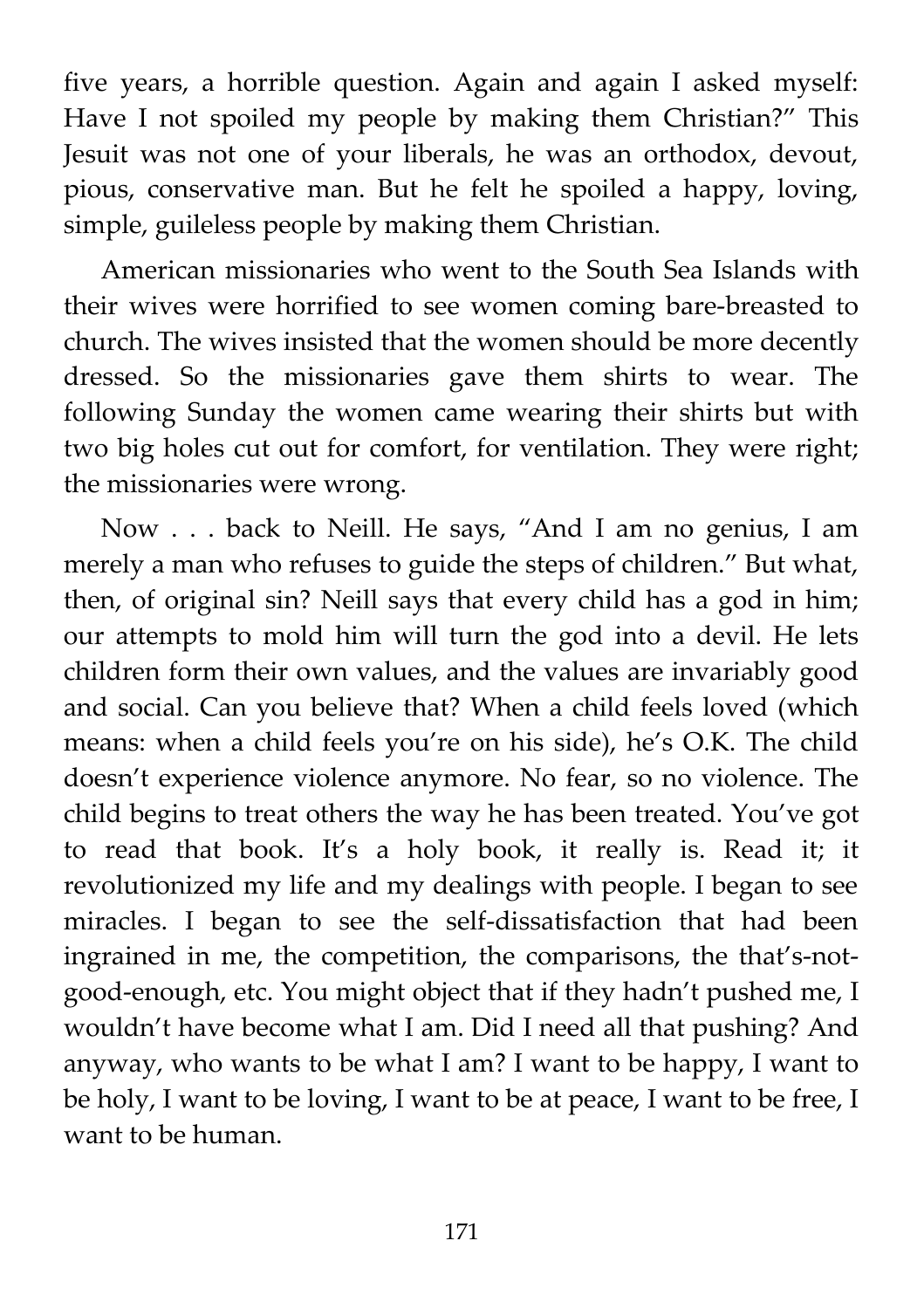five years, a horrible question. Again and again I asked myself: Have I not spoiled my people by making them Christian?" This Jesuit was not one of your liberals, he was an orthodox, devout, pious, conservative man. But he felt he spoiled a happy, loving, simple, guileless people by making them Christian.

American missionaries who went to the South Sea Islands with their wives were horrified to see women coming bare-breasted to church. The wives insisted that the women should be more decently dressed. So the missionaries gave them shirts to wear. The following Sunday the women came wearing their shirts but with two big holes cut out for comfort, for ventilation. They were right; the missionaries were wrong.

Now . . . back to Neill. He says, "And I am no genius, I am merely a man who refuses to guide the steps of children." But what, then, of original sin? Neill says that every child has a god in him; our attempts to mold him will turn the god into a devil. He lets children form their own values, and the values are invariably good and social. Can you believe that? When a child feels loved (which means: when a child feels you're on his side), he's O.K. The child doesn't experience violence anymore. No fear, so no violence. The child begins to treat others the way he has been treated. You've got to read that book. It's a holy book, it really is. Read it; it revolutionized my life and my dealings with people. I began to see miracles. I began to see the self-dissatisfaction that had been ingrained in me, the competition, the comparisons, the that's-not-good-enough, etc. You might object that if they hadn't pushed me, I wouldn't have become what I am. Did I need all that pushing? And anyway, who wants to be what I am? I want to be happy, I want to be holy, I want to be loving, I want to be at peace, I want to be free, I want to be human.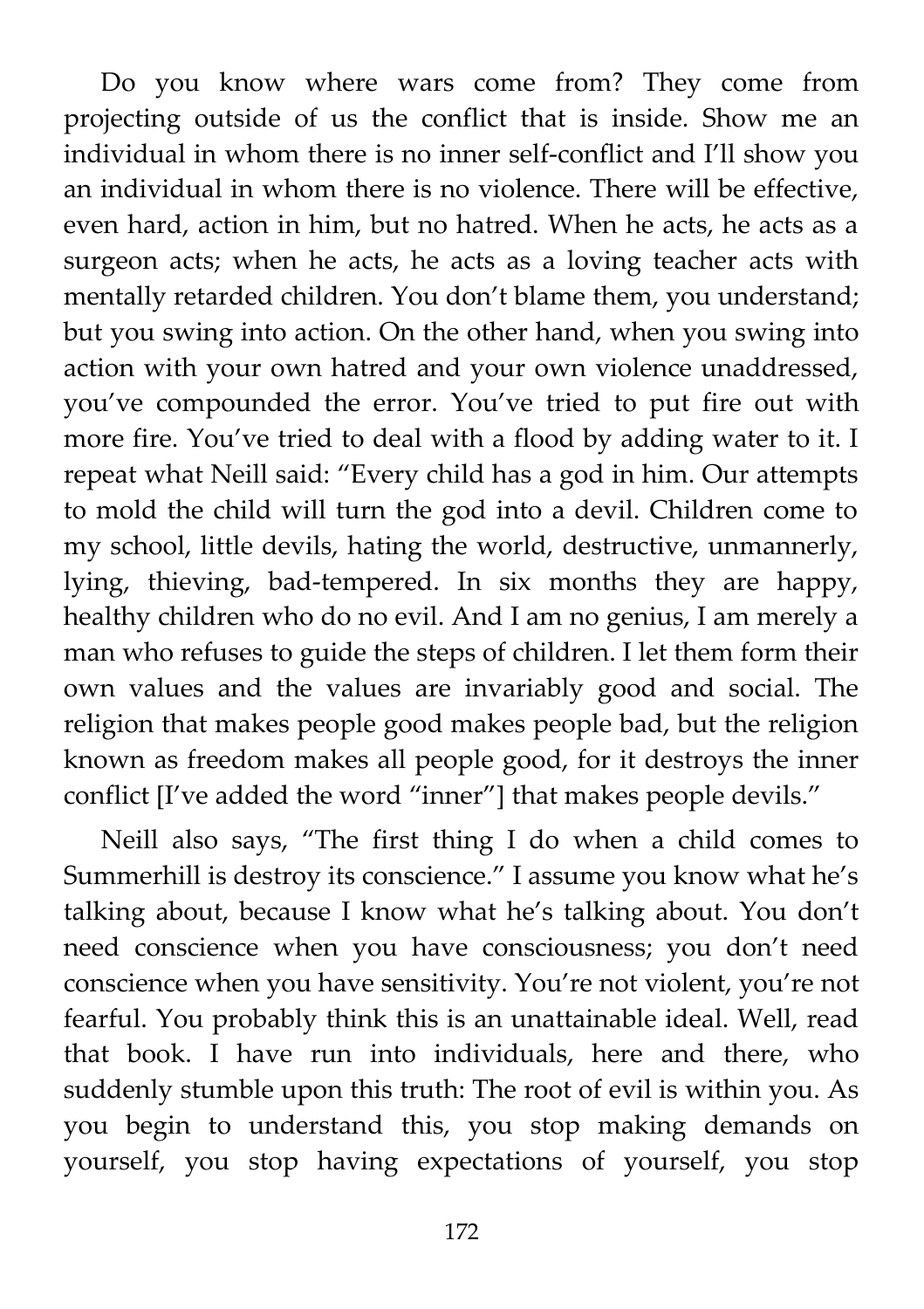Do you know where wars come from? They come from projecting outside of us the conflict that is inside. Show me an individual in whom there is no inner self-conflict and I'll show you an individual in whom there is no violence. There will be effective, even hard, action in him, but no hatred. When he acts, he acts as a surgeon acts; when he acts, he acts as a loving teacher acts with mentally retarded children. You don't blame them, you understand; but you swing into action. On the other hand, when you swing into action with your own hatred and your own violence unaddressed, you've compounded the error. You've tried to put fire out with more fire. You've tried to deal with a flood by adding water to it. I repeat what Neill said: "Every child has a god in him. Our attempts to mold the child will turn the god into a devil. Children come to my school, little devils, hating the world, destructive, unmannerly, lying, thieving, bad-tempered. In six months they are happy, healthy children who do no evil. And I am no genius, I am merely a man who refuses to guide the steps of children. I let them form their own values and the values are invariably good and social. The religion that makes people good makes people bad, but the religion known as freedom makes all people good, for it destroys the inner conflict [I've added the word "inner"] that makes people devils."

Neill also says, "The first thing I do when a child comes to Summerhill is destroy its conscience." I assume you know what he's talking about, because I know what he's talking about. You don't need conscience when you have consciousness; you don't need conscience when you have sensitivity. You're not violent, you're not fearful. You probably think this is an unattainable ideal. Well, read that book. I have run into individuals, here and there, who suddenly stumble upon this truth: The root of evil is within you. As you begin to understand this, you stop making demands on yourself, you stop having expectations of yourself, you stop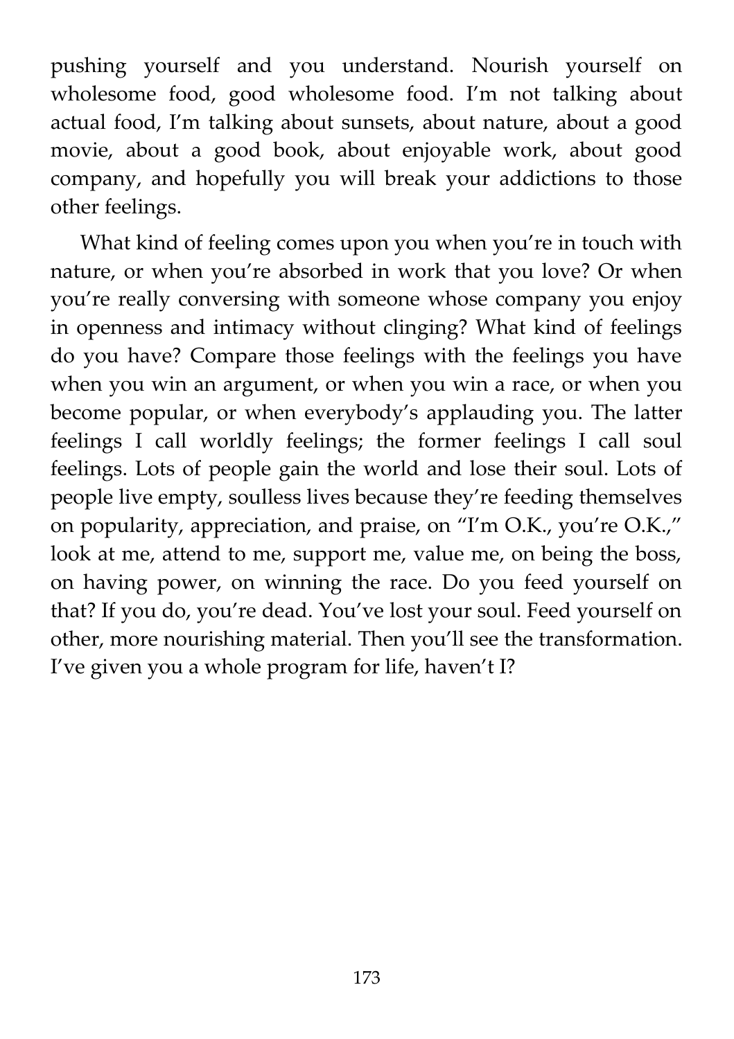pushing yourself and you understand. Nourish yourself on wholesome food, good wholesome food. I'm not talking about actual food, I'm talking about sunsets, about nature, about a good movie, about a good book, about enjoyable work, about good company, and hopefully you will break your addictions to those other feelings.

What kind of feeling comes upon you when you're in touch with nature, or when you're absorbed in work that you love? Or when you're really conversing with someone whose company you enjoy in openness and intimacy without clinging? What kind of feelings do you have? Compare those feelings with the feelings you have when you win an argument, or when you win a race, or when you become popular, or when everybody's applauding you. The latter feelings I call worldly feelings; the former feelings I call soul feelings. Lots of people gain the world and lose their soul. Lots of people live empty, soulless lives because they're feeding themselves on popularity, appreciation, and praise, on "I'm O.K., you're O.K.," look at me, attend to me, support me, value me, on being the boss, on having power, on winning the race. Do you feed yourself on that? If you do, you're dead. You've lost your soul. Feed yourself on other, more nourishing material. Then you'll see the transformation. I've given you a whole program for life, haven't I?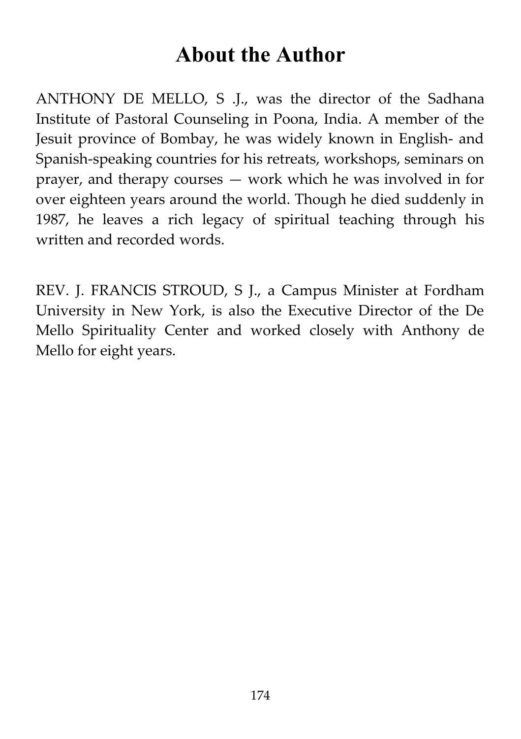# About the Author

ANTHONY DE MELLO, S .J., was the director of the Sadhana Institute of Pastoral Counseling in Poona, India. A member of the Jesuit province of Bombay, he was widely known in English- and Spanish-speaking countries for his retreats, workshops, seminars on prayer, and therapy courses — work which he was involved in for over eighteen years around the world. Though he died suddenly in 1987, he leaves a rich legacy of spiritual teaching through his written and recorded words.

REV. J. FRANCIS STROUD, S J., a Campus Minister at Fordham University in New York, is also the Executive Director of the De Mello Spirituality Center and worked closely with Anthony de Mello for eight years.